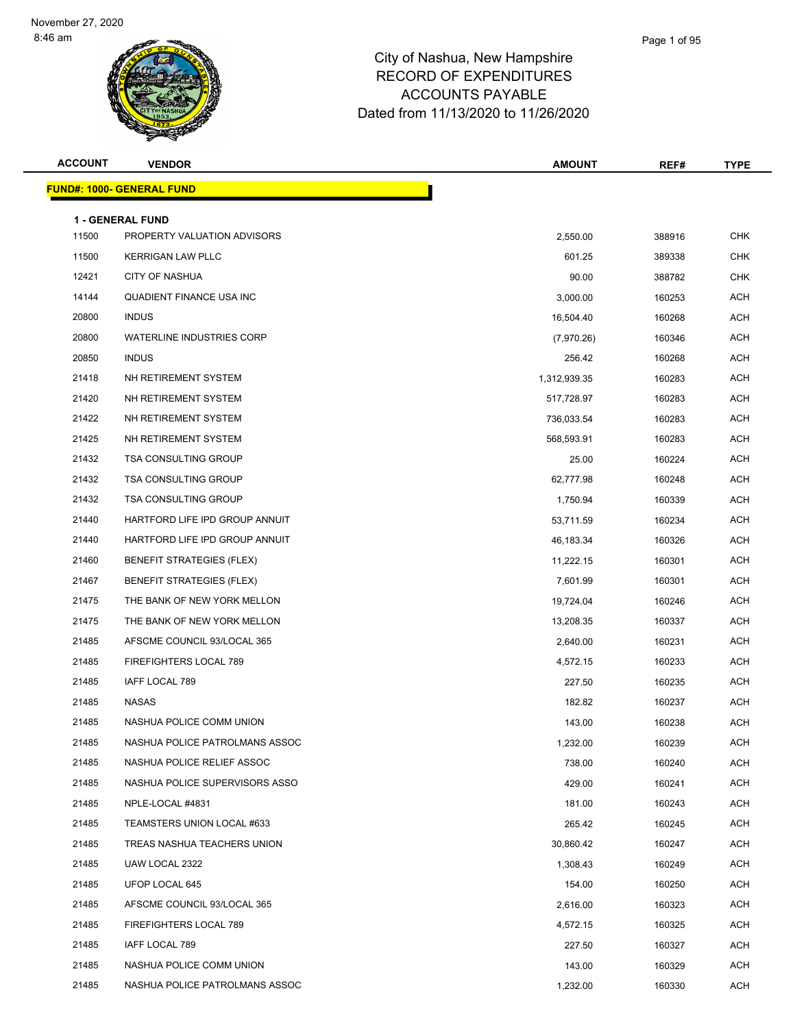November 27, 2020
8:46 am

# City of Nashua, New Hampshire
## RECORD OF EXPENDITURES
## ACCOUNTS PAYABLE
## Dated from 11/13/2020 to 11/26/2020

**FUND#: 1000- GENERAL FUND**

**1 - GENERAL FUND**

| ACCOUNT | VENDOR | AMOUNT | REF# | TYPE |
|---|---|---|---|---|
| 11500 | PROPERTY VALUATION ADVISORS | 2,550.00 | 388916 | CHK |
| 11500 | KERRIGAN LAW PLLC | 601.25 | 389338 | CHK |
| 12421 | CITY OF NASHUA | 90.00 | 388782 | CHK |
| 14144 | QUADIENT FINANCE USA INC | 3,000.00 | 160253 | ACH |
| 20800 | INDUS | 16,504.40 | 160268 | ACH |
| 20800 | WATERLINE INDUSTRIES CORP | (7,970.26) | 160346 | ACH |
| 20850 | INDUS | 256.42 | 160268 | ACH |
| 21418 | NH RETIREMENT SYSTEM | 1,312,939.35 | 160283 | ACH |
| 21420 | NH RETIREMENT SYSTEM | 517,728.97 | 160283 | ACH |
| 21422 | NH RETIREMENT SYSTEM | 736,033.54 | 160283 | ACH |
| 21425 | NH RETIREMENT SYSTEM | 568,593.91 | 160283 | ACH |
| 21432 | TSA CONSULTING GROUP | 25.00 | 160224 | ACH |
| 21432 | TSA CONSULTING GROUP | 62,777.98 | 160248 | ACH |
| 21432 | TSA CONSULTING GROUP | 1,750.94 | 160339 | ACH |
| 21440 | HARTFORD LIFE IPD GROUP ANNUIT | 53,711.59 | 160234 | ACH |
| 21440 | HARTFORD LIFE IPD GROUP ANNUIT | 46,183.34 | 160326 | ACH |
| 21460 | BENEFIT STRATEGIES (FLEX) | 11,222.15 | 160301 | ACH |
| 21467 | BENEFIT STRATEGIES (FLEX) | 7,601.99 | 160301 | ACH |
| 21475 | THE BANK OF NEW YORK MELLON | 19,724.04 | 160246 | ACH |
| 21475 | THE BANK OF NEW YORK MELLON | 13,208.35 | 160337 | ACH |
| 21485 | AFSCME COUNCIL 93/LOCAL 365 | 2,640.00 | 160231 | ACH |
| 21485 | FIREFIGHTERS LOCAL 789 | 4,572.15 | 160233 | ACH |
| 21485 | IAFF LOCAL 789 | 227.50 | 160235 | ACH |
| 21485 | NASAS | 182.82 | 160237 | ACH |
| 21485 | NASHUA POLICE COMM UNION | 143.00 | 160238 | ACH |
| 21485 | NASHUA POLICE PATROLMANS ASSOC | 1,232.00 | 160239 | ACH |
| 21485 | NASHUA POLICE RELIEF ASSOC | 738.00 | 160240 | ACH |
| 21485 | NASHUA POLICE SUPERVISORS ASSO | 429.00 | 160241 | ACH |
| 21485 | NPLE-LOCAL #4831 | 181.00 | 160243 | ACH |
| 21485 | TEAMSTERS UNION LOCAL #633 | 265.42 | 160245 | ACH |
| 21485 | TREAS NASHUA TEACHERS UNION | 30,860.42 | 160247 | ACH |
| 21485 | UAW LOCAL 2322 | 1,308.43 | 160249 | ACH |
| 21485 | UFOP LOCAL 645 | 154.00 | 160250 | ACH |
| 21485 | AFSCME COUNCIL 93/LOCAL 365 | 2,616.00 | 160323 | ACH |
| 21485 | FIREFIGHTERS LOCAL 789 | 4,572.15 | 160325 | ACH |
| 21485 | IAFF LOCAL 789 | 227.50 | 160327 | ACH |
| 21485 | NASHUA POLICE COMM UNION | 143.00 | 160329 | ACH |
| 21485 | NASHUA POLICE PATROLMANS ASSOC | 1,232.00 | 160330 | ACH |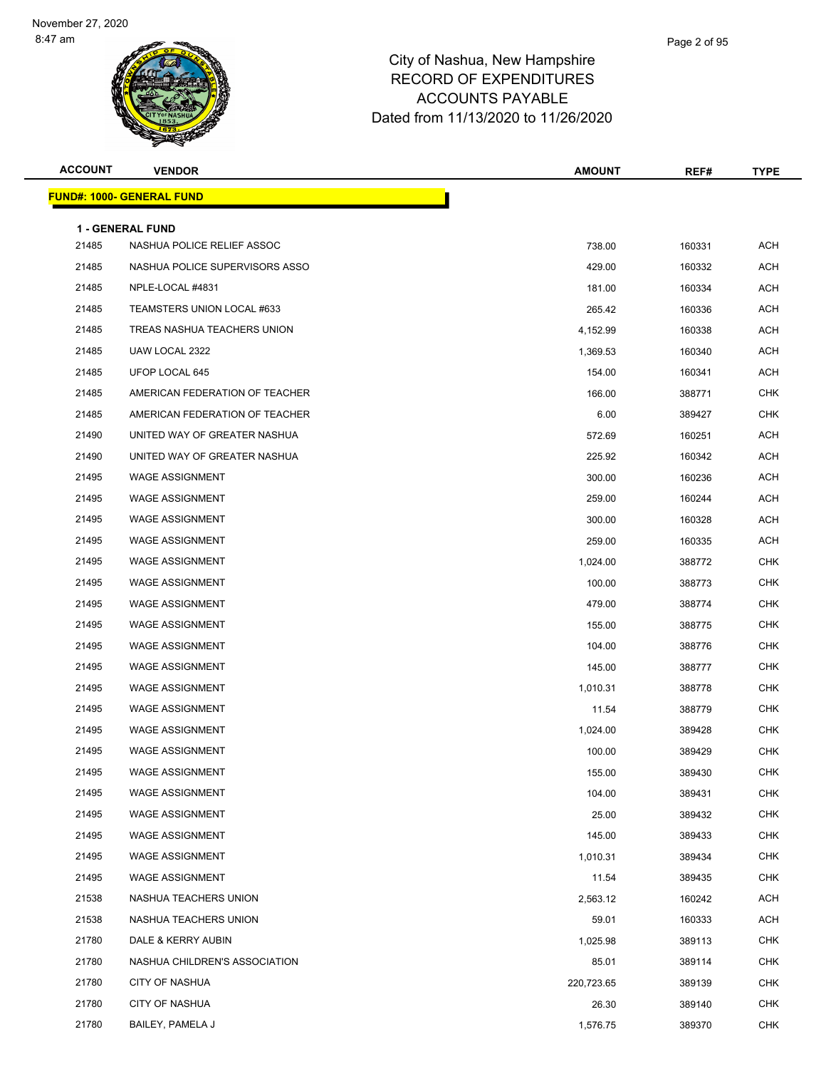November 27, 2020
8:47 am

# City of Nashua, New Hampshire
## RECORD OF EXPENDITURES
## ACCOUNTS PAYABLE
Dated from 11/13/2020 to 11/26/2020

| ACCOUNT | VENDOR | AMOUNT | REF# | TYPE |
|---|---|---|---|---|
| **FUND#: 1000- GENERAL FUND** | | | | |
| **1 - GENERAL FUND** | | | | |
| 21485 | NASHUA POLICE RELIEF ASSOC | 738.00 | 160331 | ACH |
| 21485 | NASHUA POLICE SUPERVISORS ASSO | 429.00 | 160332 | ACH |
| 21485 | NPLE-LOCAL #4831 | 181.00 | 160334 | ACH |
| 21485 | TEAMSTERS UNION LOCAL #633 | 265.42 | 160336 | ACH |
| 21485 | TREAS NASHUA TEACHERS UNION | 4,152.99 | 160338 | ACH |
| 21485 | UAW LOCAL 2322 | 1,369.53 | 160340 | ACH |
| 21485 | UFOP LOCAL 645 | 154.00 | 160341 | ACH |
| 21485 | AMERICAN FEDERATION OF TEACHER | 166.00 | 388771 | CHK |
| 21485 | AMERICAN FEDERATION OF TEACHER | 6.00 | 389427 | CHK |
| 21490 | UNITED WAY OF GREATER NASHUA | 572.69 | 160251 | ACH |
| 21490 | UNITED WAY OF GREATER NASHUA | 225.92 | 160342 | ACH |
| 21495 | WAGE ASSIGNMENT | 300.00 | 160236 | ACH |
| 21495 | WAGE ASSIGNMENT | 259.00 | 160244 | ACH |
| 21495 | WAGE ASSIGNMENT | 300.00 | 160328 | ACH |
| 21495 | WAGE ASSIGNMENT | 259.00 | 160335 | ACH |
| 21495 | WAGE ASSIGNMENT | 1,024.00 | 388772 | CHK |
| 21495 | WAGE ASSIGNMENT | 100.00 | 388773 | CHK |
| 21495 | WAGE ASSIGNMENT | 479.00 | 388774 | CHK |
| 21495 | WAGE ASSIGNMENT | 155.00 | 388775 | CHK |
| 21495 | WAGE ASSIGNMENT | 104.00 | 388776 | CHK |
| 21495 | WAGE ASSIGNMENT | 145.00 | 388777 | CHK |
| 21495 | WAGE ASSIGNMENT | 1,010.31 | 388778 | CHK |
| 21495 | WAGE ASSIGNMENT | 11.54 | 388779 | CHK |
| 21495 | WAGE ASSIGNMENT | 1,024.00 | 389428 | CHK |
| 21495 | WAGE ASSIGNMENT | 100.00 | 389429 | CHK |
| 21495 | WAGE ASSIGNMENT | 155.00 | 389430 | CHK |
| 21495 | WAGE ASSIGNMENT | 104.00 | 389431 | CHK |
| 21495 | WAGE ASSIGNMENT | 25.00 | 389432 | CHK |
| 21495 | WAGE ASSIGNMENT | 145.00 | 389433 | CHK |
| 21495 | WAGE ASSIGNMENT | 1,010.31 | 389434 | CHK |
| 21495 | WAGE ASSIGNMENT | 11.54 | 389435 | CHK |
| 21538 | NASHUA TEACHERS UNION | 2,563.12 | 160242 | ACH |
| 21538 | NASHUA TEACHERS UNION | 59.01 | 160333 | ACH |
| 21780 | DALE & KERRY AUBIN | 1,025.98 | 389113 | CHK |
| 21780 | NASHUA CHILDREN'S ASSOCIATION | 85.01 | 389114 | CHK |
| 21780 | CITY OF NASHUA | 220,723.65 | 389139 | CHK |
| 21780 | CITY OF NASHUA | 26.30 | 389140 | CHK |
| 21780 | BAILEY, PAMELA J | 1,576.75 | 389370 | CHK |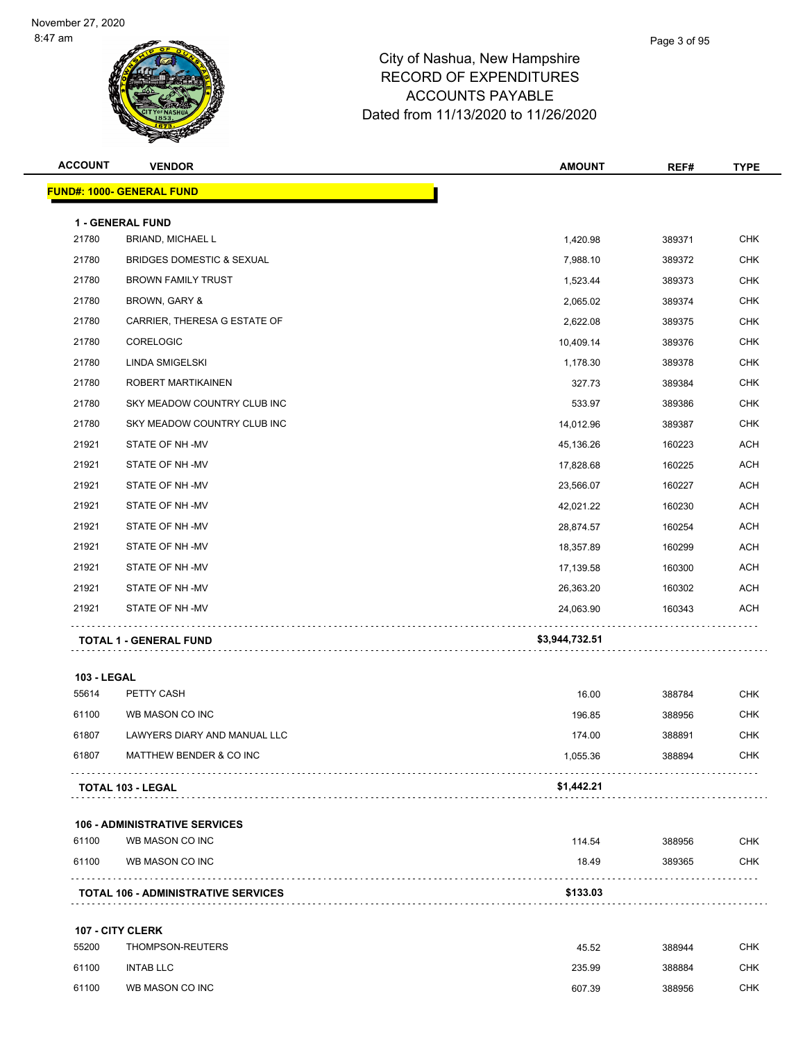City of Nashua, New Hampshire
RECORD OF EXPENDITURES
ACCOUNTS PAYABLE
Dated from 11/13/2020 to 11/26/2020

| ACCOUNT | VENDOR | AMOUNT | REF# | TYPE |
|---|---|---|---|---|
| **FUND#: 1000- GENERAL FUND** | | | | |
| **1 - GENERAL FUND** | | | | |
| 21780 | BRIAND, MICHAEL L | 1,420.98 | 389371 | CHK |
| 21780 | BRIDGES DOMESTIC & SEXUAL | 7,988.10 | 389372 | CHK |
| 21780 | BROWN FAMILY TRUST | 1,523.44 | 389373 | CHK |
| 21780 | BROWN, GARY & | 2,065.02 | 389374 | CHK |
| 21780 | CARRIER, THERESA G ESTATE OF | 2,622.08 | 389375 | CHK |
| 21780 | CORELOGIC | 10,409.14 | 389376 | CHK |
| 21780 | LINDA SMIGELSKI | 1,178.30 | 389378 | CHK |
| 21780 | ROBERT MARTIKAINEN | 327.73 | 389384 | CHK |
| 21780 | SKY MEADOW COUNTRY CLUB INC | 533.97 | 389386 | CHK |
| 21780 | SKY MEADOW COUNTRY CLUB INC | 14,012.96 | 389387 | CHK |
| 21921 | STATE OF NH -MV | 45,136.26 | 160223 | ACH |
| 21921 | STATE OF NH -MV | 17,828.68 | 160225 | ACH |
| 21921 | STATE OF NH -MV | 23,566.07 | 160227 | ACH |
| 21921 | STATE OF NH -MV | 42,021.22 | 160230 | ACH |
| 21921 | STATE OF NH -MV | 28,874.57 | 160254 | ACH |
| 21921 | STATE OF NH -MV | 18,357.89 | 160299 | ACH |
| 21921 | STATE OF NH -MV | 17,139.58 | 160300 | ACH |
| 21921 | STATE OF NH -MV | 26,363.20 | 160302 | ACH |
| 21921 | STATE OF NH -MV | 24,063.90 | 160343 | ACH |
| **TOTAL 1 - GENERAL FUND** | | **$3,944,732.51** | | |
| **103 - LEGAL** | | | | |
| 55614 | PETTY CASH | 16.00 | 388784 | CHK |
| 61100 | WB MASON CO INC | 196.85 | 388956 | CHK |
| 61807 | LAWYERS DIARY AND MANUAL LLC | 174.00 | 388891 | CHK |
| 61807 | MATTHEW BENDER & CO INC | 1,055.36 | 388894 | CHK |
| **TOTAL 103 - LEGAL** | | **$1,442.21** | | |
| **106 - ADMINISTRATIVE SERVICES** | | | | |
| 61100 | WB MASON CO INC | 114.54 | 388956 | CHK |
| 61100 | WB MASON CO INC | 18.49 | 389365 | CHK |
| **TOTAL 106 - ADMINISTRATIVE SERVICES** | | **$133.03** | | |
| **107 - CITY CLERK** | | | | |
| 55200 | THOMPSON-REUTERS | 45.52 | 388944 | CHK |
| 61100 | INTAB LLC | 235.99 | 388884 | CHK |
| 61100 | WB MASON CO INC | 607.39 | 388956 | CHK |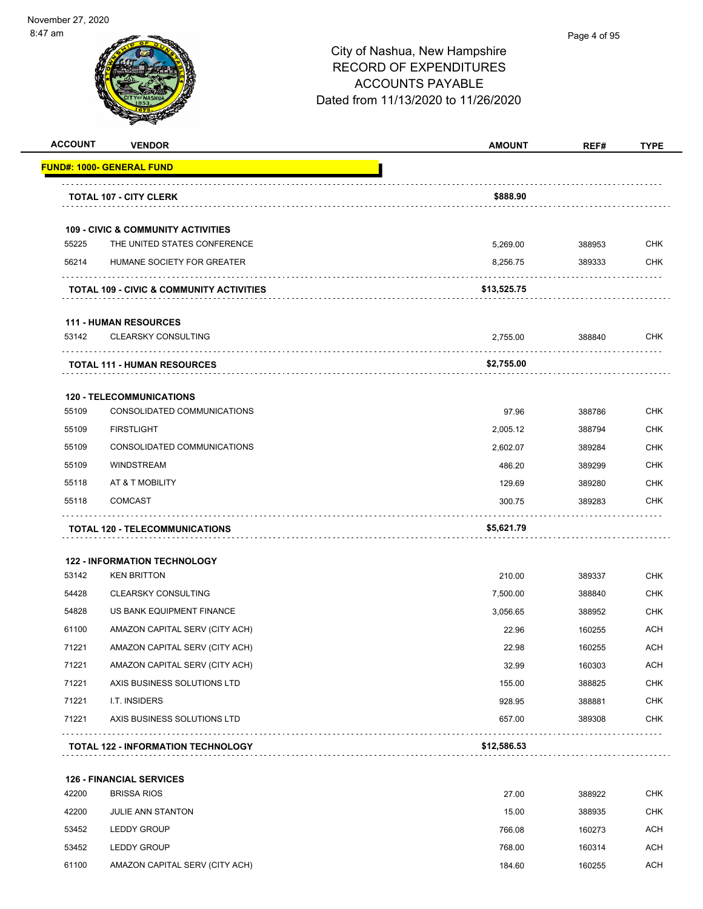# City of Nashua, New Hampshire
## RECORD OF EXPENDITURES
## ACCOUNTS PAYABLE
## Dated from 11/13/2020 to 11/26/2020

| ACCOUNT | VENDOR | AMOUNT | REF# | TYPE |
|---|---|---|---|---|
| **FUND#: 1000- GENERAL FUND** | | | | |
| | **TOTAL 107 - CITY CLERK** | **$888.90** | | |
| | **109 - CIVIC & COMMUNITY ACTIVITIES** | | | |
| 55225 | THE UNITED STATES CONFERENCE | 5,269.00 | 388953 | CHK |
| 56214 | HUMANE SOCIETY FOR GREATER | 8,256.75 | 389333 | CHK |
| | **TOTAL 109 - CIVIC & COMMUNITY ACTIVITIES** | **$13,525.75** | | |
| | **111 - HUMAN RESOURCES** | | | |
| 53142 | CLEARSKY CONSULTING | 2,755.00 | 388840 | CHK |
| | **TOTAL 111 - HUMAN RESOURCES** | **$2,755.00** | | |
| | **120 - TELECOMMUNICATIONS** | | | |
| 55109 | CONSOLIDATED COMMUNICATIONS | 97.96 | 388786 | CHK |
| 55109 | FIRSTLIGHT | 2,005.12 | 388794 | CHK |
| 55109 | CONSOLIDATED COMMUNICATIONS | 2,602.07 | 389284 | CHK |
| 55109 | WINDSTREAM | 486.20 | 389299 | CHK |
| 55118 | AT & T MOBILITY | 129.69 | 389280 | CHK |
| 55118 | COMCAST | 300.75 | 389283 | CHK |
| | **TOTAL 120 - TELECOMMUNICATIONS** | **$5,621.79** | | |
| | **122 - INFORMATION TECHNOLOGY** | | | |
| 53142 | KEN BRITTON | 210.00 | 389337 | CHK |
| 54428 | CLEARSKY CONSULTING | 7,500.00 | 388840 | CHK |
| 54828 | US BANK EQUIPMENT FINANCE | 3,056.65 | 388952 | CHK |
| 61100 | AMAZON CAPITAL SERV (CITY ACH) | 22.96 | 160255 | ACH |
| 71221 | AMAZON CAPITAL SERV (CITY ACH) | 22.98 | 160255 | ACH |
| 71221 | AMAZON CAPITAL SERV (CITY ACH) | 32.99 | 160303 | ACH |
| 71221 | AXIS BUSINESS SOLUTIONS LTD | 155.00 | 388825 | CHK |
| 71221 | I.T. INSIDERS | 928.95 | 388881 | CHK |
| 71221 | AXIS BUSINESS SOLUTIONS LTD | 657.00 | 389308 | CHK |
| | **TOTAL 122 - INFORMATION TECHNOLOGY** | **$12,586.53** | | |
| | **126 - FINANCIAL SERVICES** | | | |
| 42200 | BRISSA RIOS | 27.00 | 388922 | CHK |
| 42200 | JULIE ANN STANTON | 15.00 | 388935 | CHK |
| 53452 | LEDDY GROUP | 766.08 | 160273 | ACH |
| 53452 | LEDDY GROUP | 768.00 | 160314 | ACH |
| 61100 | AMAZON CAPITAL SERV (CITY ACH) | 184.60 | 160255 | ACH |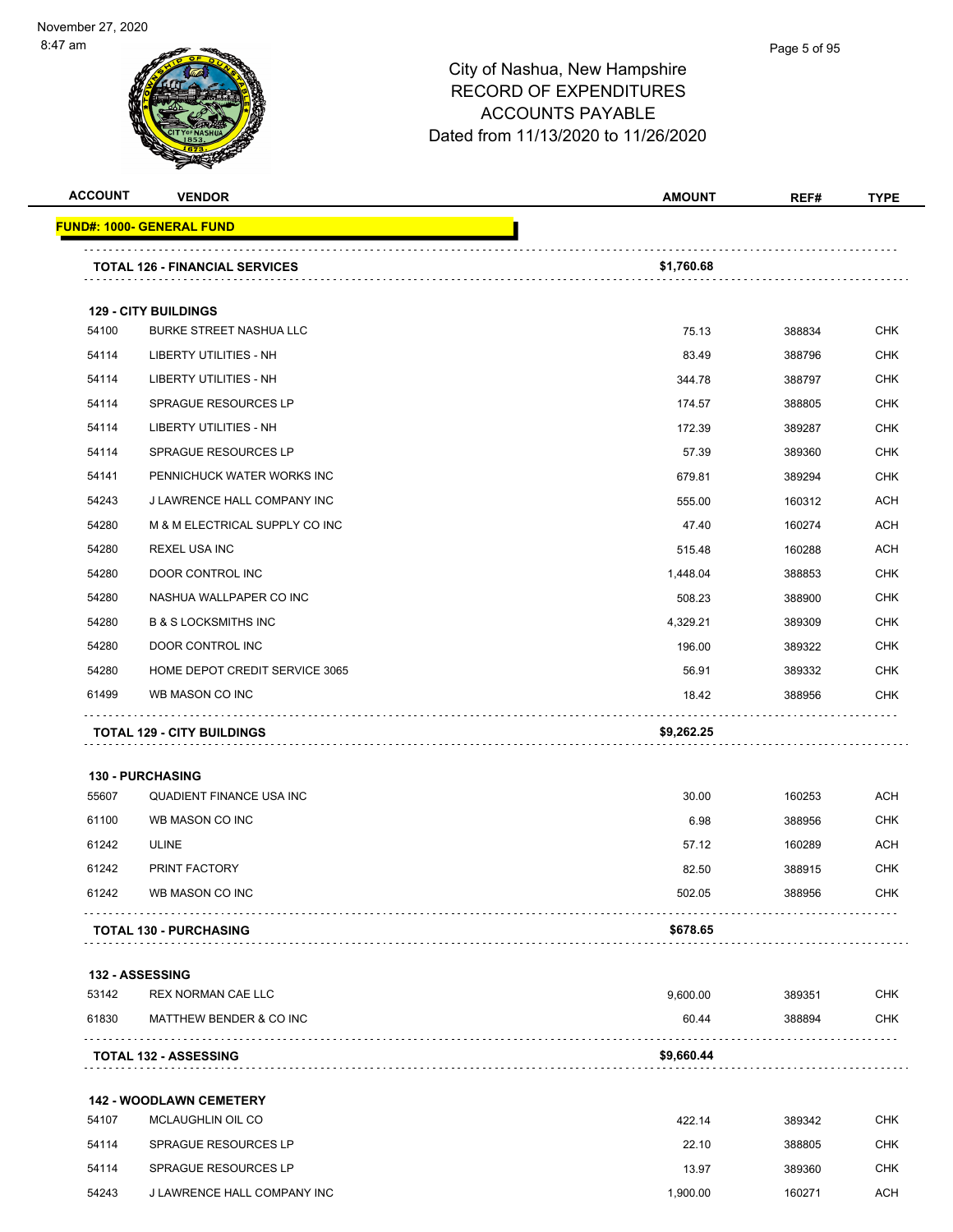# City of Nashua, New Hampshire
## RECORD OF EXPENDITURES
## ACCOUNTS PAYABLE
## Dated from 11/13/2020 to 11/26/2020

| ACCOUNT | VENDOR | AMOUNT | REF# | TYPE |
|---|---|---|---|---|
| **FUND#: 1000- GENERAL FUND** | | | | |
| | **TOTAL 126 - FINANCIAL SERVICES** | **$1,760.68** | | |
| **129 - CITY BUILDINGS** | | | | |
| 54100 | BURKE STREET NASHUA LLC | 75.13 | 388834 | CHK |
| 54114 | LIBERTY UTILITIES - NH | 83.49 | 388796 | CHK |
| 54114 | LIBERTY UTILITIES - NH | 344.78 | 388797 | CHK |
| 54114 | SPRAGUE RESOURCES LP | 174.57 | 388805 | CHK |
| 54114 | LIBERTY UTILITIES - NH | 172.39 | 389287 | CHK |
| 54114 | SPRAGUE RESOURCES LP | 57.39 | 389360 | CHK |
| 54141 | PENNICHUCK WATER WORKS INC | 679.81 | 389294 | CHK |
| 54243 | J LAWRENCE HALL COMPANY INC | 555.00 | 160312 | ACH |
| 54280 | M & M ELECTRICAL SUPPLY CO INC | 47.40 | 160274 | ACH |
| 54280 | REXEL USA INC | 515.48 | 160288 | ACH |
| 54280 | DOOR CONTROL INC | 1,448.04 | 388853 | CHK |
| 54280 | NASHUA WALLPAPER CO INC | 508.23 | 388900 | CHK |
| 54280 | B & S LOCKSMITHS INC | 4,329.21 | 389309 | CHK |
| 54280 | DOOR CONTROL INC | 196.00 | 389322 | CHK |
| 54280 | HOME DEPOT CREDIT SERVICE 3065 | 56.91 | 389332 | CHK |
| 61499 | WB MASON CO INC | 18.42 | 388956 | CHK |
| | **TOTAL 129 - CITY BUILDINGS** | **$9,262.25** | | |
| **130 - PURCHASING** | | | | |
| 55607 | QUADIENT FINANCE USA INC | 30.00 | 160253 | ACH |
| 61100 | WB MASON CO INC | 6.98 | 388956 | CHK |
| 61242 | ULINE | 57.12 | 160289 | ACH |
| 61242 | PRINT FACTORY | 82.50 | 388915 | CHK |
| 61242 | WB MASON CO INC | 502.05 | 388956 | CHK |
| | **TOTAL 130 - PURCHASING** | **$678.65** | | |
| **132 - ASSESSING** | | | | |
| 53142 | REX NORMAN CAE LLC | 9,600.00 | 389351 | CHK |
| 61830 | MATTHEW BENDER & CO INC | 60.44 | 388894 | CHK |
| | **TOTAL 132 - ASSESSING** | **$9,660.44** | | |
| **142 - WOODLAWN CEMETERY** | | | | |
| 54107 | MCLAUGHLIN OIL CO | 422.14 | 389342 | CHK |
| 54114 | SPRAGUE RESOURCES LP | 22.10 | 388805 | CHK |
| 54114 | SPRAGUE RESOURCES LP | 13.97 | 389360 | CHK |
| 54243 | J LAWRENCE HALL COMPANY INC | 1,900.00 | 160271 | ACH |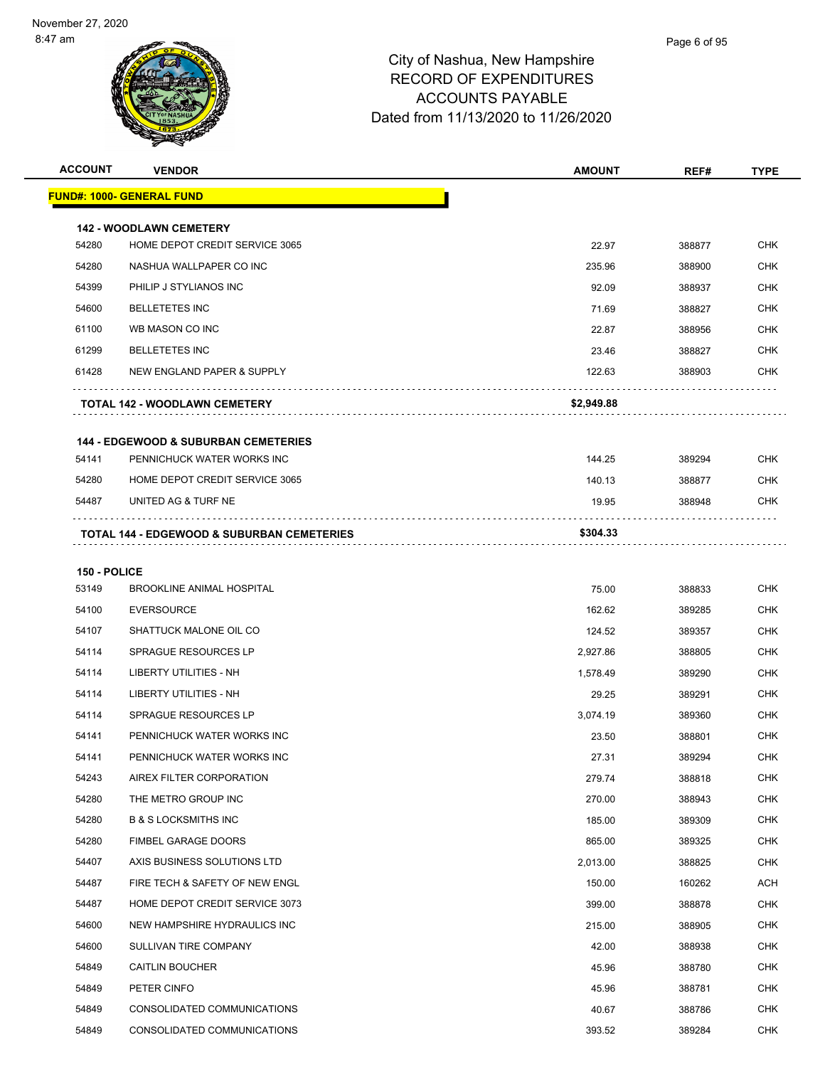# City of Nashua, New Hampshire
## RECORD OF EXPENDITURES
## ACCOUNTS PAYABLE
## Dated from 11/13/2020 to 11/26/2020

| ACCOUNT | VENDOR | AMOUNT | REF# | TYPE |
|---|---|---|---|---|
| **FUND#: 1000- GENERAL FUND** | | | | |
| **142 - WOODLAWN CEMETERY** | | | | |
| 54280 | HOME DEPOT CREDIT SERVICE 3065 | 22.97 | 388877 | CHK |
| 54280 | NASHUA WALLPAPER CO INC | 235.96 | 388900 | CHK |
| 54399 | PHILIP J STYLIANOS INC | 92.09 | 388937 | CHK |
| 54600 | BELLETETES INC | 71.69 | 388827 | CHK |
| 61100 | WB MASON CO INC | 22.87 | 388956 | CHK |
| 61299 | BELLETETES INC | 23.46 | 388827 | CHK |
| 61428 | NEW ENGLAND PAPER & SUPPLY | 122.63 | 388903 | CHK |
| | **TOTAL 142 - WOODLAWN CEMETERY** | **$2,949.88** | | |
| **144 - EDGEWOOD & SUBURBAN CEMETERIES** | | | | |
| 54141 | PENNICHUCK WATER WORKS INC | 144.25 | 389294 | CHK |
| 54280 | HOME DEPOT CREDIT SERVICE 3065 | 140.13 | 388877 | CHK |
| 54487 | UNITED AG & TURF NE | 19.95 | 388948 | CHK |
| | **TOTAL 144 - EDGEWOOD & SUBURBAN CEMETERIES** | **$304.33** | | |
| **150 - POLICE** | | | | |
| 53149 | BROOKLINE ANIMAL HOSPITAL | 75.00 | 388833 | CHK |
| 54100 | EVERSOURCE | 162.62 | 389285 | CHK |
| 54107 | SHATTUCK MALONE OIL CO | 124.52 | 389357 | CHK |
| 54114 | SPRAGUE RESOURCES LP | 2,927.86 | 388805 | CHK |
| 54114 | LIBERTY UTILITIES - NH | 1,578.49 | 389290 | CHK |
| 54114 | LIBERTY UTILITIES - NH | 29.25 | 389291 | CHK |
| 54114 | SPRAGUE RESOURCES LP | 3,074.19 | 389360 | CHK |
| 54141 | PENNICHUCK WATER WORKS INC | 23.50 | 388801 | CHK |
| 54141 | PENNICHUCK WATER WORKS INC | 27.31 | 389294 | CHK |
| 54243 | AIREX FILTER CORPORATION | 279.74 | 388818 | CHK |
| 54280 | THE METRO GROUP INC | 270.00 | 388943 | CHK |
| 54280 | B & S LOCKSMITHS INC | 185.00 | 389309 | CHK |
| 54280 | FIMBEL GARAGE DOORS | 865.00 | 389325 | CHK |
| 54407 | AXIS BUSINESS SOLUTIONS LTD | 2,013.00 | 388825 | CHK |
| 54487 | FIRE TECH & SAFETY OF NEW ENGL | 150.00 | 160262 | ACH |
| 54487 | HOME DEPOT CREDIT SERVICE 3073 | 399.00 | 388878 | CHK |
| 54600 | NEW HAMPSHIRE HYDRAULICS INC | 215.00 | 388905 | CHK |
| 54600 | SULLIVAN TIRE COMPANY | 42.00 | 388938 | CHK |
| 54849 | CAITLIN BOUCHER | 45.96 | 388780 | CHK |
| 54849 | PETER CINFO | 45.96 | 388781 | CHK |
| 54849 | CONSOLIDATED COMMUNICATIONS | 40.67 | 388786 | CHK |
| 54849 | CONSOLIDATED COMMUNICATIONS | 393.52 | 389284 | CHK |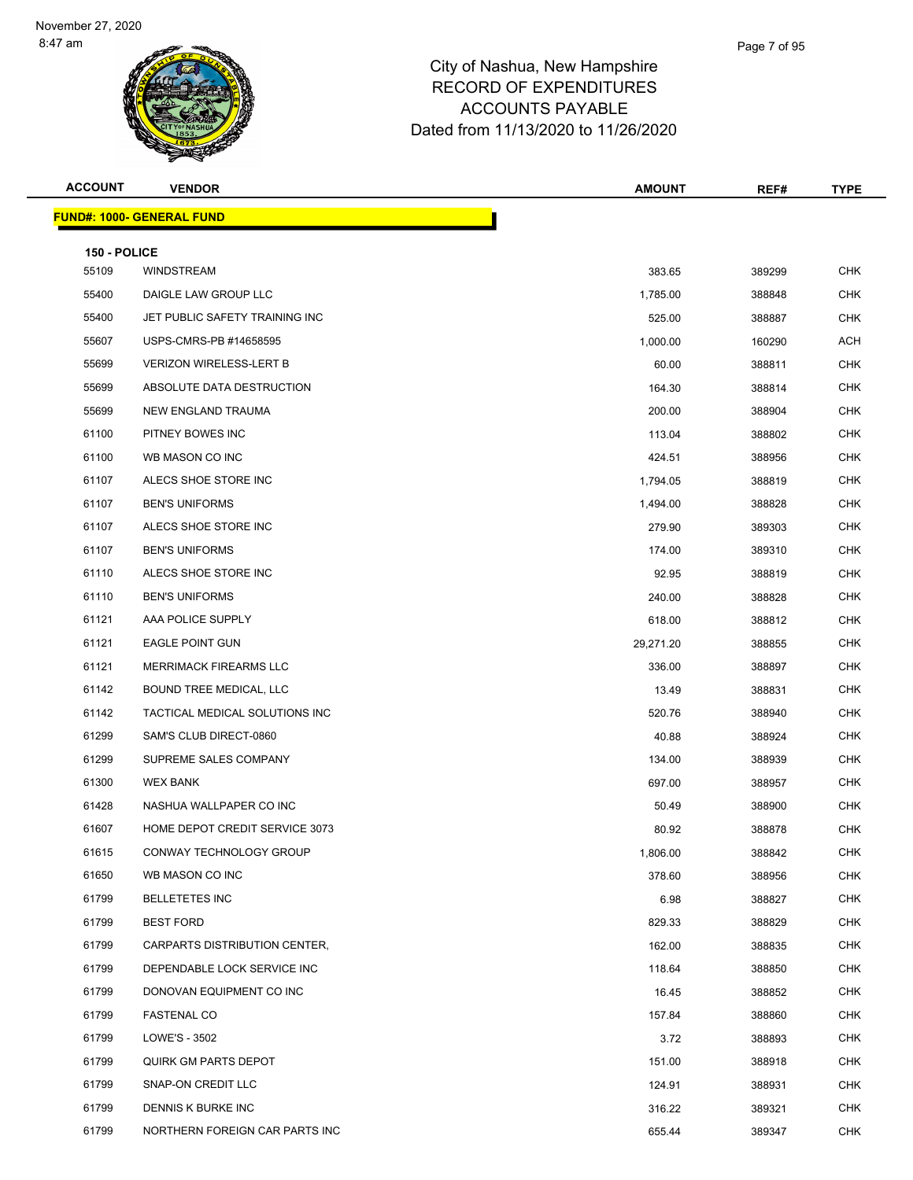# City of Nashua, New Hampshire
## RECORD OF EXPENDITURES
## ACCOUNTS PAYABLE
## Dated from 11/13/2020 to 11/26/2020

| ACCOUNT | VENDOR | AMOUNT | REF# | TYPE |
|---|---|---|---|---|
| **FUND#: 1000- GENERAL FUND** | | | | |
| **150 - POLICE** | | | | |
| 55109 | WINDSTREAM | 383.65 | 389299 | CHK |
| 55400 | DAIGLE LAW GROUP LLC | 1,785.00 | 388848 | CHK |
| 55400 | JET PUBLIC SAFETY TRAINING INC | 525.00 | 388887 | CHK |
| 55607 | USPS-CMRS-PB #14658595 | 1,000.00 | 160290 | ACH |
| 55699 | VERIZON WIRELESS-LERT B | 60.00 | 388811 | CHK |
| 55699 | ABSOLUTE DATA DESTRUCTION | 164.30 | 388814 | CHK |
| 55699 | NEW ENGLAND TRAUMA | 200.00 | 388904 | CHK |
| 61100 | PITNEY BOWES INC | 113.04 | 388802 | CHK |
| 61100 | WB MASON CO INC | 424.51 | 388956 | CHK |
| 61107 | ALECS SHOE STORE INC | 1,794.05 | 388819 | CHK |
| 61107 | BEN'S UNIFORMS | 1,494.00 | 388828 | CHK |
| 61107 | ALECS SHOE STORE INC | 279.90 | 389303 | CHK |
| 61107 | BEN'S UNIFORMS | 174.00 | 389310 | CHK |
| 61110 | ALECS SHOE STORE INC | 92.95 | 388819 | CHK |
| 61110 | BEN'S UNIFORMS | 240.00 | 388828 | CHK |
| 61121 | AAA POLICE SUPPLY | 618.00 | 388812 | CHK |
| 61121 | EAGLE POINT GUN | 29,271.20 | 388855 | CHK |
| 61121 | MERRIMACK FIREARMS LLC | 336.00 | 388897 | CHK |
| 61142 | BOUND TREE MEDICAL, LLC | 13.49 | 388831 | CHK |
| 61142 | TACTICAL MEDICAL SOLUTIONS INC | 520.76 | 388940 | CHK |
| 61299 | SAM'S CLUB DIRECT-0860 | 40.88 | 388924 | CHK |
| 61299 | SUPREME SALES COMPANY | 134.00 | 388939 | CHK |
| 61300 | WEX BANK | 697.00 | 388957 | CHK |
| 61428 | NASHUA WALLPAPER CO INC | 50.49 | 388900 | CHK |
| 61607 | HOME DEPOT CREDIT SERVICE 3073 | 80.92 | 388878 | CHK |
| 61615 | CONWAY TECHNOLOGY GROUP | 1,806.00 | 388842 | CHK |
| 61650 | WB MASON CO INC | 378.60 | 388956 | CHK |
| 61799 | BELLETETES INC | 6.98 | 388827 | CHK |
| 61799 | BEST FORD | 829.33 | 388829 | CHK |
| 61799 | CARPARTS DISTRIBUTION CENTER, | 162.00 | 388835 | CHK |
| 61799 | DEPENDABLE LOCK SERVICE INC | 118.64 | 388850 | CHK |
| 61799 | DONOVAN EQUIPMENT CO INC | 16.45 | 388852 | CHK |
| 61799 | FASTENAL CO | 157.84 | 388860 | CHK |
| 61799 | LOWE'S - 3502 | 3.72 | 388893 | CHK |
| 61799 | QUIRK GM PARTS DEPOT | 151.00 | 388918 | CHK |
| 61799 | SNAP-ON CREDIT LLC | 124.91 | 388931 | CHK |
| 61799 | DENNIS K BURKE INC | 316.22 | 389321 | CHK |
| 61799 | NORTHERN FOREIGN CAR PARTS INC | 655.44 | 389347 | CHK |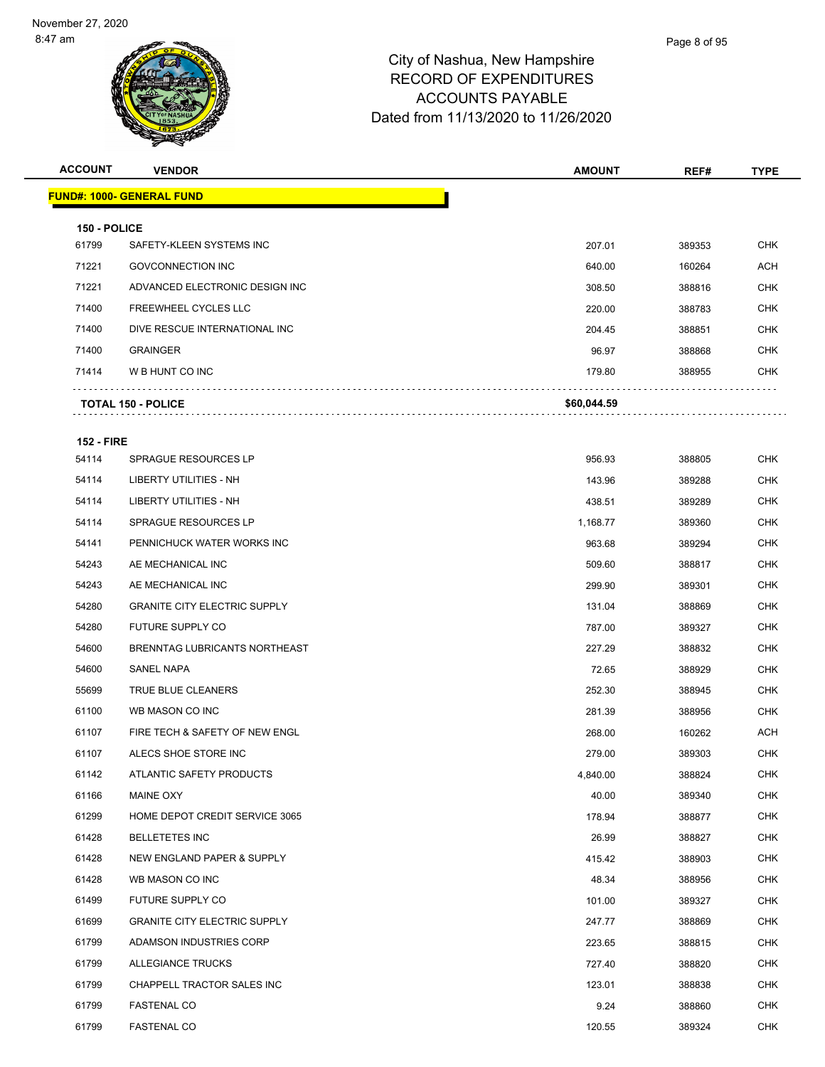# City of Nashua, New Hampshire
# RECORD OF EXPENDITURES
# ACCOUNTS PAYABLE
# Dated from 11/13/2020 to 11/26/2020

| ACCOUNT | VENDOR | AMOUNT | REF# | TYPE |
|---|---|---|---|---|
| **FUND#: 1000- GENERAL FUND** | | | | |
| **150 - POLICE** | | | | |
| 61799 | SAFETY-KLEEN SYSTEMS INC | 207.01 | 389353 | CHK |
| 71221 | GOVCONNECTION INC | 640.00 | 160264 | ACH |
| 71221 | ADVANCED ELECTRONIC DESIGN INC | 308.50 | 388816 | CHK |
| 71400 | FREEWHEEL CYCLES LLC | 220.00 | 388783 | CHK |
| 71400 | DIVE RESCUE INTERNATIONAL INC | 204.45 | 388851 | CHK |
| 71400 | GRAINGER | 96.97 | 388868 | CHK |
| 71414 | W B HUNT CO INC | 179.80 | 388955 | CHK |
| **TOTAL 150 - POLICE** | | **$60,044.59** | | |
| **152 - FIRE** | | | | |
| 54114 | SPRAGUE RESOURCES LP | 956.93 | 388805 | CHK |
| 54114 | LIBERTY UTILITIES - NH | 143.96 | 389288 | CHK |
| 54114 | LIBERTY UTILITIES - NH | 438.51 | 389289 | CHK |
| 54114 | SPRAGUE RESOURCES LP | 1,168.77 | 389360 | CHK |
| 54141 | PENNICHUCK WATER WORKS INC | 963.68 | 389294 | CHK |
| 54243 | AE MECHANICAL INC | 509.60 | 388817 | CHK |
| 54243 | AE MECHANICAL INC | 299.90 | 389301 | CHK |
| 54280 | GRANITE CITY ELECTRIC SUPPLY | 131.04 | 388869 | CHK |
| 54280 | FUTURE SUPPLY CO | 787.00 | 389327 | CHK |
| 54600 | BRENNTAG LUBRICANTS NORTHEAST | 227.29 | 388832 | CHK |
| 54600 | SANEL NAPA | 72.65 | 388929 | CHK |
| 55699 | TRUE BLUE CLEANERS | 252.30 | 388945 | CHK |
| 61100 | WB MASON CO INC | 281.39 | 388956 | CHK |
| 61107 | FIRE TECH & SAFETY OF NEW ENGL | 268.00 | 160262 | ACH |
| 61107 | ALECS SHOE STORE INC | 279.00 | 389303 | CHK |
| 61142 | ATLANTIC SAFETY PRODUCTS | 4,840.00 | 388824 | CHK |
| 61166 | MAINE OXY | 40.00 | 389340 | CHK |
| 61299 | HOME DEPOT CREDIT SERVICE 3065 | 178.94 | 388877 | CHK |
| 61428 | BELLETETES INC | 26.99 | 388827 | CHK |
| 61428 | NEW ENGLAND PAPER & SUPPLY | 415.42 | 388903 | CHK |
| 61428 | WB MASON CO INC | 48.34 | 388956 | CHK |
| 61499 | FUTURE SUPPLY CO | 101.00 | 389327 | CHK |
| 61699 | GRANITE CITY ELECTRIC SUPPLY | 247.77 | 388869 | CHK |
| 61799 | ADAMSON INDUSTRIES CORP | 223.65 | 388815 | CHK |
| 61799 | ALLEGIANCE TRUCKS | 727.40 | 388820 | CHK |
| 61799 | CHAPPELL TRACTOR SALES INC | 123.01 | 388838 | CHK |
| 61799 | FASTENAL CO | 9.24 | 388860 | CHK |
| 61799 | FASTENAL CO | 120.55 | 389324 | CHK |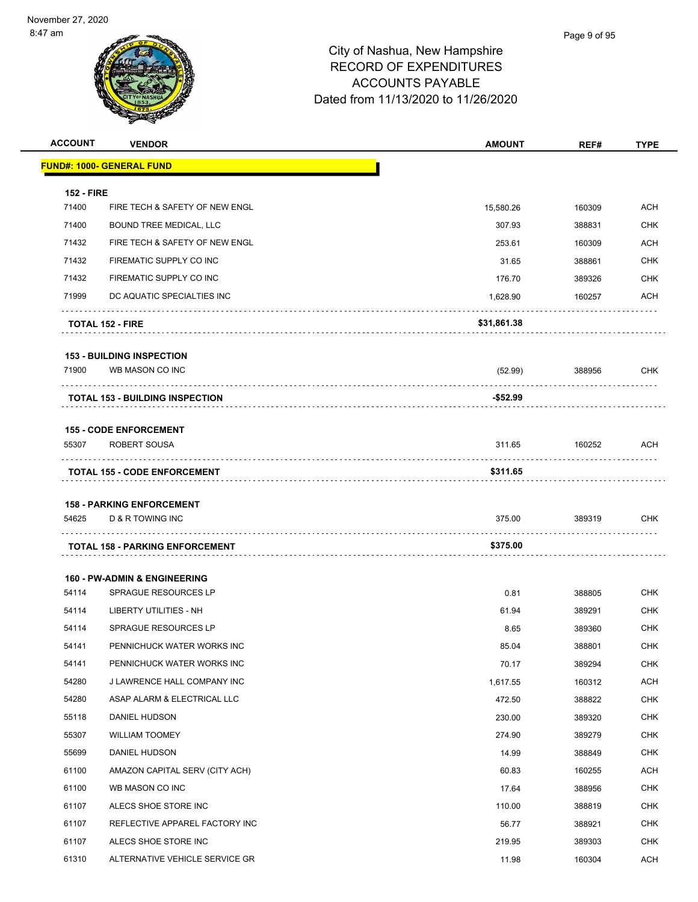City of Nashua, New Hampshire
RECORD OF EXPENDITURES
ACCOUNTS PAYABLE
Dated from 11/13/2020 to 11/26/2020

| ACCOUNT | VENDOR | AMOUNT | REF# | TYPE |
|---|---|---|---|---|
| **FUND#: 1000- GENERAL FUND** | | | | |
| **152 - FIRE** | | | | |
| 71400 | FIRE TECH & SAFETY OF NEW ENGL | 15,580.26 | 160309 | ACH |
| 71400 | BOUND TREE MEDICAL, LLC | 307.93 | 388831 | CHK |
| 71432 | FIRE TECH & SAFETY OF NEW ENGL | 253.61 | 160309 | ACH |
| 71432 | FIREMATIC SUPPLY CO INC | 31.65 | 388861 | CHK |
| 71432 | FIREMATIC SUPPLY CO INC | 176.70 | 389326 | CHK |
| 71999 | DC AQUATIC SPECIALTIES INC | 1,628.90 | 160257 | ACH |
| **TOTAL 152 - FIRE** | | **$31,861.38** | | |
| **153 - BUILDING INSPECTION** | | | | |
| 71900 | WB MASON CO INC | (52.99) | 388956 | CHK |
| **TOTAL 153 - BUILDING INSPECTION** | | **-$52.99** | | |
| **155 - CODE ENFORCEMENT** | | | | |
| 55307 | ROBERT SOUSA | 311.65 | 160252 | ACH |
| **TOTAL 155 - CODE ENFORCEMENT** | | **$311.65** | | |
| **158 - PARKING ENFORCEMENT** | | | | |
| 54625 | D & R TOWING INC | 375.00 | 389319 | CHK |
| **TOTAL 158 - PARKING ENFORCEMENT** | | **$375.00** | | |
| **160 - PW-ADMIN & ENGINEERING** | | | | |
| 54114 | SPRAGUE RESOURCES LP | 0.81 | 388805 | CHK |
| 54114 | LIBERTY UTILITIES - NH | 61.94 | 389291 | CHK |
| 54114 | SPRAGUE RESOURCES LP | 8.65 | 389360 | CHK |
| 54141 | PENNICHUCK WATER WORKS INC | 85.04 | 388801 | CHK |
| 54141 | PENNICHUCK WATER WORKS INC | 70.17 | 389294 | CHK |
| 54280 | J LAWRENCE HALL COMPANY INC | 1,617.55 | 160312 | ACH |
| 54280 | ASAP ALARM & ELECTRICAL LLC | 472.50 | 388822 | CHK |
| 55118 | DANIEL HUDSON | 230.00 | 389320 | CHK |
| 55307 | WILLIAM TOOMEY | 274.90 | 389279 | CHK |
| 55699 | DANIEL HUDSON | 14.99 | 388849 | CHK |
| 61100 | AMAZON CAPITAL SERV (CITY ACH) | 60.83 | 160255 | ACH |
| 61100 | WB MASON CO INC | 17.64 | 388956 | CHK |
| 61107 | ALECS SHOE STORE INC | 110.00 | 388819 | CHK |
| 61107 | REFLECTIVE APPAREL FACTORY INC | 56.77 | 388921 | CHK |
| 61107 | ALECS SHOE STORE INC | 219.95 | 389303 | CHK |
| 61310 | ALTERNATIVE VEHICLE SERVICE GR | 11.98 | 160304 | ACH |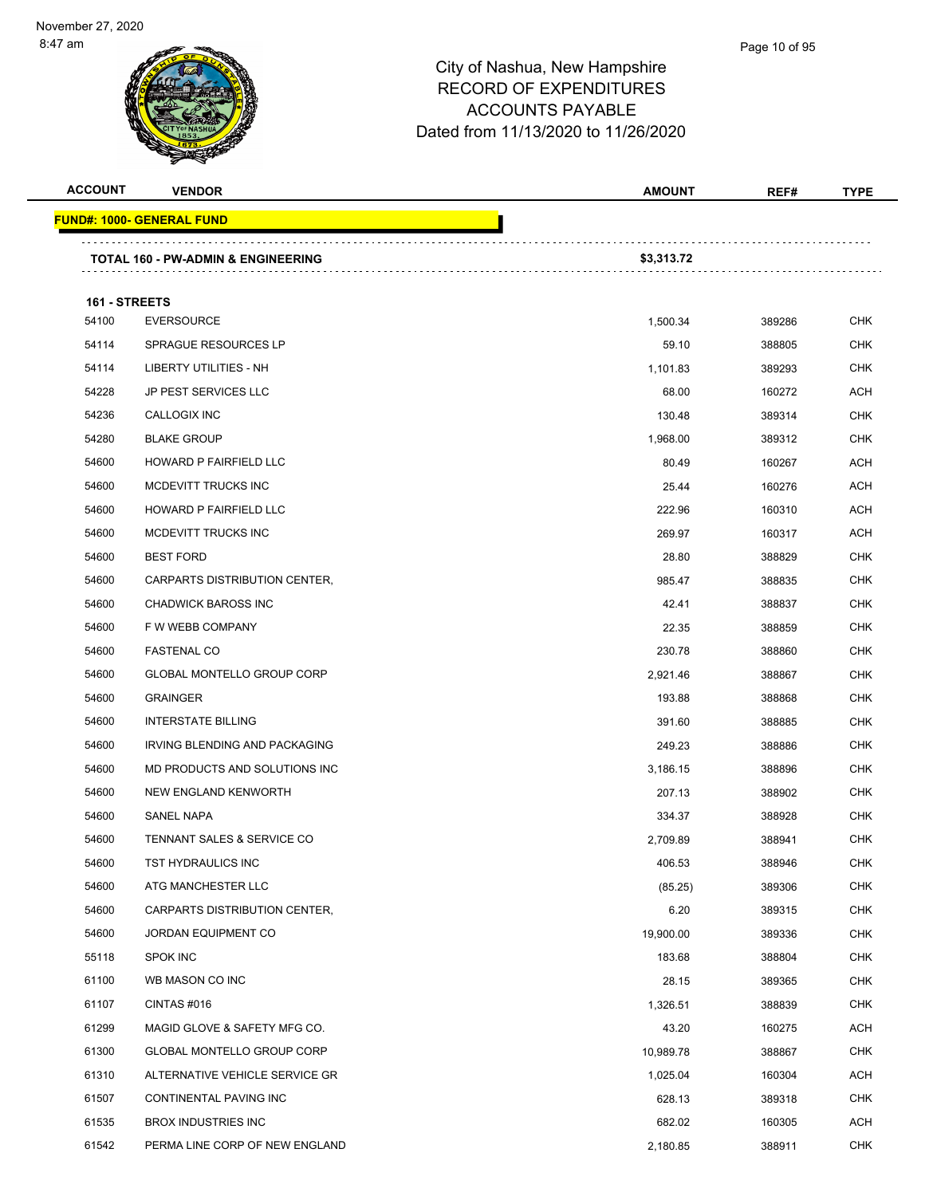# City of Nashua, New Hampshire
# RECORD OF EXPENDITURES
# ACCOUNTS PAYABLE
# Dated from 11/13/2020 to 11/26/2020

November 27, 2020
8:47 am

| ACCOUNT | VENDOR | AMOUNT | REF# | TYPE |
|---|---|---|---|---|
| **FUND#: 1000- GENERAL FUND** | | | | |
| | **TOTAL 160 - PW-ADMIN & ENGINEERING** | **$3,313.72** | | |
| **161 - STREETS** | | | | |
| 54100 | EVERSOURCE | 1,500.34 | 389286 | CHK |
| 54114 | SPRAGUE RESOURCES LP | 59.10 | 388805 | CHK |
| 54114 | LIBERTY UTILITIES - NH | 1,101.83 | 389293 | CHK |
| 54228 | JP PEST SERVICES LLC | 68.00 | 160272 | ACH |
| 54236 | CALLOGIX INC | 130.48 | 389314 | CHK |
| 54280 | BLAKE GROUP | 1,968.00 | 389312 | CHK |
| 54600 | HOWARD P FAIRFIELD LLC | 80.49 | 160267 | ACH |
| 54600 | MCDEVITT TRUCKS INC | 25.44 | 160276 | ACH |
| 54600 | HOWARD P FAIRFIELD LLC | 222.96 | 160310 | ACH |
| 54600 | MCDEVITT TRUCKS INC | 269.97 | 160317 | ACH |
| 54600 | BEST FORD | 28.80 | 388829 | CHK |
| 54600 | CARPARTS DISTRIBUTION CENTER, | 985.47 | 388835 | CHK |
| 54600 | CHADWICK BAROSS INC | 42.41 | 388837 | CHK |
| 54600 | F W WEBB COMPANY | 22.35 | 388859 | CHK |
| 54600 | FASTENAL CO | 230.78 | 388860 | CHK |
| 54600 | GLOBAL MONTELLO GROUP CORP | 2,921.46 | 388867 | CHK |
| 54600 | GRAINGER | 193.88 | 388868 | CHK |
| 54600 | INTERSTATE BILLING | 391.60 | 388885 | CHK |
| 54600 | IRVING BLENDING AND PACKAGING | 249.23 | 388886 | CHK |
| 54600 | MD PRODUCTS AND SOLUTIONS INC | 3,186.15 | 388896 | CHK |
| 54600 | NEW ENGLAND KENWORTH | 207.13 | 388902 | CHK |
| 54600 | SANEL NAPA | 334.37 | 388928 | CHK |
| 54600 | TENNANT SALES & SERVICE CO | 2,709.89 | 388941 | CHK |
| 54600 | TST HYDRAULICS INC | 406.53 | 388946 | CHK |
| 54600 | ATG MANCHESTER LLC | (85.25) | 389306 | CHK |
| 54600 | CARPARTS DISTRIBUTION CENTER, | 6.20 | 389315 | CHK |
| 54600 | JORDAN EQUIPMENT CO | 19,900.00 | 389336 | CHK |
| 55118 | SPOK INC | 183.68 | 388804 | CHK |
| 61100 | WB MASON CO INC | 28.15 | 389365 | CHK |
| 61107 | CINTAS #016 | 1,326.51 | 388839 | CHK |
| 61299 | MAGID GLOVE & SAFETY MFG CO. | 43.20 | 160275 | ACH |
| 61300 | GLOBAL MONTELLO GROUP CORP | 10,989.78 | 388867 | CHK |
| 61310 | ALTERNATIVE VEHICLE SERVICE GR | 1,025.04 | 160304 | ACH |
| 61507 | CONTINENTAL PAVING INC | 628.13 | 389318 | CHK |
| 61535 | BROX INDUSTRIES INC | 682.02 | 160305 | ACH |
| 61542 | PERMA LINE CORP OF NEW ENGLAND | 2,180.85 | 388911 | CHK |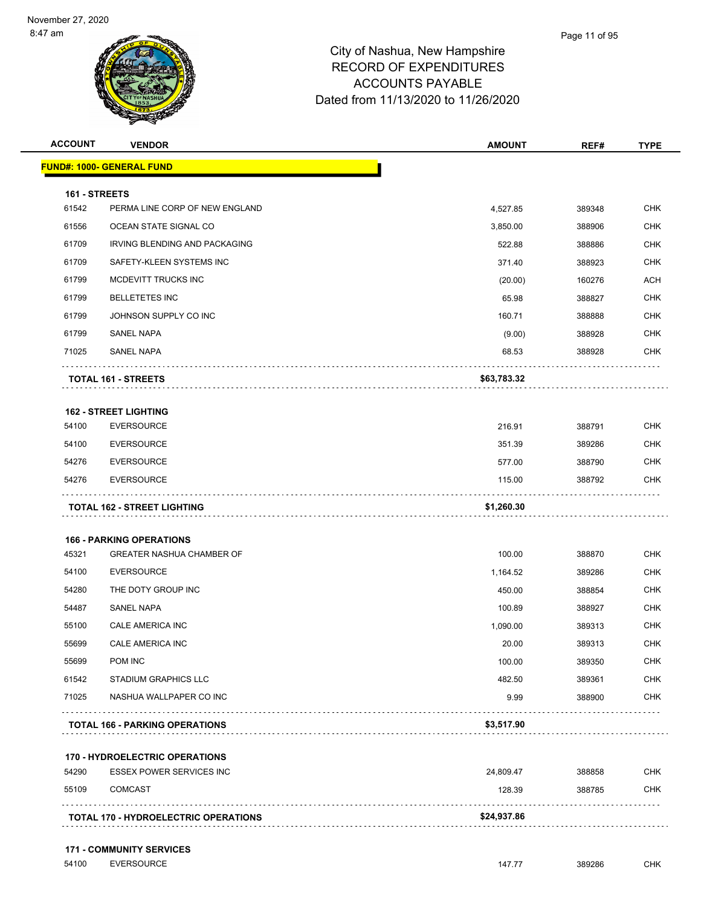# City of Nashua, New Hampshire
## RECORD OF EXPENDITURES
## ACCOUNTS PAYABLE
## Dated from 11/13/2020 to 11/26/2020

November 27, 2020
8:47 am

| ACCOUNT | VENDOR | AMOUNT | REF# | TYPE |
|---|---|---|---|---|
| **FUND#: 1000- GENERAL FUND** | | | | |
| **161 - STREETS** | | | | |
| 61542 | PERMA LINE CORP OF NEW ENGLAND | 4,527.85 | 389348 | CHK |
| 61556 | OCEAN STATE SIGNAL CO | 3,850.00 | 388906 | CHK |
| 61709 | IRVING BLENDING AND PACKAGING | 522.88 | 388886 | CHK |
| 61709 | SAFETY-KLEEN SYSTEMS INC | 371.40 | 388923 | CHK |
| 61799 | MCDEVITT TRUCKS INC | (20.00) | 160276 | ACH |
| 61799 | BELLETETES INC | 65.98 | 388827 | CHK |
| 61799 | JOHNSON SUPPLY CO INC | 160.71 | 388888 | CHK |
| 61799 | SANEL NAPA | (9.00) | 388928 | CHK |
| 71025 | SANEL NAPA | 68.53 | 388928 | CHK |
| | **TOTAL 161 - STREETS** | **$63,783.32** | | |
| **162 - STREET LIGHTING** | | | | |
| 54100 | EVERSOURCE | 216.91 | 388791 | CHK |
| 54100 | EVERSOURCE | 351.39 | 389286 | CHK |
| 54276 | EVERSOURCE | 577.00 | 388790 | CHK |
| 54276 | EVERSOURCE | 115.00 | 388792 | CHK |
| | **TOTAL 162 - STREET LIGHTING** | **$1,260.30** | | |
| **166 - PARKING OPERATIONS** | | | | |
| 45321 | GREATER NASHUA CHAMBER OF | 100.00 | 388870 | CHK |
| 54100 | EVERSOURCE | 1,164.52 | 389286 | CHK |
| 54280 | THE DOTY GROUP INC | 450.00 | 388854 | CHK |
| 54487 | SANEL NAPA | 100.89 | 388927 | CHK |
| 55100 | CALE AMERICA INC | 1,090.00 | 389313 | CHK |
| 55699 | CALE AMERICA INC | 20.00 | 389313 | CHK |
| 55699 | POM INC | 100.00 | 389350 | CHK |
| 61542 | STADIUM GRAPHICS LLC | 482.50 | 389361 | CHK |
| 71025 | NASHUA WALLPAPER CO INC | 9.99 | 388900 | CHK |
| | **TOTAL 166 - PARKING OPERATIONS** | **$3,517.90** | | |
| **170 - HYDROELECTRIC OPERATIONS** | | | | |
| 54290 | ESSEX POWER SERVICES INC | 24,809.47 | 388858 | CHK |
| 55109 | COMCAST | 128.39 | 388785 | CHK |
| | **TOTAL 170 - HYDROELECTRIC OPERATIONS** | **$24,937.86** | | |
| **171 - COMMUNITY SERVICES** | | | | |
| 54100 | EVERSOURCE | 147.77 | 389286 | CHK |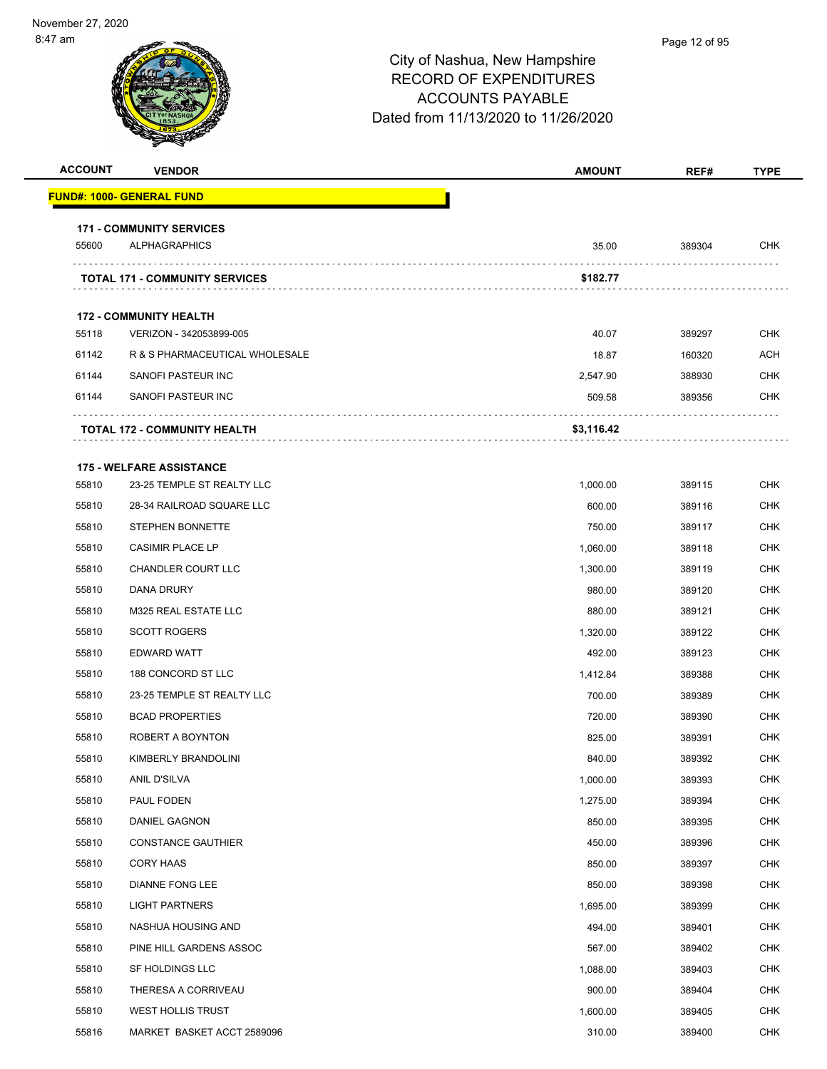November 27, 2020
8:47 am

# City of Nashua, New Hampshire
## RECORD OF EXPENDITURES
## ACCOUNTS PAYABLE
## Dated from 11/13/2020 to 11/26/2020

| ACCOUNT | VENDOR | AMOUNT | REF# | TYPE |
|---|---|---|---|---|
| **FUND#: 1000- GENERAL FUND** | | | | |
| **171 - COMMUNITY SERVICES** | | | | |
| 55600 | ALPHAGRAPHICS | 35.00 | 389304 | CHK |
| | **TOTAL 171 - COMMUNITY SERVICES** | **$182.77** | | |
| **172 - COMMUNITY HEALTH** | | | | |
| 55118 | VERIZON - 342053899-005 | 40.07 | 389297 | CHK |
| 61142 | R & S PHARMACEUTICAL WHOLESALE | 18.87 | 160320 | ACH |
| 61144 | SANOFI PASTEUR INC | 2,547.90 | 388930 | CHK |
| 61144 | SANOFI PASTEUR INC | 509.58 | 389356 | CHK |
| | **TOTAL 172 - COMMUNITY HEALTH** | **$3,116.42** | | |
| **175 - WELFARE ASSISTANCE** | | | | |
| 55810 | 23-25 TEMPLE ST REALTY LLC | 1,000.00 | 389115 | CHK |
| 55810 | 28-34 RAILROAD SQUARE LLC | 600.00 | 389116 | CHK |
| 55810 | STEPHEN BONNETTE | 750.00 | 389117 | CHK |
| 55810 | CASIMIR PLACE LP | 1,060.00 | 389118 | CHK |
| 55810 | CHANDLER COURT LLC | 1,300.00 | 389119 | CHK |
| 55810 | DANA DRURY | 980.00 | 389120 | CHK |
| 55810 | M325 REAL ESTATE LLC | 880.00 | 389121 | CHK |
| 55810 | SCOTT ROGERS | 1,320.00 | 389122 | CHK |
| 55810 | EDWARD WATT | 492.00 | 389123 | CHK |
| 55810 | 188 CONCORD ST LLC | 1,412.84 | 389388 | CHK |
| 55810 | 23-25 TEMPLE ST REALTY LLC | 700.00 | 389389 | CHK |
| 55810 | BCAD PROPERTIES | 720.00 | 389390 | CHK |
| 55810 | ROBERT A BOYNTON | 825.00 | 389391 | CHK |
| 55810 | KIMBERLY BRANDOLINI | 840.00 | 389392 | CHK |
| 55810 | ANIL D'SILVA | 1,000.00 | 389393 | CHK |
| 55810 | PAUL FODEN | 1,275.00 | 389394 | CHK |
| 55810 | DANIEL GAGNON | 850.00 | 389395 | CHK |
| 55810 | CONSTANCE GAUTHIER | 450.00 | 389396 | CHK |
| 55810 | CORY HAAS | 850.00 | 389397 | CHK |
| 55810 | DIANNE FONG LEE | 850.00 | 389398 | CHK |
| 55810 | LIGHT PARTNERS | 1,695.00 | 389399 | CHK |
| 55810 | NASHUA HOUSING AND | 494.00 | 389401 | CHK |
| 55810 | PINE HILL GARDENS ASSOC | 567.00 | 389402 | CHK |
| 55810 | SF HOLDINGS LLC | 1,088.00 | 389403 | CHK |
| 55810 | THERESA A CORRIVEAU | 900.00 | 389404 | CHK |
| 55810 | WEST HOLLIS TRUST | 1,600.00 | 389405 | CHK |
| 55816 | MARKET BASKET ACCT 2589096 | 310.00 | 389400 | CHK |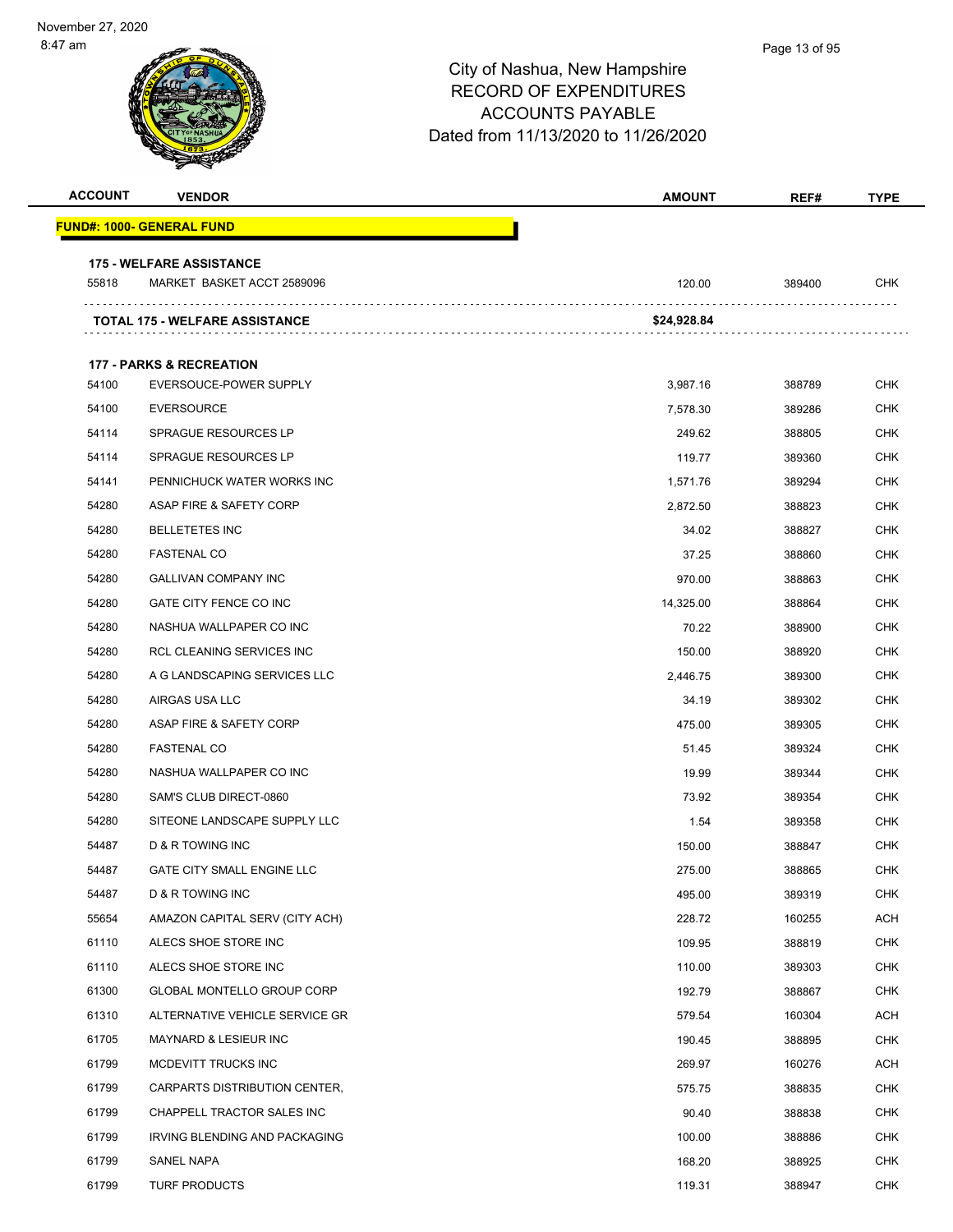# City of Nashua, New Hampshire
## RECORD OF EXPENDITURES
## ACCOUNTS PAYABLE
## Dated from 11/13/2020 to 11/26/2020

| ACCOUNT | VENDOR | AMOUNT | REF# | TYPE |
|---|---|---|---|---|
| **FUND#: 1000- GENERAL FUND** | | | | |
| **175 - WELFARE ASSISTANCE** | | | | |
| 55818 | MARKET BASKET ACCT 2589096 | 120.00 | 389400 | CHK |
| **TOTAL 175 - WELFARE ASSISTANCE** | | **$24,928.84** | | |
| **177 - PARKS & RECREATION** | | | | |
| 54100 | EVERSOUCE-POWER SUPPLY | 3,987.16 | 388789 | CHK |
| 54100 | EVERSOURCE | 7,578.30 | 389286 | CHK |
| 54114 | SPRAGUE RESOURCES LP | 249.62 | 388805 | CHK |
| 54114 | SPRAGUE RESOURCES LP | 119.77 | 389360 | CHK |
| 54141 | PENNICHUCK WATER WORKS INC | 1,571.76 | 389294 | CHK |
| 54280 | ASAP FIRE & SAFETY CORP | 2,872.50 | 388823 | CHK |
| 54280 | BELLETETES INC | 34.02 | 388827 | CHK |
| 54280 | FASTENAL CO | 37.25 | 388860 | CHK |
| 54280 | GALLIVAN COMPANY INC | 970.00 | 388863 | CHK |
| 54280 | GATE CITY FENCE CO INC | 14,325.00 | 388864 | CHK |
| 54280 | NASHUA WALLPAPER CO INC | 70.22 | 388900 | CHK |
| 54280 | RCL CLEANING SERVICES INC | 150.00 | 388920 | CHK |
| 54280 | A G LANDSCAPING SERVICES LLC | 2,446.75 | 389300 | CHK |
| 54280 | AIRGAS USA LLC | 34.19 | 389302 | CHK |
| 54280 | ASAP FIRE & SAFETY CORP | 475.00 | 389305 | CHK |
| 54280 | FASTENAL CO | 51.45 | 389324 | CHK |
| 54280 | NASHUA WALLPAPER CO INC | 19.99 | 389344 | CHK |
| 54280 | SAM'S CLUB DIRECT-0860 | 73.92 | 389354 | CHK |
| 54280 | SITEONE LANDSCAPE SUPPLY LLC | 1.54 | 389358 | CHK |
| 54487 | D & R TOWING INC | 150.00 | 388847 | CHK |
| 54487 | GATE CITY SMALL ENGINE LLC | 275.00 | 388865 | CHK |
| 54487 | D & R TOWING INC | 495.00 | 389319 | CHK |
| 55654 | AMAZON CAPITAL SERV (CITY ACH) | 228.72 | 160255 | ACH |
| 61110 | ALECS SHOE STORE INC | 109.95 | 388819 | CHK |
| 61110 | ALECS SHOE STORE INC | 110.00 | 389303 | CHK |
| 61300 | GLOBAL MONTELLO GROUP CORP | 192.79 | 388867 | CHK |
| 61310 | ALTERNATIVE VEHICLE SERVICE GR | 579.54 | 160304 | ACH |
| 61705 | MAYNARD & LESIEUR INC | 190.45 | 388895 | CHK |
| 61799 | MCDEVITT TRUCKS INC | 269.97 | 160276 | ACH |
| 61799 | CARPARTS DISTRIBUTION CENTER, | 575.75 | 388835 | CHK |
| 61799 | CHAPPELL TRACTOR SALES INC | 90.40 | 388838 | CHK |
| 61799 | IRVING BLENDING AND PACKAGING | 100.00 | 388886 | CHK |
| 61799 | SANEL NAPA | 168.20 | 388925 | CHK |
| 61799 | TURF PRODUCTS | 119.31 | 388947 | CHK |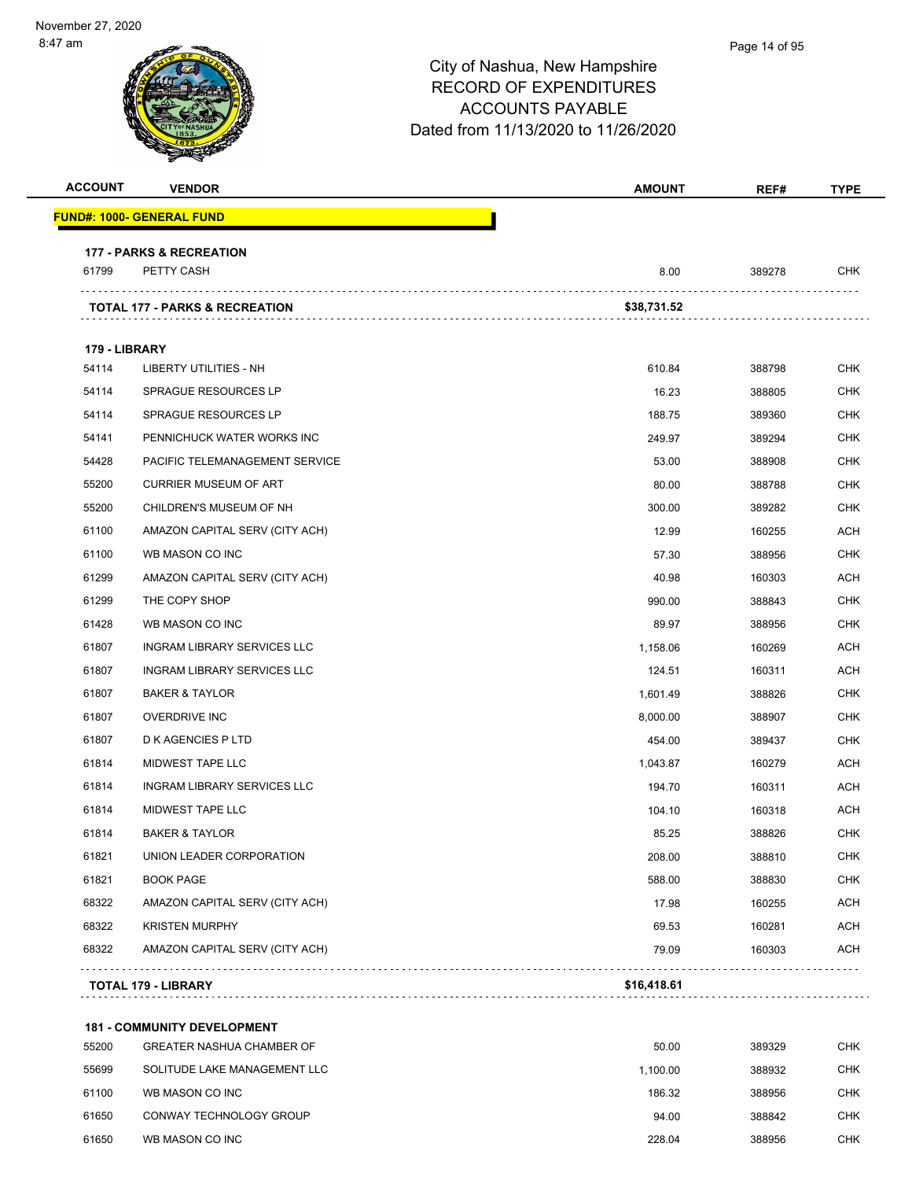November 27, 2020
8:47 am

# City of Nashua, New Hampshire
## RECORD OF EXPENDITURES
## ACCOUNTS PAYABLE
## Dated from 11/13/2020 to 11/26/2020

| ACCOUNT | VENDOR | AMOUNT | REF# | TYPE |
|---|---|---|---|---|
| **FUND#: 1000- GENERAL FUND** | | | | |
| **177 - PARKS & RECREATION** | | | | |
| 61799 | PETTY CASH | 8.00 | 389278 | CHK |
| | **TOTAL 177 - PARKS & RECREATION** | **$38,731.52** | | |
| **179 - LIBRARY** | | | | |
| 54114 | LIBERTY UTILITIES - NH | 610.84 | 388798 | CHK |
| 54114 | SPRAGUE RESOURCES LP | 16.23 | 388805 | CHK |
| 54114 | SPRAGUE RESOURCES LP | 188.75 | 389360 | CHK |
| 54141 | PENNICHUCK WATER WORKS INC | 249.97 | 389294 | CHK |
| 54428 | PACIFIC TELEMANAGEMENT SERVICE | 53.00 | 388908 | CHK |
| 55200 | CURRIER MUSEUM OF ART | 80.00 | 388788 | CHK |
| 55200 | CHILDREN'S MUSEUM OF NH | 300.00 | 389282 | CHK |
| 61100 | AMAZON CAPITAL SERV (CITY ACH) | 12.99 | 160255 | ACH |
| 61100 | WB MASON CO INC | 57.30 | 388956 | CHK |
| 61299 | AMAZON CAPITAL SERV (CITY ACH) | 40.98 | 160303 | ACH |
| 61299 | THE COPY SHOP | 990.00 | 388843 | CHK |
| 61428 | WB MASON CO INC | 89.97 | 388956 | CHK |
| 61807 | INGRAM LIBRARY SERVICES LLC | 1,158.06 | 160269 | ACH |
| 61807 | INGRAM LIBRARY SERVICES LLC | 124.51 | 160311 | ACH |
| 61807 | BAKER & TAYLOR | 1,601.49 | 388826 | CHK |
| 61807 | OVERDRIVE INC | 8,000.00 | 388907 | CHK |
| 61807 | D K AGENCIES P LTD | 454.00 | 389437 | CHK |
| 61814 | MIDWEST TAPE LLC | 1,043.87 | 160279 | ACH |
| 61814 | INGRAM LIBRARY SERVICES LLC | 194.70 | 160311 | ACH |
| 61814 | MIDWEST TAPE LLC | 104.10 | 160318 | ACH |
| 61814 | BAKER & TAYLOR | 85.25 | 388826 | CHK |
| 61821 | UNION LEADER CORPORATION | 208.00 | 388810 | CHK |
| 61821 | BOOK PAGE | 588.00 | 388830 | CHK |
| 68322 | AMAZON CAPITAL SERV (CITY ACH) | 17.98 | 160255 | ACH |
| 68322 | KRISTEN MURPHY | 69.53 | 160281 | ACH |
| 68322 | AMAZON CAPITAL SERV (CITY ACH) | 79.09 | 160303 | ACH |
| | **TOTAL 179 - LIBRARY** | **$16,418.61** | | |
| **181 - COMMUNITY DEVELOPMENT** | | | | |
| 55200 | GREATER NASHUA CHAMBER OF | 50.00 | 389329 | CHK |
| 55699 | SOLITUDE LAKE MANAGEMENT LLC | 1,100.00 | 388932 | CHK |
| 61100 | WB MASON CO INC | 186.32 | 388956 | CHK |
| 61650 | CONWAY TECHNOLOGY GROUP | 94.00 | 388842 | CHK |
| 61650 | WB MASON CO INC | 228.04 | 388956 | CHK |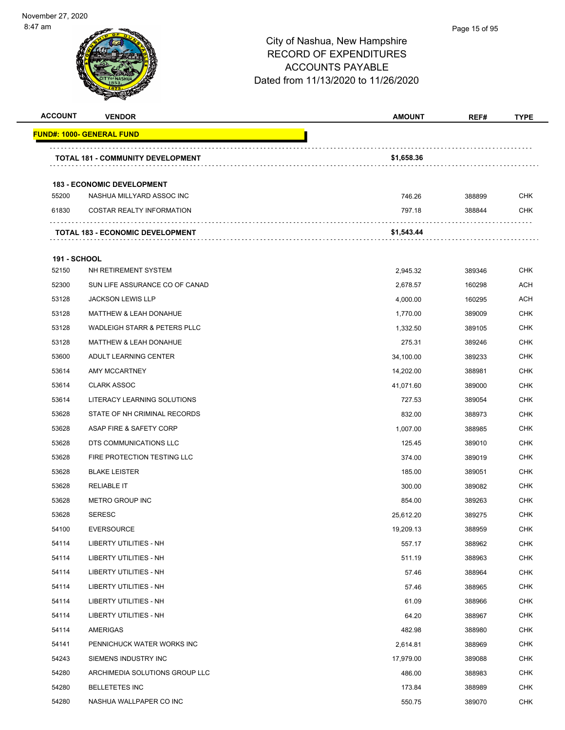# City of Nashua, New Hampshire
## RECORD OF EXPENDITURES
## ACCOUNTS PAYABLE
## Dated from 11/13/2020 to 11/26/2020

| ACCOUNT | VENDOR | AMOUNT | REF# | TYPE |
|---|---|---|---|---|
| **FUND#: 1000- GENERAL FUND** | | | | |
| | **TOTAL 181 - COMMUNITY DEVELOPMENT** | **$1,658.36** | | |
| **183 - ECONOMIC DEVELOPMENT** | | | | |
| 55200 | NASHUA MILLYARD ASSOC INC | 746.26 | 388899 | CHK |
| 61830 | COSTAR REALTY INFORMATION | 797.18 | 388844 | CHK |
| | **TOTAL 183 - ECONOMIC DEVELOPMENT** | **$1,543.44** | | |
| **191 - SCHOOL** | | | | |
| 52150 | NH RETIREMENT SYSTEM | 2,945.32 | 389346 | CHK |
| 52300 | SUN LIFE ASSURANCE CO OF CANAD | 2,678.57 | 160298 | ACH |
| 53128 | JACKSON LEWIS LLP | 4,000.00 | 160295 | ACH |
| 53128 | MATTHEW & LEAH DONAHUE | 1,770.00 | 389009 | CHK |
| 53128 | WADLEIGH STARR & PETERS PLLC | 1,332.50 | 389105 | CHK |
| 53128 | MATTHEW & LEAH DONAHUE | 275.31 | 389246 | CHK |
| 53600 | ADULT LEARNING CENTER | 34,100.00 | 389233 | CHK |
| 53614 | AMY MCCARTNEY | 14,202.00 | 388981 | CHK |
| 53614 | CLARK ASSOC | 41,071.60 | 389000 | CHK |
| 53614 | LITERACY LEARNING SOLUTIONS | 727.53 | 389054 | CHK |
| 53628 | STATE OF NH CRIMINAL RECORDS | 832.00 | 388973 | CHK |
| 53628 | ASAP FIRE & SAFETY CORP | 1,007.00 | 388985 | CHK |
| 53628 | DTS COMMUNICATIONS LLC | 125.45 | 389010 | CHK |
| 53628 | FIRE PROTECTION TESTING LLC | 374.00 | 389019 | CHK |
| 53628 | BLAKE LEISTER | 185.00 | 389051 | CHK |
| 53628 | RELIABLE IT | 300.00 | 389082 | CHK |
| 53628 | METRO GROUP INC | 854.00 | 389263 | CHK |
| 53628 | SERESC | 25,612.20 | 389275 | CHK |
| 54100 | EVERSOURCE | 19,209.13 | 388959 | CHK |
| 54114 | LIBERTY UTILITIES - NH | 557.17 | 388962 | CHK |
| 54114 | LIBERTY UTILITIES - NH | 511.19 | 388963 | CHK |
| 54114 | LIBERTY UTILITIES - NH | 57.46 | 388964 | CHK |
| 54114 | LIBERTY UTILITIES - NH | 57.46 | 388965 | CHK |
| 54114 | LIBERTY UTILITIES - NH | 61.09 | 388966 | CHK |
| 54114 | LIBERTY UTILITIES - NH | 64.20 | 388967 | CHK |
| 54114 | AMERIGAS | 482.98 | 388980 | CHK |
| 54141 | PENNICHUCK WATER WORKS INC | 2,614.81 | 388969 | CHK |
| 54243 | SIEMENS INDUSTRY INC | 17,979.00 | 389088 | CHK |
| 54280 | ARCHIMEDIA SOLUTIONS GROUP LLC | 486.00 | 388983 | CHK |
| 54280 | BELLETETES INC | 173.84 | 388989 | CHK |
| 54280 | NASHUA WALLPAPER CO INC | 550.75 | 389070 | CHK |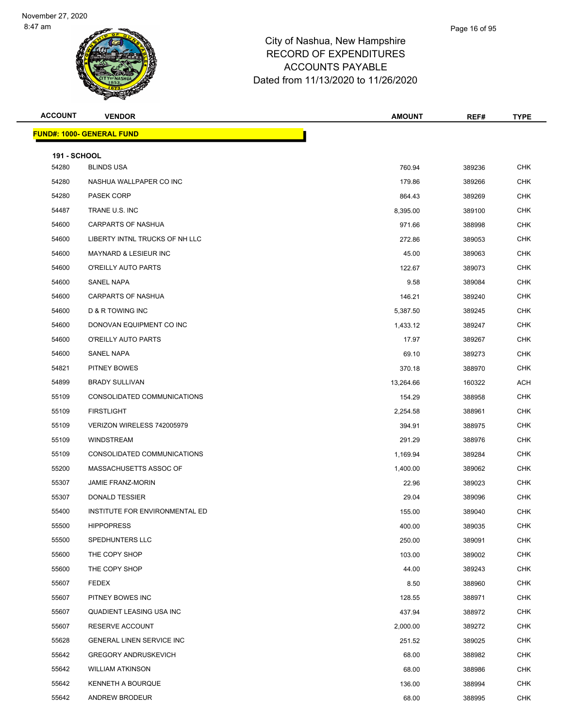November 27, 2020
8:47 am

# City of Nashua, New Hampshire
## RECORD OF EXPENDITURES
## ACCOUNTS PAYABLE
## Dated from 11/13/2020 to 11/26/2020

**FUND#: 1000- GENERAL FUND**

**191 - SCHOOL**

| ACCOUNT | VENDOR | AMOUNT | REF# | TYPE |
|---|---|---|---|---|
| 54280 | BLINDS USA | 760.94 | 389236 | CHK |
| 54280 | NASHUA WALLPAPER CO INC | 179.86 | 389266 | CHK |
| 54280 | PASEK CORP | 864.43 | 389269 | CHK |
| 54487 | TRANE U.S. INC | 8,395.00 | 389100 | CHK |
| 54600 | CARPARTS OF NASHUA | 971.66 | 388998 | CHK |
| 54600 | LIBERTY INTNL TRUCKS OF NH LLC | 272.86 | 389053 | CHK |
| 54600 | MAYNARD & LESIEUR INC | 45.00 | 389063 | CHK |
| 54600 | O'REILLY AUTO PARTS | 122.67 | 389073 | CHK |
| 54600 | SANEL NAPA | 9.58 | 389084 | CHK |
| 54600 | CARPARTS OF NASHUA | 146.21 | 389240 | CHK |
| 54600 | D & R TOWING INC | 5,387.50 | 389245 | CHK |
| 54600 | DONOVAN EQUIPMENT CO INC | 1,433.12 | 389247 | CHK |
| 54600 | O'REILLY AUTO PARTS | 17.97 | 389267 | CHK |
| 54600 | SANEL NAPA | 69.10 | 389273 | CHK |
| 54821 | PITNEY BOWES | 370.18 | 388970 | CHK |
| 54899 | BRADY SULLIVAN | 13,264.66 | 160322 | ACH |
| 55109 | CONSOLIDATED COMMUNICATIONS | 154.29 | 388958 | CHK |
| 55109 | FIRSTLIGHT | 2,254.58 | 388961 | CHK |
| 55109 | VERIZON WIRELESS 742005979 | 394.91 | 388975 | CHK |
| 55109 | WINDSTREAM | 291.29 | 388976 | CHK |
| 55109 | CONSOLIDATED COMMUNICATIONS | 1,169.94 | 389284 | CHK |
| 55200 | MASSACHUSETTS ASSOC OF | 1,400.00 | 389062 | CHK |
| 55307 | JAMIE FRANZ-MORIN | 22.96 | 389023 | CHK |
| 55307 | DONALD TESSIER | 29.04 | 389096 | CHK |
| 55400 | INSTITUTE FOR ENVIRONMENTAL ED | 155.00 | 389040 | CHK |
| 55500 | HIPPOPRESS | 400.00 | 389035 | CHK |
| 55500 | SPEDHUNTERS LLC | 250.00 | 389091 | CHK |
| 55600 | THE COPY SHOP | 103.00 | 389002 | CHK |
| 55600 | THE COPY SHOP | 44.00 | 389243 | CHK |
| 55607 | FEDEX | 8.50 | 388960 | CHK |
| 55607 | PITNEY BOWES INC | 128.55 | 388971 | CHK |
| 55607 | QUADIENT LEASING USA INC | 437.94 | 388972 | CHK |
| 55607 | RESERVE ACCOUNT | 2,000.00 | 389272 | CHK |
| 55628 | GENERAL LINEN SERVICE INC | 251.52 | 389025 | CHK |
| 55642 | GREGORY ANDRUSKEVICH | 68.00 | 388982 | CHK |
| 55642 | WILLIAM ATKINSON | 68.00 | 388986 | CHK |
| 55642 | KENNETH A BOURQUE | 136.00 | 388994 | CHK |
| 55642 | ANDREW BRODEUR | 68.00 | 388995 | CHK |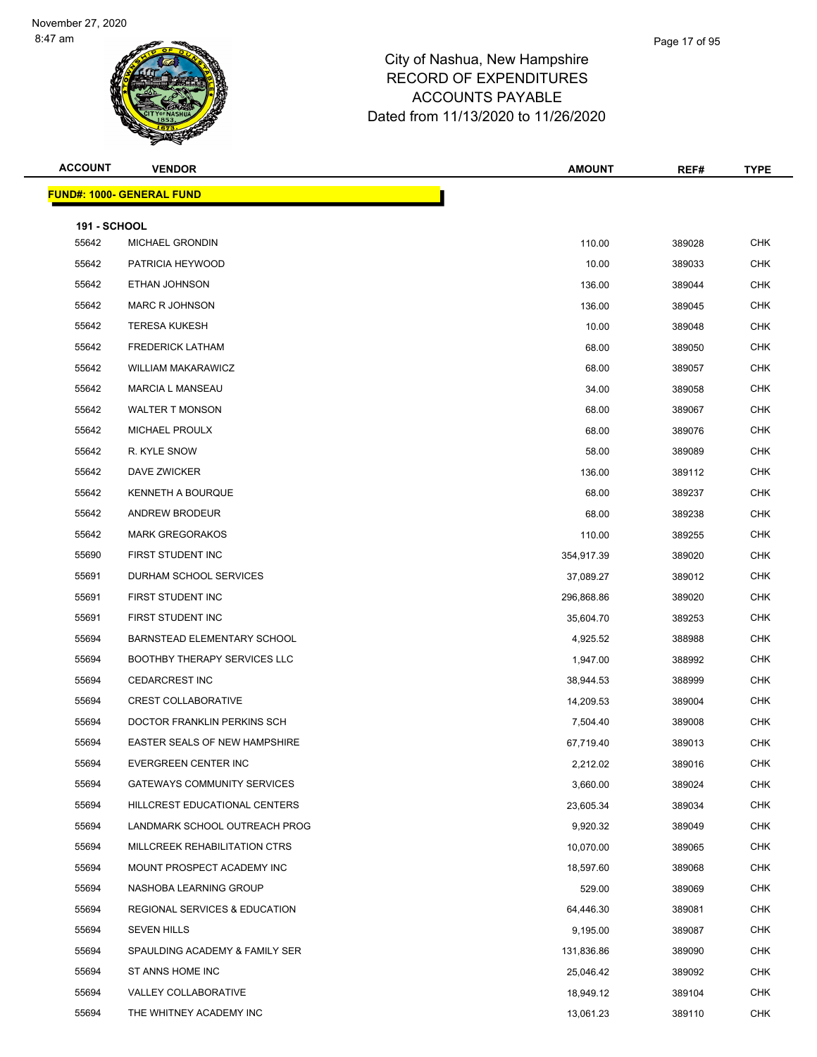November 27, 2020
8:47 am

# City of Nashua, New Hampshire
## RECORD OF EXPENDITURES
## ACCOUNTS PAYABLE
## Dated from 11/13/2020 to 11/26/2020

| ACCOUNT | VENDOR | AMOUNT | REF# | TYPE |
|---|---|---|---|---|
| **FUND#: 1000- GENERAL FUND** | | | | |
| **191 - SCHOOL** | | | | |
| 55642 | MICHAEL GRONDIN | 110.00 | 389028 | CHK |
| 55642 | PATRICIA HEYWOOD | 10.00 | 389033 | CHK |
| 55642 | ETHAN JOHNSON | 136.00 | 389044 | CHK |
| 55642 | MARC R JOHNSON | 136.00 | 389045 | CHK |
| 55642 | TERESA KUKESH | 10.00 | 389048 | CHK |
| 55642 | FREDERICK LATHAM | 68.00 | 389050 | CHK |
| 55642 | WILLIAM MAKARAWICZ | 68.00 | 389057 | CHK |
| 55642 | MARCIA L MANSEAU | 34.00 | 389058 | CHK |
| 55642 | WALTER T MONSON | 68.00 | 389067 | CHK |
| 55642 | MICHAEL PROULX | 68.00 | 389076 | CHK |
| 55642 | R. KYLE SNOW | 58.00 | 389089 | CHK |
| 55642 | DAVE ZWICKER | 136.00 | 389112 | CHK |
| 55642 | KENNETH A BOURQUE | 68.00 | 389237 | CHK |
| 55642 | ANDREW BRODEUR | 68.00 | 389238 | CHK |
| 55642 | MARK GREGORAKOS | 110.00 | 389255 | CHK |
| 55690 | FIRST STUDENT INC | 354,917.39 | 389020 | CHK |
| 55691 | DURHAM SCHOOL SERVICES | 37,089.27 | 389012 | CHK |
| 55691 | FIRST STUDENT INC | 296,868.86 | 389020 | CHK |
| 55691 | FIRST STUDENT INC | 35,604.70 | 389253 | CHK |
| 55694 | BARNSTEAD ELEMENTARY SCHOOL | 4,925.52 | 388988 | CHK |
| 55694 | BOOTHBY THERAPY SERVICES LLC | 1,947.00 | 388992 | CHK |
| 55694 | CEDARCREST INC | 38,944.53 | 388999 | CHK |
| 55694 | CREST COLLABORATIVE | 14,209.53 | 389004 | CHK |
| 55694 | DOCTOR FRANKLIN PERKINS SCH | 7,504.40 | 389008 | CHK |
| 55694 | EASTER SEALS OF NEW HAMPSHIRE | 67,719.40 | 389013 | CHK |
| 55694 | EVERGREEN CENTER INC | 2,212.02 | 389016 | CHK |
| 55694 | GATEWAYS COMMUNITY SERVICES | 3,660.00 | 389024 | CHK |
| 55694 | HILLCREST EDUCATIONAL CENTERS | 23,605.34 | 389034 | CHK |
| 55694 | LANDMARK SCHOOL OUTREACH PROG | 9,920.32 | 389049 | CHK |
| 55694 | MILLCREEK REHABILITATION CTRS | 10,070.00 | 389065 | CHK |
| 55694 | MOUNT PROSPECT ACADEMY INC | 18,597.60 | 389068 | CHK |
| 55694 | NASHOBA LEARNING GROUP | 529.00 | 389069 | CHK |
| 55694 | REGIONAL SERVICES & EDUCATION | 64,446.30 | 389081 | CHK |
| 55694 | SEVEN HILLS | 9,195.00 | 389087 | CHK |
| 55694 | SPAULDING ACADEMY & FAMILY SER | 131,836.86 | 389090 | CHK |
| 55694 | ST ANNS HOME INC | 25,046.42 | 389092 | CHK |
| 55694 | VALLEY COLLABORATIVE | 18,949.12 | 389104 | CHK |
| 55694 | THE WHITNEY ACADEMY INC | 13,061.23 | 389110 | CHK |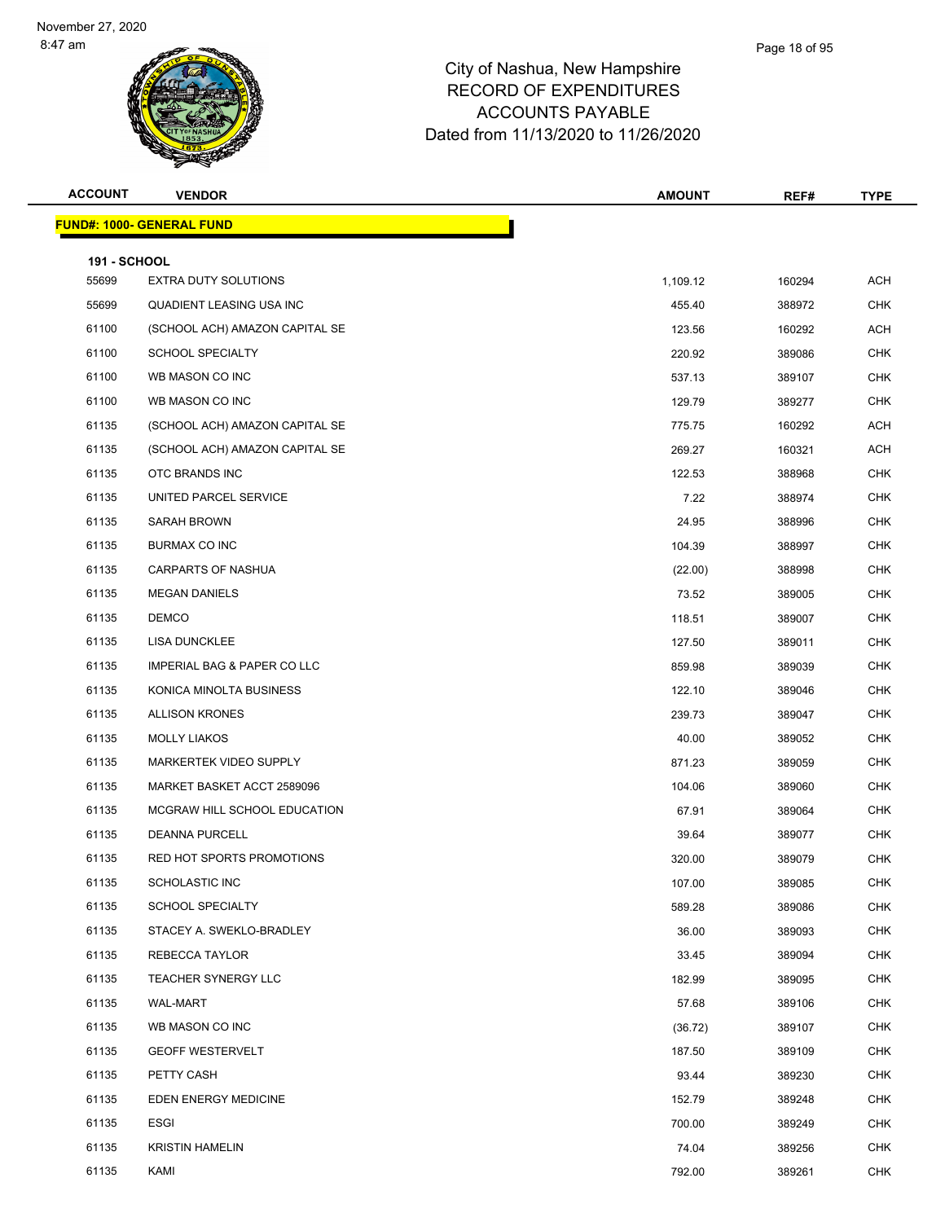# City of Nashua, New Hampshire
## RECORD OF EXPENDITURES
## ACCOUNTS PAYABLE
## Dated from 11/13/2020 to 11/26/2020

| ACCOUNT | VENDOR | AMOUNT | REF# | TYPE |
|---|---|---|---|---|
| **FUND#: 1000- GENERAL FUND** | | | | |
| **191 - SCHOOL** | | | | |
| 55699 | EXTRA DUTY SOLUTIONS | 1,109.12 | 160294 | ACH |
| 55699 | QUADIENT LEASING USA INC | 455.40 | 388972 | CHK |
| 61100 | (SCHOOL ACH) AMAZON CAPITAL SE | 123.56 | 160292 | ACH |
| 61100 | SCHOOL SPECIALTY | 220.92 | 389086 | CHK |
| 61100 | WB MASON CO INC | 537.13 | 389107 | CHK |
| 61100 | WB MASON CO INC | 129.79 | 389277 | CHK |
| 61135 | (SCHOOL ACH) AMAZON CAPITAL SE | 775.75 | 160292 | ACH |
| 61135 | (SCHOOL ACH) AMAZON CAPITAL SE | 269.27 | 160321 | ACH |
| 61135 | OTC BRANDS INC | 122.53 | 388968 | CHK |
| 61135 | UNITED PARCEL SERVICE | 7.22 | 388974 | CHK |
| 61135 | SARAH BROWN | 24.95 | 388996 | CHK |
| 61135 | BURMAX CO INC | 104.39 | 388997 | CHK |
| 61135 | CARPARTS OF NASHUA | (22.00) | 388998 | CHK |
| 61135 | MEGAN DANIELS | 73.52 | 389005 | CHK |
| 61135 | DEMCO | 118.51 | 389007 | CHK |
| 61135 | LISA DUNCKLEE | 127.50 | 389011 | CHK |
| 61135 | IMPERIAL BAG & PAPER CO LLC | 859.98 | 389039 | CHK |
| 61135 | KONICA MINOLTA BUSINESS | 122.10 | 389046 | CHK |
| 61135 | ALLISON KRONES | 239.73 | 389047 | CHK |
| 61135 | MOLLY LIAKOS | 40.00 | 389052 | CHK |
| 61135 | MARKERTEK VIDEO SUPPLY | 871.23 | 389059 | CHK |
| 61135 | MARKET BASKET ACCT 2589096 | 104.06 | 389060 | CHK |
| 61135 | MCGRAW HILL SCHOOL EDUCATION | 67.91 | 389064 | CHK |
| 61135 | DEANNA PURCELL | 39.64 | 389077 | CHK |
| 61135 | RED HOT SPORTS PROMOTIONS | 320.00 | 389079 | CHK |
| 61135 | SCHOLASTIC INC | 107.00 | 389085 | CHK |
| 61135 | SCHOOL SPECIALTY | 589.28 | 389086 | CHK |
| 61135 | STACEY A. SWEKLO-BRADLEY | 36.00 | 389093 | CHK |
| 61135 | REBECCA TAYLOR | 33.45 | 389094 | CHK |
| 61135 | TEACHER SYNERGY LLC | 182.99 | 389095 | CHK |
| 61135 | WAL-MART | 57.68 | 389106 | CHK |
| 61135 | WB MASON CO INC | (36.72) | 389107 | CHK |
| 61135 | GEOFF WESTERVELT | 187.50 | 389109 | CHK |
| 61135 | PETTY CASH | 93.44 | 389230 | CHK |
| 61135 | EDEN ENERGY MEDICINE | 152.79 | 389248 | CHK |
| 61135 | ESGI | 700.00 | 389249 | CHK |
| 61135 | KRISTIN HAMELIN | 74.04 | 389256 | CHK |
| 61135 | KAMI | 792.00 | 389261 | CHK |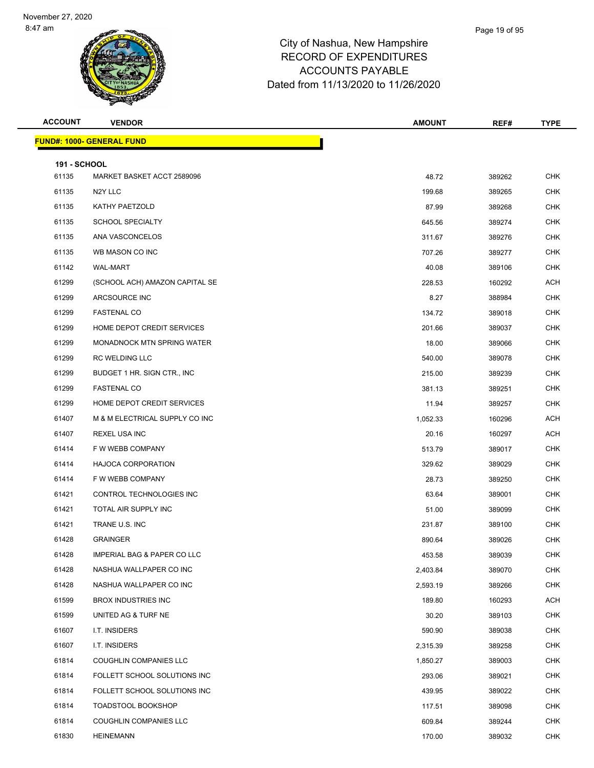November 27, 2020
8:47 am

# City of Nashua, New Hampshire
## RECORD OF EXPENDITURES
## ACCOUNTS PAYABLE
## Dated from 11/13/2020 to 11/26/2020

**FUND#: 1000- GENERAL FUND**

**191 - SCHOOL**

| ACCOUNT | VENDOR | AMOUNT | REF# | TYPE |
|---|---|---|---|---|
| 61135 | MARKET BASKET ACCT 2589096 | 48.72 | 389262 | CHK |
| 61135 | N2Y LLC | 199.68 | 389265 | CHK |
| 61135 | KATHY PAETZOLD | 87.99 | 389268 | CHK |
| 61135 | SCHOOL SPECIALTY | 645.56 | 389274 | CHK |
| 61135 | ANA VASCONCELOS | 311.67 | 389276 | CHK |
| 61135 | WB MASON CO INC | 707.26 | 389277 | CHK |
| 61142 | WAL-MART | 40.08 | 389106 | CHK |
| 61299 | (SCHOOL ACH) AMAZON CAPITAL SE | 228.53 | 160292 | ACH |
| 61299 | ARCSOURCE INC | 8.27 | 388984 | CHK |
| 61299 | FASTENAL CO | 134.72 | 389018 | CHK |
| 61299 | HOME DEPOT CREDIT SERVICES | 201.66 | 389037 | CHK |
| 61299 | MONADNOCK MTN SPRING WATER | 18.00 | 389066 | CHK |
| 61299 | RC WELDING LLC | 540.00 | 389078 | CHK |
| 61299 | BUDGET 1 HR. SIGN CTR., INC | 215.00 | 389239 | CHK |
| 61299 | FASTENAL CO | 381.13 | 389251 | CHK |
| 61299 | HOME DEPOT CREDIT SERVICES | 11.94 | 389257 | CHK |
| 61407 | M & M ELECTRICAL SUPPLY CO INC | 1,052.33 | 160296 | ACH |
| 61407 | REXEL USA INC | 20.16 | 160297 | ACH |
| 61414 | F W WEBB COMPANY | 513.79 | 389017 | CHK |
| 61414 | HAJOCA CORPORATION | 329.62 | 389029 | CHK |
| 61414 | F W WEBB COMPANY | 28.73 | 389250 | CHK |
| 61421 | CONTROL TECHNOLOGIES INC | 63.64 | 389001 | CHK |
| 61421 | TOTAL AIR SUPPLY INC | 51.00 | 389099 | CHK |
| 61421 | TRANE U.S. INC | 231.87 | 389100 | CHK |
| 61428 | GRAINGER | 890.64 | 389026 | CHK |
| 61428 | IMPERIAL BAG & PAPER CO LLC | 453.58 | 389039 | CHK |
| 61428 | NASHUA WALLPAPER CO INC | 2,403.84 | 389070 | CHK |
| 61428 | NASHUA WALLPAPER CO INC | 2,593.19 | 389266 | CHK |
| 61599 | BROX INDUSTRIES INC | 189.80 | 160293 | ACH |
| 61599 | UNITED AG & TURF NE | 30.20 | 389103 | CHK |
| 61607 | I.T. INSIDERS | 590.90 | 389038 | CHK |
| 61607 | I.T. INSIDERS | 2,315.39 | 389258 | CHK |
| 61814 | COUGHLIN COMPANIES LLC | 1,850.27 | 389003 | CHK |
| 61814 | FOLLETT SCHOOL SOLUTIONS INC | 293.06 | 389021 | CHK |
| 61814 | FOLLETT SCHOOL SOLUTIONS INC | 439.95 | 389022 | CHK |
| 61814 | TOADSTOOL BOOKSHOP | 117.51 | 389098 | CHK |
| 61814 | COUGHLIN COMPANIES LLC | 609.84 | 389244 | CHK |
| 61830 | HEINEMANN | 170.00 | 389032 | CHK |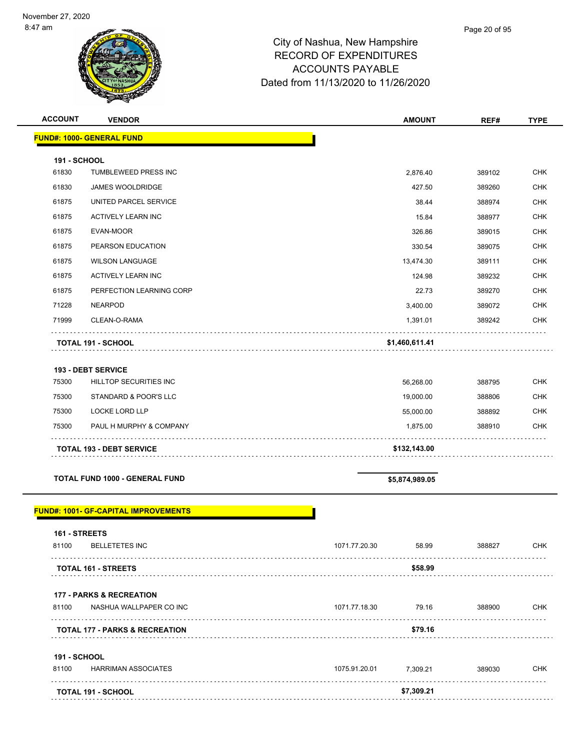City of Nashua, New Hampshire
RECORD OF EXPENDITURES
ACCOUNTS PAYABLE
Dated from 11/13/2020 to 11/26/2020

| ACCOUNT | VENDOR | | AMOUNT | REF# | TYPE |
|---|---|---|---|---|---|
| **FUND#: 1000- GENERAL FUND** | | | | | |
| **191 - SCHOOL** | | | | | |
| 61830 | TUMBLEWEED PRESS INC | | 2,876.40 | 389102 | CHK |
| 61830 | JAMES WOOLDRIDGE | | 427.50 | 389260 | CHK |
| 61875 | UNITED PARCEL SERVICE | | 38.44 | 388974 | CHK |
| 61875 | ACTIVELY LEARN INC | | 15.84 | 388977 | CHK |
| 61875 | EVAN-MOOR | | 326.86 | 389015 | CHK |
| 61875 | PEARSON EDUCATION | | 330.54 | 389075 | CHK |
| 61875 | WILSON LANGUAGE | | 13,474.30 | 389111 | CHK |
| 61875 | ACTIVELY LEARN INC | | 124.98 | 389232 | CHK |
| 61875 | PERFECTION LEARNING CORP | | 22.73 | 389270 | CHK |
| 71228 | NEARPOD | | 3,400.00 | 389072 | CHK |
| 71999 | CLEAN-O-RAMA | | 1,391.01 | 389242 | CHK |
| **TOTAL 191 - SCHOOL** | | | **$1,460,611.41** | | |
| **193 - DEBT SERVICE** | | | | | |
| 75300 | HILLTOP SECURITIES INC | | 56,268.00 | 388795 | CHK |
| 75300 | STANDARD & POOR'S LLC | | 19,000.00 | 388806 | CHK |
| 75300 | LOCKE LORD LLP | | 55,000.00 | 388892 | CHK |
| 75300 | PAUL H MURPHY & COMPANY | | 1,875.00 | 388910 | CHK |
| **TOTAL 193 - DEBT SERVICE** | | | **$132,143.00** | | |
| **TOTAL FUND 1000 - GENERAL FUND** | | | **$5,874,989.05** | | |
| **FUND#: 1001- GF-CAPITAL IMPROVEMENTS** | | | | | |
| **161 - STREETS** | | | | | |
| 81100 | BELLETETES INC | 1071.77.20.30 | 58.99 | 388827 | CHK |
| **TOTAL 161 - STREETS** | | | **$58.99** | | |
| **177 - PARKS & RECREATION** | | | | | |
| 81100 | NASHUA WALLPAPER CO INC | 1071.77.18.30 | 79.16 | 388900 | CHK |
| **TOTAL 177 - PARKS & RECREATION** | | | **$79.16** | | |
| **191 - SCHOOL** | | | | | |
| 81100 | HARRIMAN ASSOCIATES | 1075.91.20.01 | 7,309.21 | 389030 | CHK |
| **TOTAL 191 - SCHOOL** | | | **$7,309.21** | | |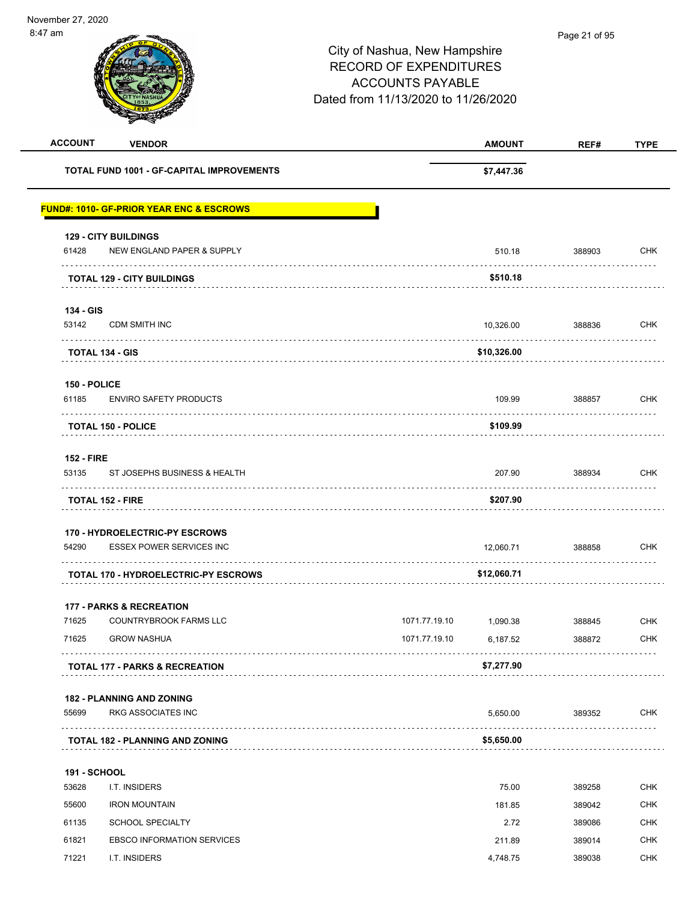# City of Nashua, New Hampshire
## RECORD OF EXPENDITURES
## ACCOUNTS PAYABLE
## Dated from 11/13/2020 to 11/26/2020

| ACCOUNT | VENDOR | | AMOUNT | REF# | TYPE |
|---|---|---|---|---|---|
| | **TOTAL FUND 1001 - GF-CAPITAL IMPROVEMENTS** | | **$7,447.36** | | |

**FUND#: 1010- GF-PRIOR YEAR ENC & ESCROWS**

| ACCOUNT | VENDOR | | AMOUNT | REF# | TYPE |
|---|---|---|---|---|---|
| **129 - CITY BUILDINGS** | | | | | |
| 61428 | NEW ENGLAND PAPER & SUPPLY | | 510.18 | 388903 | CHK |
| | **TOTAL 129 - CITY BUILDINGS** | | **$510.18** | | |
| **134 - GIS** | | | | | |
| 53142 | CDM SMITH INC | | 10,326.00 | 388836 | CHK |
| | **TOTAL 134 - GIS** | | **$10,326.00** | | |
| **150 - POLICE** | | | | | |
| 61185 | ENVIRO SAFETY PRODUCTS | | 109.99 | 388857 | CHK |
| | **TOTAL 150 - POLICE** | | **$109.99** | | |
| **152 - FIRE** | | | | | |
| 53135 | ST JOSEPHS BUSINESS & HEALTH | | 207.90 | 388934 | CHK |
| | **TOTAL 152 - FIRE** | | **$207.90** | | |
| **170 - HYDROELECTRIC-PY ESCROWS** | | | | | |
| 54290 | ESSEX POWER SERVICES INC | | 12,060.71 | 388858 | CHK |
| | **TOTAL 170 - HYDROELECTRIC-PY ESCROWS** | | **$12,060.71** | | |
| **177 - PARKS & RECREATION** | | | | | |
| 71625 | COUNTRYBROOK FARMS LLC | 1071.77.19.10 | 1,090.38 | 388845 | CHK |
| 71625 | GROW NASHUA | 1071.77.19.10 | 6,187.52 | 388872 | CHK |
| | **TOTAL 177 - PARKS & RECREATION** | | **$7,277.90** | | |
| **182 - PLANNING AND ZONING** | | | | | |
| 55699 | RKG ASSOCIATES INC | | 5,650.00 | 389352 | CHK |
| | **TOTAL 182 - PLANNING AND ZONING** | | **$5,650.00** | | |
| **191 - SCHOOL** | | | | | |
| 53628 | I.T. INSIDERS | | 75.00 | 389258 | CHK |
| 55600 | IRON MOUNTAIN | | 181.85 | 389042 | CHK |
| 61135 | SCHOOL SPECIALTY | | 2.72 | 389086 | CHK |
| 61821 | EBSCO INFORMATION SERVICES | | 211.89 | 389014 | CHK |
| 71221 | I.T. INSIDERS | | 4,748.75 | 389038 | CHK |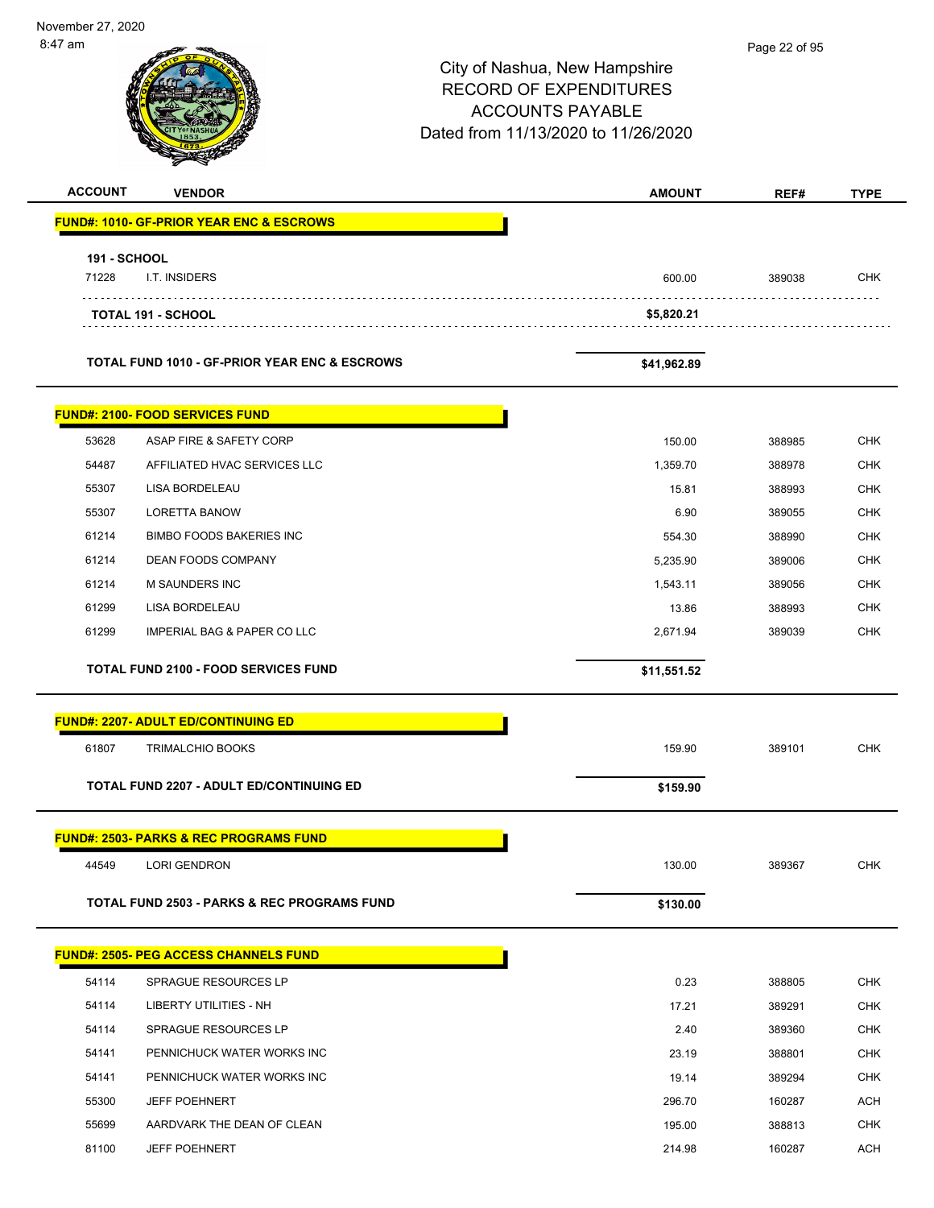# City of Nashua, New Hampshire
## RECORD OF EXPENDITURES
## ACCOUNTS PAYABLE
### Dated from 11/13/2020 to 11/26/2020

| ACCOUNT | VENDOR | AMOUNT | REF# | TYPE |
|---|---|---|---|---|
| **FUND#: 1010- GF-PRIOR YEAR ENC & ESCROWS** | | | | |
| **191 - SCHOOL** | | | | |
| 71228 | I.T. INSIDERS | 600.00 | 389038 | CHK |
| | **TOTAL 191 - SCHOOL** | **$5,820.21** | | |
| | **TOTAL FUND 1010 - GF-PRIOR YEAR ENC & ESCROWS** | **$41,962.89** | | |
| **FUND#: 2100- FOOD SERVICES FUND** | | | | |
| 53628 | ASAP FIRE & SAFETY CORP | 150.00 | 388985 | CHK |
| 54487 | AFFILIATED HVAC SERVICES LLC | 1,359.70 | 388978 | CHK |
| 55307 | LISA BORDELEAU | 15.81 | 388993 | CHK |
| 55307 | LORETTA BANOW | 6.90 | 389055 | CHK |
| 61214 | BIMBO FOODS BAKERIES INC | 554.30 | 388990 | CHK |
| 61214 | DEAN FOODS COMPANY | 5,235.90 | 389006 | CHK |
| 61214 | M SAUNDERS INC | 1,543.11 | 389056 | CHK |
| 61299 | LISA BORDELEAU | 13.86 | 388993 | CHK |
| 61299 | IMPERIAL BAG & PAPER CO LLC | 2,671.94 | 389039 | CHK |
| | **TOTAL FUND 2100 - FOOD SERVICES FUND** | **$11,551.52** | | |
| **FUND#: 2207- ADULT ED/CONTINUING ED** | | | | |
| 61807 | TRIMALCHIO BOOKS | 159.90 | 389101 | CHK |
| | **TOTAL FUND 2207 - ADULT ED/CONTINUING ED** | **$159.90** | | |
| **FUND#: 2503- PARKS & REC PROGRAMS FUND** | | | | |
| 44549 | LORI GENDRON | 130.00 | 389367 | CHK |
| | **TOTAL FUND 2503 - PARKS & REC PROGRAMS FUND** | **$130.00** | | |
| **FUND#: 2505- PEG ACCESS CHANNELS FUND** | | | | |
| 54114 | SPRAGUE RESOURCES LP | 0.23 | 388805 | CHK |
| 54114 | LIBERTY UTILITIES - NH | 17.21 | 389291 | CHK |
| 54114 | SPRAGUE RESOURCES LP | 2.40 | 389360 | CHK |
| 54141 | PENNICHUCK WATER WORKS INC | 23.19 | 388801 | CHK |
| 54141 | PENNICHUCK WATER WORKS INC | 19.14 | 389294 | CHK |
| 55300 | JEFF POEHNERT | 296.70 | 160287 | ACH |
| 55699 | AARDVARK THE DEAN OF CLEAN | 195.00 | 388813 | CHK |
| 81100 | JEFF POEHNERT | 214.98 | 160287 | ACH |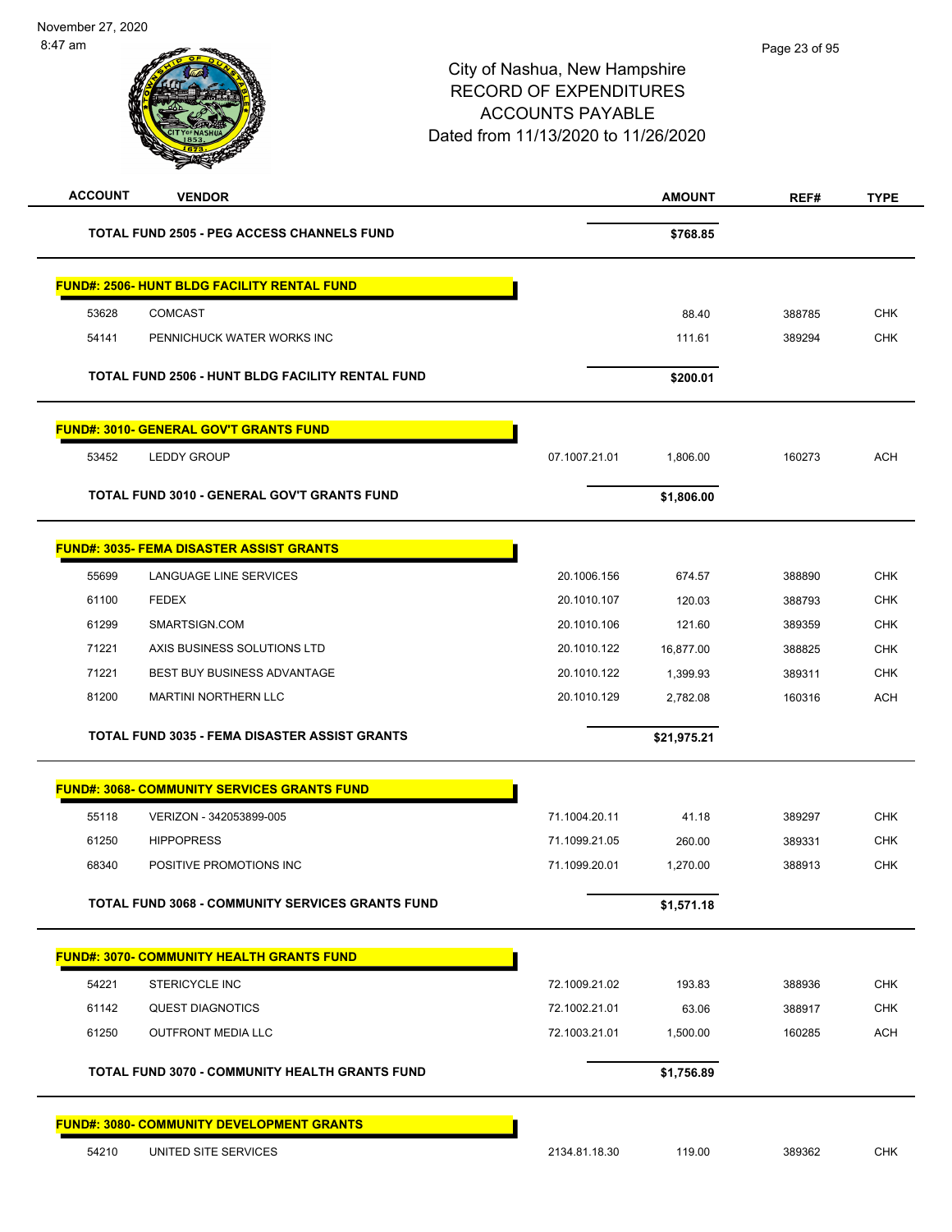City of Nashua, New Hampshire
RECORD OF EXPENDITURES
ACCOUNTS PAYABLE
Dated from 11/13/2020 to 11/26/2020

| ACCOUNT | VENDOR | | AMOUNT | REF# | TYPE |
|---|---|---|---|---|---|
| | **TOTAL FUND 2505 - PEG ACCESS CHANNELS FUND** | | **$768.85** | | |
| | **FUND#: 2506- HUNT BLDG FACILITY RENTAL FUND** | | | | |
| 53628 | COMCAST | | 88.40 | 388785 | CHK |
| 54141 | PENNICHUCK WATER WORKS INC | | 111.61 | 389294 | CHK |
| | **TOTAL FUND 2506 - HUNT BLDG FACILITY RENTAL FUND** | | **$200.01** | | |
| | **FUND#: 3010- GENERAL GOV'T GRANTS FUND** | | | | |
| 53452 | LEDDY GROUP | 07.1007.21.01 | 1,806.00 | 160273 | ACH |
| | **TOTAL FUND 3010 - GENERAL GOV'T GRANTS FUND** | | **$1,806.00** | | |
| | **FUND#: 3035- FEMA DISASTER ASSIST GRANTS** | | | | |
| 55699 | LANGUAGE LINE SERVICES | 20.1006.156 | 674.57 | 388890 | CHK |
| 61100 | FEDEX | 20.1010.107 | 120.03 | 388793 | CHK |
| 61299 | SMARTSIGN.COM | 20.1010.106 | 121.60 | 389359 | CHK |
| 71221 | AXIS BUSINESS SOLUTIONS LTD | 20.1010.122 | 16,877.00 | 388825 | CHK |
| 71221 | BEST BUY BUSINESS ADVANTAGE | 20.1010.122 | 1,399.93 | 389311 | CHK |
| 81200 | MARTINI NORTHERN LLC | 20.1010.129 | 2,782.08 | 160316 | ACH |
| | **TOTAL FUND 3035 - FEMA DISASTER ASSIST GRANTS** | | **$21,975.21** | | |
| | **FUND#: 3068- COMMUNITY SERVICES GRANTS FUND** | | | | |
| 55118 | VERIZON - 342053899-005 | 71.1004.20.11 | 41.18 | 389297 | CHK |
| 61250 | HIPPOPRESS | 71.1099.21.05 | 260.00 | 389331 | CHK |
| 68340 | POSITIVE PROMOTIONS INC | 71.1099.20.01 | 1,270.00 | 388913 | CHK |
| | **TOTAL FUND 3068 - COMMUNITY SERVICES GRANTS FUND** | | **$1,571.18** | | |
| | **FUND#: 3070- COMMUNITY HEALTH GRANTS FUND** | | | | |
| 54221 | STERICYCLE INC | 72.1009.21.02 | 193.83 | 388936 | CHK |
| 61142 | QUEST DIAGNOTICS | 72.1002.21.01 | 63.06 | 388917 | CHK |
| 61250 | OUTFRONT MEDIA LLC | 72.1003.21.01 | 1,500.00 | 160285 | ACH |
| | **TOTAL FUND 3070 - COMMUNITY HEALTH GRANTS FUND** | | **$1,756.89** | | |
| | **FUND#: 3080- COMMUNITY DEVELOPMENT GRANTS** | | | | |
| 54210 | UNITED SITE SERVICES | 2134.81.18.30 | 119.00 | 389362 | CHK |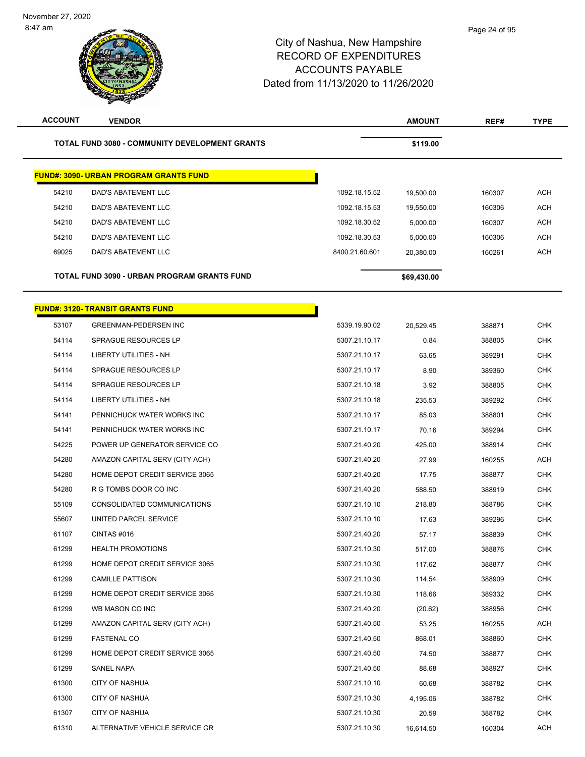# City of Nashua, New Hampshire
## RECORD OF EXPENDITURES
## ACCOUNTS PAYABLE
### Dated from 11/13/2020 to 11/26/2020

| ACCOUNT | VENDOR | | AMOUNT | REF# | TYPE |
|---|---|---|---|---|---|
| | **TOTAL FUND 3080 - COMMUNITY DEVELOPMENT GRANTS** | | **$119.00** | | |
| | **FUND#: 3090- URBAN PROGRAM GRANTS FUND** | | | | |
| 54210 | DAD'S ABATEMENT LLC | 1092.18.15.52 | 19,500.00 | 160307 | ACH |
| 54210 | DAD'S ABATEMENT LLC | 1092.18.15.53 | 19,550.00 | 160306 | ACH |
| 54210 | DAD'S ABATEMENT LLC | 1092.18.30.52 | 5,000.00 | 160307 | ACH |
| 54210 | DAD'S ABATEMENT LLC | 1092.18.30.53 | 5,000.00 | 160306 | ACH |
| 69025 | DAD'S ABATEMENT LLC | 8400.21.60.601 | 20,380.00 | 160261 | ACH |
| | **TOTAL FUND 3090 - URBAN PROGRAM GRANTS FUND** | | **$69,430.00** | | |
| | **FUND#: 3120- TRANSIT GRANTS FUND** | | | | |
| 53107 | GREENMAN-PEDERSEN INC | 5339.19.90.02 | 20,529.45 | 388871 | CHK |
| 54114 | SPRAGUE RESOURCES LP | 5307.21.10.17 | 0.84 | 388805 | CHK |
| 54114 | LIBERTY UTILITIES - NH | 5307.21.10.17 | 63.65 | 389291 | CHK |
| 54114 | SPRAGUE RESOURCES LP | 5307.21.10.17 | 8.90 | 389360 | CHK |
| 54114 | SPRAGUE RESOURCES LP | 5307.21.10.18 | 3.92 | 388805 | CHK |
| 54114 | LIBERTY UTILITIES - NH | 5307.21.10.18 | 235.53 | 389292 | CHK |
| 54141 | PENNICHUCK WATER WORKS INC | 5307.21.10.17 | 85.03 | 388801 | CHK |
| 54141 | PENNICHUCK WATER WORKS INC | 5307.21.10.17 | 70.16 | 389294 | CHK |
| 54225 | POWER UP GENERATOR SERVICE CO | 5307.21.40.20 | 425.00 | 388914 | CHK |
| 54280 | AMAZON CAPITAL SERV (CITY ACH) | 5307.21.40.20 | 27.99 | 160255 | ACH |
| 54280 | HOME DEPOT CREDIT SERVICE 3065 | 5307.21.40.20 | 17.75 | 388877 | CHK |
| 54280 | R G TOMBS DOOR CO INC | 5307.21.40.20 | 588.50 | 388919 | CHK |
| 55109 | CONSOLIDATED COMMUNICATIONS | 5307.21.10.10 | 218.80 | 388786 | CHK |
| 55607 | UNITED PARCEL SERVICE | 5307.21.10.10 | 17.63 | 389296 | CHK |
| 61107 | CINTAS #016 | 5307.21.40.20 | 57.17 | 388839 | CHK |
| 61299 | HEALTH PROMOTIONS | 5307.21.10.30 | 517.00 | 388876 | CHK |
| 61299 | HOME DEPOT CREDIT SERVICE 3065 | 5307.21.10.30 | 117.62 | 388877 | CHK |
| 61299 | CAMILLE PATTISON | 5307.21.10.30 | 114.54 | 388909 | CHK |
| 61299 | HOME DEPOT CREDIT SERVICE 3065 | 5307.21.10.30 | 118.66 | 389332 | CHK |
| 61299 | WB MASON CO INC | 5307.21.40.20 | (20.62) | 388956 | CHK |
| 61299 | AMAZON CAPITAL SERV (CITY ACH) | 5307.21.40.50 | 53.25 | 160255 | ACH |
| 61299 | FASTENAL CO | 5307.21.40.50 | 868.01 | 388860 | CHK |
| 61299 | HOME DEPOT CREDIT SERVICE 3065 | 5307.21.40.50 | 74.50 | 388877 | CHK |
| 61299 | SANEL NAPA | 5307.21.40.50 | 88.68 | 388927 | CHK |
| 61300 | CITY OF NASHUA | 5307.21.10.10 | 60.68 | 388782 | CHK |
| 61300 | CITY OF NASHUA | 5307.21.10.30 | 4,195.06 | 388782 | CHK |
| 61307 | CITY OF NASHUA | 5307.21.10.30 | 20.59 | 388782 | CHK |
| 61310 | ALTERNATIVE VEHICLE SERVICE GR | 5307.21.10.30 | 16,614.50 | 160304 | ACH |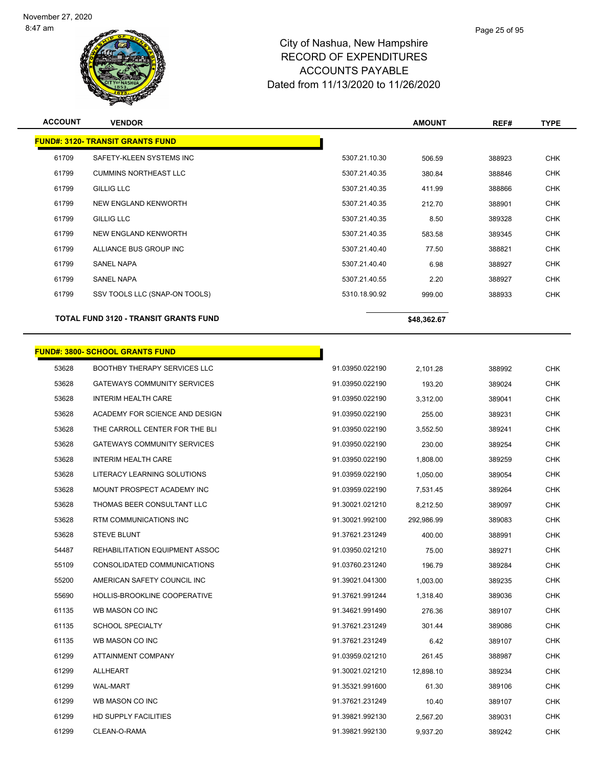City of Nashua, New Hampshire
RECORD OF EXPENDITURES
ACCOUNTS PAYABLE
Dated from 11/13/2020 to 11/26/2020

| ACCOUNT | VENDOR | | AMOUNT | REF# | TYPE |
|---|---|---|---|---|---|
| **FUND#: 3120- TRANSIT GRANTS FUND** | | | | | |
| 61709 | SAFETY-KLEEN SYSTEMS INC | 5307.21.10.30 | 506.59 | 388923 | CHK |
| 61799 | CUMMINS NORTHEAST LLC | 5307.21.40.35 | 380.84 | 388846 | CHK |
| 61799 | GILLIG LLC | 5307.21.40.35 | 411.99 | 388866 | CHK |
| 61799 | NEW ENGLAND KENWORTH | 5307.21.40.35 | 212.70 | 388901 | CHK |
| 61799 | GILLIG LLC | 5307.21.40.35 | 8.50 | 389328 | CHK |
| 61799 | NEW ENGLAND KENWORTH | 5307.21.40.35 | 583.58 | 389345 | CHK |
| 61799 | ALLIANCE BUS GROUP INC | 5307.21.40.40 | 77.50 | 388821 | CHK |
| 61799 | SANEL NAPA | 5307.21.40.40 | 6.98 | 388927 | CHK |
| 61799 | SANEL NAPA | 5307.21.40.55 | 2.20 | 388927 | CHK |
| 61799 | SSV TOOLS LLC (SNAP-ON TOOLS) | 5310.18.90.92 | 999.00 | 388933 | CHK |
| **TOTAL FUND 3120 - TRANSIT GRANTS FUND** | | | **$48,362.67** | | |

| ACCOUNT | VENDOR | | AMOUNT | REF# | TYPE |
|---|---|---|---|---|---|
| **FUND#: 3800- SCHOOL GRANTS FUND** | | | | | |
| 53628 | BOOTHBY THERAPY SERVICES LLC | 91.03950.022190 | 2,101.28 | 388992 | CHK |
| 53628 | GATEWAYS COMMUNITY SERVICES | 91.03950.022190 | 193.20 | 389024 | CHK |
| 53628 | INTERIM HEALTH CARE | 91.03950.022190 | 3,312.00 | 389041 | CHK |
| 53628 | ACADEMY FOR SCIENCE AND DESIGN | 91.03950.022190 | 255.00 | 389231 | CHK |
| 53628 | THE CARROLL CENTER FOR THE BLI | 91.03950.022190 | 3,552.50 | 389241 | CHK |
| 53628 | GATEWAYS COMMUNITY SERVICES | 91.03950.022190 | 230.00 | 389254 | CHK |
| 53628 | INTERIM HEALTH CARE | 91.03950.022190 | 1,808.00 | 389259 | CHK |
| 53628 | LITERACY LEARNING SOLUTIONS | 91.03959.022190 | 1,050.00 | 389054 | CHK |
| 53628 | MOUNT PROSPECT ACADEMY INC | 91.03959.022190 | 7,531.45 | 389264 | CHK |
| 53628 | THOMAS BEER CONSULTANT LLC | 91.30021.021210 | 8,212.50 | 389097 | CHK |
| 53628 | RTM COMMUNICATIONS INC | 91.30021.992100 | 292,986.99 | 389083 | CHK |
| 53628 | STEVE BLUNT | 91.37621.231249 | 400.00 | 388991 | CHK |
| 54487 | REHABILITATION EQUIPMENT ASSOC | 91.03950.021210 | 75.00 | 389271 | CHK |
| 55109 | CONSOLIDATED COMMUNICATIONS | 91.03760.231240 | 196.79 | 389284 | CHK |
| 55200 | AMERICAN SAFETY COUNCIL INC | 91.39021.041300 | 1,003.00 | 389235 | CHK |
| 55690 | HOLLIS-BROOKLINE COOPERATIVE | 91.37621.991244 | 1,318.40 | 389036 | CHK |
| 61135 | WB MASON CO INC | 91.34621.991490 | 276.36 | 389107 | CHK |
| 61135 | SCHOOL SPECIALTY | 91.37621.231249 | 301.44 | 389086 | CHK |
| 61135 | WB MASON CO INC | 91.37621.231249 | 6.42 | 389107 | CHK |
| 61299 | ATTAINMENT COMPANY | 91.03959.021210 | 261.45 | 388987 | CHK |
| 61299 | ALLHEART | 91.30021.021210 | 12,898.10 | 389234 | CHK |
| 61299 | WAL-MART | 91.35321.991600 | 61.30 | 389106 | CHK |
| 61299 | WB MASON CO INC | 91.37621.231249 | 10.40 | 389107 | CHK |
| 61299 | HD SUPPLY FACILITIES | 91.39821.992130 | 2,567.20 | 389031 | CHK |
| 61299 | CLEAN-O-RAMA | 91.39821.992130 | 9,937.20 | 389242 | CHK |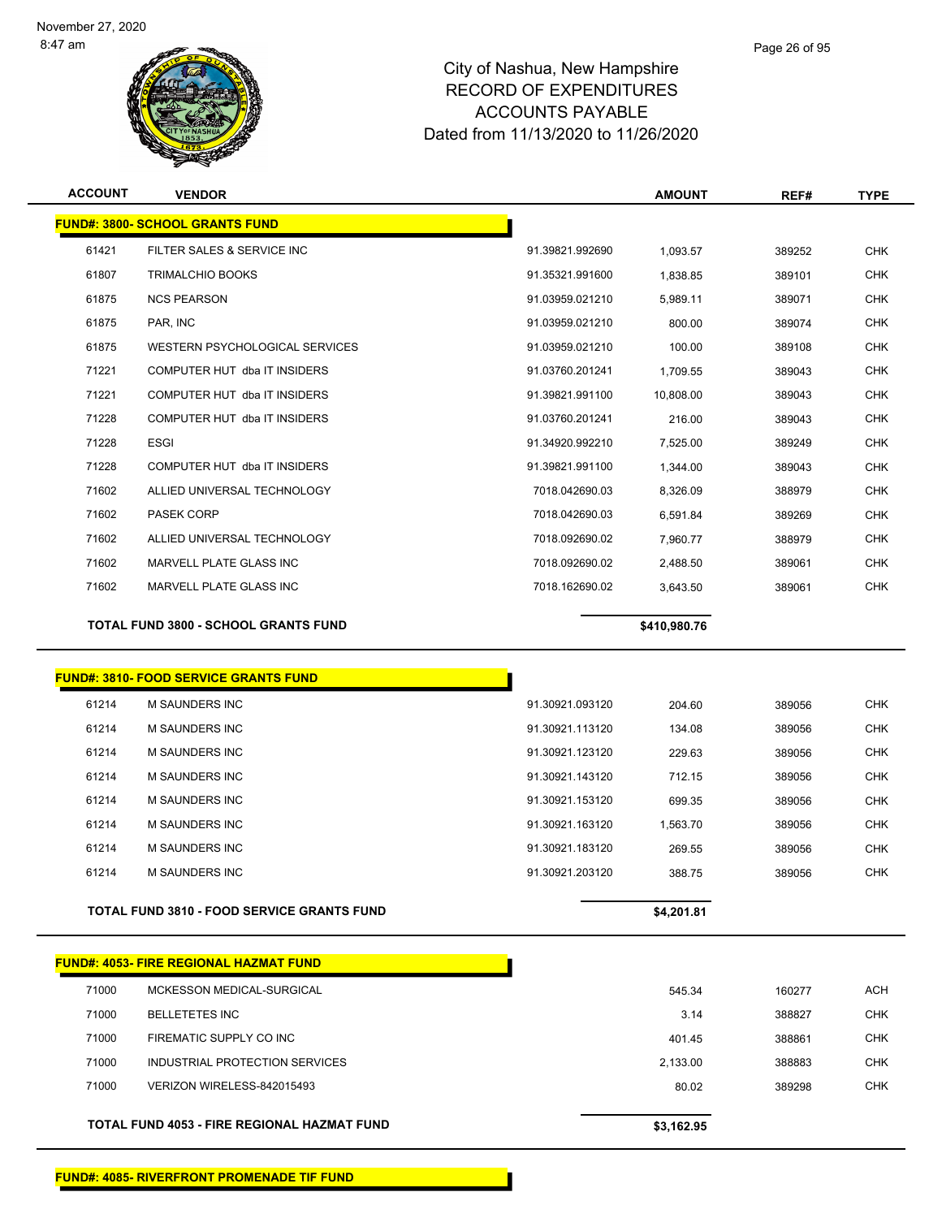# City of Nashua, New Hampshire
## RECORD OF EXPENDITURES
## ACCOUNTS PAYABLE
## Dated from 11/13/2020 to 11/26/2020

November 27, 2020
8:47 am

| ACCOUNT | VENDOR | | AMOUNT | REF# | TYPE |
|---|---|---|---|---|---|
| **FUND#: 3800- SCHOOL GRANTS FUND** | | | | | |
| 61421 | FILTER SALES & SERVICE INC | 91.39821.992690 | 1,093.57 | 389252 | CHK |
| 61807 | TRIMALCHIO BOOKS | 91.35321.991600 | 1,838.85 | 389101 | CHK |
| 61875 | NCS PEARSON | 91.03959.021210 | 5,989.11 | 389071 | CHK |
| 61875 | PAR, INC | 91.03959.021210 | 800.00 | 389074 | CHK |
| 61875 | WESTERN PSYCHOLOGICAL SERVICES | 91.03959.021210 | 100.00 | 389108 | CHK |
| 71221 | COMPUTER HUT dba IT INSIDERS | 91.03760.201241 | 1,709.55 | 389043 | CHK |
| 71221 | COMPUTER HUT dba IT INSIDERS | 91.39821.991100 | 10,808.00 | 389043 | CHK |
| 71228 | COMPUTER HUT dba IT INSIDERS | 91.03760.201241 | 216.00 | 389043 | CHK |
| 71228 | ESGI | 91.34920.992210 | 7,525.00 | 389249 | CHK |
| 71228 | COMPUTER HUT dba IT INSIDERS | 91.39821.991100 | 1,344.00 | 389043 | CHK |
| 71602 | ALLIED UNIVERSAL TECHNOLOGY | 7018.042690.03 | 8,326.09 | 388979 | CHK |
| 71602 | PASEK CORP | 7018.042690.03 | 6,591.84 | 389269 | CHK |
| 71602 | ALLIED UNIVERSAL TECHNOLOGY | 7018.092690.02 | 7,960.77 | 388979 | CHK |
| 71602 | MARVELL PLATE GLASS INC | 7018.092690.02 | 2,488.50 | 389061 | CHK |
| 71602 | MARVELL PLATE GLASS INC | 7018.162690.02 | 3,643.50 | 389061 | CHK |
| | **TOTAL FUND 3800 - SCHOOL GRANTS FUND** | | **$410,980.76** | | |
| **FUND#: 3810- FOOD SERVICE GRANTS FUND** | | | | | |
| 61214 | M SAUNDERS INC | 91.30921.093120 | 204.60 | 389056 | CHK |
| 61214 | M SAUNDERS INC | 91.30921.113120 | 134.08 | 389056 | CHK |
| 61214 | M SAUNDERS INC | 91.30921.123120 | 229.63 | 389056 | CHK |
| 61214 | M SAUNDERS INC | 91.30921.143120 | 712.15 | 389056 | CHK |
| 61214 | M SAUNDERS INC | 91.30921.153120 | 699.35 | 389056 | CHK |
| 61214 | M SAUNDERS INC | 91.30921.163120 | 1,563.70 | 389056 | CHK |
| 61214 | M SAUNDERS INC | 91.30921.183120 | 269.55 | 389056 | CHK |
| 61214 | M SAUNDERS INC | 91.30921.203120 | 388.75 | 389056 | CHK |
| | **TOTAL FUND 3810 - FOOD SERVICE GRANTS FUND** | | **$4,201.81** | | |
| **FUND#: 4053- FIRE REGIONAL HAZMAT FUND** | | | | | |
| 71000 | MCKESSON MEDICAL-SURGICAL | | 545.34 | 160277 | ACH |
| 71000 | BELLETETES INC | | 3.14 | 388827 | CHK |
| 71000 | FIREMATIC SUPPLY CO INC | | 401.45 | 388861 | CHK |
| 71000 | INDUSTRIAL PROTECTION SERVICES | | 2,133.00 | 388883 | CHK |
| 71000 | VERIZON WIRELESS-842015493 | | 80.02 | 389298 | CHK |
| | **TOTAL FUND 4053 - FIRE REGIONAL HAZMAT FUND** | | **$3,162.95** | | |

**FUND#: 4085- RIVERFRONT PROMENADE TIF FUND**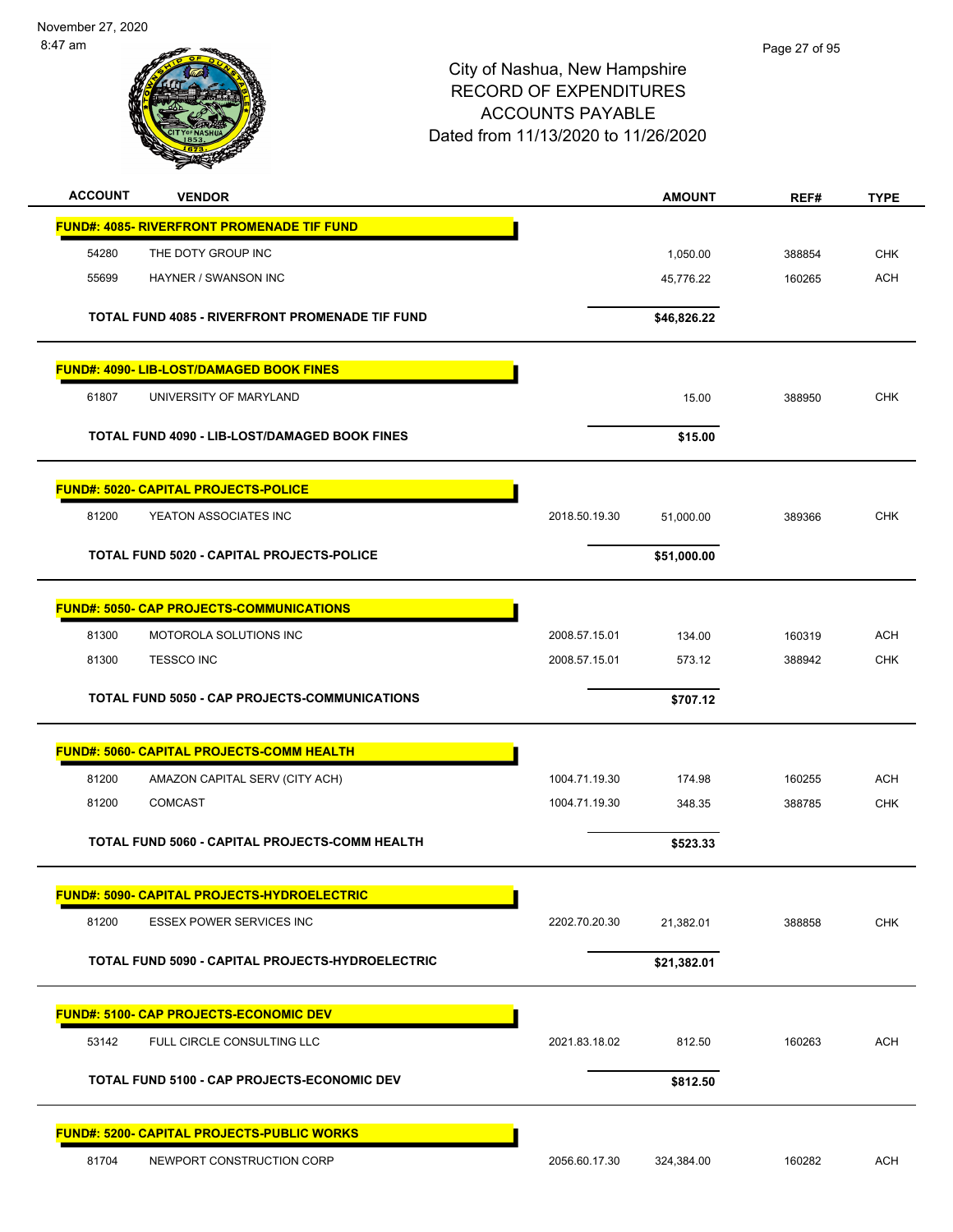City of Nashua, New Hampshire
RECORD OF EXPENDITURES
ACCOUNTS PAYABLE
Dated from 11/13/2020 to 11/26/2020

November 27, 2020
8:47 am

| ACCOUNT | VENDOR | | AMOUNT | REF# | TYPE |
|---|---|---|---|---|---|
| **FUND#: 4085- RIVERFRONT PROMENADE TIF FUND** | | | | | |
| 54280 | THE DOTY GROUP INC | | 1,050.00 | 388854 | CHK |
| 55699 | HAYNER / SWANSON INC | | 45,776.22 | 160265 | ACH |
| **TOTAL FUND 4085 - RIVERFRONT PROMENADE TIF FUND** | | | **$46,826.22** | | |
| **FUND#: 4090- LIB-LOST/DAMAGED BOOK FINES** | | | | | |
| 61807 | UNIVERSITY OF MARYLAND | | 15.00 | 388950 | CHK |
| **TOTAL FUND 4090 - LIB-LOST/DAMAGED BOOK FINES** | | | **$15.00** | | |
| **FUND#: 5020- CAPITAL PROJECTS-POLICE** | | | | | |
| 81200 | YEATON ASSOCIATES INC | 2018.50.19.30 | 51,000.00 | 389366 | CHK |
| **TOTAL FUND 5020 - CAPITAL PROJECTS-POLICE** | | | **$51,000.00** | | |
| **FUND#: 5050- CAP PROJECTS-COMMUNICATIONS** | | | | | |
| 81300 | MOTOROLA SOLUTIONS INC | 2008.57.15.01 | 134.00 | 160319 | ACH |
| 81300 | TESSCO INC | 2008.57.15.01 | 573.12 | 388942 | CHK |
| **TOTAL FUND 5050 - CAP PROJECTS-COMMUNICATIONS** | | | **$707.12** | | |
| **FUND#: 5060- CAPITAL PROJECTS-COMM HEALTH** | | | | | |
| 81200 | AMAZON CAPITAL SERV (CITY ACH) | 1004.71.19.30 | 174.98 | 160255 | ACH |
| 81200 | COMCAST | 1004.71.19.30 | 348.35 | 388785 | CHK |
| **TOTAL FUND 5060 - CAPITAL PROJECTS-COMM HEALTH** | | | **$523.33** | | |
| **FUND#: 5090- CAPITAL PROJECTS-HYDROELECTRIC** | | | | | |
| 81200 | ESSEX POWER SERVICES INC | 2202.70.20.30 | 21,382.01 | 388858 | CHK |
| **TOTAL FUND 5090 - CAPITAL PROJECTS-HYDROELECTRIC** | | | **$21,382.01** | | |
| **FUND#: 5100- CAP PROJECTS-ECONOMIC DEV** | | | | | |
| 53142 | FULL CIRCLE CONSULTING LLC | 2021.83.18.02 | 812.50 | 160263 | ACH |
| **TOTAL FUND 5100 - CAP PROJECTS-ECONOMIC DEV** | | | **$812.50** | | |
| **FUND#: 5200- CAPITAL PROJECTS-PUBLIC WORKS** | | | | | |
| 81704 | NEWPORT CONSTRUCTION CORP | 2056.60.17.30 | 324,384.00 | 160282 | ACH |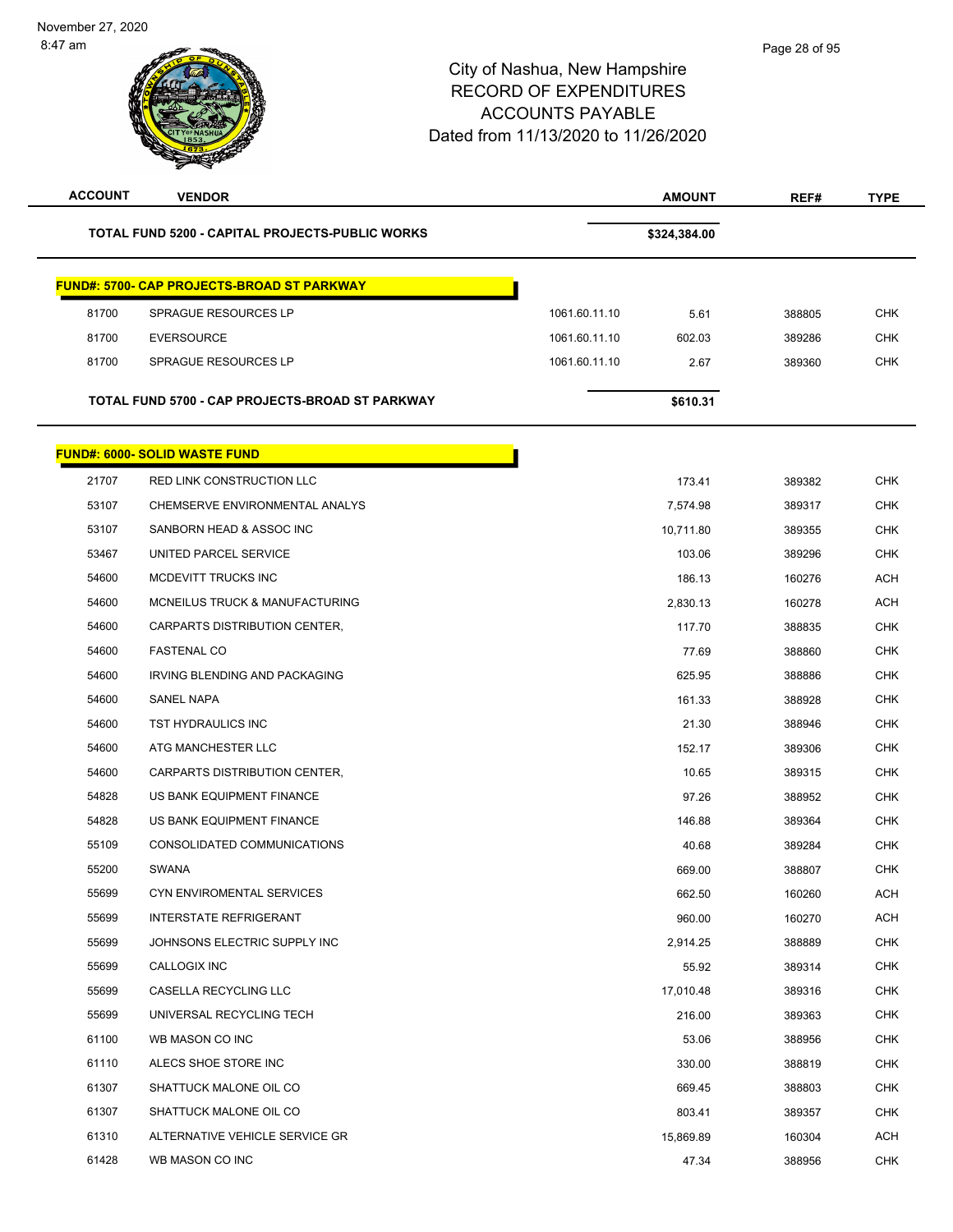# City of Nashua, New Hampshire
## RECORD OF EXPENDITURES
## ACCOUNTS PAYABLE
## Dated from 11/13/2020 to 11/26/2020

| ACCOUNT | VENDOR | | AMOUNT | REF# | TYPE |
|---|---|---|---|---|---|
| | **TOTAL FUND 5200 - CAPITAL PROJECTS-PUBLIC WORKS** | | **$324,384.00** | | |
| | **FUND#: 5700- CAP PROJECTS-BROAD ST PARKWAY** | | | | |
| 81700 | SPRAGUE RESOURCES LP | 1061.60.11.10 | 5.61 | 388805 | CHK |
| 81700 | EVERSOURCE | 1061.60.11.10 | 602.03 | 389286 | CHK |
| 81700 | SPRAGUE RESOURCES LP | 1061.60.11.10 | 2.67 | 389360 | CHK |
| | **TOTAL FUND 5700 - CAP PROJECTS-BROAD ST PARKWAY** | | **$610.31** | | |
| | **FUND#: 6000- SOLID WASTE FUND** | | | | |
| 21707 | RED LINK CONSTRUCTION LLC | | 173.41 | 389382 | CHK |
| 53107 | CHEMSERVE ENVIRONMENTAL ANALYS | | 7,574.98 | 389317 | CHK |
| 53107 | SANBORN HEAD & ASSOC INC | | 10,711.80 | 389355 | CHK |
| 53467 | UNITED PARCEL SERVICE | | 103.06 | 389296 | CHK |
| 54600 | MCDEVITT TRUCKS INC | | 186.13 | 160276 | ACH |
| 54600 | MCNEILUS TRUCK & MANUFACTURING | | 2,830.13 | 160278 | ACH |
| 54600 | CARPARTS DISTRIBUTION CENTER, | | 117.70 | 388835 | CHK |
| 54600 | FASTENAL CO | | 77.69 | 388860 | CHK |
| 54600 | IRVING BLENDING AND PACKAGING | | 625.95 | 388886 | CHK |
| 54600 | SANEL NAPA | | 161.33 | 388928 | CHK |
| 54600 | TST HYDRAULICS INC | | 21.30 | 388946 | CHK |
| 54600 | ATG MANCHESTER LLC | | 152.17 | 389306 | CHK |
| 54600 | CARPARTS DISTRIBUTION CENTER, | | 10.65 | 389315 | CHK |
| 54828 | US BANK EQUIPMENT FINANCE | | 97.26 | 388952 | CHK |
| 54828 | US BANK EQUIPMENT FINANCE | | 146.88 | 389364 | CHK |
| 55109 | CONSOLIDATED COMMUNICATIONS | | 40.68 | 389284 | CHK |
| 55200 | SWANA | | 669.00 | 388807 | CHK |
| 55699 | CYN ENVIROMENTAL SERVICES | | 662.50 | 160260 | ACH |
| 55699 | INTERSTATE REFRIGERANT | | 960.00 | 160270 | ACH |
| 55699 | JOHNSONS ELECTRIC SUPPLY INC | | 2,914.25 | 388889 | CHK |
| 55699 | CALLOGIX INC | | 55.92 | 389314 | CHK |
| 55699 | CASELLA RECYCLING LLC | | 17,010.48 | 389316 | CHK |
| 55699 | UNIVERSAL RECYCLING TECH | | 216.00 | 389363 | CHK |
| 61100 | WB MASON CO INC | | 53.06 | 388956 | CHK |
| 61110 | ALECS SHOE STORE INC | | 330.00 | 388819 | CHK |
| 61307 | SHATTUCK MALONE OIL CO | | 669.45 | 388803 | CHK |
| 61307 | SHATTUCK MALONE OIL CO | | 803.41 | 389357 | CHK |
| 61310 | ALTERNATIVE VEHICLE SERVICE GR | | 15,869.89 | 160304 | ACH |
| 61428 | WB MASON CO INC | | 47.34 | 388956 | CHK |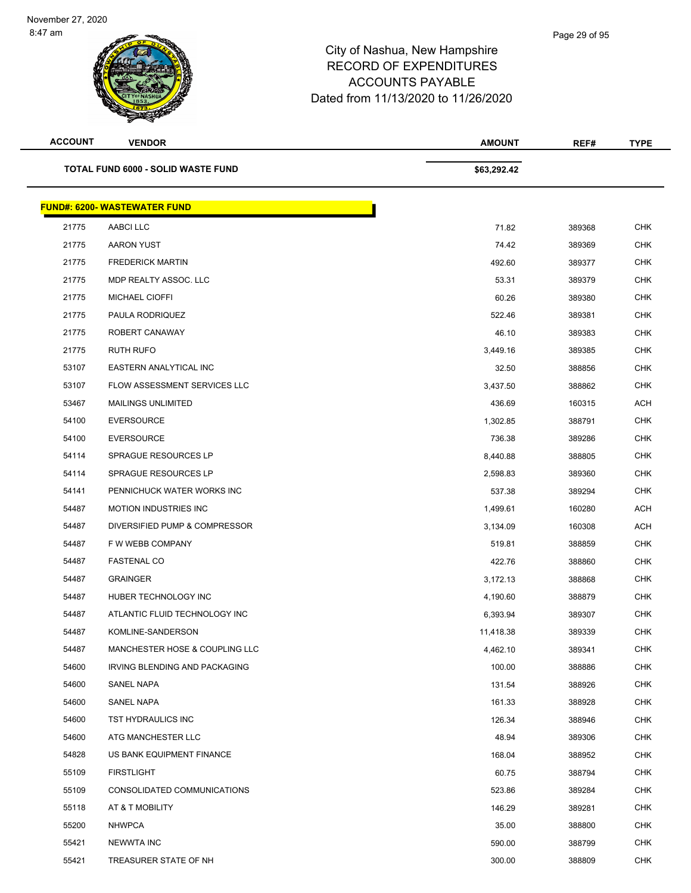City of Nashua, New Hampshire
RECORD OF EXPENDITURES
ACCOUNTS PAYABLE
Dated from 11/13/2020 to 11/26/2020

| ACCOUNT | VENDOR | AMOUNT | REF# | TYPE |
|---|---|---|---|---|
| | **TOTAL FUND 6000 - SOLID WASTE FUND** | **$63,292.42** | | |

**FUND#: 6200- WASTEWATER FUND**

| ACCOUNT | VENDOR | AMOUNT | REF# | TYPE |
|---|---|---|---|---|
| 21775 | AABCI LLC | 71.82 | 389368 | CHK |
| 21775 | AARON YUST | 74.42 | 389369 | CHK |
| 21775 | FREDERICK MARTIN | 492.60 | 389377 | CHK |
| 21775 | MDP REALTY ASSOC. LLC | 53.31 | 389379 | CHK |
| 21775 | MICHAEL CIOFFI | 60.26 | 389380 | CHK |
| 21775 | PAULA RODRIQUEZ | 522.46 | 389381 | CHK |
| 21775 | ROBERT CANAWAY | 46.10 | 389383 | CHK |
| 21775 | RUTH RUFO | 3,449.16 | 389385 | CHK |
| 53107 | EASTERN ANALYTICAL INC | 32.50 | 388856 | CHK |
| 53107 | FLOW ASSESSMENT SERVICES LLC | 3,437.50 | 388862 | CHK |
| 53467 | MAILINGS UNLIMITED | 436.69 | 160315 | ACH |
| 54100 | EVERSOURCE | 1,302.85 | 388791 | CHK |
| 54100 | EVERSOURCE | 736.38 | 389286 | CHK |
| 54114 | SPRAGUE RESOURCES LP | 8,440.88 | 388805 | CHK |
| 54114 | SPRAGUE RESOURCES LP | 2,598.83 | 389360 | CHK |
| 54141 | PENNICHUCK WATER WORKS INC | 537.38 | 389294 | CHK |
| 54487 | MOTION INDUSTRIES INC | 1,499.61 | 160280 | ACH |
| 54487 | DIVERSIFIED PUMP & COMPRESSOR | 3,134.09 | 160308 | ACH |
| 54487 | F W WEBB COMPANY | 519.81 | 388859 | CHK |
| 54487 | FASTENAL CO | 422.76 | 388860 | CHK |
| 54487 | GRAINGER | 3,172.13 | 388868 | CHK |
| 54487 | HUBER TECHNOLOGY INC | 4,190.60 | 388879 | CHK |
| 54487 | ATLANTIC FLUID TECHNOLOGY INC | 6,393.94 | 389307 | CHK |
| 54487 | KOMLINE-SANDERSON | 11,418.38 | 389339 | CHK |
| 54487 | MANCHESTER HOSE & COUPLING LLC | 4,462.10 | 389341 | CHK |
| 54600 | IRVING BLENDING AND PACKAGING | 100.00 | 388886 | CHK |
| 54600 | SANEL NAPA | 131.54 | 388926 | CHK |
| 54600 | SANEL NAPA | 161.33 | 388928 | CHK |
| 54600 | TST HYDRAULICS INC | 126.34 | 388946 | CHK |
| 54600 | ATG MANCHESTER LLC | 48.94 | 389306 | CHK |
| 54828 | US BANK EQUIPMENT FINANCE | 168.04 | 388952 | CHK |
| 55109 | FIRSTLIGHT | 60.75 | 388794 | CHK |
| 55109 | CONSOLIDATED COMMUNICATIONS | 523.86 | 389284 | CHK |
| 55118 | AT & T MOBILITY | 146.29 | 389281 | CHK |
| 55200 | NHWPCA | 35.00 | 388800 | CHK |
| 55421 | NEWWTA INC | 590.00 | 388799 | CHK |
| 55421 | TREASURER STATE OF NH | 300.00 | 388809 | CHK |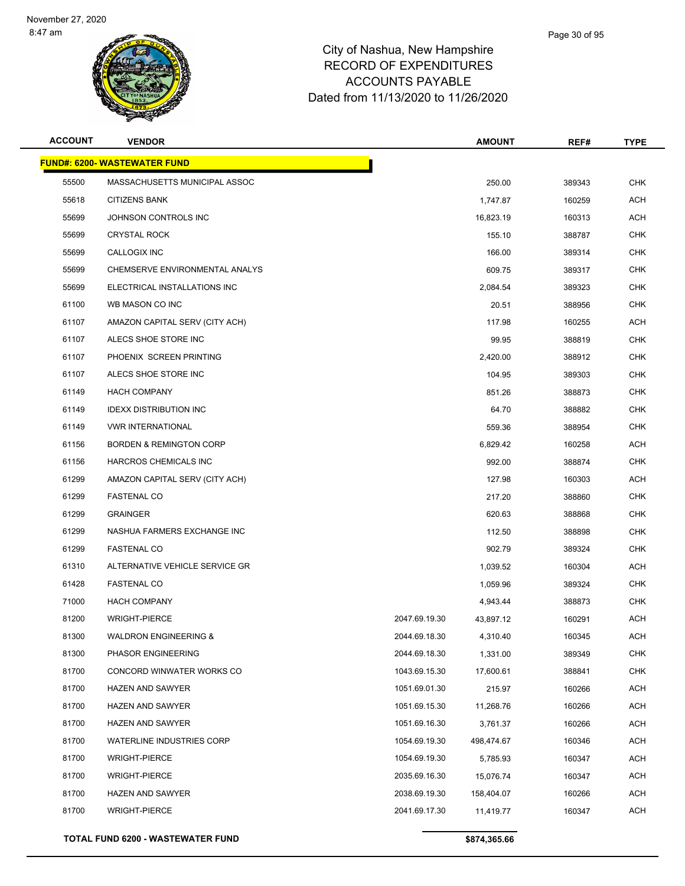November 27, 2020
8:47 am

# City of Nashua, New Hampshire
## RECORD OF EXPENDITURES
## ACCOUNTS PAYABLE
## Dated from 11/13/2020 to 11/26/2020

| ACCOUNT | VENDOR | | AMOUNT | REF# | TYPE |
|---|---|---|---|---|---|
| **FUND#: 6200- WASTEWATER FUND** | | | | | |
| 55500 | MASSACHUSETTS MUNICIPAL ASSOC | | 250.00 | 389343 | CHK |
| 55618 | CITIZENS BANK | | 1,747.87 | 160259 | ACH |
| 55699 | JOHNSON CONTROLS INC | | 16,823.19 | 160313 | ACH |
| 55699 | CRYSTAL ROCK | | 155.10 | 388787 | CHK |
| 55699 | CALLOGIX INC | | 166.00 | 389314 | CHK |
| 55699 | CHEMSERVE ENVIRONMENTAL ANALYS | | 609.75 | 389317 | CHK |
| 55699 | ELECTRICAL INSTALLATIONS INC | | 2,084.54 | 389323 | CHK |
| 61100 | WB MASON CO INC | | 20.51 | 388956 | CHK |
| 61107 | AMAZON CAPITAL SERV (CITY ACH) | | 117.98 | 160255 | ACH |
| 61107 | ALECS SHOE STORE INC | | 99.95 | 388819 | CHK |
| 61107 | PHOENIX SCREEN PRINTING | | 2,420.00 | 388912 | CHK |
| 61107 | ALECS SHOE STORE INC | | 104.95 | 389303 | CHK |
| 61149 | HACH COMPANY | | 851.26 | 388873 | CHK |
| 61149 | IDEXX DISTRIBUTION INC | | 64.70 | 388882 | CHK |
| 61149 | VWR INTERNATIONAL | | 559.36 | 388954 | CHK |
| 61156 | BORDEN & REMINGTON CORP | | 6,829.42 | 160258 | ACH |
| 61156 | HARCROS CHEMICALS INC | | 992.00 | 388874 | CHK |
| 61299 | AMAZON CAPITAL SERV (CITY ACH) | | 127.98 | 160303 | ACH |
| 61299 | FASTENAL CO | | 217.20 | 388860 | CHK |
| 61299 | GRAINGER | | 620.63 | 388868 | CHK |
| 61299 | NASHUA FARMERS EXCHANGE INC | | 112.50 | 388898 | CHK |
| 61299 | FASTENAL CO | | 902.79 | 389324 | CHK |
| 61310 | ALTERNATIVE VEHICLE SERVICE GR | | 1,039.52 | 160304 | ACH |
| 61428 | FASTENAL CO | | 1,059.96 | 389324 | CHK |
| 71000 | HACH COMPANY | | 4,943.44 | 388873 | CHK |
| 81200 | WRIGHT-PIERCE | 2047.69.19.30 | 43,897.12 | 160291 | ACH |
| 81300 | WALDRON ENGINEERING & | 2044.69.18.30 | 4,310.40 | 160345 | ACH |
| 81300 | PHASOR ENGINEERING | 2044.69.18.30 | 1,331.00 | 389349 | CHK |
| 81700 | CONCORD WINWATER WORKS CO | 1043.69.15.30 | 17,600.61 | 388841 | CHK |
| 81700 | HAZEN AND SAWYER | 1051.69.01.30 | 215.97 | 160266 | ACH |
| 81700 | HAZEN AND SAWYER | 1051.69.15.30 | 11,268.76 | 160266 | ACH |
| 81700 | HAZEN AND SAWYER | 1051.69.16.30 | 3,761.37 | 160266 | ACH |
| 81700 | WATERLINE INDUSTRIES CORP | 1054.69.19.30 | 498,474.67 | 160346 | ACH |
| 81700 | WRIGHT-PIERCE | 1054.69.19.30 | 5,785.93 | 160347 | ACH |
| 81700 | WRIGHT-PIERCE | 2035.69.16.30 | 15,076.74 | 160347 | ACH |
| 81700 | HAZEN AND SAWYER | 2038.69.19.30 | 158,404.07 | 160266 | ACH |
| 81700 | WRIGHT-PIERCE | 2041.69.17.30 | 11,419.77 | 160347 | ACH |
| **TOTAL FUND 6200 - WASTEWATER FUND** | | | **$874,365.66** | | |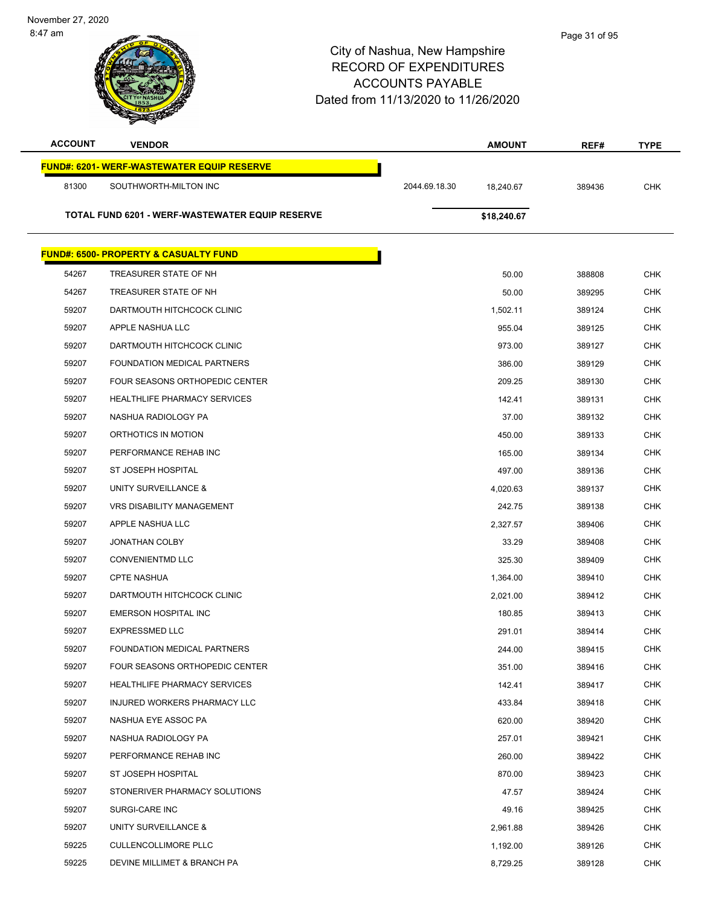November 27, 2020
8:47 am

# City of Nashua, New Hampshire
## RECORD OF EXPENDITURES
## ACCOUNTS PAYABLE
## Dated from 11/13/2020 to 11/26/2020

| ACCOUNT | VENDOR | | AMOUNT | REF# | TYPE |
|---|---|---|---|---|---|
| **FUND#: 6201- WERF-WASTEWATER EQUIP RESERVE** | | | | | |
| 81300 | SOUTHWORTH-MILTON INC | 2044.69.18.30 | 18,240.67 | 389436 | CHK |
| **TOTAL FUND 6201 - WERF-WASTEWATER EQUIP RESERVE** | | | **$18,240.67** | | |
| **FUND#: 6500- PROPERTY & CASUALTY FUND** | | | | | |
| 54267 | TREASURER STATE OF NH | | 50.00 | 388808 | CHK |
| 54267 | TREASURER STATE OF NH | | 50.00 | 389295 | CHK |
| 59207 | DARTMOUTH HITCHCOCK CLINIC | | 1,502.11 | 389124 | CHK |
| 59207 | APPLE NASHUA LLC | | 955.04 | 389125 | CHK |
| 59207 | DARTMOUTH HITCHCOCK CLINIC | | 973.00 | 389127 | CHK |
| 59207 | FOUNDATION MEDICAL PARTNERS | | 386.00 | 389129 | CHK |
| 59207 | FOUR SEASONS ORTHOPEDIC CENTER | | 209.25 | 389130 | CHK |
| 59207 | HEALTHLIFE PHARMACY SERVICES | | 142.41 | 389131 | CHK |
| 59207 | NASHUA RADIOLOGY PA | | 37.00 | 389132 | CHK |
| 59207 | ORTHOTICS IN MOTION | | 450.00 | 389133 | CHK |
| 59207 | PERFORMANCE REHAB INC | | 165.00 | 389134 | CHK |
| 59207 | ST JOSEPH HOSPITAL | | 497.00 | 389136 | CHK |
| 59207 | UNITY SURVEILLANCE & | | 4,020.63 | 389137 | CHK |
| 59207 | VRS DISABILITY MANAGEMENT | | 242.75 | 389138 | CHK |
| 59207 | APPLE NASHUA LLC | | 2,327.57 | 389406 | CHK |
| 59207 | JONATHAN COLBY | | 33.29 | 389408 | CHK |
| 59207 | CONVENIENTMD LLC | | 325.30 | 389409 | CHK |
| 59207 | CPTE NASHUA | | 1,364.00 | 389410 | CHK |
| 59207 | DARTMOUTH HITCHCOCK CLINIC | | 2,021.00 | 389412 | CHK |
| 59207 | EMERSON HOSPITAL INC | | 180.85 | 389413 | CHK |
| 59207 | EXPRESSMED LLC | | 291.01 | 389414 | CHK |
| 59207 | FOUNDATION MEDICAL PARTNERS | | 244.00 | 389415 | CHK |
| 59207 | FOUR SEASONS ORTHOPEDIC CENTER | | 351.00 | 389416 | CHK |
| 59207 | HEALTHLIFE PHARMACY SERVICES | | 142.41 | 389417 | CHK |
| 59207 | INJURED WORKERS PHARMACY LLC | | 433.84 | 389418 | CHK |
| 59207 | NASHUA EYE ASSOC PA | | 620.00 | 389420 | CHK |
| 59207 | NASHUA RADIOLOGY PA | | 257.01 | 389421 | CHK |
| 59207 | PERFORMANCE REHAB INC | | 260.00 | 389422 | CHK |
| 59207 | ST JOSEPH HOSPITAL | | 870.00 | 389423 | CHK |
| 59207 | STONERIVER PHARMACY SOLUTIONS | | 47.57 | 389424 | CHK |
| 59207 | SURGI-CARE INC | | 49.16 | 389425 | CHK |
| 59207 | UNITY SURVEILLANCE & | | 2,961.88 | 389426 | CHK |
| 59225 | CULLENCOLLIMORE PLLC | | 1,192.00 | 389126 | CHK |
| 59225 | DEVINE MILLIMET & BRANCH PA | | 8,729.25 | 389128 | CHK |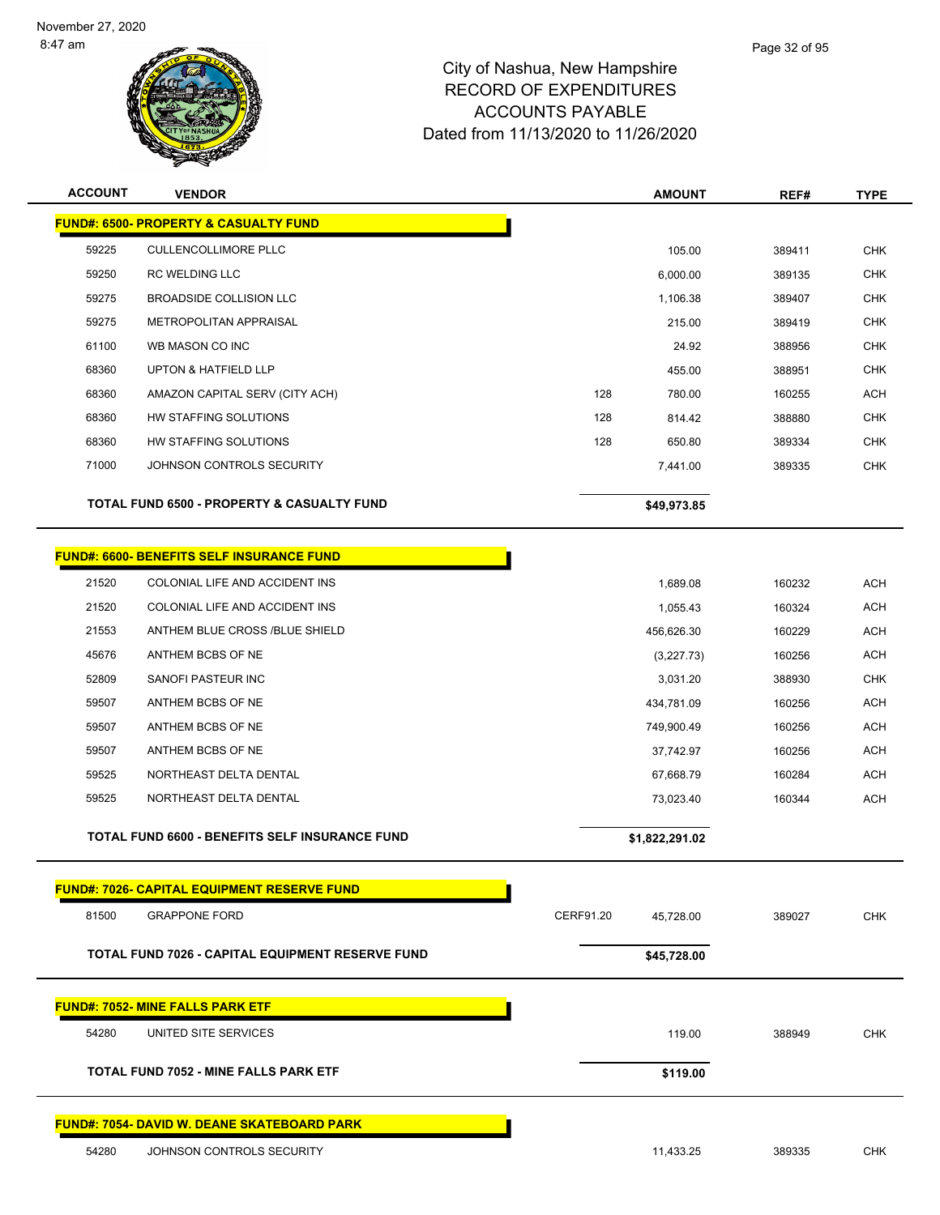# City of Nashua, New Hampshire
## RECORD OF EXPENDITURES
## ACCOUNTS PAYABLE
## Dated from 11/13/2020 to 11/26/2020

| ACCOUNT | VENDOR | | AMOUNT | REF# | TYPE |
|---|---|---|---|---|---|
| **FUND#: 6500- PROPERTY & CASUALTY FUND** | | | | | |
| 59225 | CULLENCOLLIMORE PLLC | | 105.00 | 389411 | CHK |
| 59250 | RC WELDING LLC | | 6,000.00 | 389135 | CHK |
| 59275 | BROADSIDE COLLISION LLC | | 1,106.38 | 389407 | CHK |
| 59275 | METROPOLITAN APPRAISAL | | 215.00 | 389419 | CHK |
| 61100 | WB MASON CO INC | | 24.92 | 388956 | CHK |
| 68360 | UPTON & HATFIELD LLP | | 455.00 | 388951 | CHK |
| 68360 | AMAZON CAPITAL SERV (CITY ACH) | 128 | 780.00 | 160255 | ACH |
| 68360 | HW STAFFING SOLUTIONS | 128 | 814.42 | 388880 | CHK |
| 68360 | HW STAFFING SOLUTIONS | 128 | 650.80 | 389334 | CHK |
| 71000 | JOHNSON CONTROLS SECURITY | | 7,441.00 | 389335 | CHK |
| **TOTAL FUND 6500 - PROPERTY & CASUALTY FUND** | | | **$49,973.85** | | |
| **FUND#: 6600- BENEFITS SELF INSURANCE FUND** | | | | | |
| 21520 | COLONIAL LIFE AND ACCIDENT INS | | 1,689.08 | 160232 | ACH |
| 21520 | COLONIAL LIFE AND ACCIDENT INS | | 1,055.43 | 160324 | ACH |
| 21553 | ANTHEM BLUE CROSS /BLUE SHIELD | | 456,626.30 | 160229 | ACH |
| 45676 | ANTHEM BCBS OF NE | | (3,227.73) | 160256 | ACH |
| 52809 | SANOFI PASTEUR INC | | 3,031.20 | 388930 | CHK |
| 59507 | ANTHEM BCBS OF NE | | 434,781.09 | 160256 | ACH |
| 59507 | ANTHEM BCBS OF NE | | 749,900.49 | 160256 | ACH |
| 59507 | ANTHEM BCBS OF NE | | 37,742.97 | 160256 | ACH |
| 59525 | NORTHEAST DELTA DENTAL | | 67,668.79 | 160284 | ACH |
| 59525 | NORTHEAST DELTA DENTAL | | 73,023.40 | 160344 | ACH |
| **TOTAL FUND 6600 - BENEFITS SELF INSURANCE FUND** | | | **$1,822,291.02** | | |
| **FUND#: 7026- CAPITAL EQUIPMENT RESERVE FUND** | | | | | |
| 81500 | GRAPPONE FORD | CERF91.20 | 45,728.00 | 389027 | CHK |
| **TOTAL FUND 7026 - CAPITAL EQUIPMENT RESERVE FUND** | | | **$45,728.00** | | |
| **FUND#: 7052- MINE FALLS PARK ETF** | | | | | |
| 54280 | UNITED SITE SERVICES | | 119.00 | 388949 | CHK |
| **TOTAL FUND 7052 - MINE FALLS PARK ETF** | | | **$119.00** | | |
| **FUND#: 7054- DAVID W. DEANE SKATEBOARD PARK** | | | | | |
| 54280 | JOHNSON CONTROLS SECURITY | | 11,433.25 | 389335 | CHK |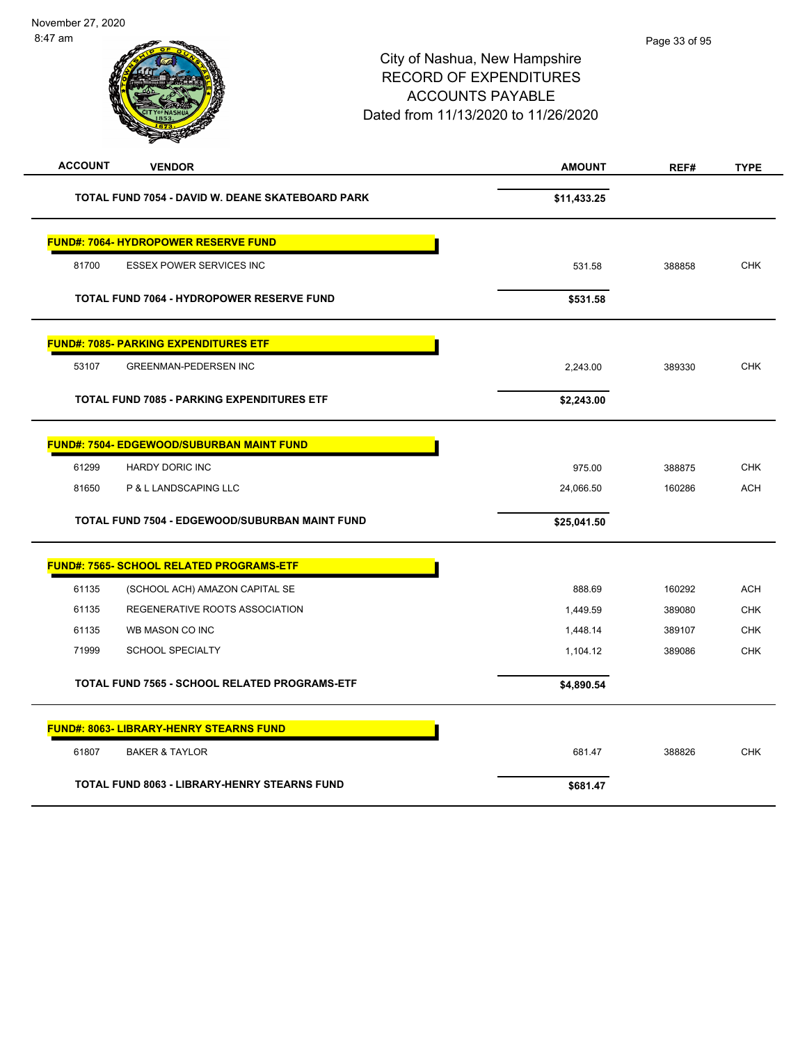# City of Nashua, New Hampshire
## RECORD OF EXPENDITURES
## ACCOUNTS PAYABLE
## Dated from 11/13/2020 to 11/26/2020

| ACCOUNT | VENDOR | AMOUNT | REF# | TYPE |
|---|---|---|---|---|
| | **TOTAL FUND 7054 - DAVID W. DEANE SKATEBOARD PARK** | **$11,433.25** | | |
| | **FUND#: 7064- HYDROPOWER RESERVE FUND** | | | |
| 81700 | ESSEX POWER SERVICES INC | 531.58 | 388858 | CHK |
| | **TOTAL FUND 7064 - HYDROPOWER RESERVE FUND** | **$531.58** | | |
| | **FUND#: 7085- PARKING EXPENDITURES ETF** | | | |
| 53107 | GREENMAN-PEDERSEN INC | 2,243.00 | 389330 | CHK |
| | **TOTAL FUND 7085 - PARKING EXPENDITURES ETF** | **$2,243.00** | | |
| | **FUND#: 7504- EDGEWOOD/SUBURBAN MAINT FUND** | | | |
| 61299 | HARDY DORIC INC | 975.00 | 388875 | CHK |
| 81650 | P & L LANDSCAPING LLC | 24,066.50 | 160286 | ACH |
| | **TOTAL FUND 7504 - EDGEWOOD/SUBURBAN MAINT FUND** | **$25,041.50** | | |
| | **FUND#: 7565- SCHOOL RELATED PROGRAMS-ETF** | | | |
| 61135 | (SCHOOL ACH) AMAZON CAPITAL SE | 888.69 | 160292 | ACH |
| 61135 | REGENERATIVE ROOTS ASSOCIATION | 1,449.59 | 389080 | CHK |
| 61135 | WB MASON CO INC | 1,448.14 | 389107 | CHK |
| 71999 | SCHOOL SPECIALTY | 1,104.12 | 389086 | CHK |
| | **TOTAL FUND 7565 - SCHOOL RELATED PROGRAMS-ETF** | **$4,890.54** | | |
| | **FUND#: 8063- LIBRARY-HENRY STEARNS FUND** | | | |
| 61807 | BAKER & TAYLOR | 681.47 | 388826 | CHK |
| | **TOTAL FUND 8063 - LIBRARY-HENRY STEARNS FUND** | **$681.47** | | |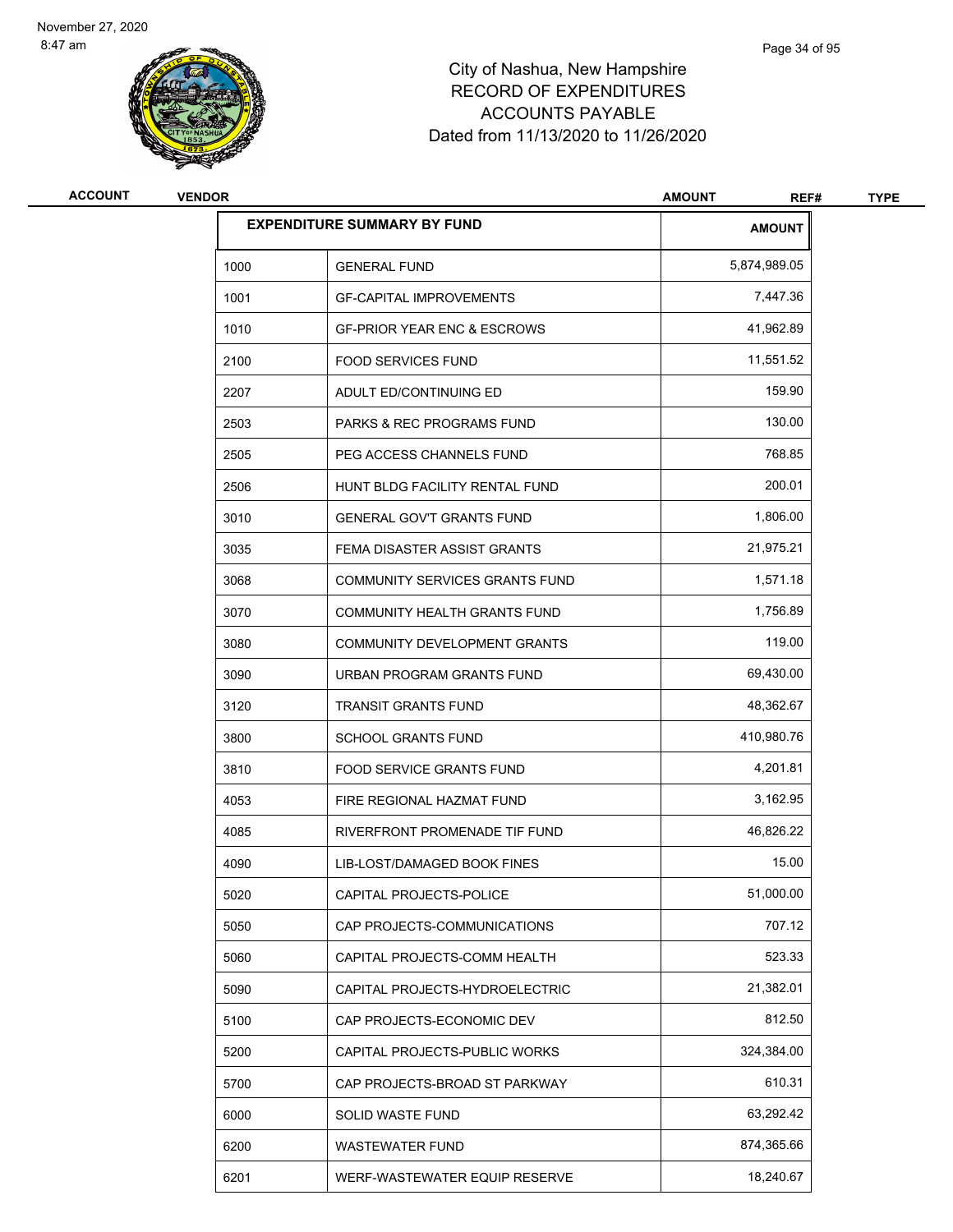City of Nashua, New Hampshire
RECORD OF EXPENDITURES
ACCOUNTS PAYABLE
Dated from 11/13/2020 to 11/26/2020

| ACCOUNT | VENDOR | AMOUNT | REF# | TYPE |
|---|---|---|---|---|

| EXPENDITURE SUMMARY BY FUND | | AMOUNT |
|---|---|---|
| 1000 | GENERAL FUND | 5,874,989.05 |
| 1001 | GF-CAPITAL IMPROVEMENTS | 7,447.36 |
| 1010 | GF-PRIOR YEAR ENC & ESCROWS | 41,962.89 |
| 2100 | FOOD SERVICES FUND | 11,551.52 |
| 2207 | ADULT ED/CONTINUING ED | 159.90 |
| 2503 | PARKS & REC PROGRAMS FUND | 130.00 |
| 2505 | PEG ACCESS CHANNELS FUND | 768.85 |
| 2506 | HUNT BLDG FACILITY RENTAL FUND | 200.01 |
| 3010 | GENERAL GOV'T GRANTS FUND | 1,806.00 |
| 3035 | FEMA DISASTER ASSIST GRANTS | 21,975.21 |
| 3068 | COMMUNITY SERVICES GRANTS FUND | 1,571.18 |
| 3070 | COMMUNITY HEALTH GRANTS FUND | 1,756.89 |
| 3080 | COMMUNITY DEVELOPMENT GRANTS | 119.00 |
| 3090 | URBAN PROGRAM GRANTS FUND | 69,430.00 |
| 3120 | TRANSIT GRANTS FUND | 48,362.67 |
| 3800 | SCHOOL GRANTS FUND | 410,980.76 |
| 3810 | FOOD SERVICE GRANTS FUND | 4,201.81 |
| 4053 | FIRE REGIONAL HAZMAT FUND | 3,162.95 |
| 4085 | RIVERFRONT PROMENADE TIF FUND | 46,826.22 |
| 4090 | LIB-LOST/DAMAGED BOOK FINES | 15.00 |
| 5020 | CAPITAL PROJECTS-POLICE | 51,000.00 |
| 5050 | CAP PROJECTS-COMMUNICATIONS | 707.12 |
| 5060 | CAPITAL PROJECTS-COMM HEALTH | 523.33 |
| 5090 | CAPITAL PROJECTS-HYDROELECTRIC | 21,382.01 |
| 5100 | CAP PROJECTS-ECONOMIC DEV | 812.50 |
| 5200 | CAPITAL PROJECTS-PUBLIC WORKS | 324,384.00 |
| 5700 | CAP PROJECTS-BROAD ST PARKWAY | 610.31 |
| 6000 | SOLID WASTE FUND | 63,292.42 |
| 6200 | WASTEWATER FUND | 874,365.66 |
| 6201 | WERF-WASTEWATER EQUIP RESERVE | 18,240.67 |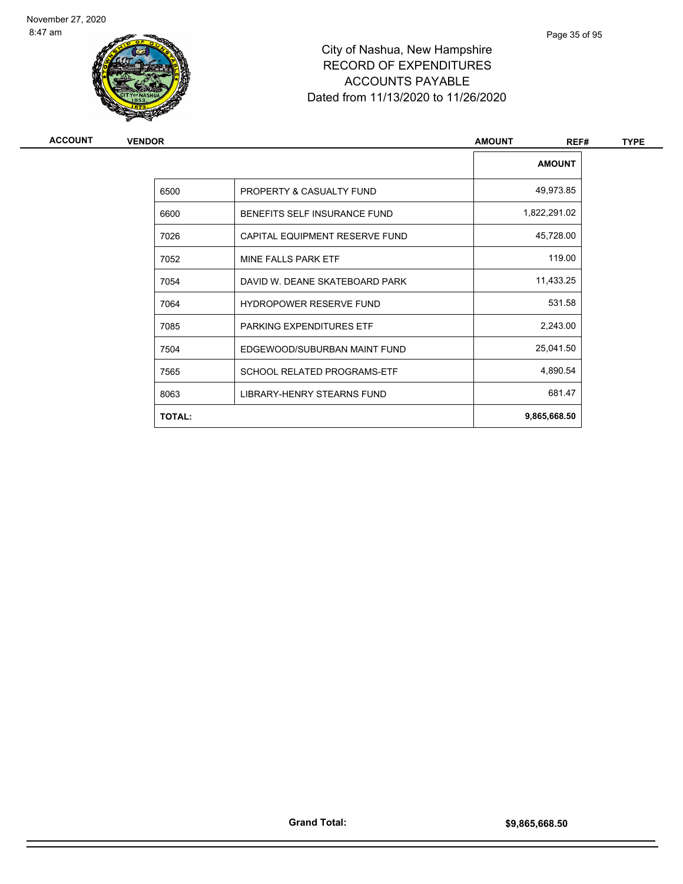# City of Nashua, New Hampshire
# RECORD OF EXPENDITURES
# ACCOUNTS PAYABLE
# Dated from 11/13/2020 to 11/26/2020

| ACCOUNT | VENDOR | AMOUNT | REF# | TYPE |
|---|---|---|---|---|

| | | AMOUNT |
|---|---|---|
| 6500 | PROPERTY & CASUALTY FUND | 49,973.85 |
| 6600 | BENEFITS SELF INSURANCE FUND | 1,822,291.02 |
| 7026 | CAPITAL EQUIPMENT RESERVE FUND | 45,728.00 |
| 7052 | MINE FALLS PARK ETF | 119.00 |
| 7054 | DAVID W. DEANE SKATEBOARD PARK | 11,433.25 |
| 7064 | HYDROPOWER RESERVE FUND | 531.58 |
| 7085 | PARKING EXPENDITURES ETF | 2,243.00 |
| 7504 | EDGEWOOD/SUBURBAN MAINT FUND | 25,041.50 |
| 7565 | SCHOOL RELATED PROGRAMS-ETF | 4,890.54 |
| 8063 | LIBRARY-HENRY STEARNS FUND | 681.47 |
| **TOTAL:** | | **9,865,668.50** |

**Grand Total:** **$9,865,668.50**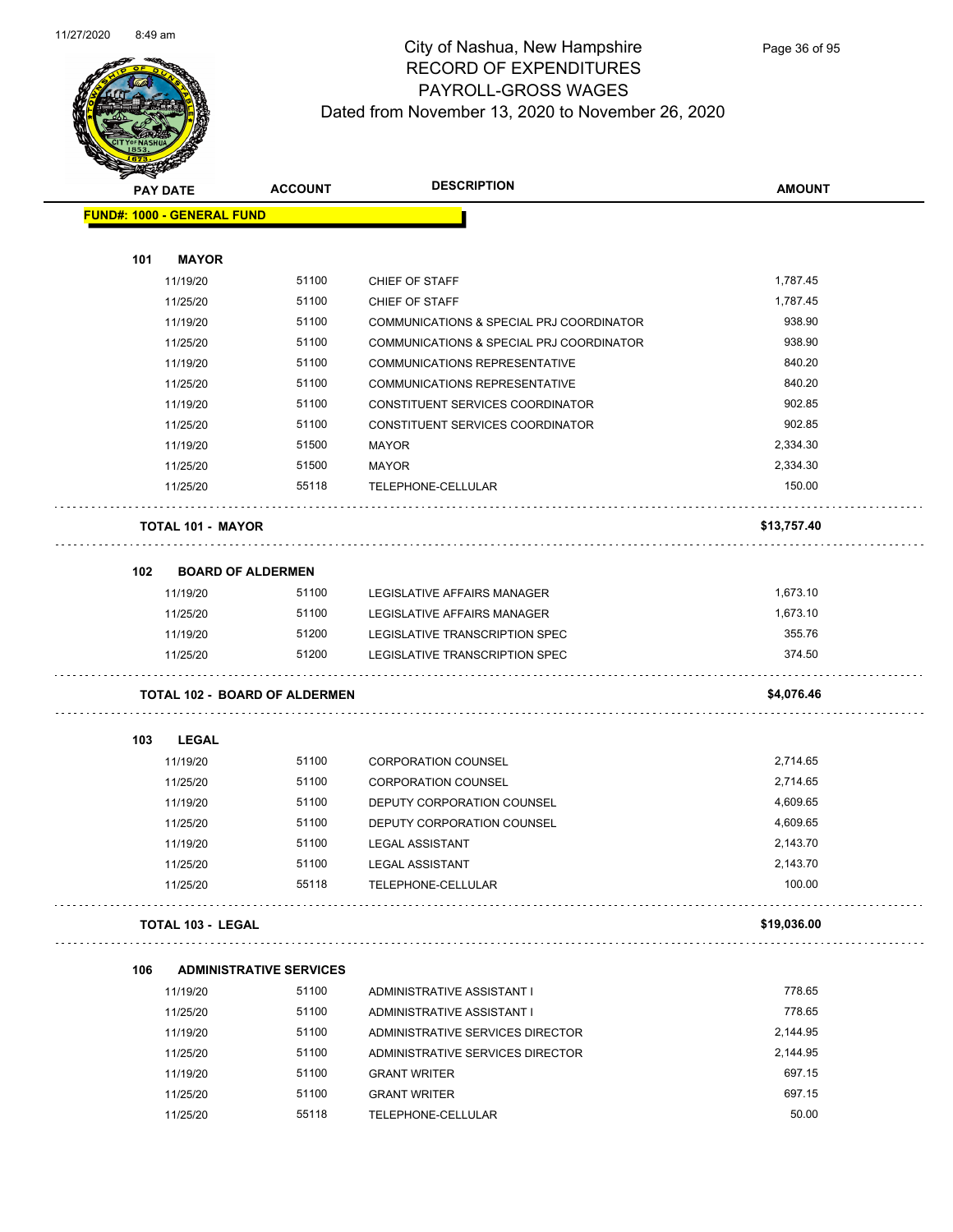# City of Nashua, New Hampshire
## RECORD OF EXPENDITURES
## PAYROLL-GROSS WAGES
## Dated from November 13, 2020 to November 26, 2020

| PAY DATE | ACCOUNT | DESCRIPTION | AMOUNT |
|---|---|---|---|
| **FUND#: 1000 - GENERAL FUND** | | | |
| **101 MAYOR** | | | |
| 11/19/20 | 51100 | CHIEF OF STAFF | 1,787.45 |
| 11/25/20 | 51100 | CHIEF OF STAFF | 1,787.45 |
| 11/19/20 | 51100 | COMMUNICATIONS & SPECIAL PRJ COORDINATOR | 938.90 |
| 11/25/20 | 51100 | COMMUNICATIONS & SPECIAL PRJ COORDINATOR | 938.90 |
| 11/19/20 | 51100 | COMMUNICATIONS REPRESENTATIVE | 840.20 |
| 11/25/20 | 51100 | COMMUNICATIONS REPRESENTATIVE | 840.20 |
| 11/19/20 | 51100 | CONSTITUENT SERVICES COORDINATOR | 902.85 |
| 11/25/20 | 51100 | CONSTITUENT SERVICES COORDINATOR | 902.85 |
| 11/19/20 | 51500 | MAYOR | 2,334.30 |
| 11/25/20 | 51500 | MAYOR | 2,334.30 |
| 11/25/20 | 55118 | TELEPHONE-CELLULAR | 150.00 |
| **TOTAL 101 - MAYOR** | | | **$13,757.40** |
| **102 BOARD OF ALDERMEN** | | | |
| 11/19/20 | 51100 | LEGISLATIVE AFFAIRS MANAGER | 1,673.10 |
| 11/25/20 | 51100 | LEGISLATIVE AFFAIRS MANAGER | 1,673.10 |
| 11/19/20 | 51200 | LEGISLATIVE TRANSCRIPTION SPEC | 355.76 |
| 11/25/20 | 51200 | LEGISLATIVE TRANSCRIPTION SPEC | 374.50 |
| **TOTAL 102 - BOARD OF ALDERMEN** | | | **$4,076.46** |
| **103 LEGAL** | | | |
| 11/19/20 | 51100 | CORPORATION COUNSEL | 2,714.65 |
| 11/25/20 | 51100 | CORPORATION COUNSEL | 2,714.65 |
| 11/19/20 | 51100 | DEPUTY CORPORATION COUNSEL | 4,609.65 |
| 11/25/20 | 51100 | DEPUTY CORPORATION COUNSEL | 4,609.65 |
| 11/19/20 | 51100 | LEGAL ASSISTANT | 2,143.70 |
| 11/25/20 | 51100 | LEGAL ASSISTANT | 2,143.70 |
| 11/25/20 | 55118 | TELEPHONE-CELLULAR | 100.00 |
| **TOTAL 103 - LEGAL** | | | **$19,036.00** |
| **106 ADMINISTRATIVE SERVICES** | | | |
| 11/19/20 | 51100 | ADMINISTRATIVE ASSISTANT I | 778.65 |
| 11/25/20 | 51100 | ADMINISTRATIVE ASSISTANT I | 778.65 |
| 11/19/20 | 51100 | ADMINISTRATIVE SERVICES DIRECTOR | 2,144.95 |
| 11/25/20 | 51100 | ADMINISTRATIVE SERVICES DIRECTOR | 2,144.95 |
| 11/19/20 | 51100 | GRANT WRITER | 697.15 |
| 11/25/20 | 51100 | GRANT WRITER | 697.15 |
| 11/25/20 | 55118 | TELEPHONE-CELLULAR | 50.00 |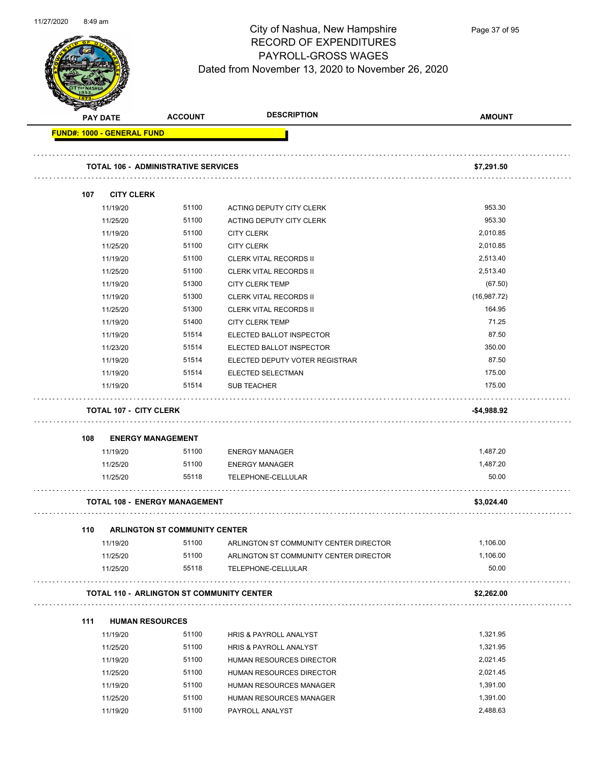# City of Nashua, New Hampshire
## RECORD OF EXPENDITURES
## PAYROLL-GROSS WAGES
### Dated from November 13, 2020 to November 26, 2020

| PAY DATE | ACCOUNT | DESCRIPTION | AMOUNT |
|---|---|---|---|
| **FUND#: 1000 - GENERAL FUND** | | | |
| **TOTAL 106 - ADMINISTRATIVE SERVICES** | | | **$7,291.50** |
| **107 CITY CLERK** | | | |
| 11/19/20 | 51100 | ACTING DEPUTY CITY CLERK | 953.30 |
| 11/25/20 | 51100 | ACTING DEPUTY CITY CLERK | 953.30 |
| 11/19/20 | 51100 | CITY CLERK | 2,010.85 |
| 11/25/20 | 51100 | CITY CLERK | 2,010.85 |
| 11/19/20 | 51100 | CLERK VITAL RECORDS II | 2,513.40 |
| 11/25/20 | 51100 | CLERK VITAL RECORDS II | 2,513.40 |
| 11/19/20 | 51300 | CITY CLERK TEMP | (67.50) |
| 11/19/20 | 51300 | CLERK VITAL RECORDS II | (16,987.72) |
| 11/25/20 | 51300 | CLERK VITAL RECORDS II | 164.95 |
| 11/19/20 | 51400 | CITY CLERK TEMP | 71.25 |
| 11/19/20 | 51514 | ELECTED BALLOT INSPECTOR | 87.50 |
| 11/23/20 | 51514 | ELECTED BALLOT INSPECTOR | 350.00 |
| 11/19/20 | 51514 | ELECTED DEPUTY VOTER REGISTRAR | 87.50 |
| 11/19/20 | 51514 | ELECTED SELECTMAN | 175.00 |
| 11/19/20 | 51514 | SUB TEACHER | 175.00 |
| **TOTAL 107 - CITY CLERK** | | | **-$4,988.92** |
| **108 ENERGY MANAGEMENT** | | | |
| 11/19/20 | 51100 | ENERGY MANAGER | 1,487.20 |
| 11/25/20 | 51100 | ENERGY MANAGER | 1,487.20 |
| 11/25/20 | 55118 | TELEPHONE-CELLULAR | 50.00 |
| **TOTAL 108 - ENERGY MANAGEMENT** | | | **$3,024.40** |
| **110 ARLINGTON ST COMMUNITY CENTER** | | | |
| 11/19/20 | 51100 | ARLINGTON ST COMMUNITY CENTER DIRECTOR | 1,106.00 |
| 11/25/20 | 51100 | ARLINGTON ST COMMUNITY CENTER DIRECTOR | 1,106.00 |
| 11/25/20 | 55118 | TELEPHONE-CELLULAR | 50.00 |
| **TOTAL 110 - ARLINGTON ST COMMUNITY CENTER** | | | **$2,262.00** |
| **111 HUMAN RESOURCES** | | | |
| 11/19/20 | 51100 | HRIS & PAYROLL ANALYST | 1,321.95 |
| 11/25/20 | 51100 | HRIS & PAYROLL ANALYST | 1,321.95 |
| 11/19/20 | 51100 | HUMAN RESOURCES DIRECTOR | 2,021.45 |
| 11/25/20 | 51100 | HUMAN RESOURCES DIRECTOR | 2,021.45 |
| 11/19/20 | 51100 | HUMAN RESOURCES MANAGER | 1,391.00 |
| 11/25/20 | 51100 | HUMAN RESOURCES MANAGER | 1,391.00 |
| 11/19/20 | 51100 | PAYROLL ANALYST | 2,488.63 |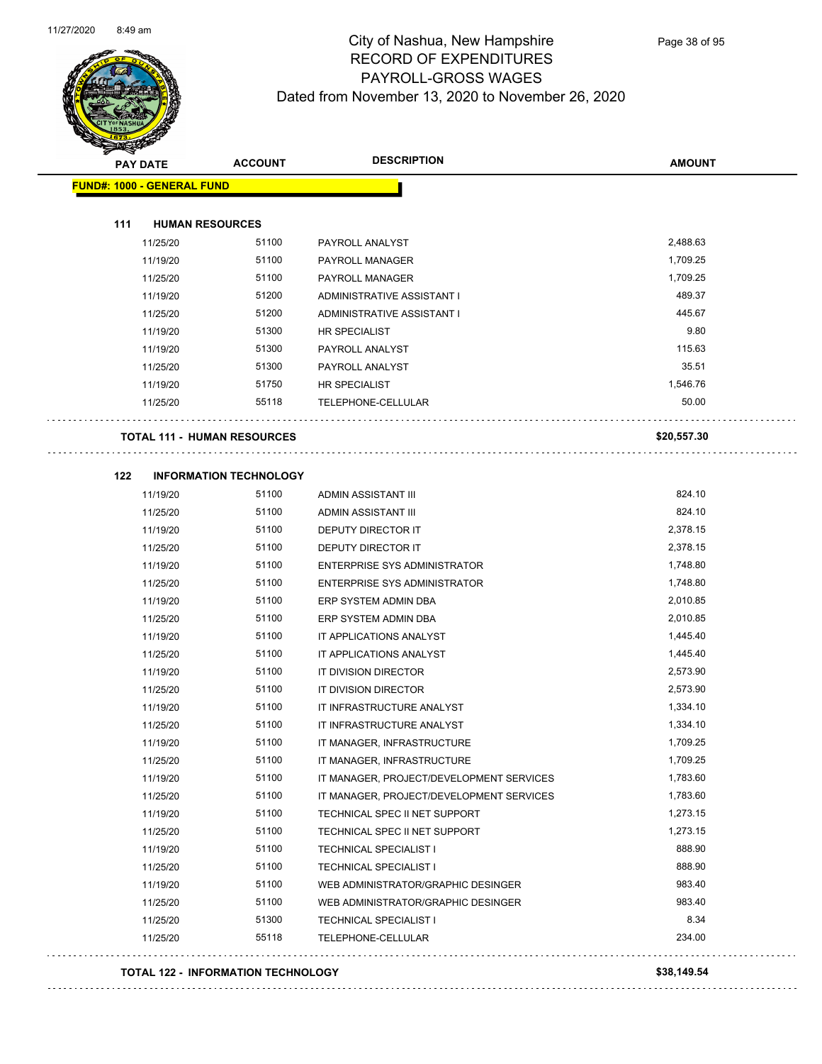# City of Nashua, New Hampshire
## RECORD OF EXPENDITURES
## PAYROLL-GROSS WAGES
## Dated from November 13, 2020 to November 26, 2020

| PAY DATE | ACCOUNT | DESCRIPTION | AMOUNT |
|---|---|---|---|
| **FUND#: 1000 - GENERAL FUND** | | | |
| **111 HUMAN RESOURCES** | | | |
| 11/25/20 | 51100 | PAYROLL ANALYST | 2,488.63 |
| 11/19/20 | 51100 | PAYROLL MANAGER | 1,709.25 |
| 11/25/20 | 51100 | PAYROLL MANAGER | 1,709.25 |
| 11/19/20 | 51200 | ADMINISTRATIVE ASSISTANT I | 489.37 |
| 11/25/20 | 51200 | ADMINISTRATIVE ASSISTANT I | 445.67 |
| 11/19/20 | 51300 | HR SPECIALIST | 9.80 |
| 11/19/20 | 51300 | PAYROLL ANALYST | 115.63 |
| 11/25/20 | 51300 | PAYROLL ANALYST | 35.51 |
| 11/19/20 | 51750 | HR SPECIALIST | 1,546.76 |
| 11/25/20 | 55118 | TELEPHONE-CELLULAR | 50.00 |
| **TOTAL 111 - HUMAN RESOURCES** | | | **$20,557.30** |
| **122 INFORMATION TECHNOLOGY** | | | |
| 11/19/20 | 51100 | ADMIN ASSISTANT III | 824.10 |
| 11/25/20 | 51100 | ADMIN ASSISTANT III | 824.10 |
| 11/19/20 | 51100 | DEPUTY DIRECTOR IT | 2,378.15 |
| 11/25/20 | 51100 | DEPUTY DIRECTOR IT | 2,378.15 |
| 11/19/20 | 51100 | ENTERPRISE SYS ADMINISTRATOR | 1,748.80 |
| 11/25/20 | 51100 | ENTERPRISE SYS ADMINISTRATOR | 1,748.80 |
| 11/19/20 | 51100 | ERP SYSTEM ADMIN DBA | 2,010.85 |
| 11/25/20 | 51100 | ERP SYSTEM ADMIN DBA | 2,010.85 |
| 11/19/20 | 51100 | IT APPLICATIONS ANALYST | 1,445.40 |
| 11/25/20 | 51100 | IT APPLICATIONS ANALYST | 1,445.40 |
| 11/19/20 | 51100 | IT DIVISION DIRECTOR | 2,573.90 |
| 11/25/20 | 51100 | IT DIVISION DIRECTOR | 2,573.90 |
| 11/19/20 | 51100 | IT INFRASTRUCTURE ANALYST | 1,334.10 |
| 11/25/20 | 51100 | IT INFRASTRUCTURE ANALYST | 1,334.10 |
| 11/19/20 | 51100 | IT MANAGER, INFRASTRUCTURE | 1,709.25 |
| 11/25/20 | 51100 | IT MANAGER, INFRASTRUCTURE | 1,709.25 |
| 11/19/20 | 51100 | IT MANAGER, PROJECT/DEVELOPMENT SERVICES | 1,783.60 |
| 11/25/20 | 51100 | IT MANAGER, PROJECT/DEVELOPMENT SERVICES | 1,783.60 |
| 11/19/20 | 51100 | TECHNICAL SPEC II NET SUPPORT | 1,273.15 |
| 11/25/20 | 51100 | TECHNICAL SPEC II NET SUPPORT | 1,273.15 |
| 11/19/20 | 51100 | TECHNICAL SPECIALIST I | 888.90 |
| 11/25/20 | 51100 | TECHNICAL SPECIALIST I | 888.90 |
| 11/19/20 | 51100 | WEB ADMINISTRATOR/GRAPHIC DESINGER | 983.40 |
| 11/25/20 | 51100 | WEB ADMINISTRATOR/GRAPHIC DESINGER | 983.40 |
| 11/25/20 | 51300 | TECHNICAL SPECIALIST I | 8.34 |
| 11/25/20 | 55118 | TELEPHONE-CELLULAR | 234.00 |
| **TOTAL 122 - INFORMATION TECHNOLOGY** | | | **$38,149.54** |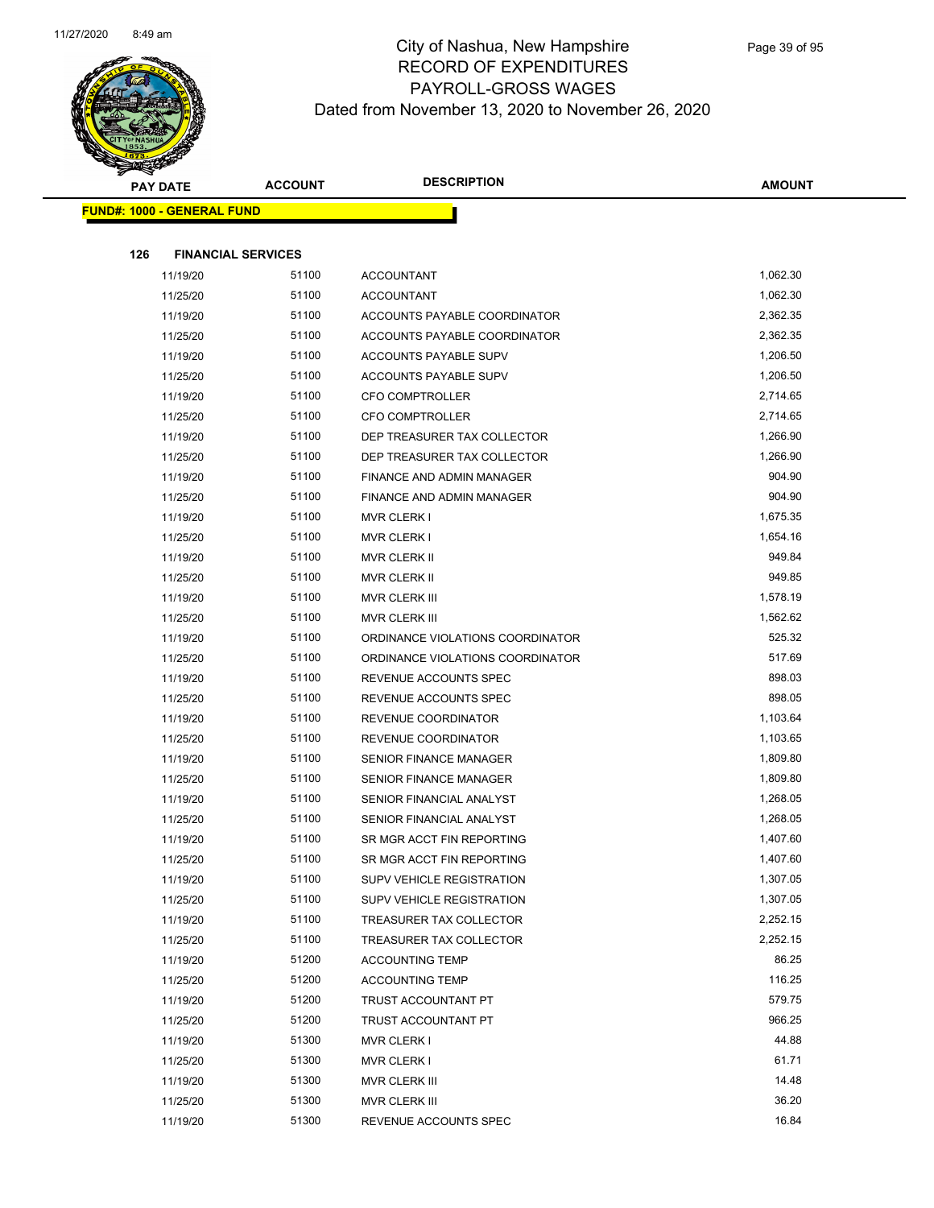# City of Nashua, New Hampshire
## RECORD OF EXPENDITURES
## PAYROLL-GROSS WAGES
## Dated from November 13, 2020 to November 26, 2020

**FUND#: 1000 - GENERAL FUND**

**126 FINANCIAL SERVICES**

| PAY DATE | ACCOUNT | DESCRIPTION | AMOUNT |
|---|---|---|---|
| 11/19/20 | 51100 | ACCOUNTANT | 1,062.30 |
| 11/25/20 | 51100 | ACCOUNTANT | 1,062.30 |
| 11/19/20 | 51100 | ACCOUNTS PAYABLE COORDINATOR | 2,362.35 |
| 11/25/20 | 51100 | ACCOUNTS PAYABLE COORDINATOR | 2,362.35 |
| 11/19/20 | 51100 | ACCOUNTS PAYABLE SUPV | 1,206.50 |
| 11/25/20 | 51100 | ACCOUNTS PAYABLE SUPV | 1,206.50 |
| 11/19/20 | 51100 | CFO COMPTROLLER | 2,714.65 |
| 11/25/20 | 51100 | CFO COMPTROLLER | 2,714.65 |
| 11/19/20 | 51100 | DEP TREASURER TAX COLLECTOR | 1,266.90 |
| 11/25/20 | 51100 | DEP TREASURER TAX COLLECTOR | 1,266.90 |
| 11/19/20 | 51100 | FINANCE AND ADMIN MANAGER | 904.90 |
| 11/25/20 | 51100 | FINANCE AND ADMIN MANAGER | 904.90 |
| 11/19/20 | 51100 | MVR CLERK I | 1,675.35 |
| 11/25/20 | 51100 | MVR CLERK I | 1,654.16 |
| 11/19/20 | 51100 | MVR CLERK II | 949.84 |
| 11/25/20 | 51100 | MVR CLERK II | 949.85 |
| 11/19/20 | 51100 | MVR CLERK III | 1,578.19 |
| 11/25/20 | 51100 | MVR CLERK III | 1,562.62 |
| 11/19/20 | 51100 | ORDINANCE VIOLATIONS COORDINATOR | 525.32 |
| 11/25/20 | 51100 | ORDINANCE VIOLATIONS COORDINATOR | 517.69 |
| 11/19/20 | 51100 | REVENUE ACCOUNTS SPEC | 898.03 |
| 11/25/20 | 51100 | REVENUE ACCOUNTS SPEC | 898.05 |
| 11/19/20 | 51100 | REVENUE COORDINATOR | 1,103.64 |
| 11/25/20 | 51100 | REVENUE COORDINATOR | 1,103.65 |
| 11/19/20 | 51100 | SENIOR FINANCE MANAGER | 1,809.80 |
| 11/25/20 | 51100 | SENIOR FINANCE MANAGER | 1,809.80 |
| 11/19/20 | 51100 | SENIOR FINANCIAL ANALYST | 1,268.05 |
| 11/25/20 | 51100 | SENIOR FINANCIAL ANALYST | 1,268.05 |
| 11/19/20 | 51100 | SR MGR ACCT FIN REPORTING | 1,407.60 |
| 11/25/20 | 51100 | SR MGR ACCT FIN REPORTING | 1,407.60 |
| 11/19/20 | 51100 | SUPV VEHICLE REGISTRATION | 1,307.05 |
| 11/25/20 | 51100 | SUPV VEHICLE REGISTRATION | 1,307.05 |
| 11/19/20 | 51100 | TREASURER TAX COLLECTOR | 2,252.15 |
| 11/25/20 | 51100 | TREASURER TAX COLLECTOR | 2,252.15 |
| 11/19/20 | 51200 | ACCOUNTING TEMP | 86.25 |
| 11/25/20 | 51200 | ACCOUNTING TEMP | 116.25 |
| 11/19/20 | 51200 | TRUST ACCOUNTANT PT | 579.75 |
| 11/25/20 | 51200 | TRUST ACCOUNTANT PT | 966.25 |
| 11/19/20 | 51300 | MVR CLERK I | 44.88 |
| 11/25/20 | 51300 | MVR CLERK I | 61.71 |
| 11/19/20 | 51300 | MVR CLERK III | 14.48 |
| 11/25/20 | 51300 | MVR CLERK III | 36.20 |
| 11/19/20 | 51300 | REVENUE ACCOUNTS SPEC | 16.84 |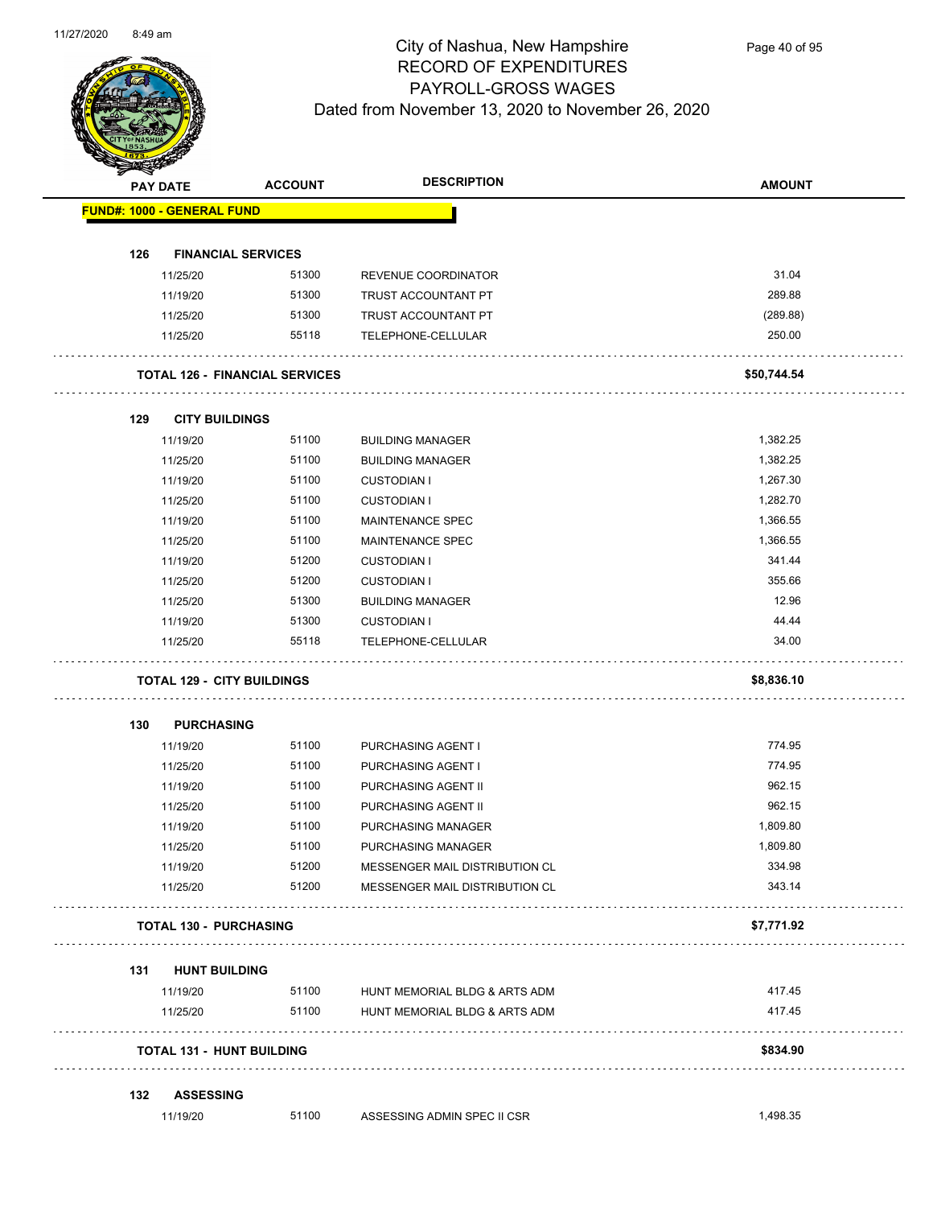# City of Nashua, New Hampshire
## RECORD OF EXPENDITURES
## PAYROLL-GROSS WAGES
### Dated from November 13, 2020 to November 26, 2020

| PAY DATE | ACCOUNT | DESCRIPTION | AMOUNT |
|---|---|---|---|
| **FUND#: 1000 - GENERAL FUND** | | | |
| **126 FINANCIAL SERVICES** | | | |
| 11/25/20 | 51300 | REVENUE COORDINATOR | 31.04 |
| 11/19/20 | 51300 | TRUST ACCOUNTANT PT | 289.88 |
| 11/25/20 | 51300 | TRUST ACCOUNTANT PT | (289.88) |
| 11/25/20 | 55118 | TELEPHONE-CELLULAR | 250.00 |
| **TOTAL 126 - FINANCIAL SERVICES** | | | **$50,744.54** |
| **129 CITY BUILDINGS** | | | |
| 11/19/20 | 51100 | BUILDING MANAGER | 1,382.25 |
| 11/25/20 | 51100 | BUILDING MANAGER | 1,382.25 |
| 11/19/20 | 51100 | CUSTODIAN I | 1,267.30 |
| 11/25/20 | 51100 | CUSTODIAN I | 1,282.70 |
| 11/19/20 | 51100 | MAINTENANCE SPEC | 1,366.55 |
| 11/25/20 | 51100 | MAINTENANCE SPEC | 1,366.55 |
| 11/19/20 | 51200 | CUSTODIAN I | 341.44 |
| 11/25/20 | 51200 | CUSTODIAN I | 355.66 |
| 11/25/20 | 51300 | BUILDING MANAGER | 12.96 |
| 11/19/20 | 51300 | CUSTODIAN I | 44.44 |
| 11/25/20 | 55118 | TELEPHONE-CELLULAR | 34.00 |
| **TOTAL 129 - CITY BUILDINGS** | | | **$8,836.10** |
| **130 PURCHASING** | | | |
| 11/19/20 | 51100 | PURCHASING AGENT I | 774.95 |
| 11/25/20 | 51100 | PURCHASING AGENT I | 774.95 |
| 11/19/20 | 51100 | PURCHASING AGENT II | 962.15 |
| 11/25/20 | 51100 | PURCHASING AGENT II | 962.15 |
| 11/19/20 | 51100 | PURCHASING MANAGER | 1,809.80 |
| 11/25/20 | 51100 | PURCHASING MANAGER | 1,809.80 |
| 11/19/20 | 51200 | MESSENGER MAIL DISTRIBUTION CL | 334.98 |
| 11/25/20 | 51200 | MESSENGER MAIL DISTRIBUTION CL | 343.14 |
| **TOTAL 130 - PURCHASING** | | | **$7,771.92** |
| **131 HUNT BUILDING** | | | |
| 11/19/20 | 51100 | HUNT MEMORIAL BLDG & ARTS ADM | 417.45 |
| 11/25/20 | 51100 | HUNT MEMORIAL BLDG & ARTS ADM | 417.45 |
| **TOTAL 131 - HUNT BUILDING** | | | **$834.90** |
| **132 ASSESSING** | | | |
| 11/19/20 | 51100 | ASSESSING ADMIN SPEC II CSR | 1,498.35 |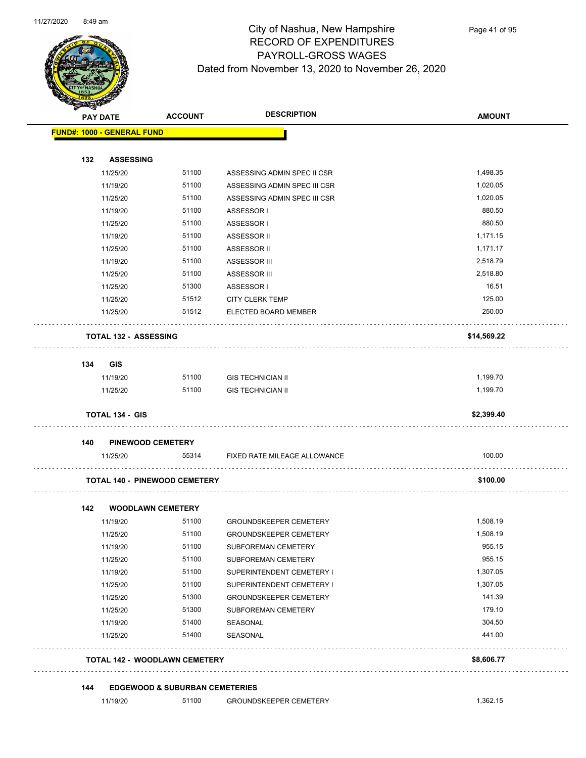# City of Nashua, New Hampshire
## RECORD OF EXPENDITURES
## PAYROLL-GROSS WAGES
### Dated from November 13, 2020 to November 26, 2020

| PAY DATE | ACCOUNT | DESCRIPTION | AMOUNT |
|---|---|---|---|
| **FUND#: 1000 - GENERAL FUND** | | | |
| **132 ASSESSING** | | | |
| 11/25/20 | 51100 | ASSESSING ADMIN SPEC II CSR | 1,498.35 |
| 11/19/20 | 51100 | ASSESSING ADMIN SPEC III CSR | 1,020.05 |
| 11/25/20 | 51100 | ASSESSING ADMIN SPEC III CSR | 1,020.05 |
| 11/19/20 | 51100 | ASSESSOR I | 880.50 |
| 11/25/20 | 51100 | ASSESSOR I | 880.50 |
| 11/19/20 | 51100 | ASSESSOR II | 1,171.15 |
| 11/25/20 | 51100 | ASSESSOR II | 1,171.17 |
| 11/19/20 | 51100 | ASSESSOR III | 2,518.79 |
| 11/25/20 | 51100 | ASSESSOR III | 2,518.80 |
| 11/25/20 | 51300 | ASSESSOR I | 16.51 |
| 11/25/20 | 51512 | CITY CLERK TEMP | 125.00 |
| 11/25/20 | 51512 | ELECTED BOARD MEMBER | 250.00 |
| **TOTAL 132 - ASSESSING** | | | **$14,569.22** |
| **134 GIS** | | | |
| 11/19/20 | 51100 | GIS TECHNICIAN II | 1,199.70 |
| 11/25/20 | 51100 | GIS TECHNICIAN II | 1,199.70 |
| **TOTAL 134 - GIS** | | | **$2,399.40** |
| **140 PINEWOOD CEMETERY** | | | |
| 11/25/20 | 55314 | FIXED RATE MILEAGE ALLOWANCE | 100.00 |
| **TOTAL 140 - PINEWOOD CEMETERY** | | | **$100.00** |
| **142 WOODLAWN CEMETERY** | | | |
| 11/19/20 | 51100 | GROUNDSKEEPER CEMETERY | 1,508.19 |
| 11/25/20 | 51100 | GROUNDSKEEPER CEMETERY | 1,508.19 |
| 11/19/20 | 51100 | SUBFOREMAN CEMETERY | 955.15 |
| 11/25/20 | 51100 | SUBFOREMAN CEMETERY | 955.15 |
| 11/19/20 | 51100 | SUPERINTENDENT CEMETERY I | 1,307.05 |
| 11/25/20 | 51100 | SUPERINTENDENT CEMETERY I | 1,307.05 |
| 11/25/20 | 51300 | GROUNDSKEEPER CEMETERY | 141.39 |
| 11/25/20 | 51300 | SUBFOREMAN CEMETERY | 179.10 |
| 11/19/20 | 51400 | SEASONAL | 304.50 |
| 11/25/20 | 51400 | SEASONAL | 441.00 |
| **TOTAL 142 - WOODLAWN CEMETERY** | | | **$8,606.77** |
| **144 EDGEWOOD & SUBURBAN CEMETERIES** | | | |
| 11/19/20 | 51100 | GROUNDSKEEPER CEMETERY | 1,362.15 |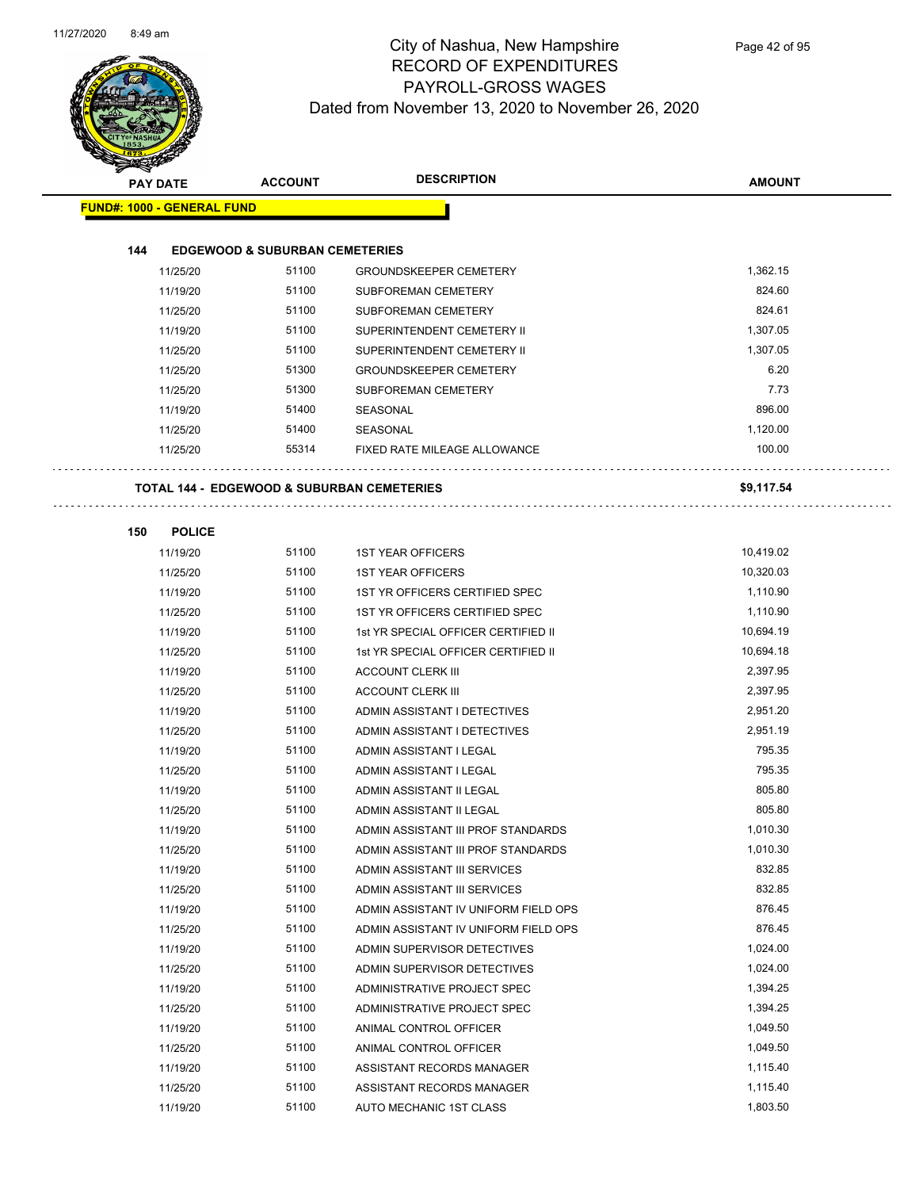# City of Nashua, New Hampshire
## RECORD OF EXPENDITURES
## PAYROLL-GROSS WAGES
## Dated from November 13, 2020 to November 26, 2020

| PAY DATE | ACCOUNT | DESCRIPTION | AMOUNT |
|---|---|---|---|
| **FUND#: 1000 - GENERAL FUND** | | | |
| **144 EDGEWOOD & SUBURBAN CEMETERIES** | | | |
| 11/25/20 | 51100 | GROUNDSKEEPER CEMETERY | 1,362.15 |
| 11/19/20 | 51100 | SUBFOREMAN CEMETERY | 824.60 |
| 11/25/20 | 51100 | SUBFOREMAN CEMETERY | 824.61 |
| 11/19/20 | 51100 | SUPERINTENDENT CEMETERY II | 1,307.05 |
| 11/25/20 | 51100 | SUPERINTENDENT CEMETERY II | 1,307.05 |
| 11/25/20 | 51300 | GROUNDSKEEPER CEMETERY | 6.20 |
| 11/25/20 | 51300 | SUBFOREMAN CEMETERY | 7.73 |
| 11/19/20 | 51400 | SEASONAL | 896.00 |
| 11/25/20 | 51400 | SEASONAL | 1,120.00 |
| 11/25/20 | 55314 | FIXED RATE MILEAGE ALLOWANCE | 100.00 |
| **TOTAL 144 - EDGEWOOD & SUBURBAN CEMETERIES** | | | **$9,117.54** |
| **150 POLICE** | | | |
| 11/19/20 | 51100 | 1ST YEAR OFFICERS | 10,419.02 |
| 11/25/20 | 51100 | 1ST YEAR OFFICERS | 10,320.03 |
| 11/19/20 | 51100 | 1ST YR OFFICERS CERTIFIED SPEC | 1,110.90 |
| 11/25/20 | 51100 | 1ST YR OFFICERS CERTIFIED SPEC | 1,110.90 |
| 11/19/20 | 51100 | 1st YR SPECIAL OFFICER CERTIFIED II | 10,694.19 |
| 11/25/20 | 51100 | 1st YR SPECIAL OFFICER CERTIFIED II | 10,694.18 |
| 11/19/20 | 51100 | ACCOUNT CLERK III | 2,397.95 |
| 11/25/20 | 51100 | ACCOUNT CLERK III | 2,397.95 |
| 11/19/20 | 51100 | ADMIN ASSISTANT I DETECTIVES | 2,951.20 |
| 11/25/20 | 51100 | ADMIN ASSISTANT I DETECTIVES | 2,951.19 |
| 11/19/20 | 51100 | ADMIN ASSISTANT I LEGAL | 795.35 |
| 11/25/20 | 51100 | ADMIN ASSISTANT I LEGAL | 795.35 |
| 11/19/20 | 51100 | ADMIN ASSISTANT II LEGAL | 805.80 |
| 11/25/20 | 51100 | ADMIN ASSISTANT II LEGAL | 805.80 |
| 11/19/20 | 51100 | ADMIN ASSISTANT III PROF STANDARDS | 1,010.30 |
| 11/25/20 | 51100 | ADMIN ASSISTANT III PROF STANDARDS | 1,010.30 |
| 11/19/20 | 51100 | ADMIN ASSISTANT III SERVICES | 832.85 |
| 11/25/20 | 51100 | ADMIN ASSISTANT III SERVICES | 832.85 |
| 11/19/20 | 51100 | ADMIN ASSISTANT IV UNIFORM FIELD OPS | 876.45 |
| 11/25/20 | 51100 | ADMIN ASSISTANT IV UNIFORM FIELD OPS | 876.45 |
| 11/19/20 | 51100 | ADMIN SUPERVISOR DETECTIVES | 1,024.00 |
| 11/25/20 | 51100 | ADMIN SUPERVISOR DETECTIVES | 1,024.00 |
| 11/19/20 | 51100 | ADMINISTRATIVE PROJECT SPEC | 1,394.25 |
| 11/25/20 | 51100 | ADMINISTRATIVE PROJECT SPEC | 1,394.25 |
| 11/19/20 | 51100 | ANIMAL CONTROL OFFICER | 1,049.50 |
| 11/25/20 | 51100 | ANIMAL CONTROL OFFICER | 1,049.50 |
| 11/19/20 | 51100 | ASSISTANT RECORDS MANAGER | 1,115.40 |
| 11/25/20 | 51100 | ASSISTANT RECORDS MANAGER | 1,115.40 |
| 11/19/20 | 51100 | AUTO MECHANIC 1ST CLASS | 1,803.50 |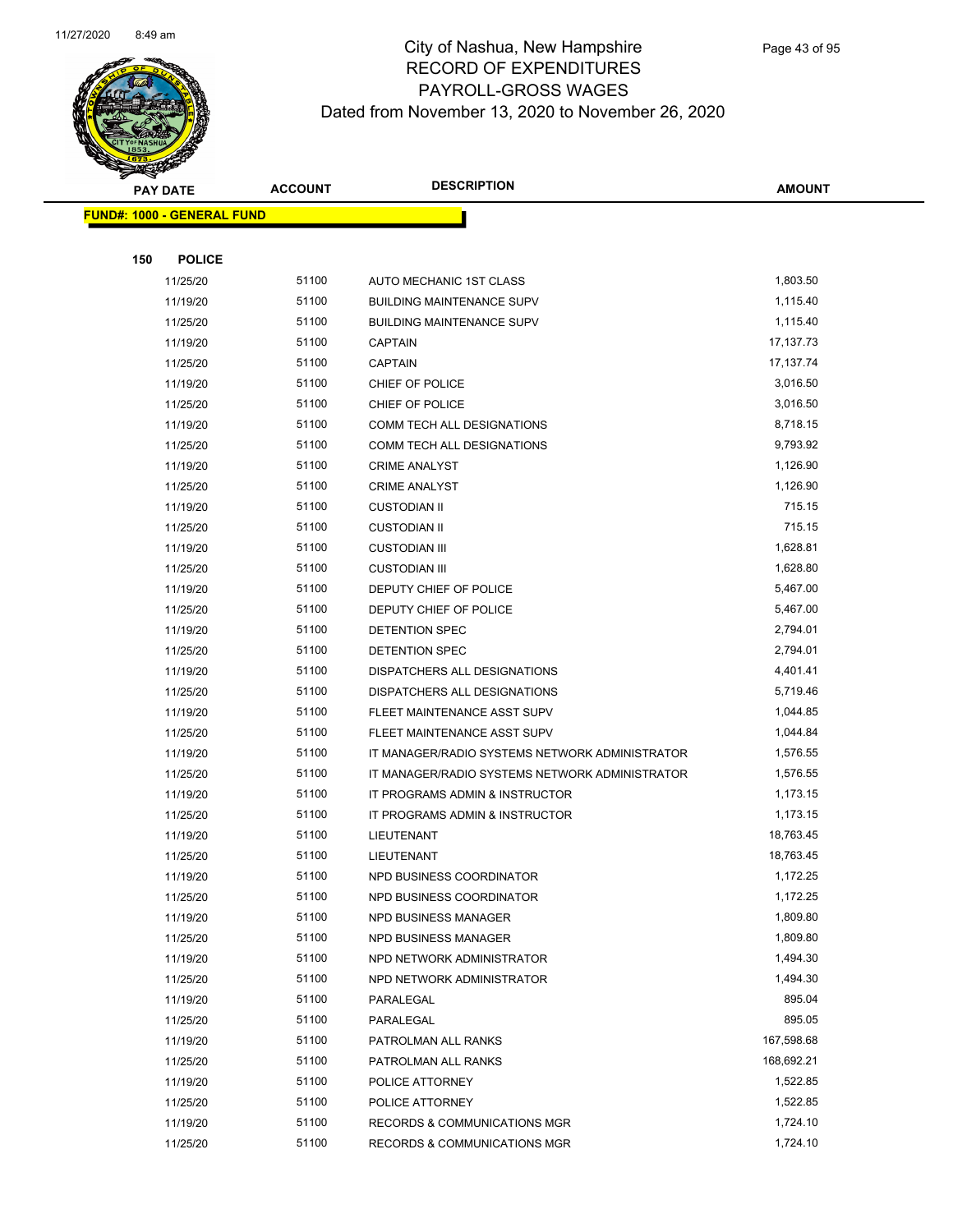# City of Nashua, New Hampshire
## RECORD OF EXPENDITURES
## PAYROLL-GROSS WAGES
### Dated from November 13, 2020 to November 26, 2020

**FUND#: 1000 - GENERAL FUND**

**150 POLICE**

| PAY DATE | ACCOUNT | DESCRIPTION | AMOUNT |
|---|---|---|---|
| 11/25/20 | 51100 | AUTO MECHANIC 1ST CLASS | 1,803.50 |
| 11/19/20 | 51100 | BUILDING MAINTENANCE SUPV | 1,115.40 |
| 11/25/20 | 51100 | BUILDING MAINTENANCE SUPV | 1,115.40 |
| 11/19/20 | 51100 | CAPTAIN | 17,137.73 |
| 11/25/20 | 51100 | CAPTAIN | 17,137.74 |
| 11/19/20 | 51100 | CHIEF OF POLICE | 3,016.50 |
| 11/25/20 | 51100 | CHIEF OF POLICE | 3,016.50 |
| 11/19/20 | 51100 | COMM TECH ALL DESIGNATIONS | 8,718.15 |
| 11/25/20 | 51100 | COMM TECH ALL DESIGNATIONS | 9,793.92 |
| 11/19/20 | 51100 | CRIME ANALYST | 1,126.90 |
| 11/25/20 | 51100 | CRIME ANALYST | 1,126.90 |
| 11/19/20 | 51100 | CUSTODIAN II | 715.15 |
| 11/25/20 | 51100 | CUSTODIAN II | 715.15 |
| 11/19/20 | 51100 | CUSTODIAN III | 1,628.81 |
| 11/25/20 | 51100 | CUSTODIAN III | 1,628.80 |
| 11/19/20 | 51100 | DEPUTY CHIEF OF POLICE | 5,467.00 |
| 11/25/20 | 51100 | DEPUTY CHIEF OF POLICE | 5,467.00 |
| 11/19/20 | 51100 | DETENTION SPEC | 2,794.01 |
| 11/25/20 | 51100 | DETENTION SPEC | 2,794.01 |
| 11/19/20 | 51100 | DISPATCHERS ALL DESIGNATIONS | 4,401.41 |
| 11/25/20 | 51100 | DISPATCHERS ALL DESIGNATIONS | 5,719.46 |
| 11/19/20 | 51100 | FLEET MAINTENANCE ASST SUPV | 1,044.85 |
| 11/25/20 | 51100 | FLEET MAINTENANCE ASST SUPV | 1,044.84 |
| 11/19/20 | 51100 | IT MANAGER/RADIO SYSTEMS NETWORK ADMINISTRATOR | 1,576.55 |
| 11/25/20 | 51100 | IT MANAGER/RADIO SYSTEMS NETWORK ADMINISTRATOR | 1,576.55 |
| 11/19/20 | 51100 | IT PROGRAMS ADMIN & INSTRUCTOR | 1,173.15 |
| 11/25/20 | 51100 | IT PROGRAMS ADMIN & INSTRUCTOR | 1,173.15 |
| 11/19/20 | 51100 | LIEUTENANT | 18,763.45 |
| 11/25/20 | 51100 | LIEUTENANT | 18,763.45 |
| 11/19/20 | 51100 | NPD BUSINESS COORDINATOR | 1,172.25 |
| 11/25/20 | 51100 | NPD BUSINESS COORDINATOR | 1,172.25 |
| 11/19/20 | 51100 | NPD BUSINESS MANAGER | 1,809.80 |
| 11/25/20 | 51100 | NPD BUSINESS MANAGER | 1,809.80 |
| 11/19/20 | 51100 | NPD NETWORK ADMINISTRATOR | 1,494.30 |
| 11/25/20 | 51100 | NPD NETWORK ADMINISTRATOR | 1,494.30 |
| 11/19/20 | 51100 | PARALEGAL | 895.04 |
| 11/25/20 | 51100 | PARALEGAL | 895.05 |
| 11/19/20 | 51100 | PATROLMAN ALL RANKS | 167,598.68 |
| 11/25/20 | 51100 | PATROLMAN ALL RANKS | 168,692.21 |
| 11/19/20 | 51100 | POLICE ATTORNEY | 1,522.85 |
| 11/25/20 | 51100 | POLICE ATTORNEY | 1,522.85 |
| 11/19/20 | 51100 | RECORDS & COMMUNICATIONS MGR | 1,724.10 |
| 11/25/20 | 51100 | RECORDS & COMMUNICATIONS MGR | 1,724.10 |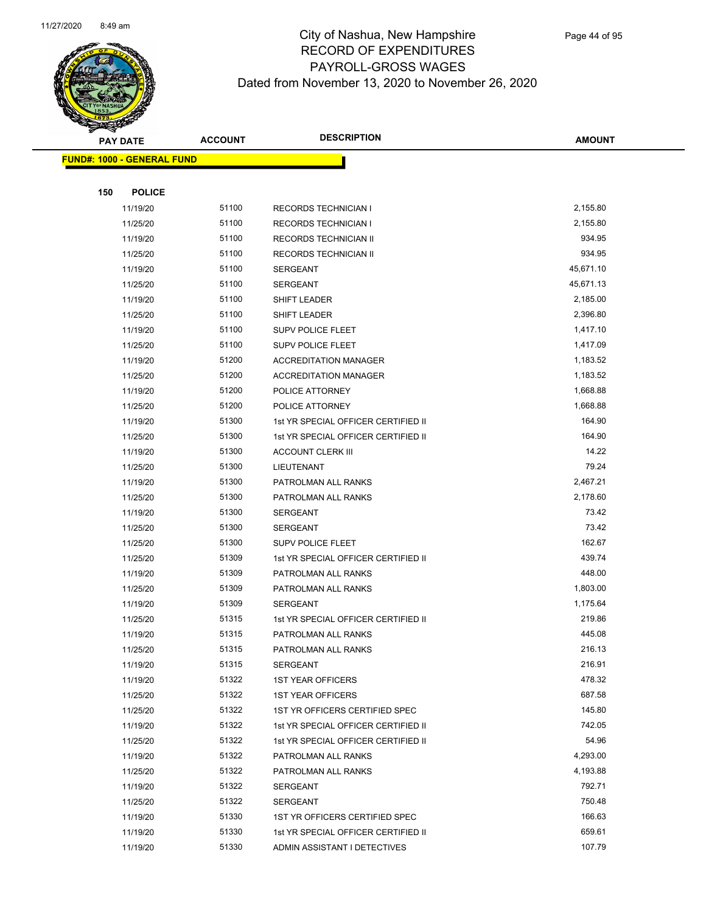# City of Nashua, New Hampshire
## RECORD OF EXPENDITURES
## PAYROLL-GROSS WAGES
## Dated from November 13, 2020 to November 26, 2020

| PAY DATE | ACCOUNT | DESCRIPTION | AMOUNT |
|---|---|---|---|

**FUND#: 1000 - GENERAL FUND**

**150 POLICE**

| PAY DATE | ACCOUNT | DESCRIPTION | AMOUNT |
|---|---|---|---|
| 11/19/20 | 51100 | RECORDS TECHNICIAN I | 2,155.80 |
| 11/25/20 | 51100 | RECORDS TECHNICIAN I | 2,155.80 |
| 11/19/20 | 51100 | RECORDS TECHNICIAN II | 934.95 |
| 11/25/20 | 51100 | RECORDS TECHNICIAN II | 934.95 |
| 11/19/20 | 51100 | SERGEANT | 45,671.10 |
| 11/25/20 | 51100 | SERGEANT | 45,671.13 |
| 11/19/20 | 51100 | SHIFT LEADER | 2,185.00 |
| 11/25/20 | 51100 | SHIFT LEADER | 2,396.80 |
| 11/19/20 | 51100 | SUPV POLICE FLEET | 1,417.10 |
| 11/25/20 | 51100 | SUPV POLICE FLEET | 1,417.09 |
| 11/19/20 | 51200 | ACCREDITATION MANAGER | 1,183.52 |
| 11/25/20 | 51200 | ACCREDITATION MANAGER | 1,183.52 |
| 11/19/20 | 51200 | POLICE ATTORNEY | 1,668.88 |
| 11/25/20 | 51200 | POLICE ATTORNEY | 1,668.88 |
| 11/19/20 | 51300 | 1st YR SPECIAL OFFICER CERTIFIED II | 164.90 |
| 11/25/20 | 51300 | 1st YR SPECIAL OFFICER CERTIFIED II | 164.90 |
| 11/19/20 | 51300 | ACCOUNT CLERK III | 14.22 |
| 11/25/20 | 51300 | LIEUTENANT | 79.24 |
| 11/19/20 | 51300 | PATROLMAN ALL RANKS | 2,467.21 |
| 11/25/20 | 51300 | PATROLMAN ALL RANKS | 2,178.60 |
| 11/19/20 | 51300 | SERGEANT | 73.42 |
| 11/25/20 | 51300 | SERGEANT | 73.42 |
| 11/25/20 | 51300 | SUPV POLICE FLEET | 162.67 |
| 11/25/20 | 51309 | 1st YR SPECIAL OFFICER CERTIFIED II | 439.74 |
| 11/19/20 | 51309 | PATROLMAN ALL RANKS | 448.00 |
| 11/25/20 | 51309 | PATROLMAN ALL RANKS | 1,803.00 |
| 11/19/20 | 51309 | SERGEANT | 1,175.64 |
| 11/25/20 | 51315 | 1st YR SPECIAL OFFICER CERTIFIED II | 219.86 |
| 11/19/20 | 51315 | PATROLMAN ALL RANKS | 445.08 |
| 11/25/20 | 51315 | PATROLMAN ALL RANKS | 216.13 |
| 11/19/20 | 51315 | SERGEANT | 216.91 |
| 11/19/20 | 51322 | 1ST YEAR OFFICERS | 478.32 |
| 11/25/20 | 51322 | 1ST YEAR OFFICERS | 687.58 |
| 11/25/20 | 51322 | 1ST YR OFFICERS CERTIFIED SPEC | 145.80 |
| 11/19/20 | 51322 | 1st YR SPECIAL OFFICER CERTIFIED II | 742.05 |
| 11/25/20 | 51322 | 1st YR SPECIAL OFFICER CERTIFIED II | 54.96 |
| 11/19/20 | 51322 | PATROLMAN ALL RANKS | 4,293.00 |
| 11/25/20 | 51322 | PATROLMAN ALL RANKS | 4,193.88 |
| 11/19/20 | 51322 | SERGEANT | 792.71 |
| 11/25/20 | 51322 | SERGEANT | 750.48 |
| 11/19/20 | 51330 | 1ST YR OFFICERS CERTIFIED SPEC | 166.63 |
| 11/19/20 | 51330 | 1st YR SPECIAL OFFICER CERTIFIED II | 659.61 |
| 11/19/20 | 51330 | ADMIN ASSISTANT I DETECTIVES | 107.79 |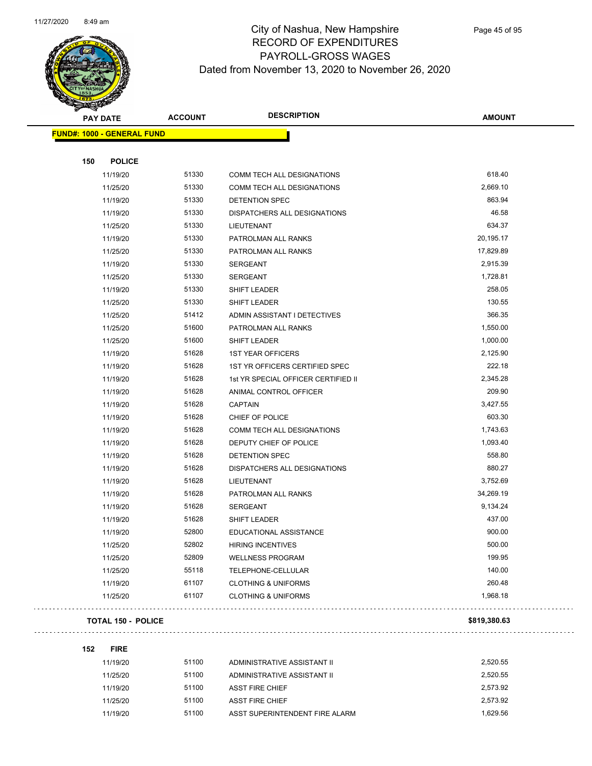# City of Nashua, New Hampshire
## RECORD OF EXPENDITURES
## PAYROLL-GROSS WAGES
### Dated from November 13, 2020 to November 26, 2020

| PAY DATE | ACCOUNT | DESCRIPTION | AMOUNT |
|---|---|---|---|
| **FUND#: 1000 - GENERAL FUND** | | | |
| **150 POLICE** | | | |
| 11/19/20 | 51330 | COMM TECH ALL DESIGNATIONS | 618.40 |
| 11/25/20 | 51330 | COMM TECH ALL DESIGNATIONS | 2,669.10 |
| 11/19/20 | 51330 | DETENTION SPEC | 863.94 |
| 11/19/20 | 51330 | DISPATCHERS ALL DESIGNATIONS | 46.58 |
| 11/25/20 | 51330 | LIEUTENANT | 634.37 |
| 11/19/20 | 51330 | PATROLMAN ALL RANKS | 20,195.17 |
| 11/25/20 | 51330 | PATROLMAN ALL RANKS | 17,829.89 |
| 11/19/20 | 51330 | SERGEANT | 2,915.39 |
| 11/25/20 | 51330 | SERGEANT | 1,728.81 |
| 11/19/20 | 51330 | SHIFT LEADER | 258.05 |
| 11/25/20 | 51330 | SHIFT LEADER | 130.55 |
| 11/25/20 | 51412 | ADMIN ASSISTANT I DETECTIVES | 366.35 |
| 11/25/20 | 51600 | PATROLMAN ALL RANKS | 1,550.00 |
| 11/25/20 | 51600 | SHIFT LEADER | 1,000.00 |
| 11/19/20 | 51628 | 1ST YEAR OFFICERS | 2,125.90 |
| 11/19/20 | 51628 | 1ST YR OFFICERS CERTIFIED SPEC | 222.18 |
| 11/19/20 | 51628 | 1st YR SPECIAL OFFICER CERTIFIED II | 2,345.28 |
| 11/19/20 | 51628 | ANIMAL CONTROL OFFICER | 209.90 |
| 11/19/20 | 51628 | CAPTAIN | 3,427.55 |
| 11/19/20 | 51628 | CHIEF OF POLICE | 603.30 |
| 11/19/20 | 51628 | COMM TECH ALL DESIGNATIONS | 1,743.63 |
| 11/19/20 | 51628 | DEPUTY CHIEF OF POLICE | 1,093.40 |
| 11/19/20 | 51628 | DETENTION SPEC | 558.80 |
| 11/19/20 | 51628 | DISPATCHERS ALL DESIGNATIONS | 880.27 |
| 11/19/20 | 51628 | LIEUTENANT | 3,752.69 |
| 11/19/20 | 51628 | PATROLMAN ALL RANKS | 34,269.19 |
| 11/19/20 | 51628 | SERGEANT | 9,134.24 |
| 11/19/20 | 51628 | SHIFT LEADER | 437.00 |
| 11/19/20 | 52800 | EDUCATIONAL ASSISTANCE | 900.00 |
| 11/25/20 | 52802 | HIRING INCENTIVES | 500.00 |
| 11/25/20 | 52809 | WELLNESS PROGRAM | 199.95 |
| 11/25/20 | 55118 | TELEPHONE-CELLULAR | 140.00 |
| 11/19/20 | 61107 | CLOTHING & UNIFORMS | 260.48 |
| 11/25/20 | 61107 | CLOTHING & UNIFORMS | 1,968.18 |
| **TOTAL 150 - POLICE** | | | **$819,380.63** |
| **152 FIRE** | | | |
| 11/19/20 | 51100 | ADMINISTRATIVE ASSISTANT II | 2,520.55 |
| 11/25/20 | 51100 | ADMINISTRATIVE ASSISTANT II | 2,520.55 |
| 11/19/20 | 51100 | ASST FIRE CHIEF | 2,573.92 |
| 11/25/20 | 51100 | ASST FIRE CHIEF | 2,573.92 |
| 11/19/20 | 51100 | ASST SUPERINTENDENT FIRE ALARM | 1,629.56 |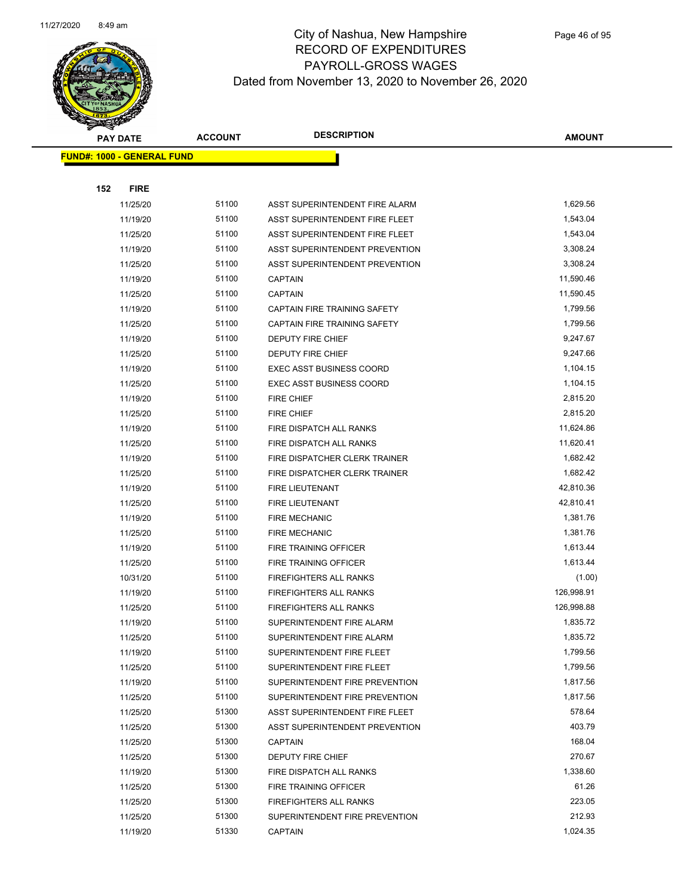# City of Nashua, New Hampshire
## RECORD OF EXPENDITURES
## PAYROLL-GROSS WAGES
### Dated from November 13, 2020 to November 26, 2020

**FUND#: 1000 - GENERAL FUND**

**152 FIRE**

| PAY DATE | ACCOUNT | DESCRIPTION | AMOUNT |
|---|---|---|---|
| 11/25/20 | 51100 | ASST SUPERINTENDENT FIRE ALARM | 1,629.56 |
| 11/19/20 | 51100 | ASST SUPERINTENDENT FIRE FLEET | 1,543.04 |
| 11/25/20 | 51100 | ASST SUPERINTENDENT FIRE FLEET | 1,543.04 |
| 11/19/20 | 51100 | ASST SUPERINTENDENT PREVENTION | 3,308.24 |
| 11/25/20 | 51100 | ASST SUPERINTENDENT PREVENTION | 3,308.24 |
| 11/19/20 | 51100 | CAPTAIN | 11,590.46 |
| 11/25/20 | 51100 | CAPTAIN | 11,590.45 |
| 11/19/20 | 51100 | CAPTAIN FIRE TRAINING SAFETY | 1,799.56 |
| 11/25/20 | 51100 | CAPTAIN FIRE TRAINING SAFETY | 1,799.56 |
| 11/19/20 | 51100 | DEPUTY FIRE CHIEF | 9,247.67 |
| 11/25/20 | 51100 | DEPUTY FIRE CHIEF | 9,247.66 |
| 11/19/20 | 51100 | EXEC ASST BUSINESS COORD | 1,104.15 |
| 11/25/20 | 51100 | EXEC ASST BUSINESS COORD | 1,104.15 |
| 11/19/20 | 51100 | FIRE CHIEF | 2,815.20 |
| 11/25/20 | 51100 | FIRE CHIEF | 2,815.20 |
| 11/19/20 | 51100 | FIRE DISPATCH ALL RANKS | 11,624.86 |
| 11/25/20 | 51100 | FIRE DISPATCH ALL RANKS | 11,620.41 |
| 11/19/20 | 51100 | FIRE DISPATCHER CLERK TRAINER | 1,682.42 |
| 11/25/20 | 51100 | FIRE DISPATCHER CLERK TRAINER | 1,682.42 |
| 11/19/20 | 51100 | FIRE LIEUTENANT | 42,810.36 |
| 11/25/20 | 51100 | FIRE LIEUTENANT | 42,810.41 |
| 11/19/20 | 51100 | FIRE MECHANIC | 1,381.76 |
| 11/25/20 | 51100 | FIRE MECHANIC | 1,381.76 |
| 11/19/20 | 51100 | FIRE TRAINING OFFICER | 1,613.44 |
| 11/25/20 | 51100 | FIRE TRAINING OFFICER | 1,613.44 |
| 10/31/20 | 51100 | FIREFIGHTERS ALL RANKS | (1.00) |
| 11/19/20 | 51100 | FIREFIGHTERS ALL RANKS | 126,998.91 |
| 11/25/20 | 51100 | FIREFIGHTERS ALL RANKS | 126,998.88 |
| 11/19/20 | 51100 | SUPERINTENDENT FIRE ALARM | 1,835.72 |
| 11/25/20 | 51100 | SUPERINTENDENT FIRE ALARM | 1,835.72 |
| 11/19/20 | 51100 | SUPERINTENDENT FIRE FLEET | 1,799.56 |
| 11/25/20 | 51100 | SUPERINTENDENT FIRE FLEET | 1,799.56 |
| 11/19/20 | 51100 | SUPERINTENDENT FIRE PREVENTION | 1,817.56 |
| 11/25/20 | 51100 | SUPERINTENDENT FIRE PREVENTION | 1,817.56 |
| 11/25/20 | 51300 | ASST SUPERINTENDENT FIRE FLEET | 578.64 |
| 11/25/20 | 51300 | ASST SUPERINTENDENT PREVENTION | 403.79 |
| 11/25/20 | 51300 | CAPTAIN | 168.04 |
| 11/25/20 | 51300 | DEPUTY FIRE CHIEF | 270.67 |
| 11/19/20 | 51300 | FIRE DISPATCH ALL RANKS | 1,338.60 |
| 11/25/20 | 51300 | FIRE TRAINING OFFICER | 61.26 |
| 11/25/20 | 51300 | FIREFIGHTERS ALL RANKS | 223.05 |
| 11/25/20 | 51300 | SUPERINTENDENT FIRE PREVENTION | 212.93 |
| 11/19/20 | 51330 | CAPTAIN | 1,024.35 |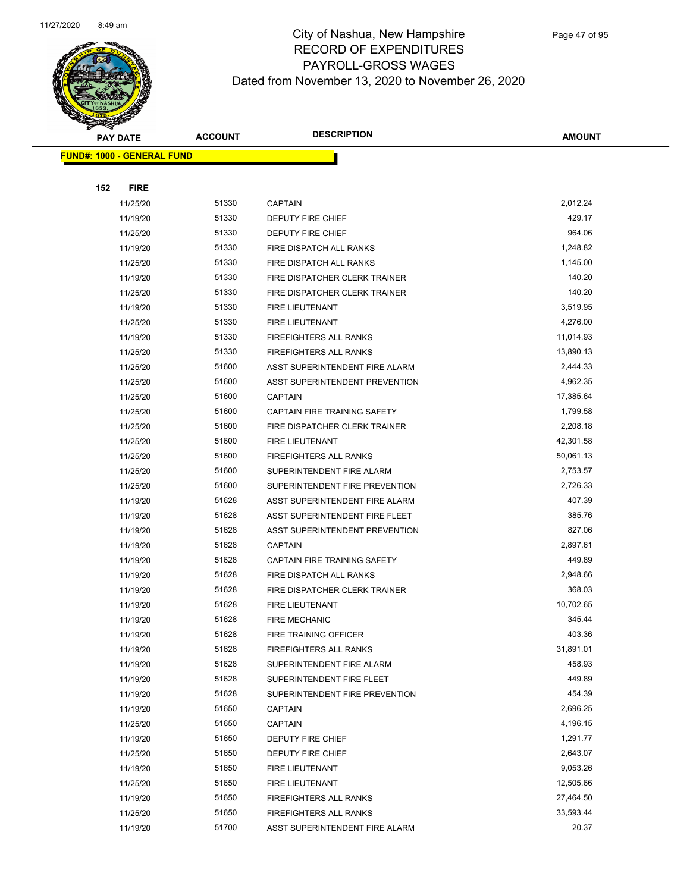# City of Nashua, New Hampshire
## RECORD OF EXPENDITURES
## PAYROLL-GROSS WAGES
### Dated from November 13, 2020 to November 26, 2020

| PAY DATE | ACCOUNT | DESCRIPTION | AMOUNT |
|---|---|---|---|
| **FUND#: 1000 - GENERAL FUND** | | | |
| **152 FIRE** | | | |
| 11/25/20 | 51330 | CAPTAIN | 2,012.24 |
| 11/19/20 | 51330 | DEPUTY FIRE CHIEF | 429.17 |
| 11/25/20 | 51330 | DEPUTY FIRE CHIEF | 964.06 |
| 11/19/20 | 51330 | FIRE DISPATCH ALL RANKS | 1,248.82 |
| 11/25/20 | 51330 | FIRE DISPATCH ALL RANKS | 1,145.00 |
| 11/19/20 | 51330 | FIRE DISPATCHER CLERK TRAINER | 140.20 |
| 11/25/20 | 51330 | FIRE DISPATCHER CLERK TRAINER | 140.20 |
| 11/19/20 | 51330 | FIRE LIEUTENANT | 3,519.95 |
| 11/25/20 | 51330 | FIRE LIEUTENANT | 4,276.00 |
| 11/19/20 | 51330 | FIREFIGHTERS ALL RANKS | 11,014.93 |
| 11/25/20 | 51330 | FIREFIGHTERS ALL RANKS | 13,890.13 |
| 11/25/20 | 51600 | ASST SUPERINTENDENT FIRE ALARM | 2,444.33 |
| 11/25/20 | 51600 | ASST SUPERINTENDENT PREVENTION | 4,962.35 |
| 11/25/20 | 51600 | CAPTAIN | 17,385.64 |
| 11/25/20 | 51600 | CAPTAIN FIRE TRAINING SAFETY | 1,799.58 |
| 11/25/20 | 51600 | FIRE DISPATCHER CLERK TRAINER | 2,208.18 |
| 11/25/20 | 51600 | FIRE LIEUTENANT | 42,301.58 |
| 11/25/20 | 51600 | FIREFIGHTERS ALL RANKS | 50,061.13 |
| 11/25/20 | 51600 | SUPERINTENDENT FIRE ALARM | 2,753.57 |
| 11/25/20 | 51600 | SUPERINTENDENT FIRE PREVENTION | 2,726.33 |
| 11/19/20 | 51628 | ASST SUPERINTENDENT FIRE ALARM | 407.39 |
| 11/19/20 | 51628 | ASST SUPERINTENDENT FIRE FLEET | 385.76 |
| 11/19/20 | 51628 | ASST SUPERINTENDENT PREVENTION | 827.06 |
| 11/19/20 | 51628 | CAPTAIN | 2,897.61 |
| 11/19/20 | 51628 | CAPTAIN FIRE TRAINING SAFETY | 449.89 |
| 11/19/20 | 51628 | FIRE DISPATCH ALL RANKS | 2,948.66 |
| 11/19/20 | 51628 | FIRE DISPATCHER CLERK TRAINER | 368.03 |
| 11/19/20 | 51628 | FIRE LIEUTENANT | 10,702.65 |
| 11/19/20 | 51628 | FIRE MECHANIC | 345.44 |
| 11/19/20 | 51628 | FIRE TRAINING OFFICER | 403.36 |
| 11/19/20 | 51628 | FIREFIGHTERS ALL RANKS | 31,891.01 |
| 11/19/20 | 51628 | SUPERINTENDENT FIRE ALARM | 458.93 |
| 11/19/20 | 51628 | SUPERINTENDENT FIRE FLEET | 449.89 |
| 11/19/20 | 51628 | SUPERINTENDENT FIRE PREVENTION | 454.39 |
| 11/19/20 | 51650 | CAPTAIN | 2,696.25 |
| 11/25/20 | 51650 | CAPTAIN | 4,196.15 |
| 11/19/20 | 51650 | DEPUTY FIRE CHIEF | 1,291.77 |
| 11/25/20 | 51650 | DEPUTY FIRE CHIEF | 2,643.07 |
| 11/19/20 | 51650 | FIRE LIEUTENANT | 9,053.26 |
| 11/25/20 | 51650 | FIRE LIEUTENANT | 12,505.66 |
| 11/19/20 | 51650 | FIREFIGHTERS ALL RANKS | 27,464.50 |
| 11/25/20 | 51650 | FIREFIGHTERS ALL RANKS | 33,593.44 |
| 11/19/20 | 51700 | ASST SUPERINTENDENT FIRE ALARM | 20.37 |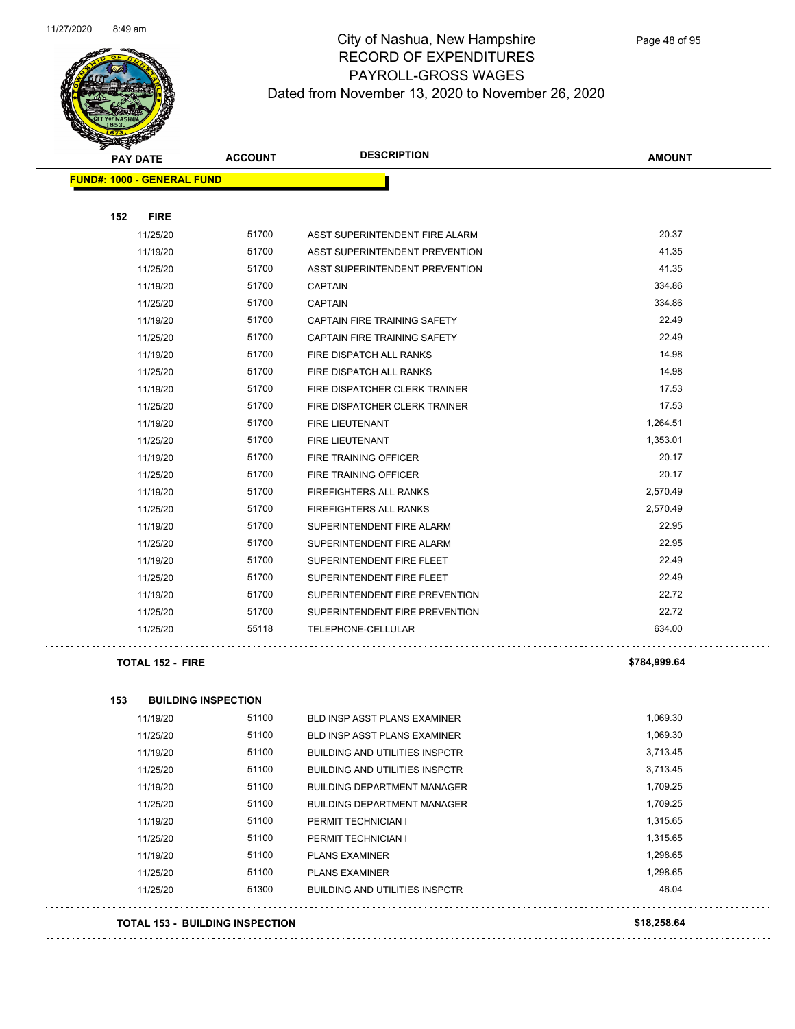# City of Nashua, New Hampshire
## RECORD OF EXPENDITURES
## PAYROLL-GROSS WAGES
### Dated from November 13, 2020 to November 26, 2020

| PAY DATE | ACCOUNT | DESCRIPTION | AMOUNT |
|---|---|---|---|
| **FUND#: 1000 - GENERAL FUND** | | | |
| **152 FIRE** | | | |
| 11/25/20 | 51700 | ASST SUPERINTENDENT FIRE ALARM | 20.37 |
| 11/19/20 | 51700 | ASST SUPERINTENDENT PREVENTION | 41.35 |
| 11/25/20 | 51700 | ASST SUPERINTENDENT PREVENTION | 41.35 |
| 11/19/20 | 51700 | CAPTAIN | 334.86 |
| 11/25/20 | 51700 | CAPTAIN | 334.86 |
| 11/19/20 | 51700 | CAPTAIN FIRE TRAINING SAFETY | 22.49 |
| 11/25/20 | 51700 | CAPTAIN FIRE TRAINING SAFETY | 22.49 |
| 11/19/20 | 51700 | FIRE DISPATCH ALL RANKS | 14.98 |
| 11/25/20 | 51700 | FIRE DISPATCH ALL RANKS | 14.98 |
| 11/19/20 | 51700 | FIRE DISPATCHER CLERK TRAINER | 17.53 |
| 11/25/20 | 51700 | FIRE DISPATCHER CLERK TRAINER | 17.53 |
| 11/19/20 | 51700 | FIRE LIEUTENANT | 1,264.51 |
| 11/25/20 | 51700 | FIRE LIEUTENANT | 1,353.01 |
| 11/19/20 | 51700 | FIRE TRAINING OFFICER | 20.17 |
| 11/25/20 | 51700 | FIRE TRAINING OFFICER | 20.17 |
| 11/19/20 | 51700 | FIREFIGHTERS ALL RANKS | 2,570.49 |
| 11/25/20 | 51700 | FIREFIGHTERS ALL RANKS | 2,570.49 |
| 11/19/20 | 51700 | SUPERINTENDENT FIRE ALARM | 22.95 |
| 11/25/20 | 51700 | SUPERINTENDENT FIRE ALARM | 22.95 |
| 11/19/20 | 51700 | SUPERINTENDENT FIRE FLEET | 22.49 |
| 11/25/20 | 51700 | SUPERINTENDENT FIRE FLEET | 22.49 |
| 11/19/20 | 51700 | SUPERINTENDENT FIRE PREVENTION | 22.72 |
| 11/25/20 | 51700 | SUPERINTENDENT FIRE PREVENTION | 22.72 |
| 11/25/20 | 55118 | TELEPHONE-CELLULAR | 634.00 |
| **TOTAL 152 - FIRE** | | | **$784,999.64** |
| **153 BUILDING INSPECTION** | | | |
| 11/19/20 | 51100 | BLD INSP ASST PLANS EXAMINER | 1,069.30 |
| 11/25/20 | 51100 | BLD INSP ASST PLANS EXAMINER | 1,069.30 |
| 11/19/20 | 51100 | BUILDING AND UTILITIES INSPCTR | 3,713.45 |
| 11/25/20 | 51100 | BUILDING AND UTILITIES INSPCTR | 3,713.45 |
| 11/19/20 | 51100 | BUILDING DEPARTMENT MANAGER | 1,709.25 |
| 11/25/20 | 51100 | BUILDING DEPARTMENT MANAGER | 1,709.25 |
| 11/19/20 | 51100 | PERMIT TECHNICIAN I | 1,315.65 |
| 11/25/20 | 51100 | PERMIT TECHNICIAN I | 1,315.65 |
| 11/19/20 | 51100 | PLANS EXAMINER | 1,298.65 |
| 11/25/20 | 51100 | PLANS EXAMINER | 1,298.65 |
| 11/25/20 | 51300 | BUILDING AND UTILITIES INSPCTR | 46.04 |
| **TOTAL 153 - BUILDING INSPECTION** | | | **$18,258.64** |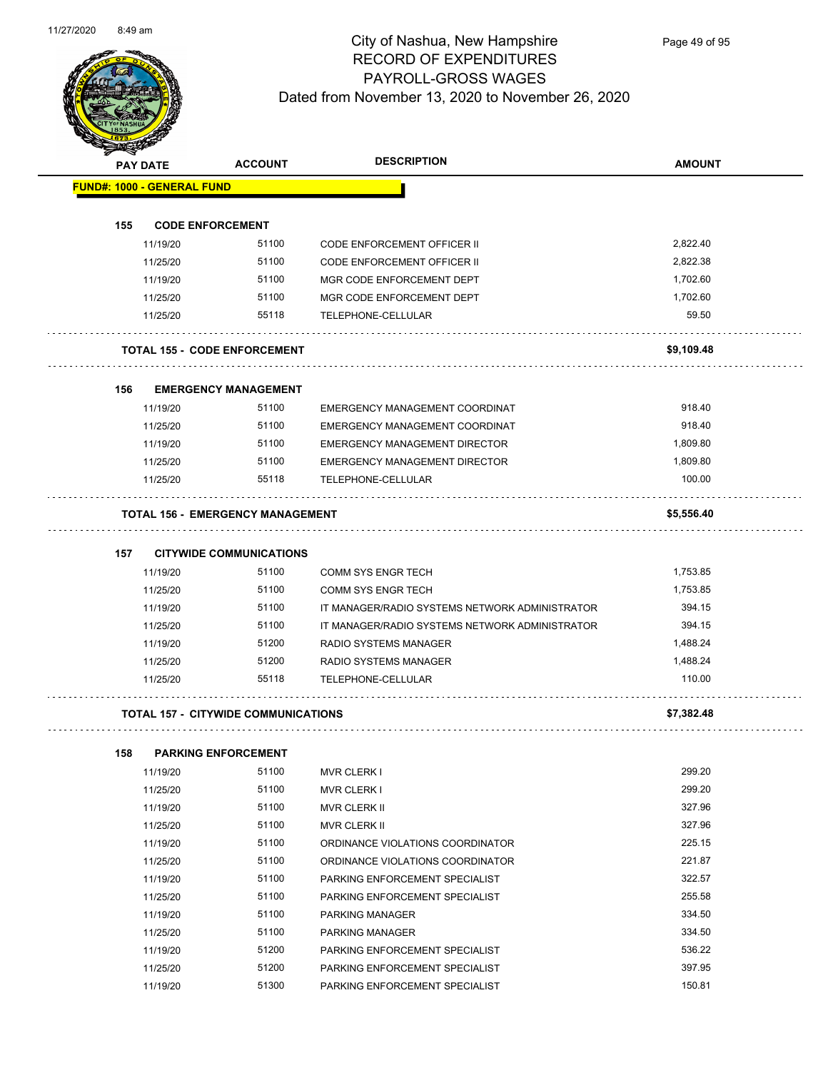# City of Nashua, New Hampshire
## RECORD OF EXPENDITURES
## PAYROLL-GROSS WAGES
## Dated from November 13, 2020 to November 26, 2020

| PAY DATE | ACCOUNT | DESCRIPTION | AMOUNT |
|---|---|---|---|
| **FUND#: 1000 - GENERAL FUND** | | | |
| **155 CODE ENFORCEMENT** | | | |
| 11/19/20 | 51100 | CODE ENFORCEMENT OFFICER II | 2,822.40 |
| 11/25/20 | 51100 | CODE ENFORCEMENT OFFICER II | 2,822.38 |
| 11/19/20 | 51100 | MGR CODE ENFORCEMENT DEPT | 1,702.60 |
| 11/25/20 | 51100 | MGR CODE ENFORCEMENT DEPT | 1,702.60 |
| 11/25/20 | 55118 | TELEPHONE-CELLULAR | 59.50 |
| **TOTAL 155 - CODE ENFORCEMENT** | | | **$9,109.48** |
| **156 EMERGENCY MANAGEMENT** | | | |
| 11/19/20 | 51100 | EMERGENCY MANAGEMENT COORDINAT | 918.40 |
| 11/25/20 | 51100 | EMERGENCY MANAGEMENT COORDINAT | 918.40 |
| 11/19/20 | 51100 | EMERGENCY MANAGEMENT DIRECTOR | 1,809.80 |
| 11/25/20 | 51100 | EMERGENCY MANAGEMENT DIRECTOR | 1,809.80 |
| 11/25/20 | 55118 | TELEPHONE-CELLULAR | 100.00 |
| **TOTAL 156 - EMERGENCY MANAGEMENT** | | | **$5,556.40** |
| **157 CITYWIDE COMMUNICATIONS** | | | |
| 11/19/20 | 51100 | COMM SYS ENGR TECH | 1,753.85 |
| 11/25/20 | 51100 | COMM SYS ENGR TECH | 1,753.85 |
| 11/19/20 | 51100 | IT MANAGER/RADIO SYSTEMS NETWORK ADMINISTRATOR | 394.15 |
| 11/25/20 | 51100 | IT MANAGER/RADIO SYSTEMS NETWORK ADMINISTRATOR | 394.15 |
| 11/19/20 | 51200 | RADIO SYSTEMS MANAGER | 1,488.24 |
| 11/25/20 | 51200 | RADIO SYSTEMS MANAGER | 1,488.24 |
| 11/25/20 | 55118 | TELEPHONE-CELLULAR | 110.00 |
| **TOTAL 157 - CITYWIDE COMMUNICATIONS** | | | **$7,382.48** |
| **158 PARKING ENFORCEMENT** | | | |
| 11/19/20 | 51100 | MVR CLERK I | 299.20 |
| 11/25/20 | 51100 | MVR CLERK I | 299.20 |
| 11/19/20 | 51100 | MVR CLERK II | 327.96 |
| 11/25/20 | 51100 | MVR CLERK II | 327.96 |
| 11/19/20 | 51100 | ORDINANCE VIOLATIONS COORDINATOR | 225.15 |
| 11/25/20 | 51100 | ORDINANCE VIOLATIONS COORDINATOR | 221.87 |
| 11/19/20 | 51100 | PARKING ENFORCEMENT SPECIALIST | 322.57 |
| 11/25/20 | 51100 | PARKING ENFORCEMENT SPECIALIST | 255.58 |
| 11/19/20 | 51100 | PARKING MANAGER | 334.50 |
| 11/25/20 | 51100 | PARKING MANAGER | 334.50 |
| 11/19/20 | 51200 | PARKING ENFORCEMENT SPECIALIST | 536.22 |
| 11/25/20 | 51200 | PARKING ENFORCEMENT SPECIALIST | 397.95 |
| 11/19/20 | 51300 | PARKING ENFORCEMENT SPECIALIST | 150.81 |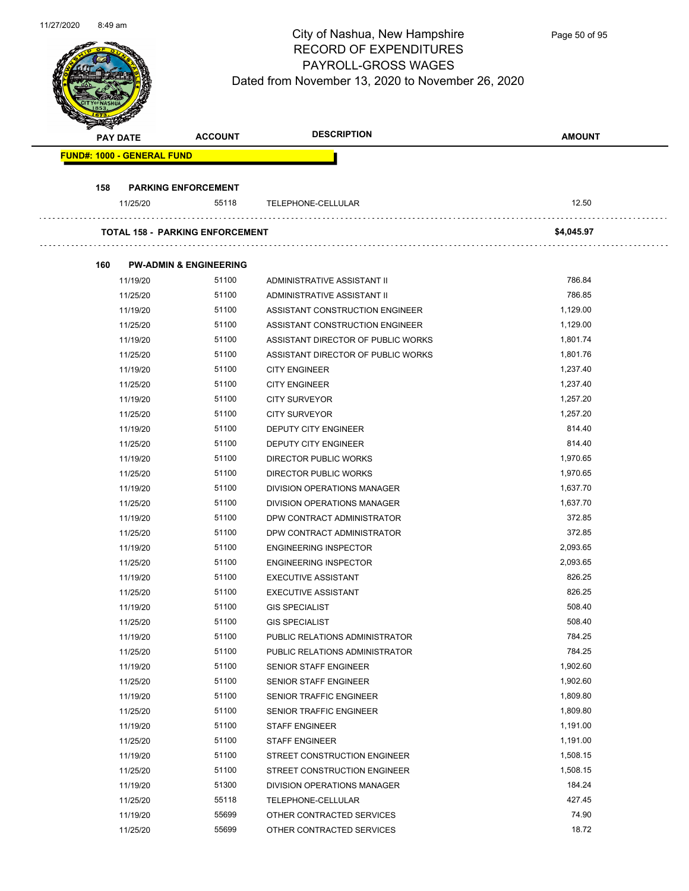# City of Nashua, New Hampshire
## RECORD OF EXPENDITURES
## PAYROLL-GROSS WAGES
## Dated from November 13, 2020 to November 26, 2020

| PAY DATE | ACCOUNT | DESCRIPTION | AMOUNT |
|---|---|---|---|
| **FUND#: 1000 - GENERAL FUND** | | | |
| **158 PARKING ENFORCEMENT** | | | |
| 11/25/20 | 55118 | TELEPHONE-CELLULAR | 12.50 |
| **TOTAL 158 - PARKING ENFORCEMENT** | | | **$4,045.97** |
| **160 PW-ADMIN & ENGINEERING** | | | |
| 11/19/20 | 51100 | ADMINISTRATIVE ASSISTANT II | 786.84 |
| 11/25/20 | 51100 | ADMINISTRATIVE ASSISTANT II | 786.85 |
| 11/19/20 | 51100 | ASSISTANT CONSTRUCTION ENGINEER | 1,129.00 |
| 11/25/20 | 51100 | ASSISTANT CONSTRUCTION ENGINEER | 1,129.00 |
| 11/19/20 | 51100 | ASSISTANT DIRECTOR OF PUBLIC WORKS | 1,801.74 |
| 11/25/20 | 51100 | ASSISTANT DIRECTOR OF PUBLIC WORKS | 1,801.76 |
| 11/19/20 | 51100 | CITY ENGINEER | 1,237.40 |
| 11/25/20 | 51100 | CITY ENGINEER | 1,237.40 |
| 11/19/20 | 51100 | CITY SURVEYOR | 1,257.20 |
| 11/25/20 | 51100 | CITY SURVEYOR | 1,257.20 |
| 11/19/20 | 51100 | DEPUTY CITY ENGINEER | 814.40 |
| 11/25/20 | 51100 | DEPUTY CITY ENGINEER | 814.40 |
| 11/19/20 | 51100 | DIRECTOR PUBLIC WORKS | 1,970.65 |
| 11/25/20 | 51100 | DIRECTOR PUBLIC WORKS | 1,970.65 |
| 11/19/20 | 51100 | DIVISION OPERATIONS MANAGER | 1,637.70 |
| 11/25/20 | 51100 | DIVISION OPERATIONS MANAGER | 1,637.70 |
| 11/19/20 | 51100 | DPW CONTRACT ADMINISTRATOR | 372.85 |
| 11/25/20 | 51100 | DPW CONTRACT ADMINISTRATOR | 372.85 |
| 11/19/20 | 51100 | ENGINEERING INSPECTOR | 2,093.65 |
| 11/25/20 | 51100 | ENGINEERING INSPECTOR | 2,093.65 |
| 11/19/20 | 51100 | EXECUTIVE ASSISTANT | 826.25 |
| 11/25/20 | 51100 | EXECUTIVE ASSISTANT | 826.25 |
| 11/19/20 | 51100 | GIS SPECIALIST | 508.40 |
| 11/25/20 | 51100 | GIS SPECIALIST | 508.40 |
| 11/19/20 | 51100 | PUBLIC RELATIONS ADMINISTRATOR | 784.25 |
| 11/25/20 | 51100 | PUBLIC RELATIONS ADMINISTRATOR | 784.25 |
| 11/19/20 | 51100 | SENIOR STAFF ENGINEER | 1,902.60 |
| 11/25/20 | 51100 | SENIOR STAFF ENGINEER | 1,902.60 |
| 11/19/20 | 51100 | SENIOR TRAFFIC ENGINEER | 1,809.80 |
| 11/25/20 | 51100 | SENIOR TRAFFIC ENGINEER | 1,809.80 |
| 11/19/20 | 51100 | STAFF ENGINEER | 1,191.00 |
| 11/25/20 | 51100 | STAFF ENGINEER | 1,191.00 |
| 11/19/20 | 51100 | STREET CONSTRUCTION ENGINEER | 1,508.15 |
| 11/25/20 | 51100 | STREET CONSTRUCTION ENGINEER | 1,508.15 |
| 11/19/20 | 51300 | DIVISION OPERATIONS MANAGER | 184.24 |
| 11/25/20 | 55118 | TELEPHONE-CELLULAR | 427.45 |
| 11/19/20 | 55699 | OTHER CONTRACTED SERVICES | 74.90 |
| 11/25/20 | 55699 | OTHER CONTRACTED SERVICES | 18.72 |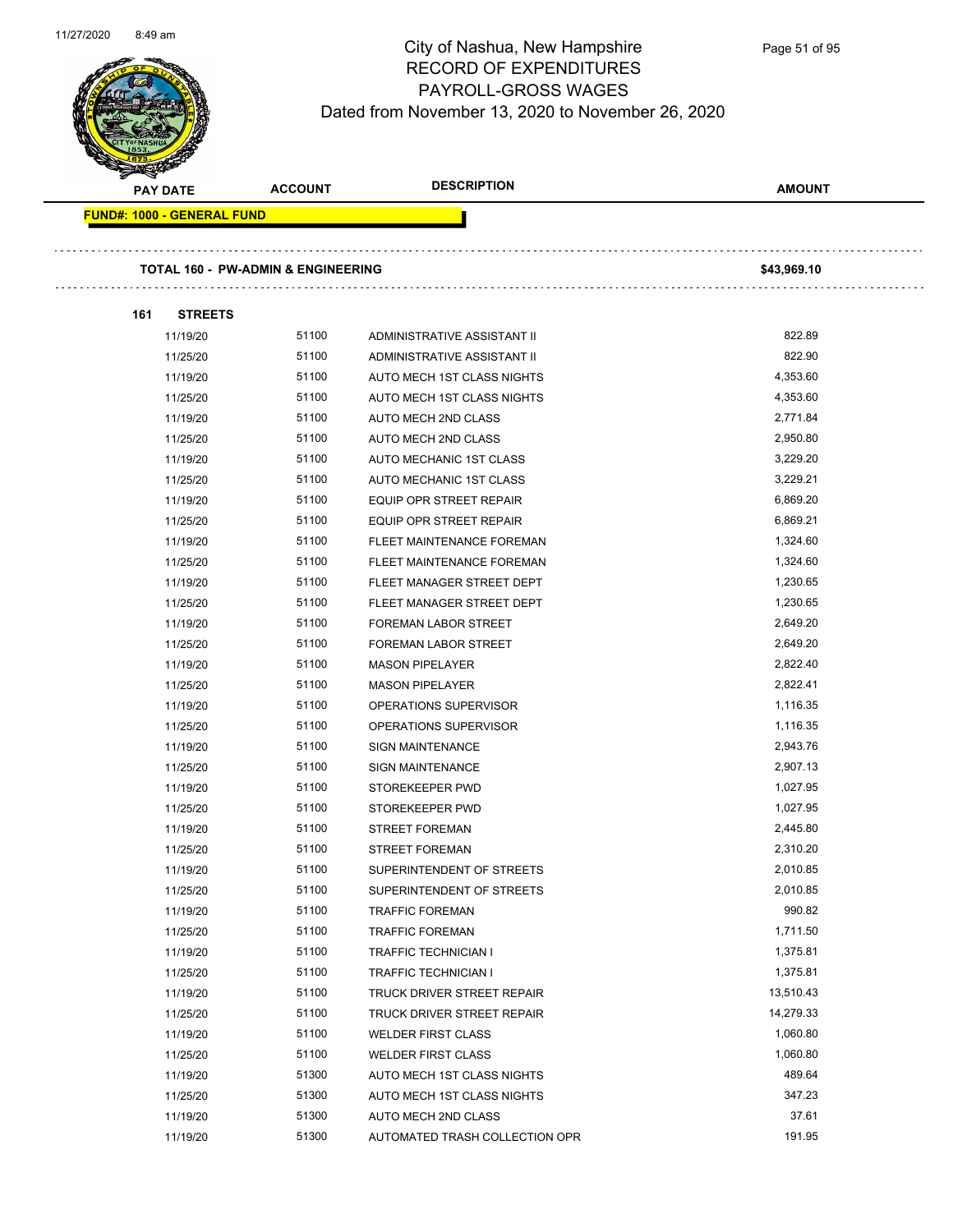# City of Nashua, New Hampshire
## RECORD OF EXPENDITURES
## PAYROLL-GROSS WAGES
### Dated from November 13, 2020 to November 26, 2020

| PAY DATE | ACCOUNT | DESCRIPTION | AMOUNT |
|---|---|---|---|

**FUND#: 1000 - GENERAL FUND**

**TOTAL 160 - PW-ADMIN & ENGINEERING** **$43,969.10**

**161 STREETS**

| PAY DATE | ACCOUNT | DESCRIPTION | AMOUNT |
|---|---|---|---|
| 11/19/20 | 51100 | ADMINISTRATIVE ASSISTANT II | 822.89 |
| 11/25/20 | 51100 | ADMINISTRATIVE ASSISTANT II | 822.90 |
| 11/19/20 | 51100 | AUTO MECH 1ST CLASS NIGHTS | 4,353.60 |
| 11/25/20 | 51100 | AUTO MECH 1ST CLASS NIGHTS | 4,353.60 |
| 11/19/20 | 51100 | AUTO MECH 2ND CLASS | 2,771.84 |
| 11/25/20 | 51100 | AUTO MECH 2ND CLASS | 2,950.80 |
| 11/19/20 | 51100 | AUTO MECHANIC 1ST CLASS | 3,229.20 |
| 11/25/20 | 51100 | AUTO MECHANIC 1ST CLASS | 3,229.21 |
| 11/19/20 | 51100 | EQUIP OPR STREET REPAIR | 6,869.20 |
| 11/25/20 | 51100 | EQUIP OPR STREET REPAIR | 6,869.21 |
| 11/19/20 | 51100 | FLEET MAINTENANCE FOREMAN | 1,324.60 |
| 11/25/20 | 51100 | FLEET MAINTENANCE FOREMAN | 1,324.60 |
| 11/19/20 | 51100 | FLEET MANAGER STREET DEPT | 1,230.65 |
| 11/25/20 | 51100 | FLEET MANAGER STREET DEPT | 1,230.65 |
| 11/19/20 | 51100 | FOREMAN LABOR STREET | 2,649.20 |
| 11/25/20 | 51100 | FOREMAN LABOR STREET | 2,649.20 |
| 11/19/20 | 51100 | MASON PIPELAYER | 2,822.40 |
| 11/25/20 | 51100 | MASON PIPELAYER | 2,822.41 |
| 11/19/20 | 51100 | OPERATIONS SUPERVISOR | 1,116.35 |
| 11/25/20 | 51100 | OPERATIONS SUPERVISOR | 1,116.35 |
| 11/19/20 | 51100 | SIGN MAINTENANCE | 2,943.76 |
| 11/25/20 | 51100 | SIGN MAINTENANCE | 2,907.13 |
| 11/19/20 | 51100 | STOREKEEPER PWD | 1,027.95 |
| 11/25/20 | 51100 | STOREKEEPER PWD | 1,027.95 |
| 11/19/20 | 51100 | STREET FOREMAN | 2,445.80 |
| 11/25/20 | 51100 | STREET FOREMAN | 2,310.20 |
| 11/19/20 | 51100 | SUPERINTENDENT OF STREETS | 2,010.85 |
| 11/25/20 | 51100 | SUPERINTENDENT OF STREETS | 2,010.85 |
| 11/19/20 | 51100 | TRAFFIC FOREMAN | 990.82 |
| 11/25/20 | 51100 | TRAFFIC FOREMAN | 1,711.50 |
| 11/19/20 | 51100 | TRAFFIC TECHNICIAN I | 1,375.81 |
| 11/25/20 | 51100 | TRAFFIC TECHNICIAN I | 1,375.81 |
| 11/19/20 | 51100 | TRUCK DRIVER STREET REPAIR | 13,510.43 |
| 11/25/20 | 51100 | TRUCK DRIVER STREET REPAIR | 14,279.33 |
| 11/19/20 | 51100 | WELDER FIRST CLASS | 1,060.80 |
| 11/25/20 | 51100 | WELDER FIRST CLASS | 1,060.80 |
| 11/19/20 | 51300 | AUTO MECH 1ST CLASS NIGHTS | 489.64 |
| 11/25/20 | 51300 | AUTO MECH 1ST CLASS NIGHTS | 347.23 |
| 11/19/20 | 51300 | AUTO MECH 2ND CLASS | 37.61 |
| 11/19/20 | 51300 | AUTOMATED TRASH COLLECTION OPR | 191.95 |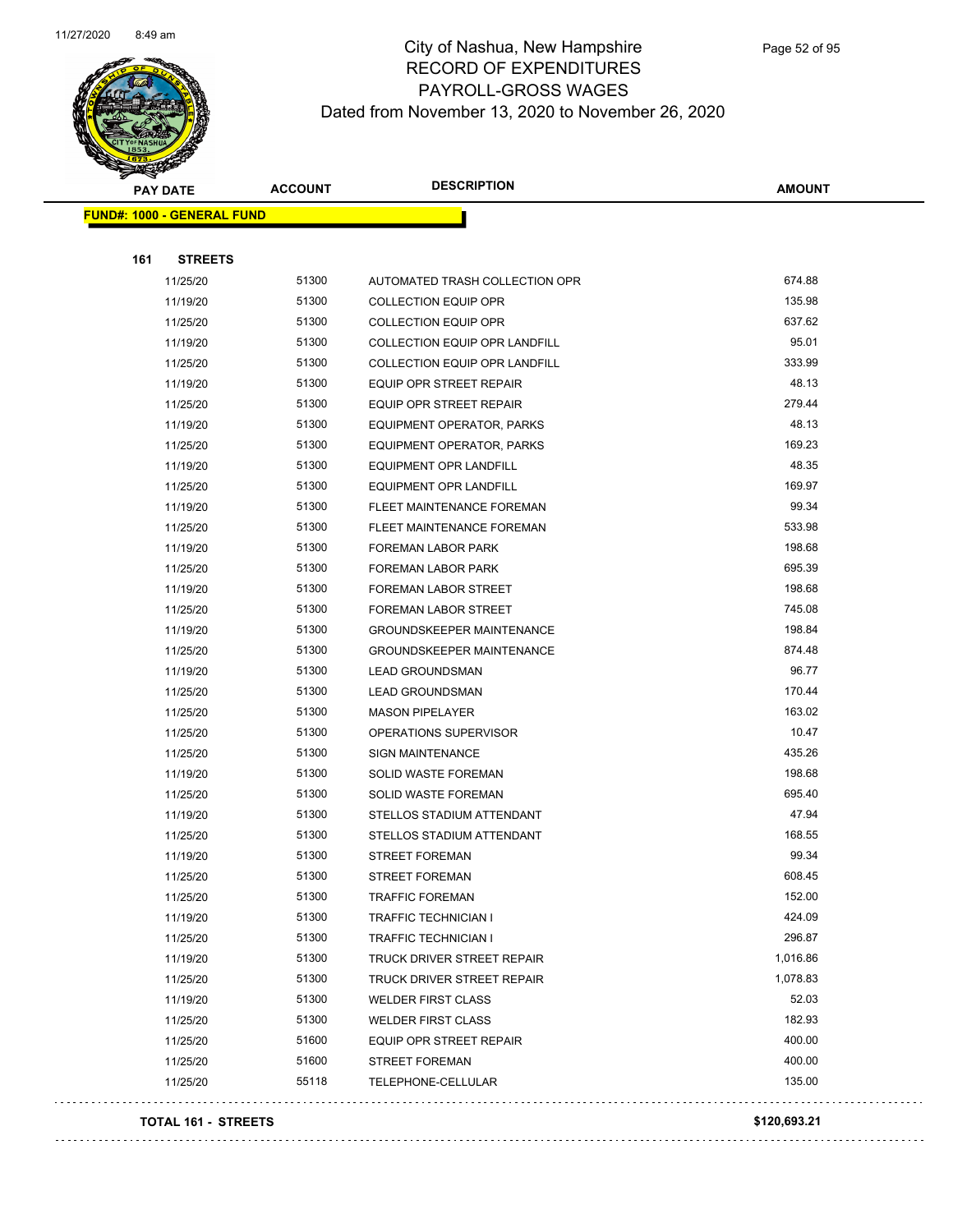# City of Nashua, New Hampshire
## RECORD OF EXPENDITURES
## PAYROLL-GROSS WAGES
## Dated from November 13, 2020 to November 26, 2020

**FUND#: 1000 - GENERAL FUND**

**161 STREETS**

| PAY DATE | ACCOUNT | DESCRIPTION | AMOUNT |
|---|---|---|---|
| 11/25/20 | 51300 | AUTOMATED TRASH COLLECTION OPR | 674.88 |
| 11/19/20 | 51300 | COLLECTION EQUIP OPR | 135.98 |
| 11/25/20 | 51300 | COLLECTION EQUIP OPR | 637.62 |
| 11/19/20 | 51300 | COLLECTION EQUIP OPR LANDFILL | 95.01 |
| 11/25/20 | 51300 | COLLECTION EQUIP OPR LANDFILL | 333.99 |
| 11/19/20 | 51300 | EQUIP OPR STREET REPAIR | 48.13 |
| 11/25/20 | 51300 | EQUIP OPR STREET REPAIR | 279.44 |
| 11/19/20 | 51300 | EQUIPMENT OPERATOR, PARKS | 48.13 |
| 11/25/20 | 51300 | EQUIPMENT OPERATOR, PARKS | 169.23 |
| 11/19/20 | 51300 | EQUIPMENT OPR LANDFILL | 48.35 |
| 11/25/20 | 51300 | EQUIPMENT OPR LANDFILL | 169.97 |
| 11/19/20 | 51300 | FLEET MAINTENANCE FOREMAN | 99.34 |
| 11/25/20 | 51300 | FLEET MAINTENANCE FOREMAN | 533.98 |
| 11/19/20 | 51300 | FOREMAN LABOR PARK | 198.68 |
| 11/25/20 | 51300 | FOREMAN LABOR PARK | 695.39 |
| 11/19/20 | 51300 | FOREMAN LABOR STREET | 198.68 |
| 11/25/20 | 51300 | FOREMAN LABOR STREET | 745.08 |
| 11/19/20 | 51300 | GROUNDSKEEPER MAINTENANCE | 198.84 |
| 11/25/20 | 51300 | GROUNDSKEEPER MAINTENANCE | 874.48 |
| 11/19/20 | 51300 | LEAD GROUNDSMAN | 96.77 |
| 11/25/20 | 51300 | LEAD GROUNDSMAN | 170.44 |
| 11/25/20 | 51300 | MASON PIPELAYER | 163.02 |
| 11/25/20 | 51300 | OPERATIONS SUPERVISOR | 10.47 |
| 11/25/20 | 51300 | SIGN MAINTENANCE | 435.26 |
| 11/19/20 | 51300 | SOLID WASTE FOREMAN | 198.68 |
| 11/25/20 | 51300 | SOLID WASTE FOREMAN | 695.40 |
| 11/19/20 | 51300 | STELLOS STADIUM ATTENDANT | 47.94 |
| 11/25/20 | 51300 | STELLOS STADIUM ATTENDANT | 168.55 |
| 11/19/20 | 51300 | STREET FOREMAN | 99.34 |
| 11/25/20 | 51300 | STREET FOREMAN | 608.45 |
| 11/25/20 | 51300 | TRAFFIC FOREMAN | 152.00 |
| 11/19/20 | 51300 | TRAFFIC TECHNICIAN I | 424.09 |
| 11/25/20 | 51300 | TRAFFIC TECHNICIAN I | 296.87 |
| 11/19/20 | 51300 | TRUCK DRIVER STREET REPAIR | 1,016.86 |
| 11/25/20 | 51300 | TRUCK DRIVER STREET REPAIR | 1,078.83 |
| 11/19/20 | 51300 | WELDER FIRST CLASS | 52.03 |
| 11/25/20 | 51300 | WELDER FIRST CLASS | 182.93 |
| 11/25/20 | 51600 | EQUIP OPR STREET REPAIR | 400.00 |
| 11/25/20 | 51600 | STREET FOREMAN | 400.00 |
| 11/25/20 | 55118 | TELEPHONE-CELLULAR | 135.00 |

**TOTAL 161 - STREETS** **$120,693.21**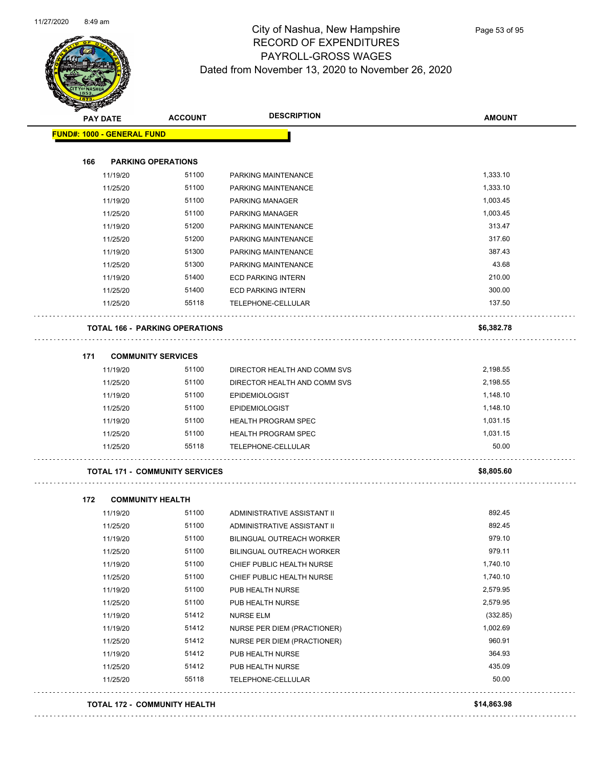# City of Nashua, New Hampshire
## RECORD OF EXPENDITURES
## PAYROLL-GROSS WAGES
### Dated from November 13, 2020 to November 26, 2020

| PAY DATE | ACCOUNT | DESCRIPTION | AMOUNT |
|---|---|---|---|
| **FUND#: 1000 - GENERAL FUND** | | | |
| **166 PARKING OPERATIONS** | | | |
| 11/19/20 | 51100 | PARKING MAINTENANCE | 1,333.10 |
| 11/25/20 | 51100 | PARKING MAINTENANCE | 1,333.10 |
| 11/19/20 | 51100 | PARKING MANAGER | 1,003.45 |
| 11/25/20 | 51100 | PARKING MANAGER | 1,003.45 |
| 11/19/20 | 51200 | PARKING MAINTENANCE | 313.47 |
| 11/25/20 | 51200 | PARKING MAINTENANCE | 317.60 |
| 11/19/20 | 51300 | PARKING MAINTENANCE | 387.43 |
| 11/25/20 | 51300 | PARKING MAINTENANCE | 43.68 |
| 11/19/20 | 51400 | ECD PARKING INTERN | 210.00 |
| 11/25/20 | 51400 | ECD PARKING INTERN | 300.00 |
| 11/25/20 | 55118 | TELEPHONE-CELLULAR | 137.50 |
| **TOTAL 166 - PARKING OPERATIONS** | | | **$6,382.78** |
| **171 COMMUNITY SERVICES** | | | |
| 11/19/20 | 51100 | DIRECTOR HEALTH AND COMM SVS | 2,198.55 |
| 11/25/20 | 51100 | DIRECTOR HEALTH AND COMM SVS | 2,198.55 |
| 11/19/20 | 51100 | EPIDEMIOLOGIST | 1,148.10 |
| 11/25/20 | 51100 | EPIDEMIOLOGIST | 1,148.10 |
| 11/19/20 | 51100 | HEALTH PROGRAM SPEC | 1,031.15 |
| 11/25/20 | 51100 | HEALTH PROGRAM SPEC | 1,031.15 |
| 11/25/20 | 55118 | TELEPHONE-CELLULAR | 50.00 |
| **TOTAL 171 - COMMUNITY SERVICES** | | | **$8,805.60** |
| **172 COMMUNITY HEALTH** | | | |
| 11/19/20 | 51100 | ADMINISTRATIVE ASSISTANT II | 892.45 |
| 11/25/20 | 51100 | ADMINISTRATIVE ASSISTANT II | 892.45 |
| 11/19/20 | 51100 | BILINGUAL OUTREACH WORKER | 979.10 |
| 11/25/20 | 51100 | BILINGUAL OUTREACH WORKER | 979.11 |
| 11/19/20 | 51100 | CHIEF PUBLIC HEALTH NURSE | 1,740.10 |
| 11/25/20 | 51100 | CHIEF PUBLIC HEALTH NURSE | 1,740.10 |
| 11/19/20 | 51100 | PUB HEALTH NURSE | 2,579.95 |
| 11/25/20 | 51100 | PUB HEALTH NURSE | 2,579.95 |
| 11/19/20 | 51412 | NURSE ELM | (332.85) |
| 11/19/20 | 51412 | NURSE PER DIEM (PRACTIONER) | 1,002.69 |
| 11/25/20 | 51412 | NURSE PER DIEM (PRACTIONER) | 960.91 |
| 11/19/20 | 51412 | PUB HEALTH NURSE | 364.93 |
| 11/25/20 | 51412 | PUB HEALTH NURSE | 435.09 |
| 11/25/20 | 55118 | TELEPHONE-CELLULAR | 50.00 |
| **TOTAL 172 - COMMUNITY HEALTH** | | | **$14,863.98** |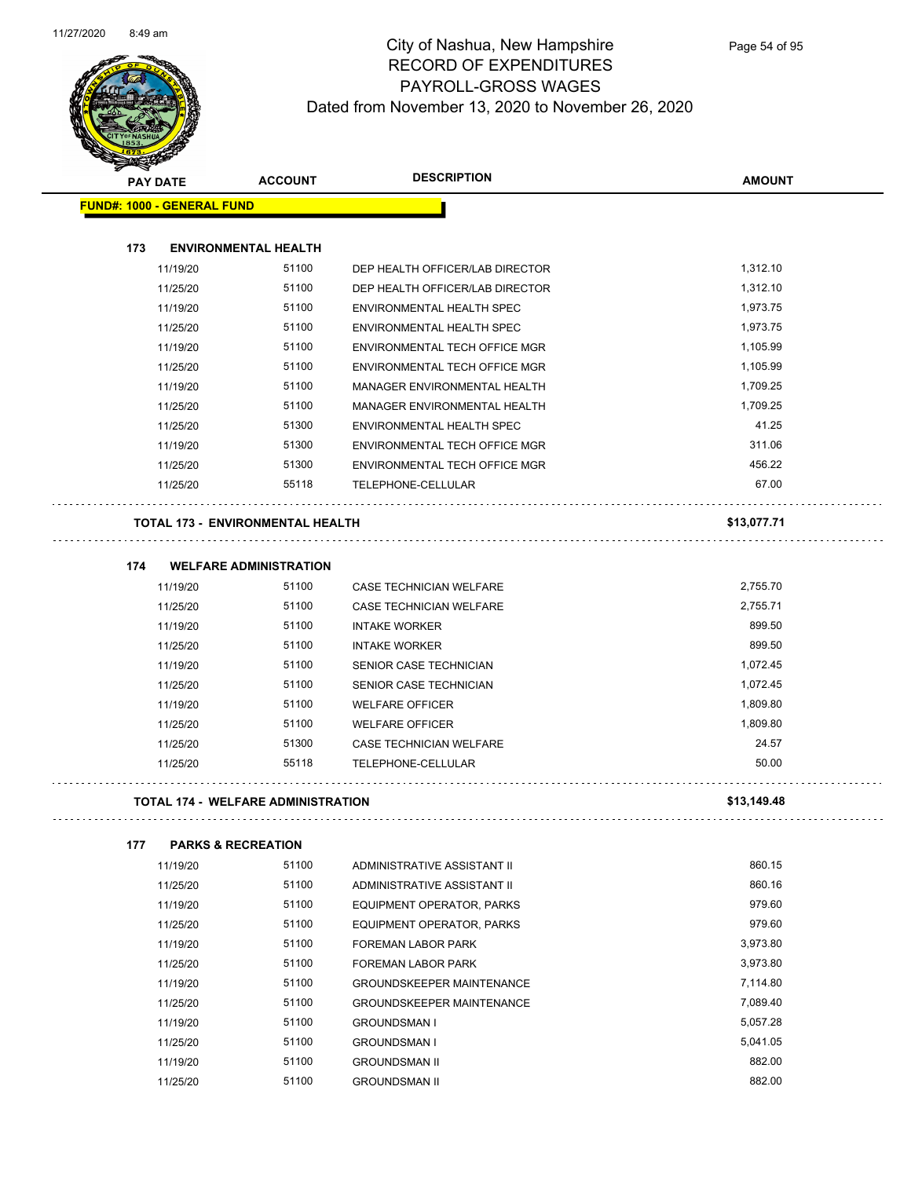# City of Nashua, New Hampshire
## RECORD OF EXPENDITURES
## PAYROLL-GROSS WAGES
## Dated from November 13, 2020 to November 26, 2020

| PAY DATE | ACCOUNT | DESCRIPTION | AMOUNT |
|---|---|---|---|
| **FUND#: 1000 - GENERAL FUND** | | | |
| **173 ENVIRONMENTAL HEALTH** | | | |
| 11/19/20 | 51100 | DEP HEALTH OFFICER/LAB DIRECTOR | 1,312.10 |
| 11/25/20 | 51100 | DEP HEALTH OFFICER/LAB DIRECTOR | 1,312.10 |
| 11/19/20 | 51100 | ENVIRONMENTAL HEALTH SPEC | 1,973.75 |
| 11/25/20 | 51100 | ENVIRONMENTAL HEALTH SPEC | 1,973.75 |
| 11/19/20 | 51100 | ENVIRONMENTAL TECH OFFICE MGR | 1,105.99 |
| 11/25/20 | 51100 | ENVIRONMENTAL TECH OFFICE MGR | 1,105.99 |
| 11/19/20 | 51100 | MANAGER ENVIRONMENTAL HEALTH | 1,709.25 |
| 11/25/20 | 51100 | MANAGER ENVIRONMENTAL HEALTH | 1,709.25 |
| 11/25/20 | 51300 | ENVIRONMENTAL HEALTH SPEC | 41.25 |
| 11/19/20 | 51300 | ENVIRONMENTAL TECH OFFICE MGR | 311.06 |
| 11/25/20 | 51300 | ENVIRONMENTAL TECH OFFICE MGR | 456.22 |
| 11/25/20 | 55118 | TELEPHONE-CELLULAR | 67.00 |
| **TOTAL 173 - ENVIRONMENTAL HEALTH** | | | **$13,077.71** |
| **174 WELFARE ADMINISTRATION** | | | |
| 11/19/20 | 51100 | CASE TECHNICIAN WELFARE | 2,755.70 |
| 11/25/20 | 51100 | CASE TECHNICIAN WELFARE | 2,755.71 |
| 11/19/20 | 51100 | INTAKE WORKER | 899.50 |
| 11/25/20 | 51100 | INTAKE WORKER | 899.50 |
| 11/19/20 | 51100 | SENIOR CASE TECHNICIAN | 1,072.45 |
| 11/25/20 | 51100 | SENIOR CASE TECHNICIAN | 1,072.45 |
| 11/19/20 | 51100 | WELFARE OFFICER | 1,809.80 |
| 11/25/20 | 51100 | WELFARE OFFICER | 1,809.80 |
| 11/25/20 | 51300 | CASE TECHNICIAN WELFARE | 24.57 |
| 11/25/20 | 55118 | TELEPHONE-CELLULAR | 50.00 |
| **TOTAL 174 - WELFARE ADMINISTRATION** | | | **$13,149.48** |
| **177 PARKS & RECREATION** | | | |
| 11/19/20 | 51100 | ADMINISTRATIVE ASSISTANT II | 860.15 |
| 11/25/20 | 51100 | ADMINISTRATIVE ASSISTANT II | 860.16 |
| 11/19/20 | 51100 | EQUIPMENT OPERATOR, PARKS | 979.60 |
| 11/25/20 | 51100 | EQUIPMENT OPERATOR, PARKS | 979.60 |
| 11/19/20 | 51100 | FOREMAN LABOR PARK | 3,973.80 |
| 11/25/20 | 51100 | FOREMAN LABOR PARK | 3,973.80 |
| 11/19/20 | 51100 | GROUNDSKEEPER MAINTENANCE | 7,114.80 |
| 11/25/20 | 51100 | GROUNDSKEEPER MAINTENANCE | 7,089.40 |
| 11/19/20 | 51100 | GROUNDSMAN I | 5,057.28 |
| 11/25/20 | 51100 | GROUNDSMAN I | 5,041.05 |
| 11/19/20 | 51100 | GROUNDSMAN II | 882.00 |
| 11/25/20 | 51100 | GROUNDSMAN II | 882.00 |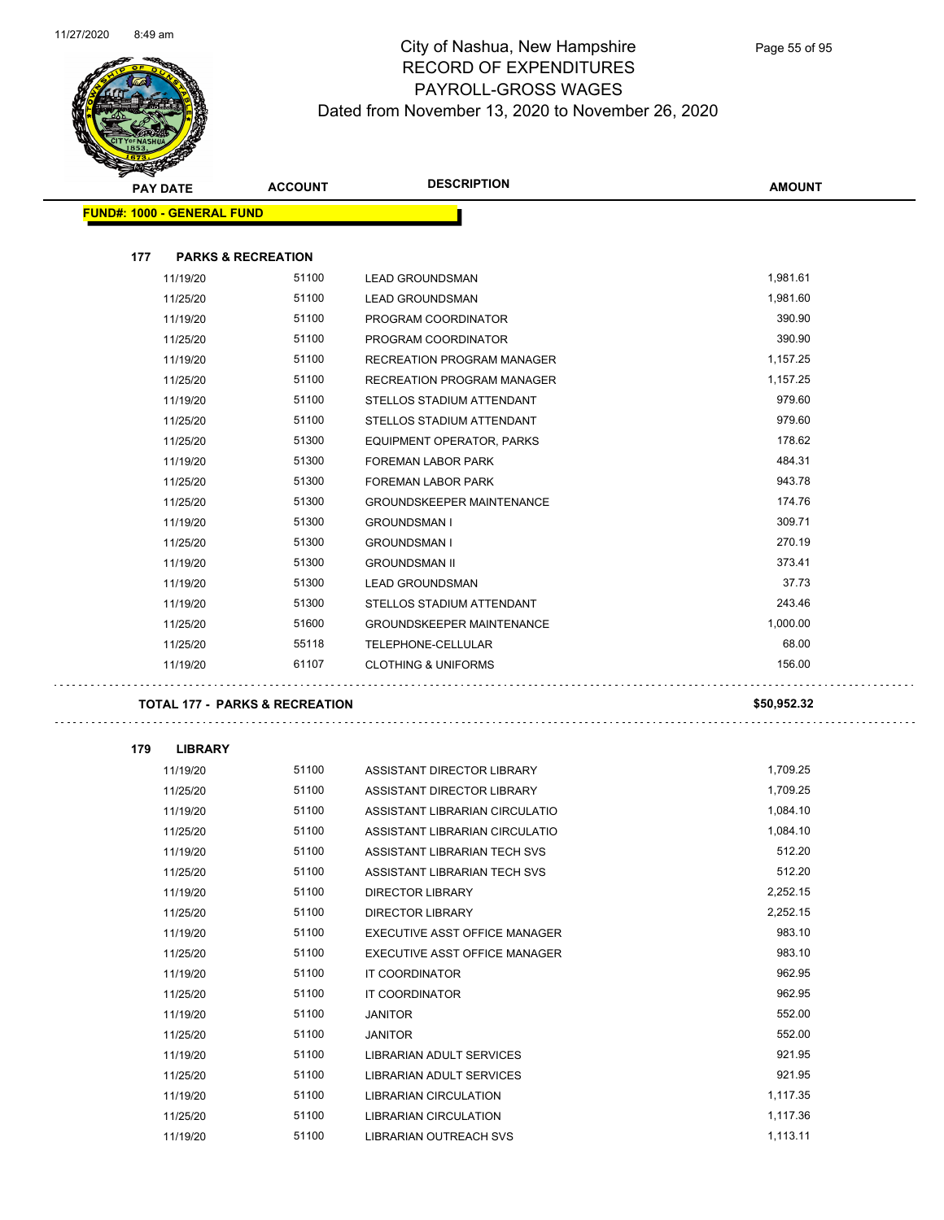# City of Nashua, New Hampshire
## RECORD OF EXPENDITURES
## PAYROLL-GROSS WAGES
### Dated from November 13, 2020 to November 26, 2020

| PAY DATE | ACCOUNT | DESCRIPTION | AMOUNT |
|---|---|---|---|
| **FUND#: 1000 - GENERAL FUND** | | | |
| **177 PARKS & RECREATION** | | | |
| 11/19/20 | 51100 | LEAD GROUNDSMAN | 1,981.61 |
| 11/25/20 | 51100 | LEAD GROUNDSMAN | 1,981.60 |
| 11/19/20 | 51100 | PROGRAM COORDINATOR | 390.90 |
| 11/25/20 | 51100 | PROGRAM COORDINATOR | 390.90 |
| 11/19/20 | 51100 | RECREATION PROGRAM MANAGER | 1,157.25 |
| 11/25/20 | 51100 | RECREATION PROGRAM MANAGER | 1,157.25 |
| 11/19/20 | 51100 | STELLOS STADIUM ATTENDANT | 979.60 |
| 11/25/20 | 51100 | STELLOS STADIUM ATTENDANT | 979.60 |
| 11/25/20 | 51300 | EQUIPMENT OPERATOR, PARKS | 178.62 |
| 11/19/20 | 51300 | FOREMAN LABOR PARK | 484.31 |
| 11/25/20 | 51300 | FOREMAN LABOR PARK | 943.78 |
| 11/25/20 | 51300 | GROUNDSKEEPER MAINTENANCE | 174.76 |
| 11/19/20 | 51300 | GROUNDSMAN I | 309.71 |
| 11/25/20 | 51300 | GROUNDSMAN I | 270.19 |
| 11/19/20 | 51300 | GROUNDSMAN II | 373.41 |
| 11/19/20 | 51300 | LEAD GROUNDSMAN | 37.73 |
| 11/19/20 | 51300 | STELLOS STADIUM ATTENDANT | 243.46 |
| 11/25/20 | 51600 | GROUNDSKEEPER MAINTENANCE | 1,000.00 |
| 11/25/20 | 55118 | TELEPHONE-CELLULAR | 68.00 |
| 11/19/20 | 61107 | CLOTHING & UNIFORMS | 156.00 |
| **TOTAL 177 - PARKS & RECREATION** | | | **$50,952.32** |
| **179 LIBRARY** | | | |
| 11/19/20 | 51100 | ASSISTANT DIRECTOR LIBRARY | 1,709.25 |
| 11/25/20 | 51100 | ASSISTANT DIRECTOR LIBRARY | 1,709.25 |
| 11/19/20 | 51100 | ASSISTANT LIBRARIAN CIRCULATIO | 1,084.10 |
| 11/25/20 | 51100 | ASSISTANT LIBRARIAN CIRCULATIO | 1,084.10 |
| 11/19/20 | 51100 | ASSISTANT LIBRARIAN TECH SVS | 512.20 |
| 11/25/20 | 51100 | ASSISTANT LIBRARIAN TECH SVS | 512.20 |
| 11/19/20 | 51100 | DIRECTOR LIBRARY | 2,252.15 |
| 11/25/20 | 51100 | DIRECTOR LIBRARY | 2,252.15 |
| 11/19/20 | 51100 | EXECUTIVE ASST OFFICE MANAGER | 983.10 |
| 11/25/20 | 51100 | EXECUTIVE ASST OFFICE MANAGER | 983.10 |
| 11/19/20 | 51100 | IT COORDINATOR | 962.95 |
| 11/25/20 | 51100 | IT COORDINATOR | 962.95 |
| 11/19/20 | 51100 | JANITOR | 552.00 |
| 11/25/20 | 51100 | JANITOR | 552.00 |
| 11/19/20 | 51100 | LIBRARIAN ADULT SERVICES | 921.95 |
| 11/25/20 | 51100 | LIBRARIAN ADULT SERVICES | 921.95 |
| 11/19/20 | 51100 | LIBRARIAN CIRCULATION | 1,117.35 |
| 11/25/20 | 51100 | LIBRARIAN CIRCULATION | 1,117.36 |
| 11/19/20 | 51100 | LIBRARIAN OUTREACH SVS | 1,113.11 |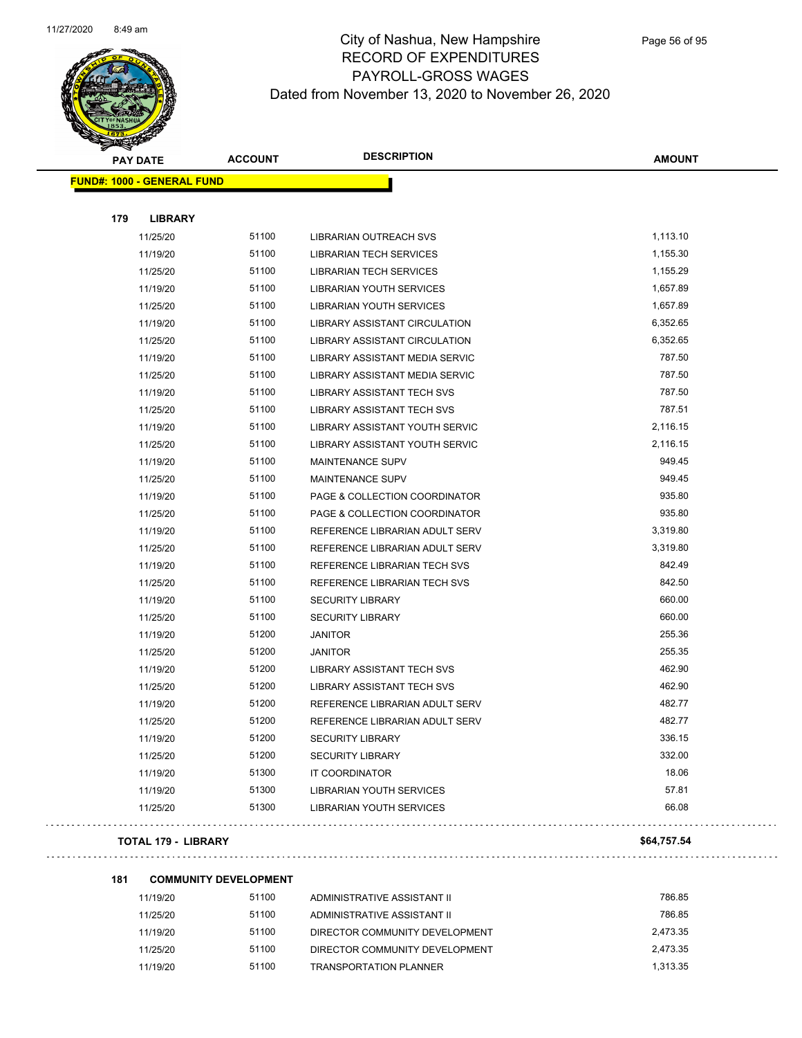# City of Nashua, New Hampshire
## RECORD OF EXPENDITURES
## PAYROLL-GROSS WAGES
## Dated from November 13, 2020 to November 26, 2020

| PAY DATE | ACCOUNT | DESCRIPTION | AMOUNT |
|---|---|---|---|
| **FUND#: 1000 - GENERAL FUND** | | | |
| **179 LIBRARY** | | | |
| 11/25/20 | 51100 | LIBRARIAN OUTREACH SVS | 1,113.10 |
| 11/19/20 | 51100 | LIBRARIAN TECH SERVICES | 1,155.30 |
| 11/25/20 | 51100 | LIBRARIAN TECH SERVICES | 1,155.29 |
| 11/19/20 | 51100 | LIBRARIAN YOUTH SERVICES | 1,657.89 |
| 11/25/20 | 51100 | LIBRARIAN YOUTH SERVICES | 1,657.89 |
| 11/19/20 | 51100 | LIBRARY ASSISTANT CIRCULATION | 6,352.65 |
| 11/25/20 | 51100 | LIBRARY ASSISTANT CIRCULATION | 6,352.65 |
| 11/19/20 | 51100 | LIBRARY ASSISTANT MEDIA SERVIC | 787.50 |
| 11/25/20 | 51100 | LIBRARY ASSISTANT MEDIA SERVIC | 787.50 |
| 11/19/20 | 51100 | LIBRARY ASSISTANT TECH SVS | 787.50 |
| 11/25/20 | 51100 | LIBRARY ASSISTANT TECH SVS | 787.51 |
| 11/19/20 | 51100 | LIBRARY ASSISTANT YOUTH SERVIC | 2,116.15 |
| 11/25/20 | 51100 | LIBRARY ASSISTANT YOUTH SERVIC | 2,116.15 |
| 11/19/20 | 51100 | MAINTENANCE SUPV | 949.45 |
| 11/25/20 | 51100 | MAINTENANCE SUPV | 949.45 |
| 11/19/20 | 51100 | PAGE & COLLECTION COORDINATOR | 935.80 |
| 11/25/20 | 51100 | PAGE & COLLECTION COORDINATOR | 935.80 |
| 11/19/20 | 51100 | REFERENCE LIBRARIAN ADULT SERV | 3,319.80 |
| 11/25/20 | 51100 | REFERENCE LIBRARIAN ADULT SERV | 3,319.80 |
| 11/19/20 | 51100 | REFERENCE LIBRARIAN TECH SVS | 842.49 |
| 11/25/20 | 51100 | REFERENCE LIBRARIAN TECH SVS | 842.50 |
| 11/19/20 | 51100 | SECURITY LIBRARY | 660.00 |
| 11/25/20 | 51100 | SECURITY LIBRARY | 660.00 |
| 11/19/20 | 51200 | JANITOR | 255.36 |
| 11/25/20 | 51200 | JANITOR | 255.35 |
| 11/19/20 | 51200 | LIBRARY ASSISTANT TECH SVS | 462.90 |
| 11/25/20 | 51200 | LIBRARY ASSISTANT TECH SVS | 462.90 |
| 11/19/20 | 51200 | REFERENCE LIBRARIAN ADULT SERV | 482.77 |
| 11/25/20 | 51200 | REFERENCE LIBRARIAN ADULT SERV | 482.77 |
| 11/19/20 | 51200 | SECURITY LIBRARY | 336.15 |
| 11/25/20 | 51200 | SECURITY LIBRARY | 332.00 |
| 11/19/20 | 51300 | IT COORDINATOR | 18.06 |
| 11/19/20 | 51300 | LIBRARIAN YOUTH SERVICES | 57.81 |
| 11/25/20 | 51300 | LIBRARIAN YOUTH SERVICES | 66.08 |
| **TOTAL 179 - LIBRARY** | | | **$64,757.54** |
| **181 COMMUNITY DEVELOPMENT** | | | |
| 11/19/20 | 51100 | ADMINISTRATIVE ASSISTANT II | 786.85 |
| 11/25/20 | 51100 | ADMINISTRATIVE ASSISTANT II | 786.85 |
| 11/19/20 | 51100 | DIRECTOR COMMUNITY DEVELOPMENT | 2,473.35 |
| 11/25/20 | 51100 | DIRECTOR COMMUNITY DEVELOPMENT | 2,473.35 |
| 11/19/20 | 51100 | TRANSPORTATION PLANNER | 1,313.35 |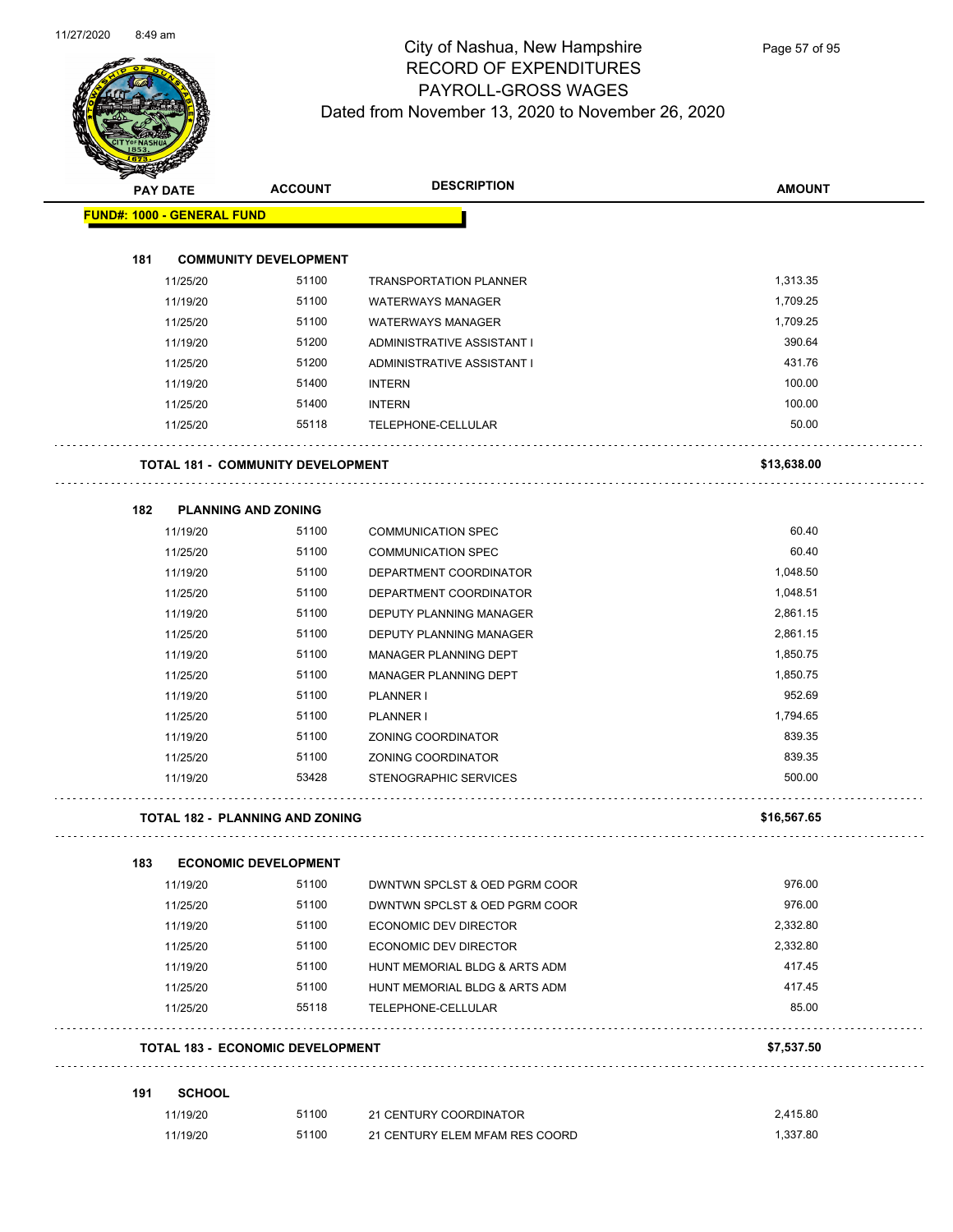# City of Nashua, New Hampshire
## RECORD OF EXPENDITURES
## PAYROLL-GROSS WAGES
## Dated from November 13, 2020 to November 26, 2020

| PAY DATE | ACCOUNT | DESCRIPTION | AMOUNT |
|---|---|---|---|
| **FUND#: 1000 - GENERAL FUND** | | | |
| **181 COMMUNITY DEVELOPMENT** | | | |
| 11/25/20 | 51100 | TRANSPORTATION PLANNER | 1,313.35 |
| 11/19/20 | 51100 | WATERWAYS MANAGER | 1,709.25 |
| 11/25/20 | 51100 | WATERWAYS MANAGER | 1,709.25 |
| 11/19/20 | 51200 | ADMINISTRATIVE ASSISTANT I | 390.64 |
| 11/25/20 | 51200 | ADMINISTRATIVE ASSISTANT I | 431.76 |
| 11/19/20 | 51400 | INTERN | 100.00 |
| 11/25/20 | 51400 | INTERN | 100.00 |
| 11/25/20 | 55118 | TELEPHONE-CELLULAR | 50.00 |
| **TOTAL 181 - COMMUNITY DEVELOPMENT** | | | **$13,638.00** |
| **182 PLANNING AND ZONING** | | | |
| 11/19/20 | 51100 | COMMUNICATION SPEC | 60.40 |
| 11/25/20 | 51100 | COMMUNICATION SPEC | 60.40 |
| 11/19/20 | 51100 | DEPARTMENT COORDINATOR | 1,048.50 |
| 11/25/20 | 51100 | DEPARTMENT COORDINATOR | 1,048.51 |
| 11/19/20 | 51100 | DEPUTY PLANNING MANAGER | 2,861.15 |
| 11/25/20 | 51100 | DEPUTY PLANNING MANAGER | 2,861.15 |
| 11/19/20 | 51100 | MANAGER PLANNING DEPT | 1,850.75 |
| 11/25/20 | 51100 | MANAGER PLANNING DEPT | 1,850.75 |
| 11/19/20 | 51100 | PLANNER I | 952.69 |
| 11/25/20 | 51100 | PLANNER I | 1,794.65 |
| 11/19/20 | 51100 | ZONING COORDINATOR | 839.35 |
| 11/25/20 | 51100 | ZONING COORDINATOR | 839.35 |
| 11/19/20 | 53428 | STENOGRAPHIC SERVICES | 500.00 |
| **TOTAL 182 - PLANNING AND ZONING** | | | **$16,567.65** |
| **183 ECONOMIC DEVELOPMENT** | | | |
| 11/19/20 | 51100 | DWNTWN SPCLST & OED PGRM COOR | 976.00 |
| 11/25/20 | 51100 | DWNTWN SPCLST & OED PGRM COOR | 976.00 |
| 11/19/20 | 51100 | ECONOMIC DEV DIRECTOR | 2,332.80 |
| 11/25/20 | 51100 | ECONOMIC DEV DIRECTOR | 2,332.80 |
| 11/19/20 | 51100 | HUNT MEMORIAL BLDG & ARTS ADM | 417.45 |
| 11/25/20 | 51100 | HUNT MEMORIAL BLDG & ARTS ADM | 417.45 |
| 11/25/20 | 55118 | TELEPHONE-CELLULAR | 85.00 |
| **TOTAL 183 - ECONOMIC DEVELOPMENT** | | | **$7,537.50** |
| **191 SCHOOL** | | | |
| 11/19/20 | 51100 | 21 CENTURY COORDINATOR | 2,415.80 |
| 11/19/20 | 51100 | 21 CENTURY ELEM MFAM RES COORD | 1,337.80 |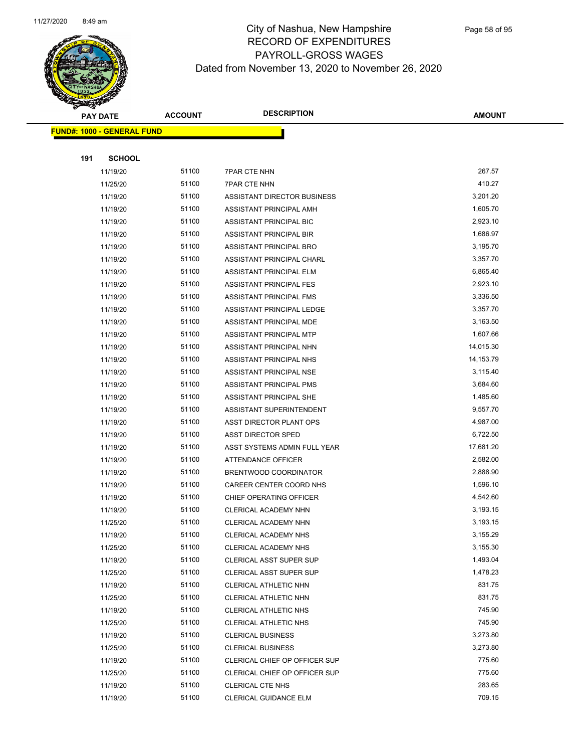# City of Nashua, New Hampshire
## RECORD OF EXPENDITURES
## PAYROLL-GROSS WAGES
Dated from November 13, 2020 to November 26, 2020

**FUND#: 1000 - GENERAL FUND**

**191 SCHOOL**

| PAY DATE | ACCOUNT | DESCRIPTION | AMOUNT |
|---|---|---|---|
| 11/19/20 | 51100 | 7PAR CTE NHN | 267.57 |
| 11/25/20 | 51100 | 7PAR CTE NHN | 410.27 |
| 11/19/20 | 51100 | ASSISTANT DIRECTOR BUSINESS | 3,201.20 |
| 11/19/20 | 51100 | ASSISTANT PRINCIPAL AMH | 1,605.70 |
| 11/19/20 | 51100 | ASSISTANT PRINCIPAL BIC | 2,923.10 |
| 11/19/20 | 51100 | ASSISTANT PRINCIPAL BIR | 1,686.97 |
| 11/19/20 | 51100 | ASSISTANT PRINCIPAL BRO | 3,195.70 |
| 11/19/20 | 51100 | ASSISTANT PRINCIPAL CHARL | 3,357.70 |
| 11/19/20 | 51100 | ASSISTANT PRINCIPAL ELM | 6,865.40 |
| 11/19/20 | 51100 | ASSISTANT PRINCIPAL FES | 2,923.10 |
| 11/19/20 | 51100 | ASSISTANT PRINCIPAL FMS | 3,336.50 |
| 11/19/20 | 51100 | ASSISTANT PRINCIPAL LEDGE | 3,357.70 |
| 11/19/20 | 51100 | ASSISTANT PRINCIPAL MDE | 3,163.50 |
| 11/19/20 | 51100 | ASSISTANT PRINCIPAL MTP | 1,607.66 |
| 11/19/20 | 51100 | ASSISTANT PRINCIPAL NHN | 14,015.30 |
| 11/19/20 | 51100 | ASSISTANT PRINCIPAL NHS | 14,153.79 |
| 11/19/20 | 51100 | ASSISTANT PRINCIPAL NSE | 3,115.40 |
| 11/19/20 | 51100 | ASSISTANT PRINCIPAL PMS | 3,684.60 |
| 11/19/20 | 51100 | ASSISTANT PRINCIPAL SHE | 1,485.60 |
| 11/19/20 | 51100 | ASSISTANT SUPERINTENDENT | 9,557.70 |
| 11/19/20 | 51100 | ASST DIRECTOR PLANT OPS | 4,987.00 |
| 11/19/20 | 51100 | ASST DIRECTOR SPED | 6,722.50 |
| 11/19/20 | 51100 | ASST SYSTEMS ADMIN FULL YEAR | 17,681.20 |
| 11/19/20 | 51100 | ATTENDANCE OFFICER | 2,582.00 |
| 11/19/20 | 51100 | BRENTWOOD COORDINATOR | 2,888.90 |
| 11/19/20 | 51100 | CAREER CENTER COORD NHS | 1,596.10 |
| 11/19/20 | 51100 | CHIEF OPERATING OFFICER | 4,542.60 |
| 11/19/20 | 51100 | CLERICAL ACADEMY NHN | 3,193.15 |
| 11/25/20 | 51100 | CLERICAL ACADEMY NHN | 3,193.15 |
| 11/19/20 | 51100 | CLERICAL ACADEMY NHS | 3,155.29 |
| 11/25/20 | 51100 | CLERICAL ACADEMY NHS | 3,155.30 |
| 11/19/20 | 51100 | CLERICAL ASST SUPER SUP | 1,493.04 |
| 11/25/20 | 51100 | CLERICAL ASST SUPER SUP | 1,478.23 |
| 11/19/20 | 51100 | CLERICAL ATHLETIC NHN | 831.75 |
| 11/25/20 | 51100 | CLERICAL ATHLETIC NHN | 831.75 |
| 11/19/20 | 51100 | CLERICAL ATHLETIC NHS | 745.90 |
| 11/25/20 | 51100 | CLERICAL ATHLETIC NHS | 745.90 |
| 11/19/20 | 51100 | CLERICAL BUSINESS | 3,273.80 |
| 11/25/20 | 51100 | CLERICAL BUSINESS | 3,273.80 |
| 11/19/20 | 51100 | CLERICAL CHIEF OP OFFICER SUP | 775.60 |
| 11/25/20 | 51100 | CLERICAL CHIEF OP OFFICER SUP | 775.60 |
| 11/19/20 | 51100 | CLERICAL CTE NHS | 283.65 |
| 11/19/20 | 51100 | CLERICAL GUIDANCE ELM | 709.15 |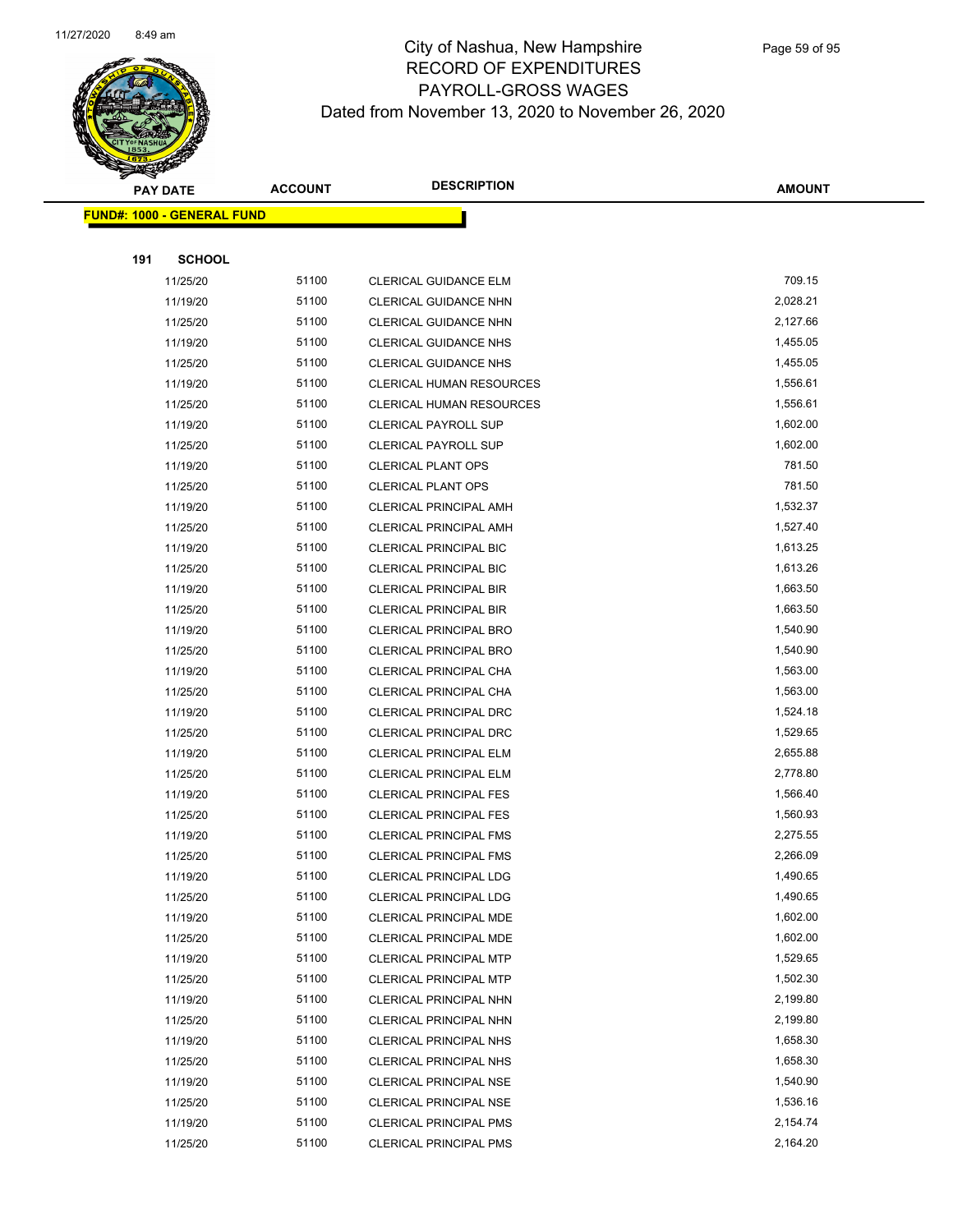# City of Nashua, New Hampshire
## RECORD OF EXPENDITURES
## PAYROLL-GROSS WAGES
## Dated from November 13, 2020 to November 26, 2020

| PAY DATE | ACCOUNT | DESCRIPTION | AMOUNT |
|---|---|---|---|
| **FUND#: 1000 - GENERAL FUND** | | | |
| **191 SCHOOL** | | | |
| 11/25/20 | 51100 | CLERICAL GUIDANCE ELM | 709.15 |
| 11/19/20 | 51100 | CLERICAL GUIDANCE NHN | 2,028.21 |
| 11/25/20 | 51100 | CLERICAL GUIDANCE NHN | 2,127.66 |
| 11/19/20 | 51100 | CLERICAL GUIDANCE NHS | 1,455.05 |
| 11/25/20 | 51100 | CLERICAL GUIDANCE NHS | 1,455.05 |
| 11/19/20 | 51100 | CLERICAL HUMAN RESOURCES | 1,556.61 |
| 11/25/20 | 51100 | CLERICAL HUMAN RESOURCES | 1,556.61 |
| 11/19/20 | 51100 | CLERICAL PAYROLL SUP | 1,602.00 |
| 11/25/20 | 51100 | CLERICAL PAYROLL SUP | 1,602.00 |
| 11/19/20 | 51100 | CLERICAL PLANT OPS | 781.50 |
| 11/25/20 | 51100 | CLERICAL PLANT OPS | 781.50 |
| 11/19/20 | 51100 | CLERICAL PRINCIPAL AMH | 1,532.37 |
| 11/25/20 | 51100 | CLERICAL PRINCIPAL AMH | 1,527.40 |
| 11/19/20 | 51100 | CLERICAL PRINCIPAL BIC | 1,613.25 |
| 11/25/20 | 51100 | CLERICAL PRINCIPAL BIC | 1,613.26 |
| 11/19/20 | 51100 | CLERICAL PRINCIPAL BIR | 1,663.50 |
| 11/25/20 | 51100 | CLERICAL PRINCIPAL BIR | 1,663.50 |
| 11/19/20 | 51100 | CLERICAL PRINCIPAL BRO | 1,540.90 |
| 11/25/20 | 51100 | CLERICAL PRINCIPAL BRO | 1,540.90 |
| 11/19/20 | 51100 | CLERICAL PRINCIPAL CHA | 1,563.00 |
| 11/25/20 | 51100 | CLERICAL PRINCIPAL CHA | 1,563.00 |
| 11/19/20 | 51100 | CLERICAL PRINCIPAL DRC | 1,524.18 |
| 11/25/20 | 51100 | CLERICAL PRINCIPAL DRC | 1,529.65 |
| 11/19/20 | 51100 | CLERICAL PRINCIPAL ELM | 2,655.88 |
| 11/25/20 | 51100 | CLERICAL PRINCIPAL ELM | 2,778.80 |
| 11/19/20 | 51100 | CLERICAL PRINCIPAL FES | 1,566.40 |
| 11/25/20 | 51100 | CLERICAL PRINCIPAL FES | 1,560.93 |
| 11/19/20 | 51100 | CLERICAL PRINCIPAL FMS | 2,275.55 |
| 11/25/20 | 51100 | CLERICAL PRINCIPAL FMS | 2,266.09 |
| 11/19/20 | 51100 | CLERICAL PRINCIPAL LDG | 1,490.65 |
| 11/25/20 | 51100 | CLERICAL PRINCIPAL LDG | 1,490.65 |
| 11/19/20 | 51100 | CLERICAL PRINCIPAL MDE | 1,602.00 |
| 11/25/20 | 51100 | CLERICAL PRINCIPAL MDE | 1,602.00 |
| 11/19/20 | 51100 | CLERICAL PRINCIPAL MTP | 1,529.65 |
| 11/25/20 | 51100 | CLERICAL PRINCIPAL MTP | 1,502.30 |
| 11/19/20 | 51100 | CLERICAL PRINCIPAL NHN | 2,199.80 |
| 11/25/20 | 51100 | CLERICAL PRINCIPAL NHN | 2,199.80 |
| 11/19/20 | 51100 | CLERICAL PRINCIPAL NHS | 1,658.30 |
| 11/25/20 | 51100 | CLERICAL PRINCIPAL NHS | 1,658.30 |
| 11/19/20 | 51100 | CLERICAL PRINCIPAL NSE | 1,540.90 |
| 11/25/20 | 51100 | CLERICAL PRINCIPAL NSE | 1,536.16 |
| 11/19/20 | 51100 | CLERICAL PRINCIPAL PMS | 2,154.74 |
| 11/25/20 | 51100 | CLERICAL PRINCIPAL PMS | 2,164.20 |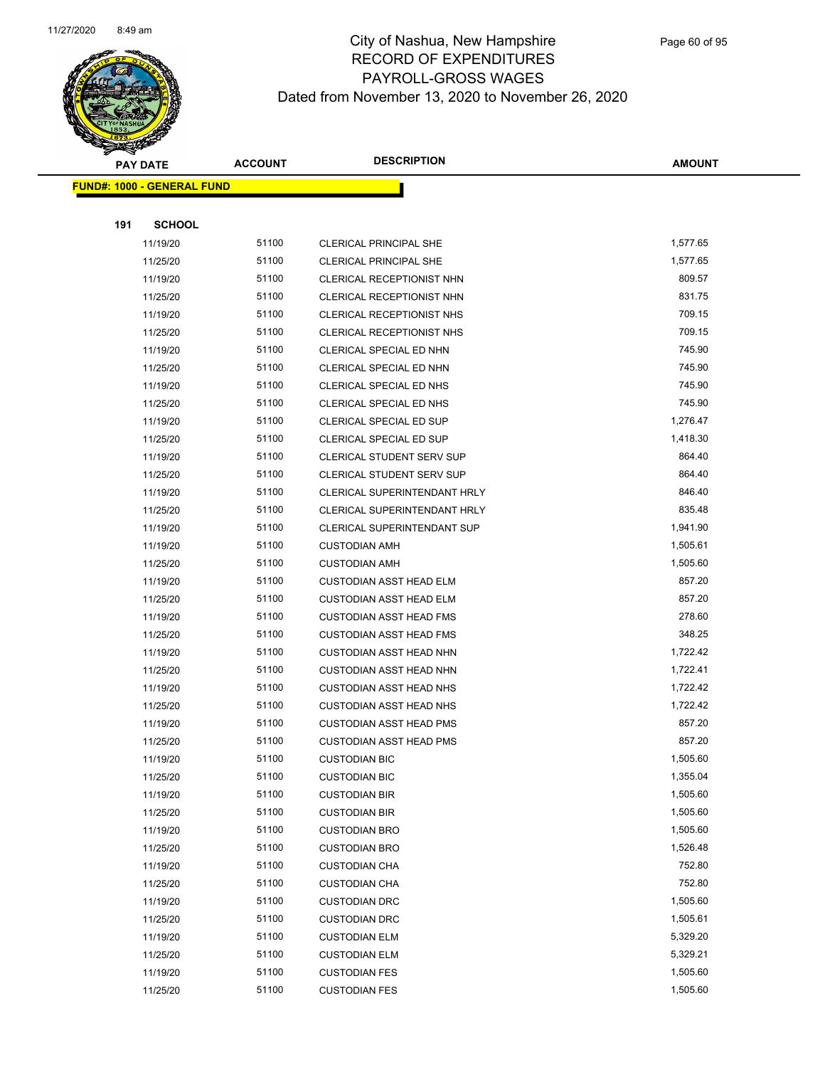# City of Nashua, New Hampshire
## RECORD OF EXPENDITURES
## PAYROLL-GROSS WAGES
## Dated from November 13, 2020 to November 26, 2020

**FUND#: 1000 - GENERAL FUND**

**191 SCHOOL**

| PAY DATE | ACCOUNT | DESCRIPTION | AMOUNT |
|---|---|---|---|
| 11/19/20 | 51100 | CLERICAL PRINCIPAL SHE | 1,577.65 |
| 11/25/20 | 51100 | CLERICAL PRINCIPAL SHE | 1,577.65 |
| 11/19/20 | 51100 | CLERICAL RECEPTIONIST NHN | 809.57 |
| 11/25/20 | 51100 | CLERICAL RECEPTIONIST NHN | 831.75 |
| 11/19/20 | 51100 | CLERICAL RECEPTIONIST NHS | 709.15 |
| 11/25/20 | 51100 | CLERICAL RECEPTIONIST NHS | 709.15 |
| 11/19/20 | 51100 | CLERICAL SPECIAL ED NHN | 745.90 |
| 11/25/20 | 51100 | CLERICAL SPECIAL ED NHN | 745.90 |
| 11/19/20 | 51100 | CLERICAL SPECIAL ED NHS | 745.90 |
| 11/25/20 | 51100 | CLERICAL SPECIAL ED NHS | 745.90 |
| 11/19/20 | 51100 | CLERICAL SPECIAL ED SUP | 1,276.47 |
| 11/25/20 | 51100 | CLERICAL SPECIAL ED SUP | 1,418.30 |
| 11/19/20 | 51100 | CLERICAL STUDENT SERV SUP | 864.40 |
| 11/25/20 | 51100 | CLERICAL STUDENT SERV SUP | 864.40 |
| 11/19/20 | 51100 | CLERICAL SUPERINTENDANT HRLY | 846.40 |
| 11/25/20 | 51100 | CLERICAL SUPERINTENDANT HRLY | 835.48 |
| 11/19/20 | 51100 | CLERICAL SUPERINTENDANT SUP | 1,941.90 |
| 11/19/20 | 51100 | CUSTODIAN AMH | 1,505.61 |
| 11/25/20 | 51100 | CUSTODIAN AMH | 1,505.60 |
| 11/19/20 | 51100 | CUSTODIAN ASST HEAD ELM | 857.20 |
| 11/25/20 | 51100 | CUSTODIAN ASST HEAD ELM | 857.20 |
| 11/19/20 | 51100 | CUSTODIAN ASST HEAD FMS | 278.60 |
| 11/25/20 | 51100 | CUSTODIAN ASST HEAD FMS | 348.25 |
| 11/19/20 | 51100 | CUSTODIAN ASST HEAD NHN | 1,722.42 |
| 11/25/20 | 51100 | CUSTODIAN ASST HEAD NHN | 1,722.41 |
| 11/19/20 | 51100 | CUSTODIAN ASST HEAD NHS | 1,722.42 |
| 11/25/20 | 51100 | CUSTODIAN ASST HEAD NHS | 1,722.42 |
| 11/19/20 | 51100 | CUSTODIAN ASST HEAD PMS | 857.20 |
| 11/25/20 | 51100 | CUSTODIAN ASST HEAD PMS | 857.20 |
| 11/19/20 | 51100 | CUSTODIAN BIC | 1,505.60 |
| 11/25/20 | 51100 | CUSTODIAN BIC | 1,355.04 |
| 11/19/20 | 51100 | CUSTODIAN BIR | 1,505.60 |
| 11/25/20 | 51100 | CUSTODIAN BIR | 1,505.60 |
| 11/19/20 | 51100 | CUSTODIAN BRO | 1,505.60 |
| 11/25/20 | 51100 | CUSTODIAN BRO | 1,526.48 |
| 11/19/20 | 51100 | CUSTODIAN CHA | 752.80 |
| 11/25/20 | 51100 | CUSTODIAN CHA | 752.80 |
| 11/19/20 | 51100 | CUSTODIAN DRC | 1,505.60 |
| 11/25/20 | 51100 | CUSTODIAN DRC | 1,505.61 |
| 11/19/20 | 51100 | CUSTODIAN ELM | 5,329.20 |
| 11/25/20 | 51100 | CUSTODIAN ELM | 5,329.21 |
| 11/19/20 | 51100 | CUSTODIAN FES | 1,505.60 |
| 11/25/20 | 51100 | CUSTODIAN FES | 1,505.60 |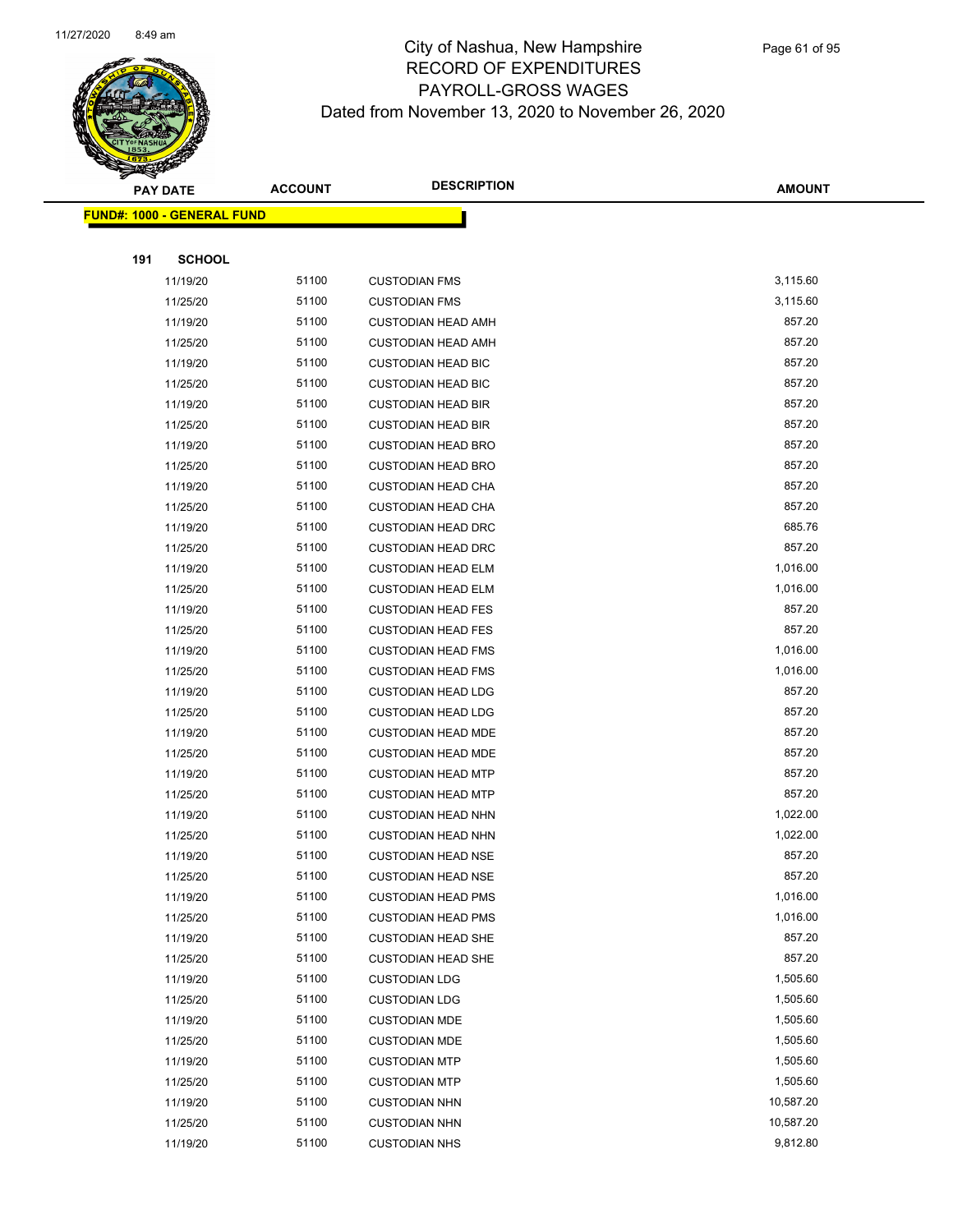# City of Nashua, New Hampshire
## RECORD OF EXPENDITURES
## PAYROLL-GROSS WAGES
### Dated from November 13, 2020 to November 26, 2020

| PAY DATE | ACCOUNT | DESCRIPTION | AMOUNT |
|---|---|---|---|

**FUND#: 1000 - GENERAL FUND**

**191 SCHOOL**

| PAY DATE | ACCOUNT | DESCRIPTION | AMOUNT |
|---|---|---|---|
| 11/19/20 | 51100 | CUSTODIAN FMS | 3,115.60 |
| 11/25/20 | 51100 | CUSTODIAN FMS | 3,115.60 |
| 11/19/20 | 51100 | CUSTODIAN HEAD AMH | 857.20 |
| 11/25/20 | 51100 | CUSTODIAN HEAD AMH | 857.20 |
| 11/19/20 | 51100 | CUSTODIAN HEAD BIC | 857.20 |
| 11/25/20 | 51100 | CUSTODIAN HEAD BIC | 857.20 |
| 11/19/20 | 51100 | CUSTODIAN HEAD BIR | 857.20 |
| 11/25/20 | 51100 | CUSTODIAN HEAD BIR | 857.20 |
| 11/19/20 | 51100 | CUSTODIAN HEAD BRO | 857.20 |
| 11/25/20 | 51100 | CUSTODIAN HEAD BRO | 857.20 |
| 11/19/20 | 51100 | CUSTODIAN HEAD CHA | 857.20 |
| 11/25/20 | 51100 | CUSTODIAN HEAD CHA | 857.20 |
| 11/19/20 | 51100 | CUSTODIAN HEAD DRC | 685.76 |
| 11/25/20 | 51100 | CUSTODIAN HEAD DRC | 857.20 |
| 11/19/20 | 51100 | CUSTODIAN HEAD ELM | 1,016.00 |
| 11/25/20 | 51100 | CUSTODIAN HEAD ELM | 1,016.00 |
| 11/19/20 | 51100 | CUSTODIAN HEAD FES | 857.20 |
| 11/25/20 | 51100 | CUSTODIAN HEAD FES | 857.20 |
| 11/19/20 | 51100 | CUSTODIAN HEAD FMS | 1,016.00 |
| 11/25/20 | 51100 | CUSTODIAN HEAD FMS | 1,016.00 |
| 11/19/20 | 51100 | CUSTODIAN HEAD LDG | 857.20 |
| 11/25/20 | 51100 | CUSTODIAN HEAD LDG | 857.20 |
| 11/19/20 | 51100 | CUSTODIAN HEAD MDE | 857.20 |
| 11/25/20 | 51100 | CUSTODIAN HEAD MDE | 857.20 |
| 11/19/20 | 51100 | CUSTODIAN HEAD MTP | 857.20 |
| 11/25/20 | 51100 | CUSTODIAN HEAD MTP | 857.20 |
| 11/19/20 | 51100 | CUSTODIAN HEAD NHN | 1,022.00 |
| 11/25/20 | 51100 | CUSTODIAN HEAD NHN | 1,022.00 |
| 11/19/20 | 51100 | CUSTODIAN HEAD NSE | 857.20 |
| 11/25/20 | 51100 | CUSTODIAN HEAD NSE | 857.20 |
| 11/19/20 | 51100 | CUSTODIAN HEAD PMS | 1,016.00 |
| 11/25/20 | 51100 | CUSTODIAN HEAD PMS | 1,016.00 |
| 11/19/20 | 51100 | CUSTODIAN HEAD SHE | 857.20 |
| 11/25/20 | 51100 | CUSTODIAN HEAD SHE | 857.20 |
| 11/19/20 | 51100 | CUSTODIAN LDG | 1,505.60 |
| 11/25/20 | 51100 | CUSTODIAN LDG | 1,505.60 |
| 11/19/20 | 51100 | CUSTODIAN MDE | 1,505.60 |
| 11/25/20 | 51100 | CUSTODIAN MDE | 1,505.60 |
| 11/19/20 | 51100 | CUSTODIAN MTP | 1,505.60 |
| 11/25/20 | 51100 | CUSTODIAN MTP | 1,505.60 |
| 11/19/20 | 51100 | CUSTODIAN NHN | 10,587.20 |
| 11/25/20 | 51100 | CUSTODIAN NHN | 10,587.20 |
| 11/19/20 | 51100 | CUSTODIAN NHS | 9,812.80 |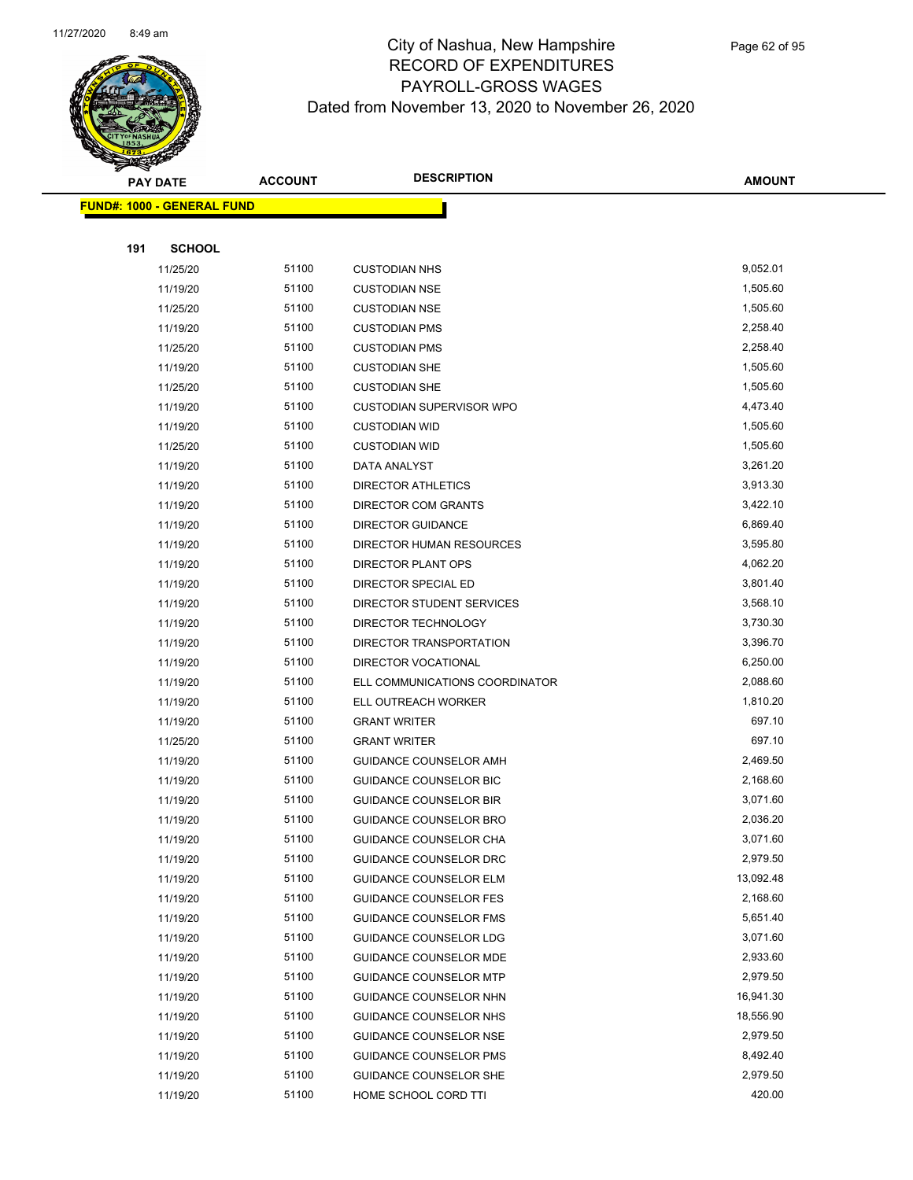# City of Nashua, New Hampshire
## RECORD OF EXPENDITURES
## PAYROLL-GROSS WAGES
### Dated from November 13, 2020 to November 26, 2020

| PAY DATE | ACCOUNT | DESCRIPTION | AMOUNT |
|---|---|---|---|

**FUND#: 1000 - GENERAL FUND**

**191 SCHOOL**

| PAY DATE | ACCOUNT | DESCRIPTION | AMOUNT |
|---|---|---|---|
| 11/25/20 | 51100 | CUSTODIAN NHS | 9,052.01 |
| 11/19/20 | 51100 | CUSTODIAN NSE | 1,505.60 |
| 11/25/20 | 51100 | CUSTODIAN NSE | 1,505.60 |
| 11/19/20 | 51100 | CUSTODIAN PMS | 2,258.40 |
| 11/25/20 | 51100 | CUSTODIAN PMS | 2,258.40 |
| 11/19/20 | 51100 | CUSTODIAN SHE | 1,505.60 |
| 11/25/20 | 51100 | CUSTODIAN SHE | 1,505.60 |
| 11/19/20 | 51100 | CUSTODIAN SUPERVISOR WPO | 4,473.40 |
| 11/19/20 | 51100 | CUSTODIAN WID | 1,505.60 |
| 11/25/20 | 51100 | CUSTODIAN WID | 1,505.60 |
| 11/19/20 | 51100 | DATA ANALYST | 3,261.20 |
| 11/19/20 | 51100 | DIRECTOR ATHLETICS | 3,913.30 |
| 11/19/20 | 51100 | DIRECTOR COM GRANTS | 3,422.10 |
| 11/19/20 | 51100 | DIRECTOR GUIDANCE | 6,869.40 |
| 11/19/20 | 51100 | DIRECTOR HUMAN RESOURCES | 3,595.80 |
| 11/19/20 | 51100 | DIRECTOR PLANT OPS | 4,062.20 |
| 11/19/20 | 51100 | DIRECTOR SPECIAL ED | 3,801.40 |
| 11/19/20 | 51100 | DIRECTOR STUDENT SERVICES | 3,568.10 |
| 11/19/20 | 51100 | DIRECTOR TECHNOLOGY | 3,730.30 |
| 11/19/20 | 51100 | DIRECTOR TRANSPORTATION | 3,396.70 |
| 11/19/20 | 51100 | DIRECTOR VOCATIONAL | 6,250.00 |
| 11/19/20 | 51100 | ELL COMMUNICATIONS COORDINATOR | 2,088.60 |
| 11/19/20 | 51100 | ELL OUTREACH WORKER | 1,810.20 |
| 11/19/20 | 51100 | GRANT WRITER | 697.10 |
| 11/25/20 | 51100 | GRANT WRITER | 697.10 |
| 11/19/20 | 51100 | GUIDANCE COUNSELOR AMH | 2,469.50 |
| 11/19/20 | 51100 | GUIDANCE COUNSELOR BIC | 2,168.60 |
| 11/19/20 | 51100 | GUIDANCE COUNSELOR BIR | 3,071.60 |
| 11/19/20 | 51100 | GUIDANCE COUNSELOR BRO | 2,036.20 |
| 11/19/20 | 51100 | GUIDANCE COUNSELOR CHA | 3,071.60 |
| 11/19/20 | 51100 | GUIDANCE COUNSELOR DRC | 2,979.50 |
| 11/19/20 | 51100 | GUIDANCE COUNSELOR ELM | 13,092.48 |
| 11/19/20 | 51100 | GUIDANCE COUNSELOR FES | 2,168.60 |
| 11/19/20 | 51100 | GUIDANCE COUNSELOR FMS | 5,651.40 |
| 11/19/20 | 51100 | GUIDANCE COUNSELOR LDG | 3,071.60 |
| 11/19/20 | 51100 | GUIDANCE COUNSELOR MDE | 2,933.60 |
| 11/19/20 | 51100 | GUIDANCE COUNSELOR MTP | 2,979.50 |
| 11/19/20 | 51100 | GUIDANCE COUNSELOR NHN | 16,941.30 |
| 11/19/20 | 51100 | GUIDANCE COUNSELOR NHS | 18,556.90 |
| 11/19/20 | 51100 | GUIDANCE COUNSELOR NSE | 2,979.50 |
| 11/19/20 | 51100 | GUIDANCE COUNSELOR PMS | 8,492.40 |
| 11/19/20 | 51100 | GUIDANCE COUNSELOR SHE | 2,979.50 |
| 11/19/20 | 51100 | HOME SCHOOL CORD TTI | 420.00 |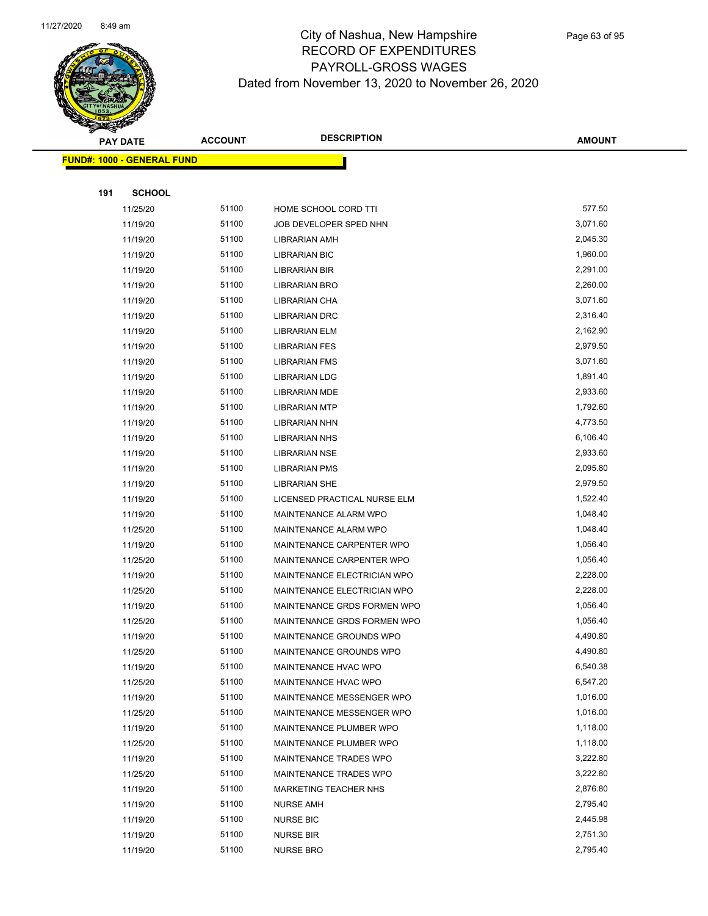# City of Nashua, New Hampshire
## RECORD OF EXPENDITURES
## PAYROLL-GROSS WAGES
## Dated from November 13, 2020 to November 26, 2020

| PAY DATE | ACCOUNT | DESCRIPTION | AMOUNT |
|---|---|---|---|

**FUND#: 1000 - GENERAL FUND**

**191 SCHOOL**

| PAY DATE | ACCOUNT | DESCRIPTION | AMOUNT |
|---|---|---|---|
| 11/25/20 | 51100 | HOME SCHOOL CORD TTI | 577.50 |
| 11/19/20 | 51100 | JOB DEVELOPER SPED NHN | 3,071.60 |
| 11/19/20 | 51100 | LIBRARIAN AMH | 2,045.30 |
| 11/19/20 | 51100 | LIBRARIAN BIC | 1,960.00 |
| 11/19/20 | 51100 | LIBRARIAN BIR | 2,291.00 |
| 11/19/20 | 51100 | LIBRARIAN BRO | 2,260.00 |
| 11/19/20 | 51100 | LIBRARIAN CHA | 3,071.60 |
| 11/19/20 | 51100 | LIBRARIAN DRC | 2,316.40 |
| 11/19/20 | 51100 | LIBRARIAN ELM | 2,162.90 |
| 11/19/20 | 51100 | LIBRARIAN FES | 2,979.50 |
| 11/19/20 | 51100 | LIBRARIAN FMS | 3,071.60 |
| 11/19/20 | 51100 | LIBRARIAN LDG | 1,891.40 |
| 11/19/20 | 51100 | LIBRARIAN MDE | 2,933.60 |
| 11/19/20 | 51100 | LIBRARIAN MTP | 1,792.60 |
| 11/19/20 | 51100 | LIBRARIAN NHN | 4,773.50 |
| 11/19/20 | 51100 | LIBRARIAN NHS | 6,106.40 |
| 11/19/20 | 51100 | LIBRARIAN NSE | 2,933.60 |
| 11/19/20 | 51100 | LIBRARIAN PMS | 2,095.80 |
| 11/19/20 | 51100 | LIBRARIAN SHE | 2,979.50 |
| 11/19/20 | 51100 | LICENSED PRACTICAL NURSE ELM | 1,522.40 |
| 11/19/20 | 51100 | MAINTENANCE ALARM WPO | 1,048.40 |
| 11/25/20 | 51100 | MAINTENANCE ALARM WPO | 1,048.40 |
| 11/19/20 | 51100 | MAINTENANCE CARPENTER WPO | 1,056.40 |
| 11/25/20 | 51100 | MAINTENANCE CARPENTER WPO | 1,056.40 |
| 11/19/20 | 51100 | MAINTENANCE ELECTRICIAN WPO | 2,228.00 |
| 11/25/20 | 51100 | MAINTENANCE ELECTRICIAN WPO | 2,228.00 |
| 11/19/20 | 51100 | MAINTENANCE GRDS FORMEN WPO | 1,056.40 |
| 11/25/20 | 51100 | MAINTENANCE GRDS FORMEN WPO | 1,056.40 |
| 11/19/20 | 51100 | MAINTENANCE GROUNDS WPO | 4,490.80 |
| 11/25/20 | 51100 | MAINTENANCE GROUNDS WPO | 4,490.80 |
| 11/19/20 | 51100 | MAINTENANCE HVAC WPO | 6,540.38 |
| 11/25/20 | 51100 | MAINTENANCE HVAC WPO | 6,547.20 |
| 11/19/20 | 51100 | MAINTENANCE MESSENGER WPO | 1,016.00 |
| 11/25/20 | 51100 | MAINTENANCE MESSENGER WPO | 1,016.00 |
| 11/19/20 | 51100 | MAINTENANCE PLUMBER WPO | 1,118.00 |
| 11/25/20 | 51100 | MAINTENANCE PLUMBER WPO | 1,118.00 |
| 11/19/20 | 51100 | MAINTENANCE TRADES WPO | 3,222.80 |
| 11/25/20 | 51100 | MAINTENANCE TRADES WPO | 3,222.80 |
| 11/19/20 | 51100 | MARKETING TEACHER NHS | 2,876.80 |
| 11/19/20 | 51100 | NURSE AMH | 2,795.40 |
| 11/19/20 | 51100 | NURSE BIC | 2,445.98 |
| 11/19/20 | 51100 | NURSE BIR | 2,751.30 |
| 11/19/20 | 51100 | NURSE BRO | 2,795.40 |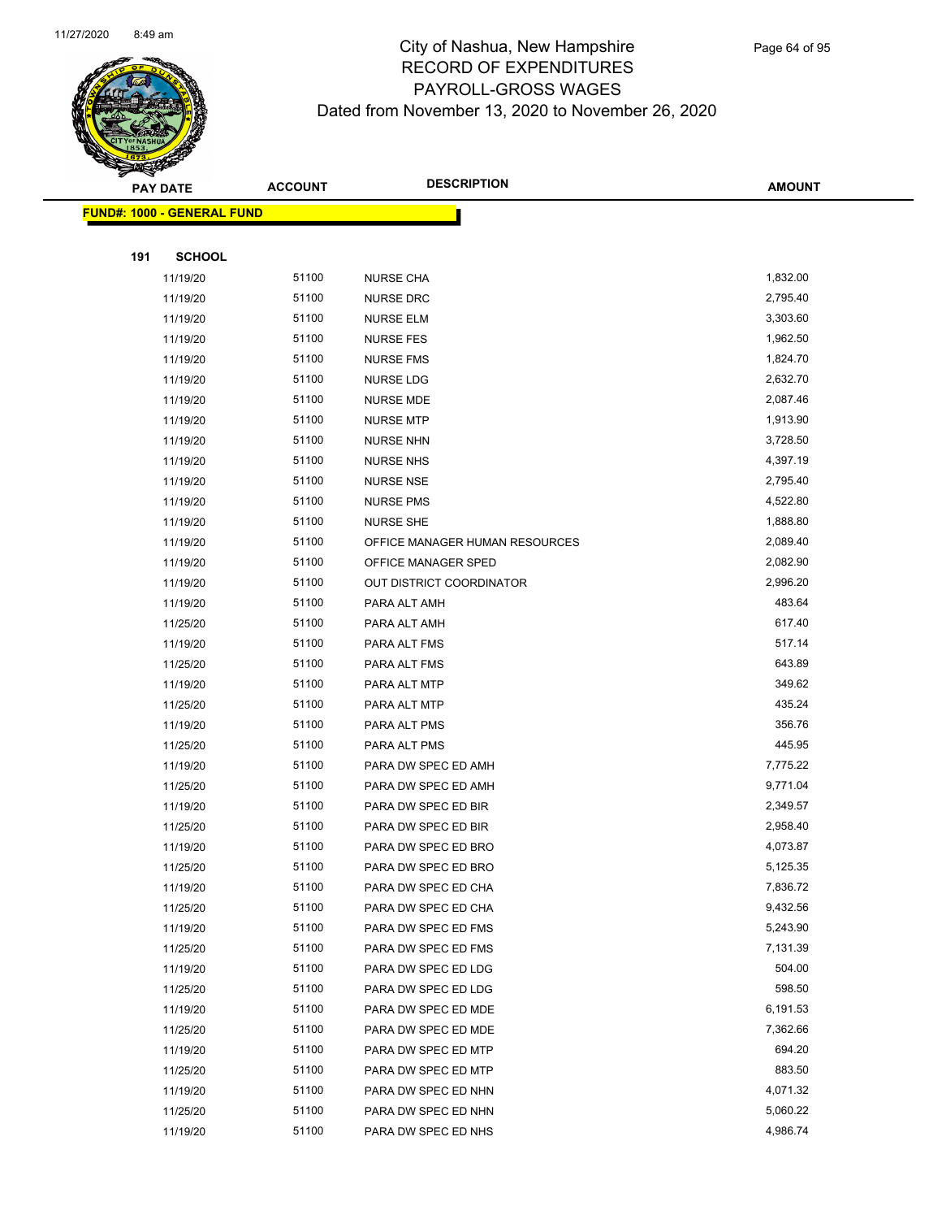# City of Nashua, New Hampshire
## RECORD OF EXPENDITURES
## PAYROLL-GROSS WAGES
### Dated from November 13, 2020 to November 26, 2020

**FUND#: 1000 - GENERAL FUND**

**191 SCHOOL**

| PAY DATE | ACCOUNT | DESCRIPTION | AMOUNT |
|---|---|---|---|
| 11/19/20 | 51100 | NURSE CHA | 1,832.00 |
| 11/19/20 | 51100 | NURSE DRC | 2,795.40 |
| 11/19/20 | 51100 | NURSE ELM | 3,303.60 |
| 11/19/20 | 51100 | NURSE FES | 1,962.50 |
| 11/19/20 | 51100 | NURSE FMS | 1,824.70 |
| 11/19/20 | 51100 | NURSE LDG | 2,632.70 |
| 11/19/20 | 51100 | NURSE MDE | 2,087.46 |
| 11/19/20 | 51100 | NURSE MTP | 1,913.90 |
| 11/19/20 | 51100 | NURSE NHN | 3,728.50 |
| 11/19/20 | 51100 | NURSE NHS | 4,397.19 |
| 11/19/20 | 51100 | NURSE NSE | 2,795.40 |
| 11/19/20 | 51100 | NURSE PMS | 4,522.80 |
| 11/19/20 | 51100 | NURSE SHE | 1,888.80 |
| 11/19/20 | 51100 | OFFICE MANAGER HUMAN RESOURCES | 2,089.40 |
| 11/19/20 | 51100 | OFFICE MANAGER SPED | 2,082.90 |
| 11/19/20 | 51100 | OUT DISTRICT COORDINATOR | 2,996.20 |
| 11/19/20 | 51100 | PARA ALT AMH | 483.64 |
| 11/25/20 | 51100 | PARA ALT AMH | 617.40 |
| 11/19/20 | 51100 | PARA ALT FMS | 517.14 |
| 11/25/20 | 51100 | PARA ALT FMS | 643.89 |
| 11/19/20 | 51100 | PARA ALT MTP | 349.62 |
| 11/25/20 | 51100 | PARA ALT MTP | 435.24 |
| 11/19/20 | 51100 | PARA ALT PMS | 356.76 |
| 11/25/20 | 51100 | PARA ALT PMS | 445.95 |
| 11/19/20 | 51100 | PARA DW SPEC ED AMH | 7,775.22 |
| 11/25/20 | 51100 | PARA DW SPEC ED AMH | 9,771.04 |
| 11/19/20 | 51100 | PARA DW SPEC ED BIR | 2,349.57 |
| 11/25/20 | 51100 | PARA DW SPEC ED BIR | 2,958.40 |
| 11/19/20 | 51100 | PARA DW SPEC ED BRO | 4,073.87 |
| 11/25/20 | 51100 | PARA DW SPEC ED BRO | 5,125.35 |
| 11/19/20 | 51100 | PARA DW SPEC ED CHA | 7,836.72 |
| 11/25/20 | 51100 | PARA DW SPEC ED CHA | 9,432.56 |
| 11/19/20 | 51100 | PARA DW SPEC ED FMS | 5,243.90 |
| 11/25/20 | 51100 | PARA DW SPEC ED FMS | 7,131.39 |
| 11/19/20 | 51100 | PARA DW SPEC ED LDG | 504.00 |
| 11/25/20 | 51100 | PARA DW SPEC ED LDG | 598.50 |
| 11/19/20 | 51100 | PARA DW SPEC ED MDE | 6,191.53 |
| 11/25/20 | 51100 | PARA DW SPEC ED MDE | 7,362.66 |
| 11/19/20 | 51100 | PARA DW SPEC ED MTP | 694.20 |
| 11/25/20 | 51100 | PARA DW SPEC ED MTP | 883.50 |
| 11/19/20 | 51100 | PARA DW SPEC ED NHN | 4,071.32 |
| 11/25/20 | 51100 | PARA DW SPEC ED NHN | 5,060.22 |
| 11/19/20 | 51100 | PARA DW SPEC ED NHS | 4,986.74 |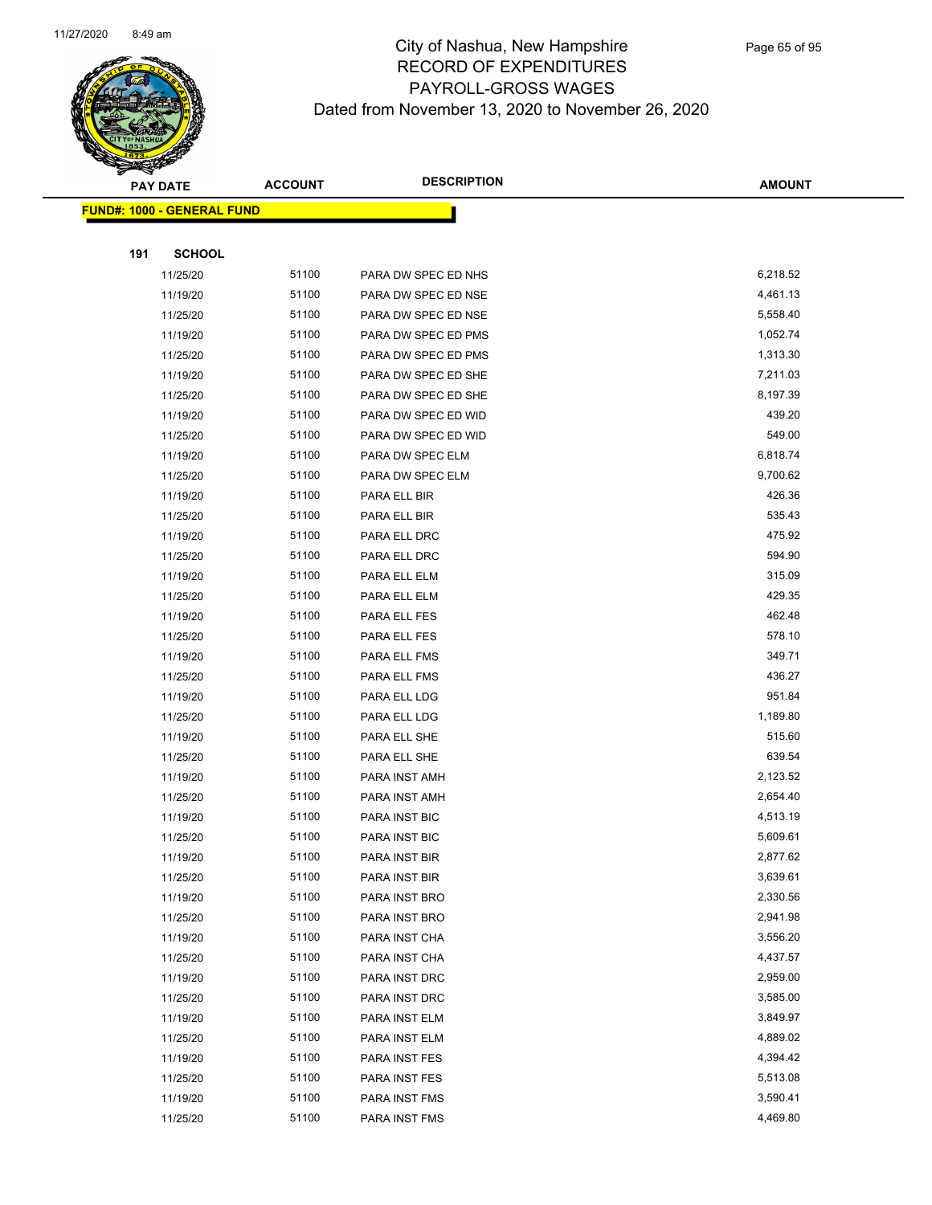# City of Nashua, New Hampshire
## RECORD OF EXPENDITURES
## PAYROLL-GROSS WAGES
### Dated from November 13, 2020 to November 26, 2020

**FUND#: 1000 - GENERAL FUND**

**191 SCHOOL**

| PAY DATE | ACCOUNT | DESCRIPTION | AMOUNT |
|---|---|---|---|
| 11/25/20 | 51100 | PARA DW SPEC ED NHS | 6,218.52 |
| 11/19/20 | 51100 | PARA DW SPEC ED NSE | 4,461.13 |
| 11/25/20 | 51100 | PARA DW SPEC ED NSE | 5,558.40 |
| 11/19/20 | 51100 | PARA DW SPEC ED PMS | 1,052.74 |
| 11/25/20 | 51100 | PARA DW SPEC ED PMS | 1,313.30 |
| 11/19/20 | 51100 | PARA DW SPEC ED SHE | 7,211.03 |
| 11/25/20 | 51100 | PARA DW SPEC ED SHE | 8,197.39 |
| 11/19/20 | 51100 | PARA DW SPEC ED WID | 439.20 |
| 11/25/20 | 51100 | PARA DW SPEC ED WID | 549.00 |
| 11/19/20 | 51100 | PARA DW SPEC ELM | 6,818.74 |
| 11/25/20 | 51100 | PARA DW SPEC ELM | 9,700.62 |
| 11/19/20 | 51100 | PARA ELL BIR | 426.36 |
| 11/25/20 | 51100 | PARA ELL BIR | 535.43 |
| 11/19/20 | 51100 | PARA ELL DRC | 475.92 |
| 11/25/20 | 51100 | PARA ELL DRC | 594.90 |
| 11/19/20 | 51100 | PARA ELL ELM | 315.09 |
| 11/25/20 | 51100 | PARA ELL ELM | 429.35 |
| 11/19/20 | 51100 | PARA ELL FES | 462.48 |
| 11/25/20 | 51100 | PARA ELL FES | 578.10 |
| 11/19/20 | 51100 | PARA ELL FMS | 349.71 |
| 11/25/20 | 51100 | PARA ELL FMS | 436.27 |
| 11/19/20 | 51100 | PARA ELL LDG | 951.84 |
| 11/25/20 | 51100 | PARA ELL LDG | 1,189.80 |
| 11/19/20 | 51100 | PARA ELL SHE | 515.60 |
| 11/25/20 | 51100 | PARA ELL SHE | 639.54 |
| 11/19/20 | 51100 | PARA INST AMH | 2,123.52 |
| 11/25/20 | 51100 | PARA INST AMH | 2,654.40 |
| 11/19/20 | 51100 | PARA INST BIC | 4,513.19 |
| 11/25/20 | 51100 | PARA INST BIC | 5,609.61 |
| 11/19/20 | 51100 | PARA INST BIR | 2,877.62 |
| 11/25/20 | 51100 | PARA INST BIR | 3,639.61 |
| 11/19/20 | 51100 | PARA INST BRO | 2,330.56 |
| 11/25/20 | 51100 | PARA INST BRO | 2,941.98 |
| 11/19/20 | 51100 | PARA INST CHA | 3,556.20 |
| 11/25/20 | 51100 | PARA INST CHA | 4,437.57 |
| 11/19/20 | 51100 | PARA INST DRC | 2,959.00 |
| 11/25/20 | 51100 | PARA INST DRC | 3,585.00 |
| 11/19/20 | 51100 | PARA INST ELM | 3,849.97 |
| 11/25/20 | 51100 | PARA INST ELM | 4,889.02 |
| 11/19/20 | 51100 | PARA INST FES | 4,394.42 |
| 11/25/20 | 51100 | PARA INST FES | 5,513.08 |
| 11/19/20 | 51100 | PARA INST FMS | 3,590.41 |
| 11/25/20 | 51100 | PARA INST FMS | 4,469.80 |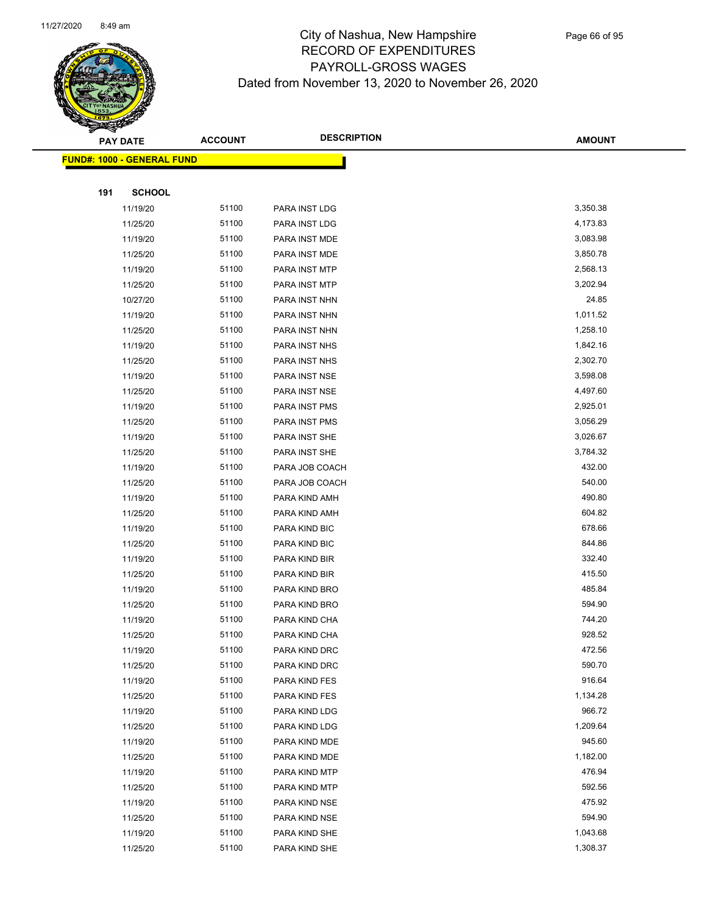# City of Nashua, New Hampshire
## RECORD OF EXPENDITURES
## PAYROLL-GROSS WAGES
## Dated from November 13, 2020 to November 26, 2020

**FUND#: 1000 - GENERAL FUND**

**191 SCHOOL**

| PAY DATE | ACCOUNT | DESCRIPTION | AMOUNT |
|---|---|---|---|
| 11/19/20 | 51100 | PARA INST LDG | 3,350.38 |
| 11/25/20 | 51100 | PARA INST LDG | 4,173.83 |
| 11/19/20 | 51100 | PARA INST MDE | 3,083.98 |
| 11/25/20 | 51100 | PARA INST MDE | 3,850.78 |
| 11/19/20 | 51100 | PARA INST MTP | 2,568.13 |
| 11/25/20 | 51100 | PARA INST MTP | 3,202.94 |
| 10/27/20 | 51100 | PARA INST NHN | 24.85 |
| 11/19/20 | 51100 | PARA INST NHN | 1,011.52 |
| 11/25/20 | 51100 | PARA INST NHN | 1,258.10 |
| 11/19/20 | 51100 | PARA INST NHS | 1,842.16 |
| 11/25/20 | 51100 | PARA INST NHS | 2,302.70 |
| 11/19/20 | 51100 | PARA INST NSE | 3,598.08 |
| 11/25/20 | 51100 | PARA INST NSE | 4,497.60 |
| 11/19/20 | 51100 | PARA INST PMS | 2,925.01 |
| 11/25/20 | 51100 | PARA INST PMS | 3,056.29 |
| 11/19/20 | 51100 | PARA INST SHE | 3,026.67 |
| 11/25/20 | 51100 | PARA INST SHE | 3,784.32 |
| 11/19/20 | 51100 | PARA JOB COACH | 432.00 |
| 11/25/20 | 51100 | PARA JOB COACH | 540.00 |
| 11/19/20 | 51100 | PARA KIND AMH | 490.80 |
| 11/25/20 | 51100 | PARA KIND AMH | 604.82 |
| 11/19/20 | 51100 | PARA KIND BIC | 678.66 |
| 11/25/20 | 51100 | PARA KIND BIC | 844.86 |
| 11/19/20 | 51100 | PARA KIND BIR | 332.40 |
| 11/25/20 | 51100 | PARA KIND BIR | 415.50 |
| 11/19/20 | 51100 | PARA KIND BRO | 485.84 |
| 11/25/20 | 51100 | PARA KIND BRO | 594.90 |
| 11/19/20 | 51100 | PARA KIND CHA | 744.20 |
| 11/25/20 | 51100 | PARA KIND CHA | 928.52 |
| 11/19/20 | 51100 | PARA KIND DRC | 472.56 |
| 11/25/20 | 51100 | PARA KIND DRC | 590.70 |
| 11/19/20 | 51100 | PARA KIND FES | 916.64 |
| 11/25/20 | 51100 | PARA KIND FES | 1,134.28 |
| 11/19/20 | 51100 | PARA KIND LDG | 966.72 |
| 11/25/20 | 51100 | PARA KIND LDG | 1,209.64 |
| 11/19/20 | 51100 | PARA KIND MDE | 945.60 |
| 11/25/20 | 51100 | PARA KIND MDE | 1,182.00 |
| 11/19/20 | 51100 | PARA KIND MTP | 476.94 |
| 11/25/20 | 51100 | PARA KIND MTP | 592.56 |
| 11/19/20 | 51100 | PARA KIND NSE | 475.92 |
| 11/25/20 | 51100 | PARA KIND NSE | 594.90 |
| 11/19/20 | 51100 | PARA KIND SHE | 1,043.68 |
| 11/25/20 | 51100 | PARA KIND SHE | 1,308.37 |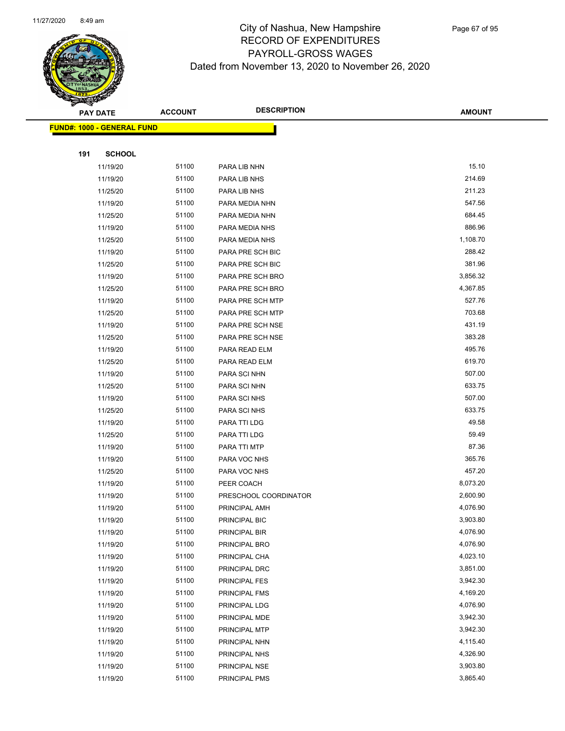# City of Nashua, New Hampshire
# RECORD OF EXPENDITURES
# PAYROLL-GROSS WAGES
# Dated from November 13, 2020 to November 26, 2020

**FUND#: 1000 - GENERAL FUND**

**191 SCHOOL**

| PAY DATE | ACCOUNT | DESCRIPTION | AMOUNT |
|---|---|---|---|
| 11/19/20 | 51100 | PARA LIB NHN | 15.10 |
| 11/19/20 | 51100 | PARA LIB NHS | 214.69 |
| 11/25/20 | 51100 | PARA LIB NHS | 211.23 |
| 11/19/20 | 51100 | PARA MEDIA NHN | 547.56 |
| 11/25/20 | 51100 | PARA MEDIA NHN | 684.45 |
| 11/19/20 | 51100 | PARA MEDIA NHS | 886.96 |
| 11/25/20 | 51100 | PARA MEDIA NHS | 1,108.70 |
| 11/19/20 | 51100 | PARA PRE SCH BIC | 288.42 |
| 11/25/20 | 51100 | PARA PRE SCH BIC | 381.96 |
| 11/19/20 | 51100 | PARA PRE SCH BRO | 3,856.32 |
| 11/25/20 | 51100 | PARA PRE SCH BRO | 4,367.85 |
| 11/19/20 | 51100 | PARA PRE SCH MTP | 527.76 |
| 11/25/20 | 51100 | PARA PRE SCH MTP | 703.68 |
| 11/19/20 | 51100 | PARA PRE SCH NSE | 431.19 |
| 11/25/20 | 51100 | PARA PRE SCH NSE | 383.28 |
| 11/19/20 | 51100 | PARA READ ELM | 495.76 |
| 11/25/20 | 51100 | PARA READ ELM | 619.70 |
| 11/19/20 | 51100 | PARA SCI NHN | 507.00 |
| 11/25/20 | 51100 | PARA SCI NHN | 633.75 |
| 11/19/20 | 51100 | PARA SCI NHS | 507.00 |
| 11/25/20 | 51100 | PARA SCI NHS | 633.75 |
| 11/19/20 | 51100 | PARA TTI LDG | 49.58 |
| 11/25/20 | 51100 | PARA TTI LDG | 59.49 |
| 11/19/20 | 51100 | PARA TTI MTP | 87.36 |
| 11/19/20 | 51100 | PARA VOC NHS | 365.76 |
| 11/25/20 | 51100 | PARA VOC NHS | 457.20 |
| 11/19/20 | 51100 | PEER COACH | 8,073.20 |
| 11/19/20 | 51100 | PRESCHOOL COORDINATOR | 2,600.90 |
| 11/19/20 | 51100 | PRINCIPAL AMH | 4,076.90 |
| 11/19/20 | 51100 | PRINCIPAL BIC | 3,903.80 |
| 11/19/20 | 51100 | PRINCIPAL BIR | 4,076.90 |
| 11/19/20 | 51100 | PRINCIPAL BRO | 4,076.90 |
| 11/19/20 | 51100 | PRINCIPAL CHA | 4,023.10 |
| 11/19/20 | 51100 | PRINCIPAL DRC | 3,851.00 |
| 11/19/20 | 51100 | PRINCIPAL FES | 3,942.30 |
| 11/19/20 | 51100 | PRINCIPAL FMS | 4,169.20 |
| 11/19/20 | 51100 | PRINCIPAL LDG | 4,076.90 |
| 11/19/20 | 51100 | PRINCIPAL MDE | 3,942.30 |
| 11/19/20 | 51100 | PRINCIPAL MTP | 3,942.30 |
| 11/19/20 | 51100 | PRINCIPAL NHN | 4,115.40 |
| 11/19/20 | 51100 | PRINCIPAL NHS | 4,326.90 |
| 11/19/20 | 51100 | PRINCIPAL NSE | 3,903.80 |
| 11/19/20 | 51100 | PRINCIPAL PMS | 3,865.40 |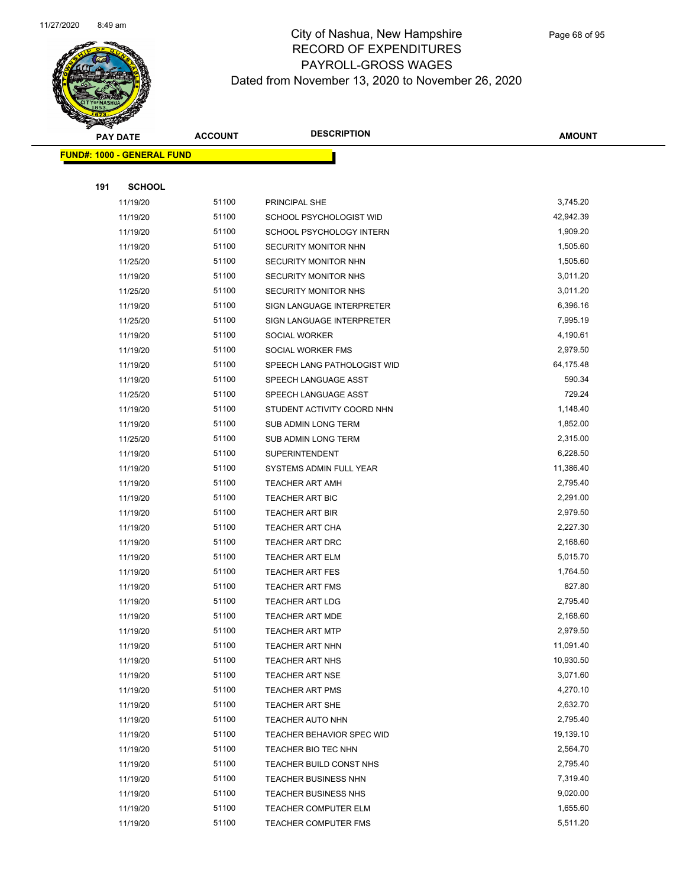# City of Nashua, New Hampshire
## RECORD OF EXPENDITURES
## PAYROLL-GROSS WAGES
## Dated from November 13, 2020 to November 26, 2020

**FUND#: 1000 - GENERAL FUND**

**191 SCHOOL**

| PAY DATE | ACCOUNT | DESCRIPTION | AMOUNT |
|---|---|---|---|
| 11/19/20 | 51100 | PRINCIPAL SHE | 3,745.20 |
| 11/19/20 | 51100 | SCHOOL PSYCHOLOGIST WID | 42,942.39 |
| 11/19/20 | 51100 | SCHOOL PSYCHOLOGY INTERN | 1,909.20 |
| 11/19/20 | 51100 | SECURITY MONITOR NHN | 1,505.60 |
| 11/25/20 | 51100 | SECURITY MONITOR NHN | 1,505.60 |
| 11/19/20 | 51100 | SECURITY MONITOR NHS | 3,011.20 |
| 11/25/20 | 51100 | SECURITY MONITOR NHS | 3,011.20 |
| 11/19/20 | 51100 | SIGN LANGUAGE INTERPRETER | 6,396.16 |
| 11/25/20 | 51100 | SIGN LANGUAGE INTERPRETER | 7,995.19 |
| 11/19/20 | 51100 | SOCIAL WORKER | 4,190.61 |
| 11/19/20 | 51100 | SOCIAL WORKER FMS | 2,979.50 |
| 11/19/20 | 51100 | SPEECH LANG PATHOLOGIST WID | 64,175.48 |
| 11/19/20 | 51100 | SPEECH LANGUAGE ASST | 590.34 |
| 11/25/20 | 51100 | SPEECH LANGUAGE ASST | 729.24 |
| 11/19/20 | 51100 | STUDENT ACTIVITY COORD NHN | 1,148.40 |
| 11/19/20 | 51100 | SUB ADMIN LONG TERM | 1,852.00 |
| 11/25/20 | 51100 | SUB ADMIN LONG TERM | 2,315.00 |
| 11/19/20 | 51100 | SUPERINTENDENT | 6,228.50 |
| 11/19/20 | 51100 | SYSTEMS ADMIN FULL YEAR | 11,386.40 |
| 11/19/20 | 51100 | TEACHER ART AMH | 2,795.40 |
| 11/19/20 | 51100 | TEACHER ART BIC | 2,291.00 |
| 11/19/20 | 51100 | TEACHER ART BIR | 2,979.50 |
| 11/19/20 | 51100 | TEACHER ART CHA | 2,227.30 |
| 11/19/20 | 51100 | TEACHER ART DRC | 2,168.60 |
| 11/19/20 | 51100 | TEACHER ART ELM | 5,015.70 |
| 11/19/20 | 51100 | TEACHER ART FES | 1,764.50 |
| 11/19/20 | 51100 | TEACHER ART FMS | 827.80 |
| 11/19/20 | 51100 | TEACHER ART LDG | 2,795.40 |
| 11/19/20 | 51100 | TEACHER ART MDE | 2,168.60 |
| 11/19/20 | 51100 | TEACHER ART MTP | 2,979.50 |
| 11/19/20 | 51100 | TEACHER ART NHN | 11,091.40 |
| 11/19/20 | 51100 | TEACHER ART NHS | 10,930.50 |
| 11/19/20 | 51100 | TEACHER ART NSE | 3,071.60 |
| 11/19/20 | 51100 | TEACHER ART PMS | 4,270.10 |
| 11/19/20 | 51100 | TEACHER ART SHE | 2,632.70 |
| 11/19/20 | 51100 | TEACHER AUTO NHN | 2,795.40 |
| 11/19/20 | 51100 | TEACHER BEHAVIOR SPEC WID | 19,139.10 |
| 11/19/20 | 51100 | TEACHER BIO TEC NHN | 2,564.70 |
| 11/19/20 | 51100 | TEACHER BUILD CONST NHS | 2,795.40 |
| 11/19/20 | 51100 | TEACHER BUSINESS NHN | 7,319.40 |
| 11/19/20 | 51100 | TEACHER BUSINESS NHS | 9,020.00 |
| 11/19/20 | 51100 | TEACHER COMPUTER ELM | 1,655.60 |
| 11/19/20 | 51100 | TEACHER COMPUTER FMS | 5,511.20 |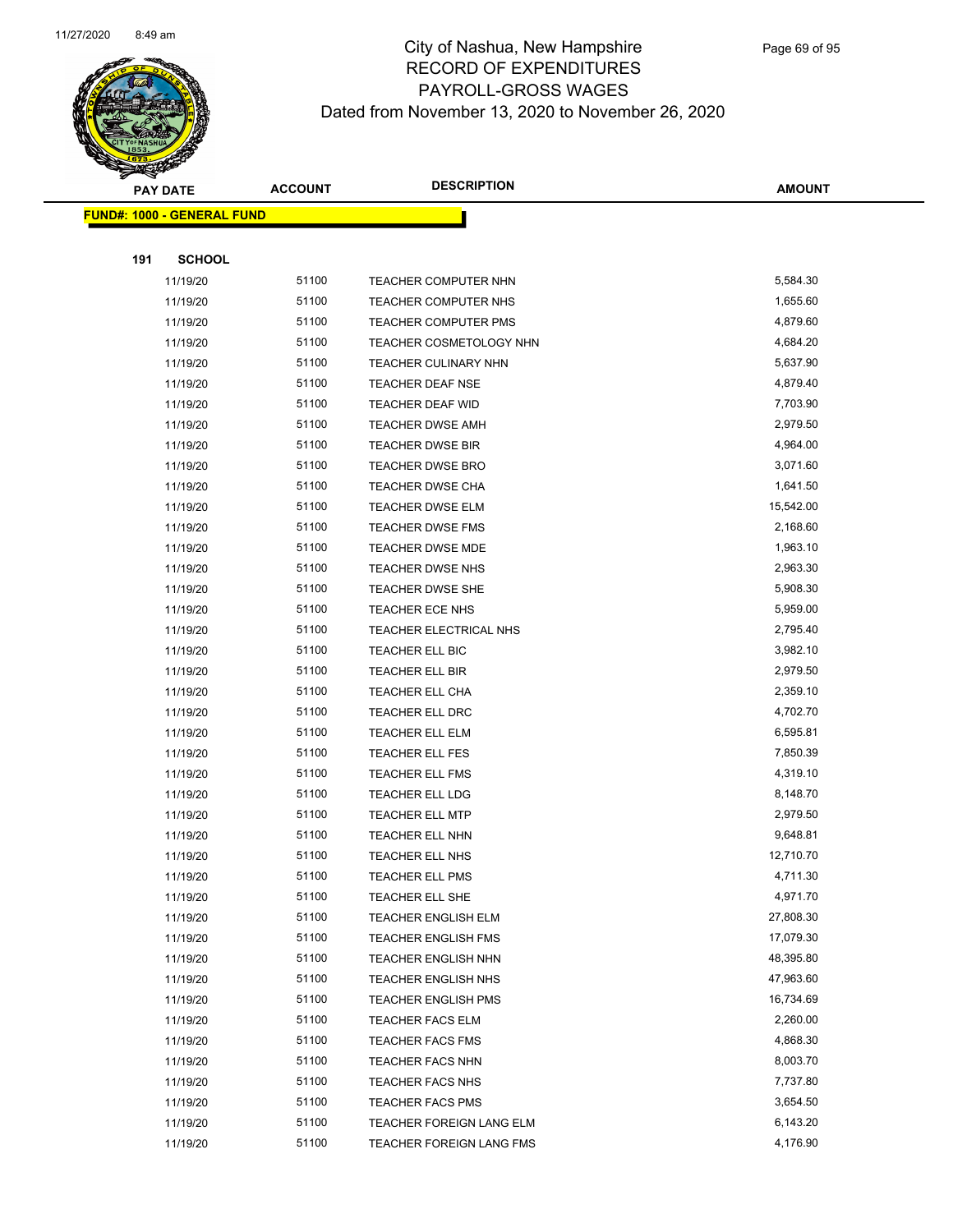# City of Nashua, New Hampshire
# RECORD OF EXPENDITURES
# PAYROLL-GROSS WAGES
# Dated from November 13, 2020 to November 26, 2020

| PAY DATE | ACCOUNT | DESCRIPTION | AMOUNT |
|---|---|---|---|
| **FUND#: 1000 - GENERAL FUND** | | | |
| **191 SCHOOL** | | | |
| 11/19/20 | 51100 | TEACHER COMPUTER NHN | 5,584.30 |
| 11/19/20 | 51100 | TEACHER COMPUTER NHS | 1,655.60 |
| 11/19/20 | 51100 | TEACHER COMPUTER PMS | 4,879.60 |
| 11/19/20 | 51100 | TEACHER COSMETOLOGY NHN | 4,684.20 |
| 11/19/20 | 51100 | TEACHER CULINARY NHN | 5,637.90 |
| 11/19/20 | 51100 | TEACHER DEAF NSE | 4,879.40 |
| 11/19/20 | 51100 | TEACHER DEAF WID | 7,703.90 |
| 11/19/20 | 51100 | TEACHER DWSE AMH | 2,979.50 |
| 11/19/20 | 51100 | TEACHER DWSE BIR | 4,964.00 |
| 11/19/20 | 51100 | TEACHER DWSE BRO | 3,071.60 |
| 11/19/20 | 51100 | TEACHER DWSE CHA | 1,641.50 |
| 11/19/20 | 51100 | TEACHER DWSE ELM | 15,542.00 |
| 11/19/20 | 51100 | TEACHER DWSE FMS | 2,168.60 |
| 11/19/20 | 51100 | TEACHER DWSE MDE | 1,963.10 |
| 11/19/20 | 51100 | TEACHER DWSE NHS | 2,963.30 |
| 11/19/20 | 51100 | TEACHER DWSE SHE | 5,908.30 |
| 11/19/20 | 51100 | TEACHER ECE NHS | 5,959.00 |
| 11/19/20 | 51100 | TEACHER ELECTRICAL NHS | 2,795.40 |
| 11/19/20 | 51100 | TEACHER ELL BIC | 3,982.10 |
| 11/19/20 | 51100 | TEACHER ELL BIR | 2,979.50 |
| 11/19/20 | 51100 | TEACHER ELL CHA | 2,359.10 |
| 11/19/20 | 51100 | TEACHER ELL DRC | 4,702.70 |
| 11/19/20 | 51100 | TEACHER ELL ELM | 6,595.81 |
| 11/19/20 | 51100 | TEACHER ELL FES | 7,850.39 |
| 11/19/20 | 51100 | TEACHER ELL FMS | 4,319.10 |
| 11/19/20 | 51100 | TEACHER ELL LDG | 8,148.70 |
| 11/19/20 | 51100 | TEACHER ELL MTP | 2,979.50 |
| 11/19/20 | 51100 | TEACHER ELL NHN | 9,648.81 |
| 11/19/20 | 51100 | TEACHER ELL NHS | 12,710.70 |
| 11/19/20 | 51100 | TEACHER ELL PMS | 4,711.30 |
| 11/19/20 | 51100 | TEACHER ELL SHE | 4,971.70 |
| 11/19/20 | 51100 | TEACHER ENGLISH ELM | 27,808.30 |
| 11/19/20 | 51100 | TEACHER ENGLISH FMS | 17,079.30 |
| 11/19/20 | 51100 | TEACHER ENGLISH NHN | 48,395.80 |
| 11/19/20 | 51100 | TEACHER ENGLISH NHS | 47,963.60 |
| 11/19/20 | 51100 | TEACHER ENGLISH PMS | 16,734.69 |
| 11/19/20 | 51100 | TEACHER FACS ELM | 2,260.00 |
| 11/19/20 | 51100 | TEACHER FACS FMS | 4,868.30 |
| 11/19/20 | 51100 | TEACHER FACS NHN | 8,003.70 |
| 11/19/20 | 51100 | TEACHER FACS NHS | 7,737.80 |
| 11/19/20 | 51100 | TEACHER FACS PMS | 3,654.50 |
| 11/19/20 | 51100 | TEACHER FOREIGN LANG ELM | 6,143.20 |
| 11/19/20 | 51100 | TEACHER FOREIGN LANG FMS | 4,176.90 |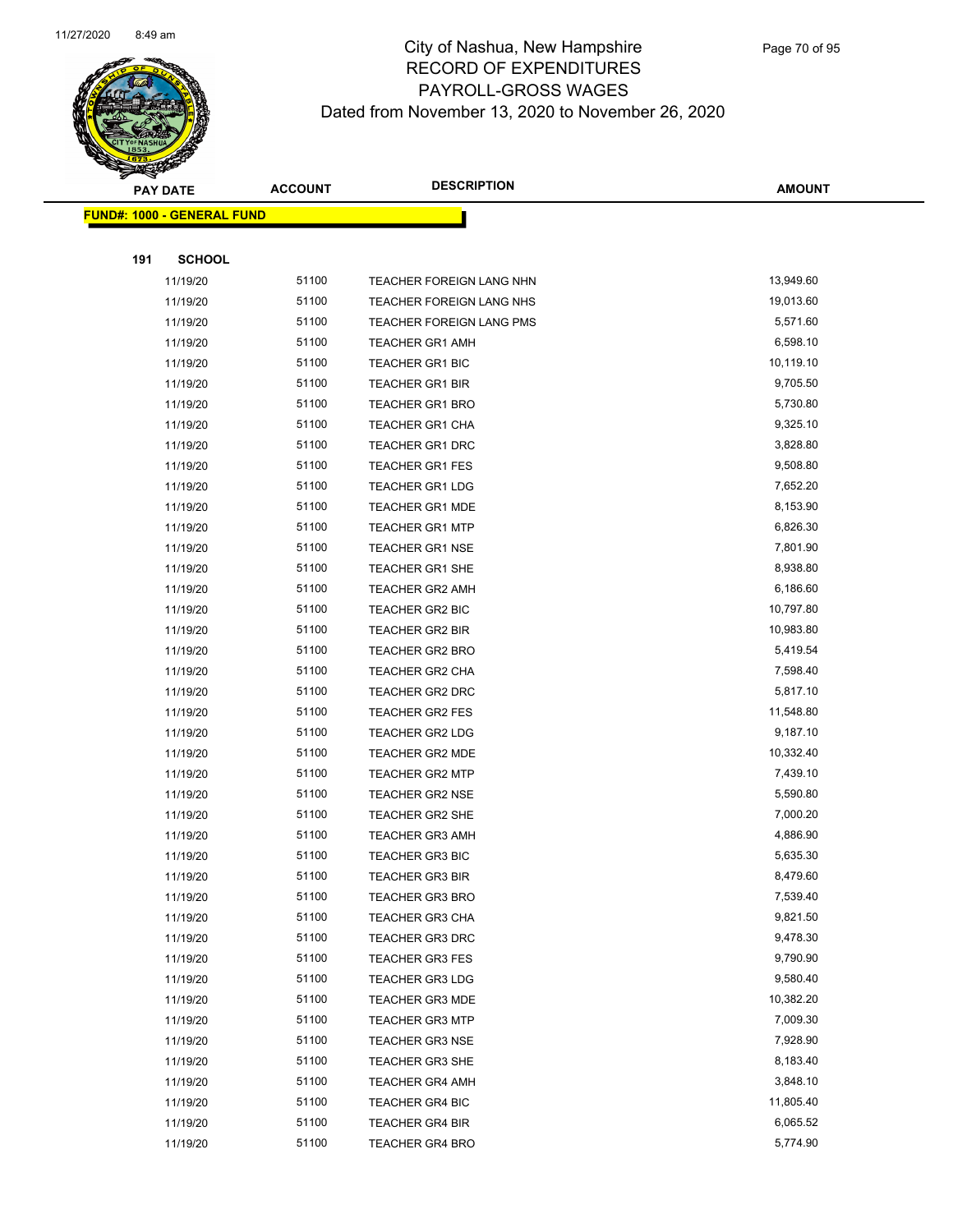# City of Nashua, New Hampshire
# RECORD OF EXPENDITURES
# PAYROLL-GROSS WAGES
## Dated from November 13, 2020 to November 26, 2020

**FUND#: 1000 - GENERAL FUND**

**191 SCHOOL**

| PAY DATE | ACCOUNT | DESCRIPTION | AMOUNT |
|---|---|---|---|
| 11/19/20 | 51100 | TEACHER FOREIGN LANG NHN | 13,949.60 |
| 11/19/20 | 51100 | TEACHER FOREIGN LANG NHS | 19,013.60 |
| 11/19/20 | 51100 | TEACHER FOREIGN LANG PMS | 5,571.60 |
| 11/19/20 | 51100 | TEACHER GR1 AMH | 6,598.10 |
| 11/19/20 | 51100 | TEACHER GR1 BIC | 10,119.10 |
| 11/19/20 | 51100 | TEACHER GR1 BIR | 9,705.50 |
| 11/19/20 | 51100 | TEACHER GR1 BRO | 5,730.80 |
| 11/19/20 | 51100 | TEACHER GR1 CHA | 9,325.10 |
| 11/19/20 | 51100 | TEACHER GR1 DRC | 3,828.80 |
| 11/19/20 | 51100 | TEACHER GR1 FES | 9,508.80 |
| 11/19/20 | 51100 | TEACHER GR1 LDG | 7,652.20 |
| 11/19/20 | 51100 | TEACHER GR1 MDE | 8,153.90 |
| 11/19/20 | 51100 | TEACHER GR1 MTP | 6,826.30 |
| 11/19/20 | 51100 | TEACHER GR1 NSE | 7,801.90 |
| 11/19/20 | 51100 | TEACHER GR1 SHE | 8,938.80 |
| 11/19/20 | 51100 | TEACHER GR2 AMH | 6,186.60 |
| 11/19/20 | 51100 | TEACHER GR2 BIC | 10,797.80 |
| 11/19/20 | 51100 | TEACHER GR2 BIR | 10,983.80 |
| 11/19/20 | 51100 | TEACHER GR2 BRO | 5,419.54 |
| 11/19/20 | 51100 | TEACHER GR2 CHA | 7,598.40 |
| 11/19/20 | 51100 | TEACHER GR2 DRC | 5,817.10 |
| 11/19/20 | 51100 | TEACHER GR2 FES | 11,548.80 |
| 11/19/20 | 51100 | TEACHER GR2 LDG | 9,187.10 |
| 11/19/20 | 51100 | TEACHER GR2 MDE | 10,332.40 |
| 11/19/20 | 51100 | TEACHER GR2 MTP | 7,439.10 |
| 11/19/20 | 51100 | TEACHER GR2 NSE | 5,590.80 |
| 11/19/20 | 51100 | TEACHER GR2 SHE | 7,000.20 |
| 11/19/20 | 51100 | TEACHER GR3 AMH | 4,886.90 |
| 11/19/20 | 51100 | TEACHER GR3 BIC | 5,635.30 |
| 11/19/20 | 51100 | TEACHER GR3 BIR | 8,479.60 |
| 11/19/20 | 51100 | TEACHER GR3 BRO | 7,539.40 |
| 11/19/20 | 51100 | TEACHER GR3 CHA | 9,821.50 |
| 11/19/20 | 51100 | TEACHER GR3 DRC | 9,478.30 |
| 11/19/20 | 51100 | TEACHER GR3 FES | 9,790.90 |
| 11/19/20 | 51100 | TEACHER GR3 LDG | 9,580.40 |
| 11/19/20 | 51100 | TEACHER GR3 MDE | 10,382.20 |
| 11/19/20 | 51100 | TEACHER GR3 MTP | 7,009.30 |
| 11/19/20 | 51100 | TEACHER GR3 NSE | 7,928.90 |
| 11/19/20 | 51100 | TEACHER GR3 SHE | 8,183.40 |
| 11/19/20 | 51100 | TEACHER GR4 AMH | 3,848.10 |
| 11/19/20 | 51100 | TEACHER GR4 BIC | 11,805.40 |
| 11/19/20 | 51100 | TEACHER GR4 BIR | 6,065.52 |
| 11/19/20 | 51100 | TEACHER GR4 BRO | 5,774.90 |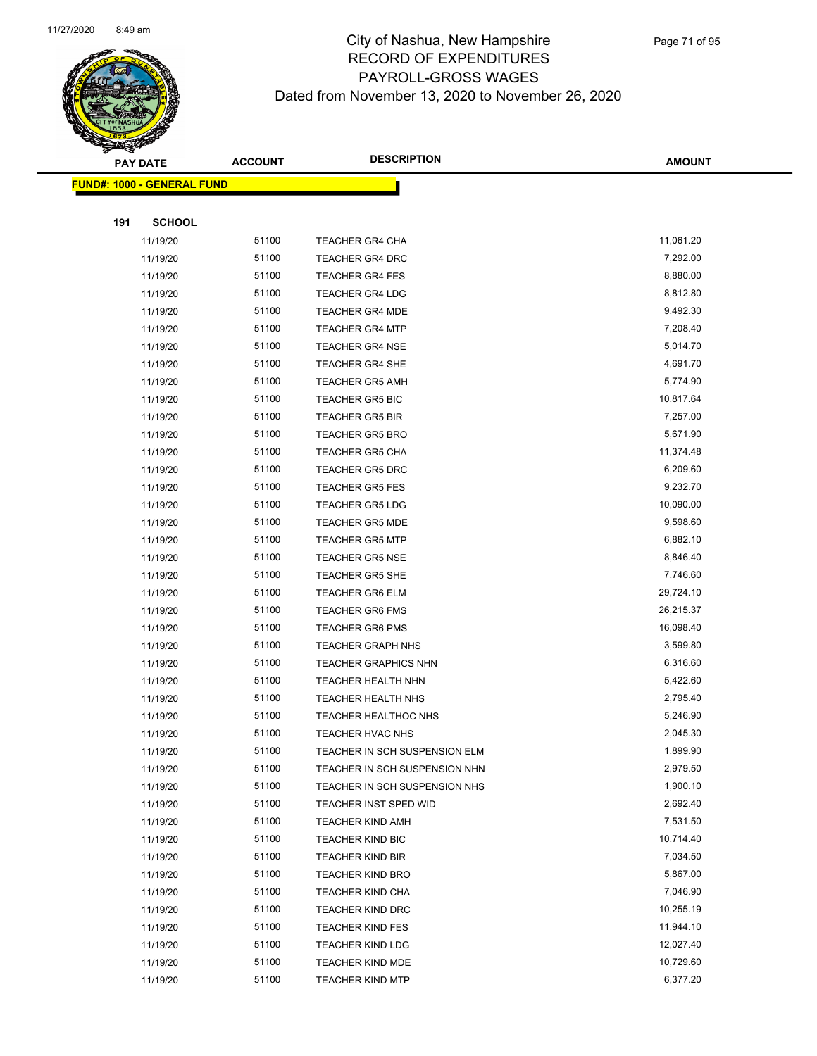# City of Nashua, New Hampshire
## RECORD OF EXPENDITURES
## PAYROLL-GROSS WAGES
### Dated from November 13, 2020 to November 26, 2020

**FUND#: 1000 - GENERAL FUND**

**191 SCHOOL**

| PAY DATE | ACCOUNT | DESCRIPTION | AMOUNT |
|---|---|---|---|
| 11/19/20 | 51100 | TEACHER GR4 CHA | 11,061.20 |
| 11/19/20 | 51100 | TEACHER GR4 DRC | 7,292.00 |
| 11/19/20 | 51100 | TEACHER GR4 FES | 8,880.00 |
| 11/19/20 | 51100 | TEACHER GR4 LDG | 8,812.80 |
| 11/19/20 | 51100 | TEACHER GR4 MDE | 9,492.30 |
| 11/19/20 | 51100 | TEACHER GR4 MTP | 7,208.40 |
| 11/19/20 | 51100 | TEACHER GR4 NSE | 5,014.70 |
| 11/19/20 | 51100 | TEACHER GR4 SHE | 4,691.70 |
| 11/19/20 | 51100 | TEACHER GR5 AMH | 5,774.90 |
| 11/19/20 | 51100 | TEACHER GR5 BIC | 10,817.64 |
| 11/19/20 | 51100 | TEACHER GR5 BIR | 7,257.00 |
| 11/19/20 | 51100 | TEACHER GR5 BRO | 5,671.90 |
| 11/19/20 | 51100 | TEACHER GR5 CHA | 11,374.48 |
| 11/19/20 | 51100 | TEACHER GR5 DRC | 6,209.60 |
| 11/19/20 | 51100 | TEACHER GR5 FES | 9,232.70 |
| 11/19/20 | 51100 | TEACHER GR5 LDG | 10,090.00 |
| 11/19/20 | 51100 | TEACHER GR5 MDE | 9,598.60 |
| 11/19/20 | 51100 | TEACHER GR5 MTP | 6,882.10 |
| 11/19/20 | 51100 | TEACHER GR5 NSE | 8,846.40 |
| 11/19/20 | 51100 | TEACHER GR5 SHE | 7,746.60 |
| 11/19/20 | 51100 | TEACHER GR6 ELM | 29,724.10 |
| 11/19/20 | 51100 | TEACHER GR6 FMS | 26,215.37 |
| 11/19/20 | 51100 | TEACHER GR6 PMS | 16,098.40 |
| 11/19/20 | 51100 | TEACHER GRAPH NHS | 3,599.80 |
| 11/19/20 | 51100 | TEACHER GRAPHICS NHN | 6,316.60 |
| 11/19/20 | 51100 | TEACHER HEALTH NHN | 5,422.60 |
| 11/19/20 | 51100 | TEACHER HEALTH NHS | 2,795.40 |
| 11/19/20 | 51100 | TEACHER HEALTHOC NHS | 5,246.90 |
| 11/19/20 | 51100 | TEACHER HVAC NHS | 2,045.30 |
| 11/19/20 | 51100 | TEACHER IN SCH SUSPENSION ELM | 1,899.90 |
| 11/19/20 | 51100 | TEACHER IN SCH SUSPENSION NHN | 2,979.50 |
| 11/19/20 | 51100 | TEACHER IN SCH SUSPENSION NHS | 1,900.10 |
| 11/19/20 | 51100 | TEACHER INST SPED WID | 2,692.40 |
| 11/19/20 | 51100 | TEACHER KIND AMH | 7,531.50 |
| 11/19/20 | 51100 | TEACHER KIND BIC | 10,714.40 |
| 11/19/20 | 51100 | TEACHER KIND BIR | 7,034.50 |
| 11/19/20 | 51100 | TEACHER KIND BRO | 5,867.00 |
| 11/19/20 | 51100 | TEACHER KIND CHA | 7,046.90 |
| 11/19/20 | 51100 | TEACHER KIND DRC | 10,255.19 |
| 11/19/20 | 51100 | TEACHER KIND FES | 11,944.10 |
| 11/19/20 | 51100 | TEACHER KIND LDG | 12,027.40 |
| 11/19/20 | 51100 | TEACHER KIND MDE | 10,729.60 |
| 11/19/20 | 51100 | TEACHER KIND MTP | 6,377.20 |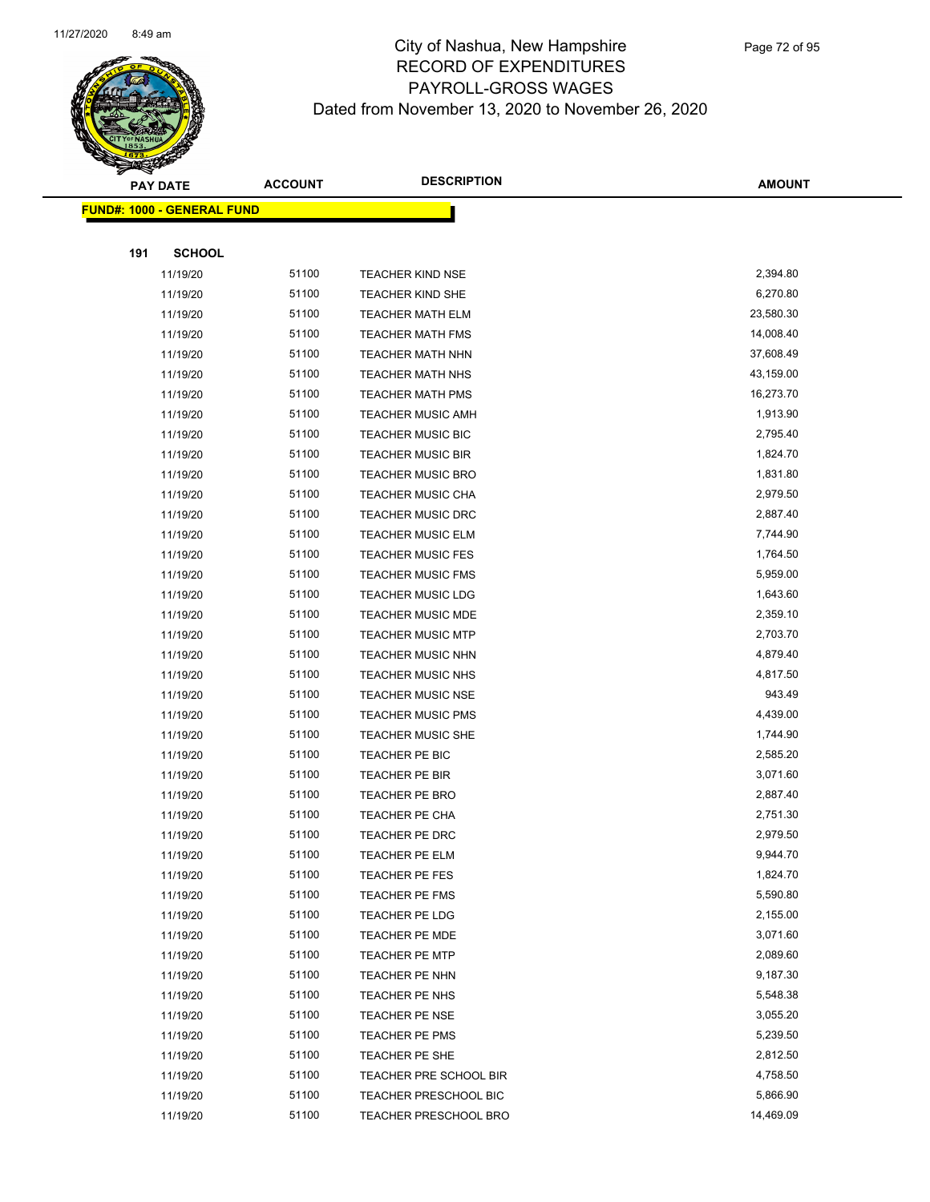# City of Nashua, New Hampshire
## RECORD OF EXPENDITURES
## PAYROLL-GROSS WAGES
### Dated from November 13, 2020 to November 26, 2020

| PAY DATE | ACCOUNT | DESCRIPTION | AMOUNT |
|---|---|---|---|
| **FUND#: 1000 - GENERAL FUND** | | | |
| **191 SCHOOL** | | | |
| 11/19/20 | 51100 | TEACHER KIND NSE | 2,394.80 |
| 11/19/20 | 51100 | TEACHER KIND SHE | 6,270.80 |
| 11/19/20 | 51100 | TEACHER MATH ELM | 23,580.30 |
| 11/19/20 | 51100 | TEACHER MATH FMS | 14,008.40 |
| 11/19/20 | 51100 | TEACHER MATH NHN | 37,608.49 |
| 11/19/20 | 51100 | TEACHER MATH NHS | 43,159.00 |
| 11/19/20 | 51100 | TEACHER MATH PMS | 16,273.70 |
| 11/19/20 | 51100 | TEACHER MUSIC AMH | 1,913.90 |
| 11/19/20 | 51100 | TEACHER MUSIC BIC | 2,795.40 |
| 11/19/20 | 51100 | TEACHER MUSIC BIR | 1,824.70 |
| 11/19/20 | 51100 | TEACHER MUSIC BRO | 1,831.80 |
| 11/19/20 | 51100 | TEACHER MUSIC CHA | 2,979.50 |
| 11/19/20 | 51100 | TEACHER MUSIC DRC | 2,887.40 |
| 11/19/20 | 51100 | TEACHER MUSIC ELM | 7,744.90 |
| 11/19/20 | 51100 | TEACHER MUSIC FES | 1,764.50 |
| 11/19/20 | 51100 | TEACHER MUSIC FMS | 5,959.00 |
| 11/19/20 | 51100 | TEACHER MUSIC LDG | 1,643.60 |
| 11/19/20 | 51100 | TEACHER MUSIC MDE | 2,359.10 |
| 11/19/20 | 51100 | TEACHER MUSIC MTP | 2,703.70 |
| 11/19/20 | 51100 | TEACHER MUSIC NHN | 4,879.40 |
| 11/19/20 | 51100 | TEACHER MUSIC NHS | 4,817.50 |
| 11/19/20 | 51100 | TEACHER MUSIC NSE | 943.49 |
| 11/19/20 | 51100 | TEACHER MUSIC PMS | 4,439.00 |
| 11/19/20 | 51100 | TEACHER MUSIC SHE | 1,744.90 |
| 11/19/20 | 51100 | TEACHER PE BIC | 2,585.20 |
| 11/19/20 | 51100 | TEACHER PE BIR | 3,071.60 |
| 11/19/20 | 51100 | TEACHER PE BRO | 2,887.40 |
| 11/19/20 | 51100 | TEACHER PE CHA | 2,751.30 |
| 11/19/20 | 51100 | TEACHER PE DRC | 2,979.50 |
| 11/19/20 | 51100 | TEACHER PE ELM | 9,944.70 |
| 11/19/20 | 51100 | TEACHER PE FES | 1,824.70 |
| 11/19/20 | 51100 | TEACHER PE FMS | 5,590.80 |
| 11/19/20 | 51100 | TEACHER PE LDG | 2,155.00 |
| 11/19/20 | 51100 | TEACHER PE MDE | 3,071.60 |
| 11/19/20 | 51100 | TEACHER PE MTP | 2,089.60 |
| 11/19/20 | 51100 | TEACHER PE NHN | 9,187.30 |
| 11/19/20 | 51100 | TEACHER PE NHS | 5,548.38 |
| 11/19/20 | 51100 | TEACHER PE NSE | 3,055.20 |
| 11/19/20 | 51100 | TEACHER PE PMS | 5,239.50 |
| 11/19/20 | 51100 | TEACHER PE SHE | 2,812.50 |
| 11/19/20 | 51100 | TEACHER PRE SCHOOL BIR | 4,758.50 |
| 11/19/20 | 51100 | TEACHER PRESCHOOL BIC | 5,866.90 |
| 11/19/20 | 51100 | TEACHER PRESCHOOL BRO | 14,469.09 |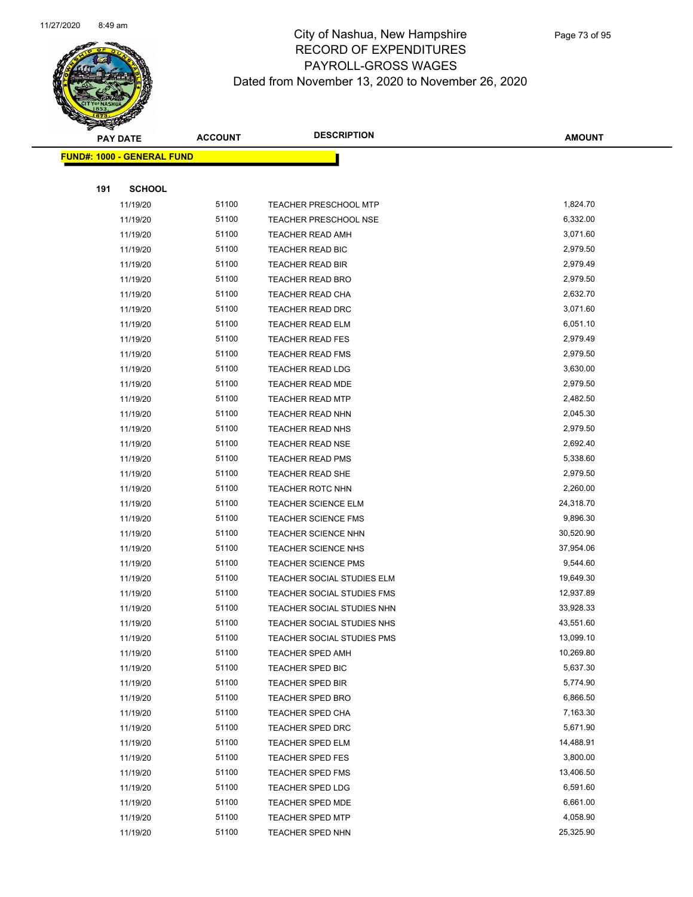# City of Nashua, New Hampshire
## RECORD OF EXPENDITURES
## PAYROLL-GROSS WAGES
## Dated from November 13, 2020 to November 26, 2020

| PAY DATE | ACCOUNT | DESCRIPTION | AMOUNT |
|---|---|---|---|
| **FUND#: 1000 - GENERAL FUND** | | | |
| **191 SCHOOL** | | | |
| 11/19/20 | 51100 | TEACHER PRESCHOOL MTP | 1,824.70 |
| 11/19/20 | 51100 | TEACHER PRESCHOOL NSE | 6,332.00 |
| 11/19/20 | 51100 | TEACHER READ AMH | 3,071.60 |
| 11/19/20 | 51100 | TEACHER READ BIC | 2,979.50 |
| 11/19/20 | 51100 | TEACHER READ BIR | 2,979.49 |
| 11/19/20 | 51100 | TEACHER READ BRO | 2,979.50 |
| 11/19/20 | 51100 | TEACHER READ CHA | 2,632.70 |
| 11/19/20 | 51100 | TEACHER READ DRC | 3,071.60 |
| 11/19/20 | 51100 | TEACHER READ ELM | 6,051.10 |
| 11/19/20 | 51100 | TEACHER READ FES | 2,979.49 |
| 11/19/20 | 51100 | TEACHER READ FMS | 2,979.50 |
| 11/19/20 | 51100 | TEACHER READ LDG | 3,630.00 |
| 11/19/20 | 51100 | TEACHER READ MDE | 2,979.50 |
| 11/19/20 | 51100 | TEACHER READ MTP | 2,482.50 |
| 11/19/20 | 51100 | TEACHER READ NHN | 2,045.30 |
| 11/19/20 | 51100 | TEACHER READ NHS | 2,979.50 |
| 11/19/20 | 51100 | TEACHER READ NSE | 2,692.40 |
| 11/19/20 | 51100 | TEACHER READ PMS | 5,338.60 |
| 11/19/20 | 51100 | TEACHER READ SHE | 2,979.50 |
| 11/19/20 | 51100 | TEACHER ROTC NHN | 2,260.00 |
| 11/19/20 | 51100 | TEACHER SCIENCE ELM | 24,318.70 |
| 11/19/20 | 51100 | TEACHER SCIENCE FMS | 9,896.30 |
| 11/19/20 | 51100 | TEACHER SCIENCE NHN | 30,520.90 |
| 11/19/20 | 51100 | TEACHER SCIENCE NHS | 37,954.06 |
| 11/19/20 | 51100 | TEACHER SCIENCE PMS | 9,544.60 |
| 11/19/20 | 51100 | TEACHER SOCIAL STUDIES ELM | 19,649.30 |
| 11/19/20 | 51100 | TEACHER SOCIAL STUDIES FMS | 12,937.89 |
| 11/19/20 | 51100 | TEACHER SOCIAL STUDIES NHN | 33,928.33 |
| 11/19/20 | 51100 | TEACHER SOCIAL STUDIES NHS | 43,551.60 |
| 11/19/20 | 51100 | TEACHER SOCIAL STUDIES PMS | 13,099.10 |
| 11/19/20 | 51100 | TEACHER SPED AMH | 10,269.80 |
| 11/19/20 | 51100 | TEACHER SPED BIC | 5,637.30 |
| 11/19/20 | 51100 | TEACHER SPED BIR | 5,774.90 |
| 11/19/20 | 51100 | TEACHER SPED BRO | 6,866.50 |
| 11/19/20 | 51100 | TEACHER SPED CHA | 7,163.30 |
| 11/19/20 | 51100 | TEACHER SPED DRC | 5,671.90 |
| 11/19/20 | 51100 | TEACHER SPED ELM | 14,488.91 |
| 11/19/20 | 51100 | TEACHER SPED FES | 3,800.00 |
| 11/19/20 | 51100 | TEACHER SPED FMS | 13,406.50 |
| 11/19/20 | 51100 | TEACHER SPED LDG | 6,591.60 |
| 11/19/20 | 51100 | TEACHER SPED MDE | 6,661.00 |
| 11/19/20 | 51100 | TEACHER SPED MTP | 4,058.90 |
| 11/19/20 | 51100 | TEACHER SPED NHN | 25,325.90 |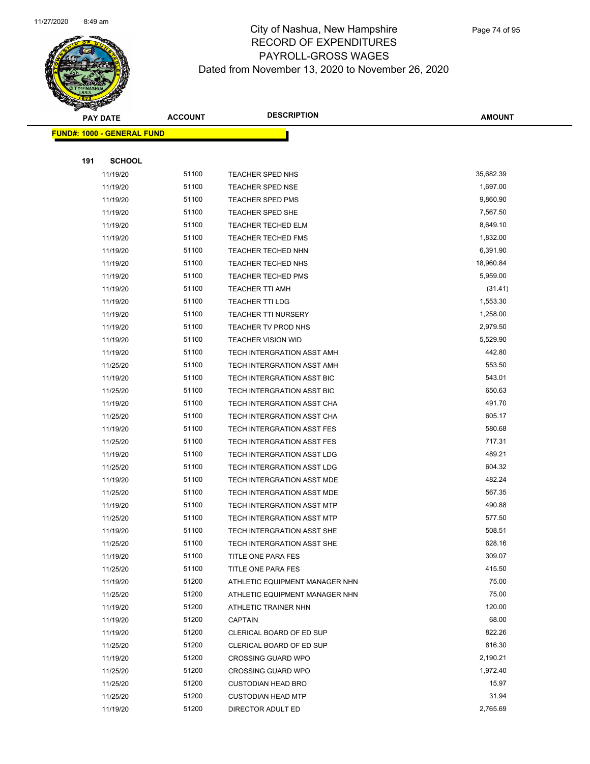# City of Nashua, New Hampshire
## RECORD OF EXPENDITURES
## PAYROLL-GROSS WAGES
### Dated from November 13, 2020 to November 26, 2020

**FUND#: 1000 - GENERAL FUND**

**191 SCHOOL**

| PAY DATE | ACCOUNT | DESCRIPTION | AMOUNT |
|---|---|---|---|
| 11/19/20 | 51100 | TEACHER SPED NHS | 35,682.39 |
| 11/19/20 | 51100 | TEACHER SPED NSE | 1,697.00 |
| 11/19/20 | 51100 | TEACHER SPED PMS | 9,860.90 |
| 11/19/20 | 51100 | TEACHER SPED SHE | 7,567.50 |
| 11/19/20 | 51100 | TEACHER TECHED ELM | 8,649.10 |
| 11/19/20 | 51100 | TEACHER TECHED FMS | 1,832.00 |
| 11/19/20 | 51100 | TEACHER TECHED NHN | 6,391.90 |
| 11/19/20 | 51100 | TEACHER TECHED NHS | 18,960.84 |
| 11/19/20 | 51100 | TEACHER TECHED PMS | 5,959.00 |
| 11/19/20 | 51100 | TEACHER TTI AMH | (31.41) |
| 11/19/20 | 51100 | TEACHER TTI LDG | 1,553.30 |
| 11/19/20 | 51100 | TEACHER TTI NURSERY | 1,258.00 |
| 11/19/20 | 51100 | TEACHER TV PROD NHS | 2,979.50 |
| 11/19/20 | 51100 | TEACHER VISION WID | 5,529.90 |
| 11/19/20 | 51100 | TECH INTERGRATION ASST AMH | 442.80 |
| 11/25/20 | 51100 | TECH INTERGRATION ASST AMH | 553.50 |
| 11/19/20 | 51100 | TECH INTERGRATION ASST BIC | 543.01 |
| 11/25/20 | 51100 | TECH INTERGRATION ASST BIC | 650.63 |
| 11/19/20 | 51100 | TECH INTERGRATION ASST CHA | 491.70 |
| 11/25/20 | 51100 | TECH INTERGRATION ASST CHA | 605.17 |
| 11/19/20 | 51100 | TECH INTERGRATION ASST FES | 580.68 |
| 11/25/20 | 51100 | TECH INTERGRATION ASST FES | 717.31 |
| 11/19/20 | 51100 | TECH INTERGRATION ASST LDG | 489.21 |
| 11/25/20 | 51100 | TECH INTERGRATION ASST LDG | 604.32 |
| 11/19/20 | 51100 | TECH INTERGRATION ASST MDE | 482.24 |
| 11/25/20 | 51100 | TECH INTERGRATION ASST MDE | 567.35 |
| 11/19/20 | 51100 | TECH INTERGRATION ASST MTP | 490.88 |
| 11/25/20 | 51100 | TECH INTERGRATION ASST MTP | 577.50 |
| 11/19/20 | 51100 | TECH INTERGRATION ASST SHE | 508.51 |
| 11/25/20 | 51100 | TECH INTERGRATION ASST SHE | 628.16 |
| 11/19/20 | 51100 | TITLE ONE PARA FES | 309.07 |
| 11/25/20 | 51100 | TITLE ONE PARA FES | 415.50 |
| 11/19/20 | 51200 | ATHLETIC EQUIPMENT MANAGER NHN | 75.00 |
| 11/25/20 | 51200 | ATHLETIC EQUIPMENT MANAGER NHN | 75.00 |
| 11/19/20 | 51200 | ATHLETIC TRAINER NHN | 120.00 |
| 11/19/20 | 51200 | CAPTAIN | 68.00 |
| 11/19/20 | 51200 | CLERICAL BOARD OF ED SUP | 822.26 |
| 11/25/20 | 51200 | CLERICAL BOARD OF ED SUP | 816.30 |
| 11/19/20 | 51200 | CROSSING GUARD WPO | 2,190.21 |
| 11/25/20 | 51200 | CROSSING GUARD WPO | 1,972.40 |
| 11/25/20 | 51200 | CUSTODIAN HEAD BRO | 15.97 |
| 11/25/20 | 51200 | CUSTODIAN HEAD MTP | 31.94 |
| 11/19/20 | 51200 | DIRECTOR ADULT ED | 2,765.69 |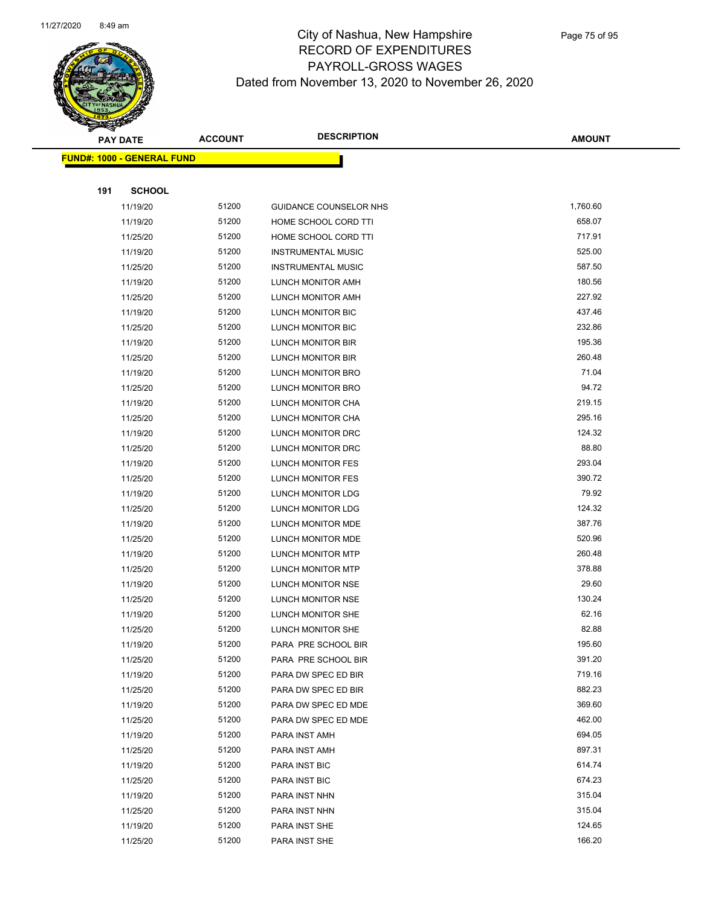# City of Nashua, New Hampshire
## RECORD OF EXPENDITURES
## PAYROLL-GROSS WAGES
### Dated from November 13, 2020 to November 26, 2020

| PAY DATE | ACCOUNT | DESCRIPTION | AMOUNT |
|---|---|---|---|

**FUND#: 1000 - GENERAL FUND**

**191 SCHOOL**

| PAY DATE | ACCOUNT | DESCRIPTION | AMOUNT |
|---|---|---|---|
| 11/19/20 | 51200 | GUIDANCE COUNSELOR NHS | 1,760.60 |
| 11/19/20 | 51200 | HOME SCHOOL CORD TTI | 658.07 |
| 11/25/20 | 51200 | HOME SCHOOL CORD TTI | 717.91 |
| 11/19/20 | 51200 | INSTRUMENTAL MUSIC | 525.00 |
| 11/25/20 | 51200 | INSTRUMENTAL MUSIC | 587.50 |
| 11/19/20 | 51200 | LUNCH MONITOR AMH | 180.56 |
| 11/25/20 | 51200 | LUNCH MONITOR AMH | 227.92 |
| 11/19/20 | 51200 | LUNCH MONITOR BIC | 437.46 |
| 11/25/20 | 51200 | LUNCH MONITOR BIC | 232.86 |
| 11/19/20 | 51200 | LUNCH MONITOR BIR | 195.36 |
| 11/25/20 | 51200 | LUNCH MONITOR BIR | 260.48 |
| 11/19/20 | 51200 | LUNCH MONITOR BRO | 71.04 |
| 11/25/20 | 51200 | LUNCH MONITOR BRO | 94.72 |
| 11/19/20 | 51200 | LUNCH MONITOR CHA | 219.15 |
| 11/25/20 | 51200 | LUNCH MONITOR CHA | 295.16 |
| 11/19/20 | 51200 | LUNCH MONITOR DRC | 124.32 |
| 11/25/20 | 51200 | LUNCH MONITOR DRC | 88.80 |
| 11/19/20 | 51200 | LUNCH MONITOR FES | 293.04 |
| 11/25/20 | 51200 | LUNCH MONITOR FES | 390.72 |
| 11/19/20 | 51200 | LUNCH MONITOR LDG | 79.92 |
| 11/25/20 | 51200 | LUNCH MONITOR LDG | 124.32 |
| 11/19/20 | 51200 | LUNCH MONITOR MDE | 387.76 |
| 11/25/20 | 51200 | LUNCH MONITOR MDE | 520.96 |
| 11/19/20 | 51200 | LUNCH MONITOR MTP | 260.48 |
| 11/25/20 | 51200 | LUNCH MONITOR MTP | 378.88 |
| 11/19/20 | 51200 | LUNCH MONITOR NSE | 29.60 |
| 11/25/20 | 51200 | LUNCH MONITOR NSE | 130.24 |
| 11/19/20 | 51200 | LUNCH MONITOR SHE | 62.16 |
| 11/25/20 | 51200 | LUNCH MONITOR SHE | 82.88 |
| 11/19/20 | 51200 | PARA PRE SCHOOL BIR | 195.60 |
| 11/25/20 | 51200 | PARA PRE SCHOOL BIR | 391.20 |
| 11/19/20 | 51200 | PARA DW SPEC ED BIR | 719.16 |
| 11/25/20 | 51200 | PARA DW SPEC ED BIR | 882.23 |
| 11/19/20 | 51200 | PARA DW SPEC ED MDE | 369.60 |
| 11/25/20 | 51200 | PARA DW SPEC ED MDE | 462.00 |
| 11/19/20 | 51200 | PARA INST AMH | 694.05 |
| 11/25/20 | 51200 | PARA INST AMH | 897.31 |
| 11/19/20 | 51200 | PARA INST BIC | 614.74 |
| 11/25/20 | 51200 | PARA INST BIC | 674.23 |
| 11/19/20 | 51200 | PARA INST NHN | 315.04 |
| 11/25/20 | 51200 | PARA INST NHN | 315.04 |
| 11/19/20 | 51200 | PARA INST SHE | 124.65 |
| 11/25/20 | 51200 | PARA INST SHE | 166.20 |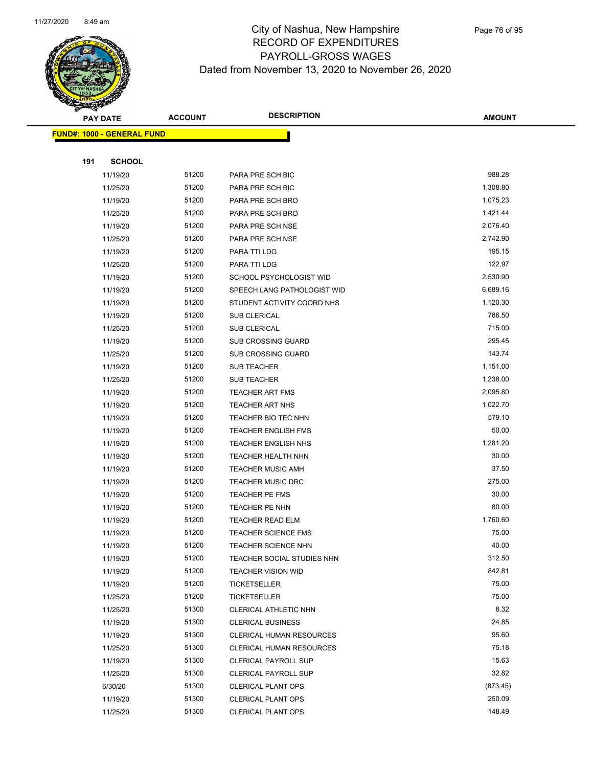# City of Nashua, New Hampshire
## RECORD OF EXPENDITURES
## PAYROLL-GROSS WAGES
## Dated from November 13, 2020 to November 26, 2020

| PAY DATE | ACCOUNT | DESCRIPTION | AMOUNT |
|---|---|---|---|
| **FUND#: 1000 - GENERAL FUND** | | | |
| **191 SCHOOL** | | | |
| 11/19/20 | 51200 | PARA PRE SCH BIC | 988.28 |
| 11/25/20 | 51200 | PARA PRE SCH BIC | 1,308.80 |
| 11/19/20 | 51200 | PARA PRE SCH BRO | 1,075.23 |
| 11/25/20 | 51200 | PARA PRE SCH BRO | 1,421.44 |
| 11/19/20 | 51200 | PARA PRE SCH NSE | 2,076.40 |
| 11/25/20 | 51200 | PARA PRE SCH NSE | 2,742.90 |
| 11/19/20 | 51200 | PARA TTI LDG | 195.15 |
| 11/25/20 | 51200 | PARA TTI LDG | 122.97 |
| 11/19/20 | 51200 | SCHOOL PSYCHOLOGIST WID | 2,530.90 |
| 11/19/20 | 51200 | SPEECH LANG PATHOLOGIST WID | 6,689.16 |
| 11/19/20 | 51200 | STUDENT ACTIVITY COORD NHS | 1,120.30 |
| 11/19/20 | 51200 | SUB CLERICAL | 786.50 |
| 11/25/20 | 51200 | SUB CLERICAL | 715.00 |
| 11/19/20 | 51200 | SUB CROSSING GUARD | 295.45 |
| 11/25/20 | 51200 | SUB CROSSING GUARD | 143.74 |
| 11/19/20 | 51200 | SUB TEACHER | 1,151.00 |
| 11/25/20 | 51200 | SUB TEACHER | 1,238.00 |
| 11/19/20 | 51200 | TEACHER ART FMS | 2,095.80 |
| 11/19/20 | 51200 | TEACHER ART NHS | 1,022.70 |
| 11/19/20 | 51200 | TEACHER BIO TEC NHN | 579.10 |
| 11/19/20 | 51200 | TEACHER ENGLISH FMS | 50.00 |
| 11/19/20 | 51200 | TEACHER ENGLISH NHS | 1,281.20 |
| 11/19/20 | 51200 | TEACHER HEALTH NHN | 30.00 |
| 11/19/20 | 51200 | TEACHER MUSIC AMH | 37.50 |
| 11/19/20 | 51200 | TEACHER MUSIC DRC | 275.00 |
| 11/19/20 | 51200 | TEACHER PE FMS | 30.00 |
| 11/19/20 | 51200 | TEACHER PE NHN | 80.00 |
| 11/19/20 | 51200 | TEACHER READ ELM | 1,760.60 |
| 11/19/20 | 51200 | TEACHER SCIENCE FMS | 75.00 |
| 11/19/20 | 51200 | TEACHER SCIENCE NHN | 40.00 |
| 11/19/20 | 51200 | TEACHER SOCIAL STUDIES NHN | 312.50 |
| 11/19/20 | 51200 | TEACHER VISION WID | 842.81 |
| 11/19/20 | 51200 | TICKETSELLER | 75.00 |
| 11/25/20 | 51200 | TICKETSELLER | 75.00 |
| 11/25/20 | 51300 | CLERICAL ATHLETIC NHN | 8.32 |
| 11/19/20 | 51300 | CLERICAL BUSINESS | 24.85 |
| 11/19/20 | 51300 | CLERICAL HUMAN RESOURCES | 95.60 |
| 11/25/20 | 51300 | CLERICAL HUMAN RESOURCES | 75.18 |
| 11/19/20 | 51300 | CLERICAL PAYROLL SUP | 15.63 |
| 11/25/20 | 51300 | CLERICAL PAYROLL SUP | 32.82 |
| 6/30/20 | 51300 | CLERICAL PLANT OPS | (873.45) |
| 11/19/20 | 51300 | CLERICAL PLANT OPS | 250.09 |
| 11/25/20 | 51300 | CLERICAL PLANT OPS | 148.49 |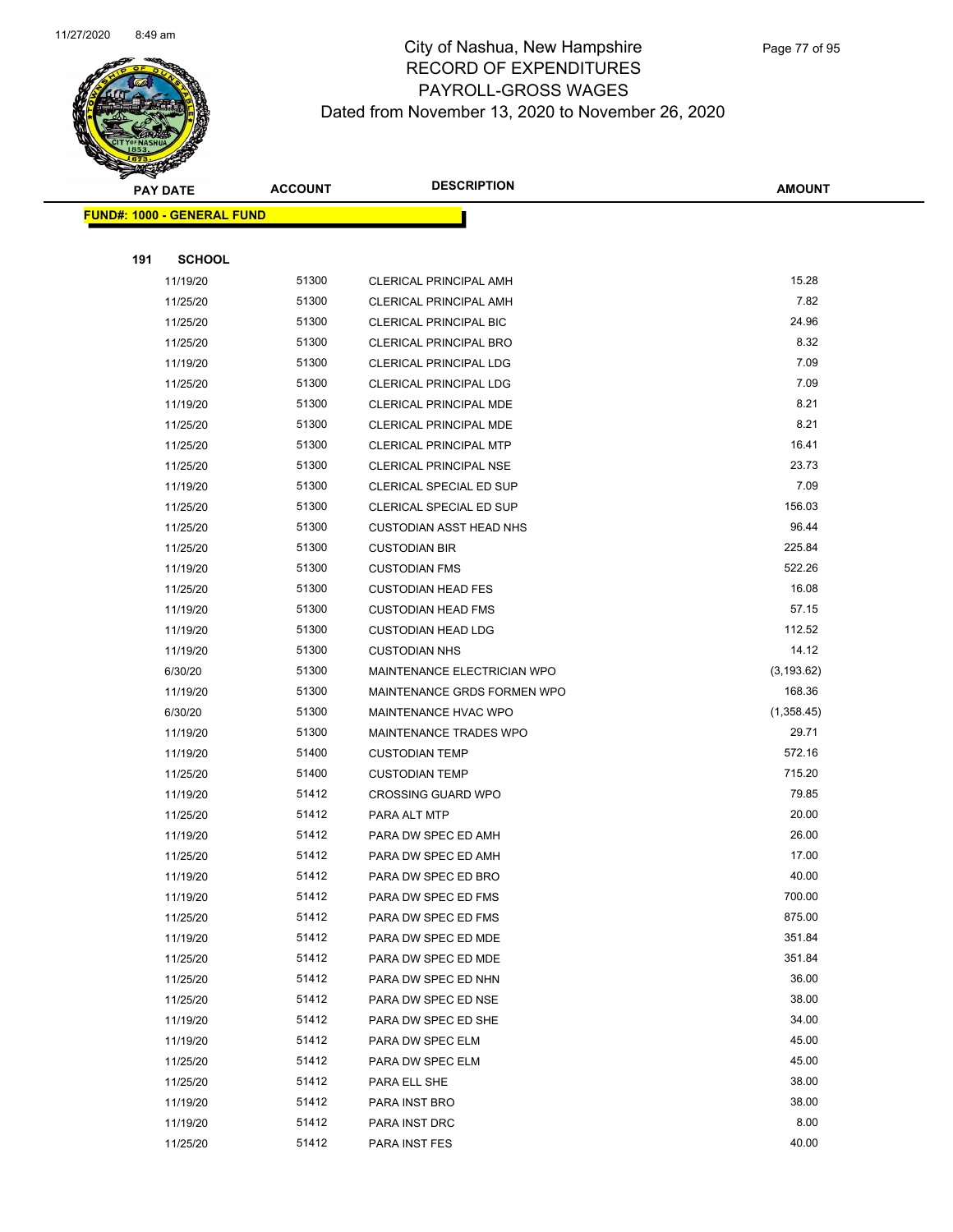# City of Nashua, New Hampshire
## RECORD OF EXPENDITURES
## PAYROLL-GROSS WAGES
## Dated from November 13, 2020 to November 26, 2020

**FUND#: 1000 - GENERAL FUND**

**191 SCHOOL**

| PAY DATE | ACCOUNT | DESCRIPTION | AMOUNT |
|---|---|---|---|
| 11/19/20 | 51300 | CLERICAL PRINCIPAL AMH | 15.28 |
| 11/25/20 | 51300 | CLERICAL PRINCIPAL AMH | 7.82 |
| 11/25/20 | 51300 | CLERICAL PRINCIPAL BIC | 24.96 |
| 11/25/20 | 51300 | CLERICAL PRINCIPAL BRO | 8.32 |
| 11/19/20 | 51300 | CLERICAL PRINCIPAL LDG | 7.09 |
| 11/25/20 | 51300 | CLERICAL PRINCIPAL LDG | 7.09 |
| 11/19/20 | 51300 | CLERICAL PRINCIPAL MDE | 8.21 |
| 11/25/20 | 51300 | CLERICAL PRINCIPAL MDE | 8.21 |
| 11/25/20 | 51300 | CLERICAL PRINCIPAL MTP | 16.41 |
| 11/25/20 | 51300 | CLERICAL PRINCIPAL NSE | 23.73 |
| 11/19/20 | 51300 | CLERICAL SPECIAL ED SUP | 7.09 |
| 11/25/20 | 51300 | CLERICAL SPECIAL ED SUP | 156.03 |
| 11/25/20 | 51300 | CUSTODIAN ASST HEAD NHS | 96.44 |
| 11/25/20 | 51300 | CUSTODIAN BIR | 225.84 |
| 11/19/20 | 51300 | CUSTODIAN FMS | 522.26 |
| 11/25/20 | 51300 | CUSTODIAN HEAD FES | 16.08 |
| 11/19/20 | 51300 | CUSTODIAN HEAD FMS | 57.15 |
| 11/19/20 | 51300 | CUSTODIAN HEAD LDG | 112.52 |
| 11/19/20 | 51300 | CUSTODIAN NHS | 14.12 |
| 6/30/20 | 51300 | MAINTENANCE ELECTRICIAN WPO | (3,193.62) |
| 11/19/20 | 51300 | MAINTENANCE GRDS FORMEN WPO | 168.36 |
| 6/30/20 | 51300 | MAINTENANCE HVAC WPO | (1,358.45) |
| 11/19/20 | 51300 | MAINTENANCE TRADES WPO | 29.71 |
| 11/19/20 | 51400 | CUSTODIAN TEMP | 572.16 |
| 11/25/20 | 51400 | CUSTODIAN TEMP | 715.20 |
| 11/19/20 | 51412 | CROSSING GUARD WPO | 79.85 |
| 11/25/20 | 51412 | PARA ALT MTP | 20.00 |
| 11/19/20 | 51412 | PARA DW SPEC ED AMH | 26.00 |
| 11/25/20 | 51412 | PARA DW SPEC ED AMH | 17.00 |
| 11/19/20 | 51412 | PARA DW SPEC ED BRO | 40.00 |
| 11/19/20 | 51412 | PARA DW SPEC ED FMS | 700.00 |
| 11/25/20 | 51412 | PARA DW SPEC ED FMS | 875.00 |
| 11/19/20 | 51412 | PARA DW SPEC ED MDE | 351.84 |
| 11/25/20 | 51412 | PARA DW SPEC ED MDE | 351.84 |
| 11/25/20 | 51412 | PARA DW SPEC ED NHN | 36.00 |
| 11/25/20 | 51412 | PARA DW SPEC ED NSE | 38.00 |
| 11/19/20 | 51412 | PARA DW SPEC ED SHE | 34.00 |
| 11/19/20 | 51412 | PARA DW SPEC ELM | 45.00 |
| 11/25/20 | 51412 | PARA DW SPEC ELM | 45.00 |
| 11/25/20 | 51412 | PARA ELL SHE | 38.00 |
| 11/19/20 | 51412 | PARA INST BRO | 38.00 |
| 11/19/20 | 51412 | PARA INST DRC | 8.00 |
| 11/25/20 | 51412 | PARA INST FES | 40.00 |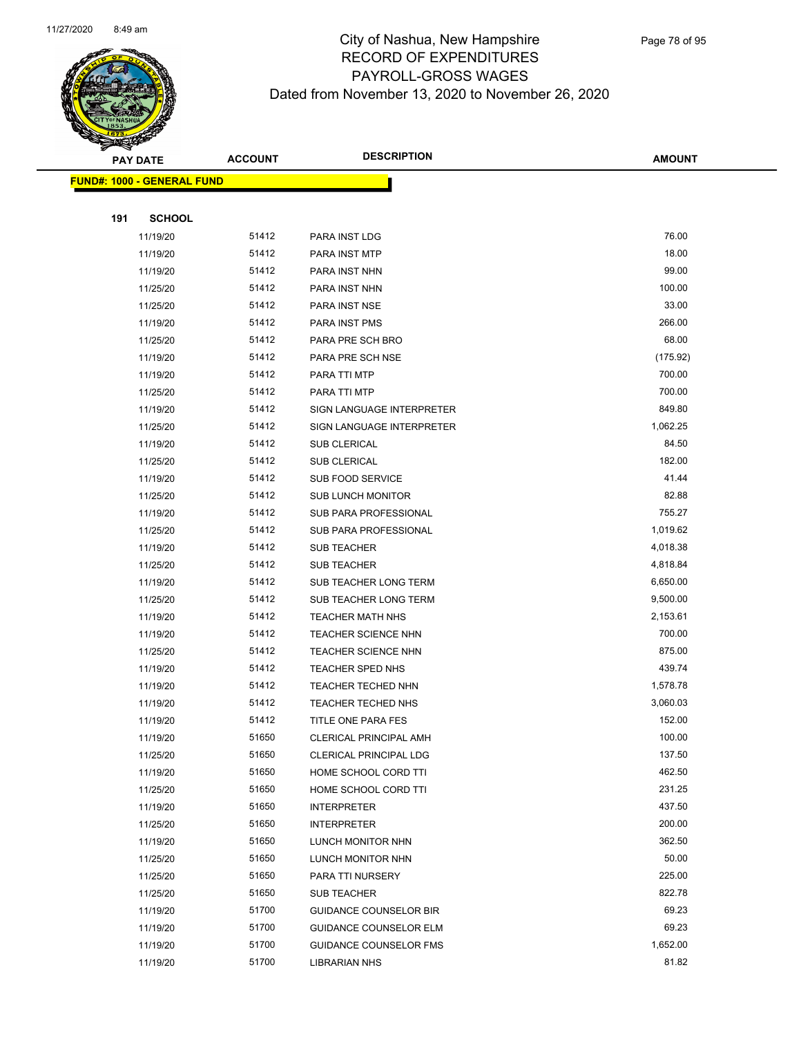# City of Nashua, New Hampshire
## RECORD OF EXPENDITURES
## PAYROLL-GROSS WAGES
### Dated from November 13, 2020 to November 26, 2020

**FUND#: 1000 - GENERAL FUND**

**191 SCHOOL**

| PAY DATE | ACCOUNT | DESCRIPTION | AMOUNT |
|---|---|---|---|
| 11/19/20 | 51412 | PARA INST LDG | 76.00 |
| 11/19/20 | 51412 | PARA INST MTP | 18.00 |
| 11/19/20 | 51412 | PARA INST NHN | 99.00 |
| 11/25/20 | 51412 | PARA INST NHN | 100.00 |
| 11/25/20 | 51412 | PARA INST NSE | 33.00 |
| 11/19/20 | 51412 | PARA INST PMS | 266.00 |
| 11/25/20 | 51412 | PARA PRE SCH BRO | 68.00 |
| 11/19/20 | 51412 | PARA PRE SCH NSE | (175.92) |
| 11/19/20 | 51412 | PARA TTI MTP | 700.00 |
| 11/25/20 | 51412 | PARA TTI MTP | 700.00 |
| 11/19/20 | 51412 | SIGN LANGUAGE INTERPRETER | 849.80 |
| 11/25/20 | 51412 | SIGN LANGUAGE INTERPRETER | 1,062.25 |
| 11/19/20 | 51412 | SUB CLERICAL | 84.50 |
| 11/25/20 | 51412 | SUB CLERICAL | 182.00 |
| 11/19/20 | 51412 | SUB FOOD SERVICE | 41.44 |
| 11/25/20 | 51412 | SUB LUNCH MONITOR | 82.88 |
| 11/19/20 | 51412 | SUB PARA PROFESSIONAL | 755.27 |
| 11/25/20 | 51412 | SUB PARA PROFESSIONAL | 1,019.62 |
| 11/19/20 | 51412 | SUB TEACHER | 4,018.38 |
| 11/25/20 | 51412 | SUB TEACHER | 4,818.84 |
| 11/19/20 | 51412 | SUB TEACHER LONG TERM | 6,650.00 |
| 11/25/20 | 51412 | SUB TEACHER LONG TERM | 9,500.00 |
| 11/19/20 | 51412 | TEACHER MATH NHS | 2,153.61 |
| 11/19/20 | 51412 | TEACHER SCIENCE NHN | 700.00 |
| 11/25/20 | 51412 | TEACHER SCIENCE NHN | 875.00 |
| 11/19/20 | 51412 | TEACHER SPED NHS | 439.74 |
| 11/19/20 | 51412 | TEACHER TECHED NHN | 1,578.78 |
| 11/19/20 | 51412 | TEACHER TECHED NHS | 3,060.03 |
| 11/19/20 | 51412 | TITLE ONE PARA FES | 152.00 |
| 11/19/20 | 51650 | CLERICAL PRINCIPAL AMH | 100.00 |
| 11/25/20 | 51650 | CLERICAL PRINCIPAL LDG | 137.50 |
| 11/19/20 | 51650 | HOME SCHOOL CORD TTI | 462.50 |
| 11/25/20 | 51650 | HOME SCHOOL CORD TTI | 231.25 |
| 11/19/20 | 51650 | INTERPRETER | 437.50 |
| 11/25/20 | 51650 | INTERPRETER | 200.00 |
| 11/19/20 | 51650 | LUNCH MONITOR NHN | 362.50 |
| 11/25/20 | 51650 | LUNCH MONITOR NHN | 50.00 |
| 11/25/20 | 51650 | PARA TTI NURSERY | 225.00 |
| 11/25/20 | 51650 | SUB TEACHER | 822.78 |
| 11/19/20 | 51700 | GUIDANCE COUNSELOR BIR | 69.23 |
| 11/19/20 | 51700 | GUIDANCE COUNSELOR ELM | 69.23 |
| 11/19/20 | 51700 | GUIDANCE COUNSELOR FMS | 1,652.00 |
| 11/19/20 | 51700 | LIBRARIAN NHS | 81.82 |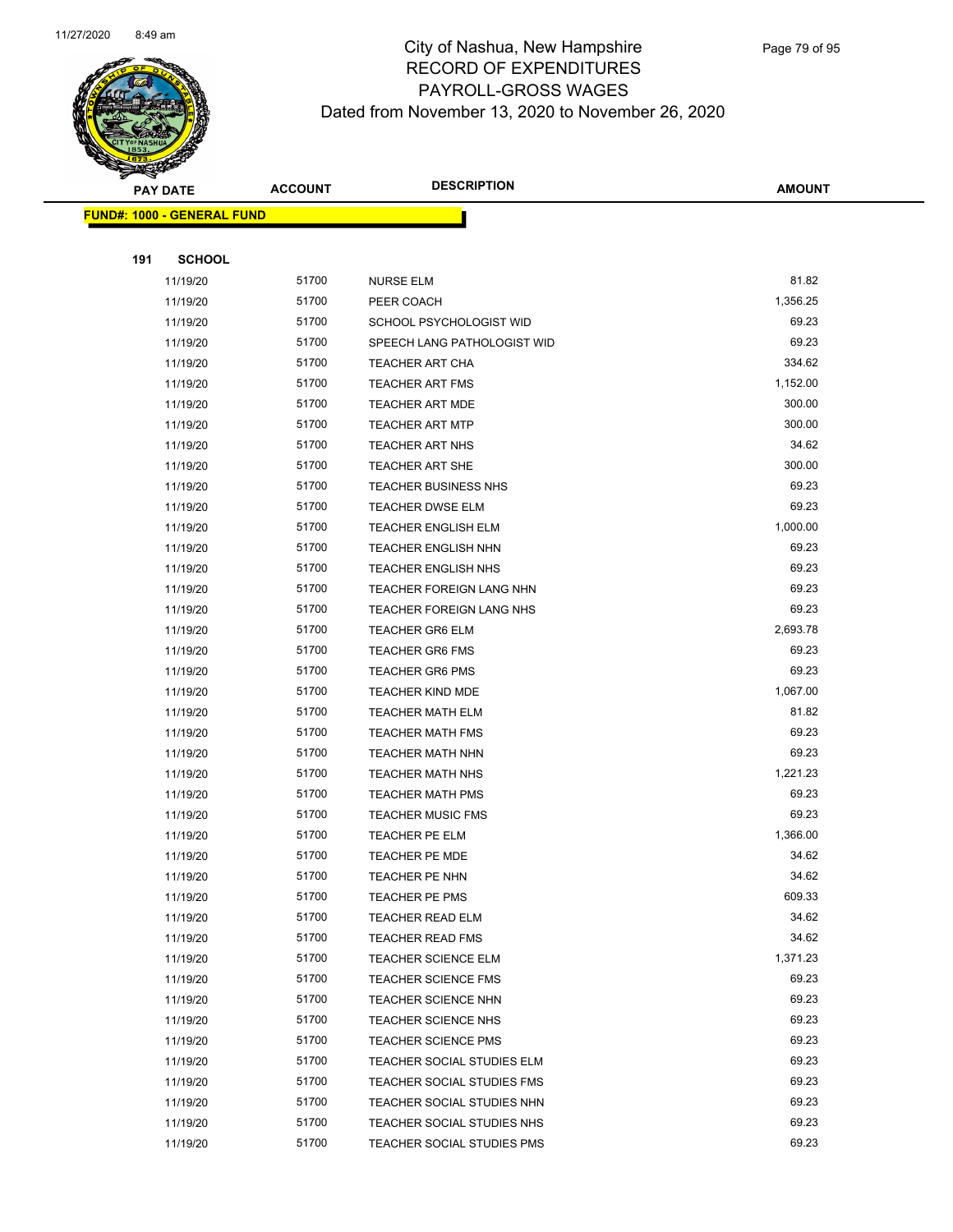# City of Nashua, New Hampshire
## RECORD OF EXPENDITURES
## PAYROLL-GROSS WAGES
### Dated from November 13, 2020 to November 26, 2020

| PAY DATE | ACCOUNT | DESCRIPTION | AMOUNT |
|---|---|---|---|

**FUND#: 1000 - GENERAL FUND**

**191 SCHOOL**

| PAY DATE | ACCOUNT | DESCRIPTION | AMOUNT |
|---|---|---|---|
| 11/19/20 | 51700 | NURSE ELM | 81.82 |
| 11/19/20 | 51700 | PEER COACH | 1,356.25 |
| 11/19/20 | 51700 | SCHOOL PSYCHOLOGIST WID | 69.23 |
| 11/19/20 | 51700 | SPEECH LANG PATHOLOGIST WID | 69.23 |
| 11/19/20 | 51700 | TEACHER ART CHA | 334.62 |
| 11/19/20 | 51700 | TEACHER ART FMS | 1,152.00 |
| 11/19/20 | 51700 | TEACHER ART MDE | 300.00 |
| 11/19/20 | 51700 | TEACHER ART MTP | 300.00 |
| 11/19/20 | 51700 | TEACHER ART NHS | 34.62 |
| 11/19/20 | 51700 | TEACHER ART SHE | 300.00 |
| 11/19/20 | 51700 | TEACHER BUSINESS NHS | 69.23 |
| 11/19/20 | 51700 | TEACHER DWSE ELM | 69.23 |
| 11/19/20 | 51700 | TEACHER ENGLISH ELM | 1,000.00 |
| 11/19/20 | 51700 | TEACHER ENGLISH NHN | 69.23 |
| 11/19/20 | 51700 | TEACHER ENGLISH NHS | 69.23 |
| 11/19/20 | 51700 | TEACHER FOREIGN LANG NHN | 69.23 |
| 11/19/20 | 51700 | TEACHER FOREIGN LANG NHS | 69.23 |
| 11/19/20 | 51700 | TEACHER GR6 ELM | 2,693.78 |
| 11/19/20 | 51700 | TEACHER GR6 FMS | 69.23 |
| 11/19/20 | 51700 | TEACHER GR6 PMS | 69.23 |
| 11/19/20 | 51700 | TEACHER KIND MDE | 1,067.00 |
| 11/19/20 | 51700 | TEACHER MATH ELM | 81.82 |
| 11/19/20 | 51700 | TEACHER MATH FMS | 69.23 |
| 11/19/20 | 51700 | TEACHER MATH NHN | 69.23 |
| 11/19/20 | 51700 | TEACHER MATH NHS | 1,221.23 |
| 11/19/20 | 51700 | TEACHER MATH PMS | 69.23 |
| 11/19/20 | 51700 | TEACHER MUSIC FMS | 69.23 |
| 11/19/20 | 51700 | TEACHER PE ELM | 1,366.00 |
| 11/19/20 | 51700 | TEACHER PE MDE | 34.62 |
| 11/19/20 | 51700 | TEACHER PE NHN | 34.62 |
| 11/19/20 | 51700 | TEACHER PE PMS | 609.33 |
| 11/19/20 | 51700 | TEACHER READ ELM | 34.62 |
| 11/19/20 | 51700 | TEACHER READ FMS | 34.62 |
| 11/19/20 | 51700 | TEACHER SCIENCE ELM | 1,371.23 |
| 11/19/20 | 51700 | TEACHER SCIENCE FMS | 69.23 |
| 11/19/20 | 51700 | TEACHER SCIENCE NHN | 69.23 |
| 11/19/20 | 51700 | TEACHER SCIENCE NHS | 69.23 |
| 11/19/20 | 51700 | TEACHER SCIENCE PMS | 69.23 |
| 11/19/20 | 51700 | TEACHER SOCIAL STUDIES ELM | 69.23 |
| 11/19/20 | 51700 | TEACHER SOCIAL STUDIES FMS | 69.23 |
| 11/19/20 | 51700 | TEACHER SOCIAL STUDIES NHN | 69.23 |
| 11/19/20 | 51700 | TEACHER SOCIAL STUDIES NHS | 69.23 |
| 11/19/20 | 51700 | TEACHER SOCIAL STUDIES PMS | 69.23 |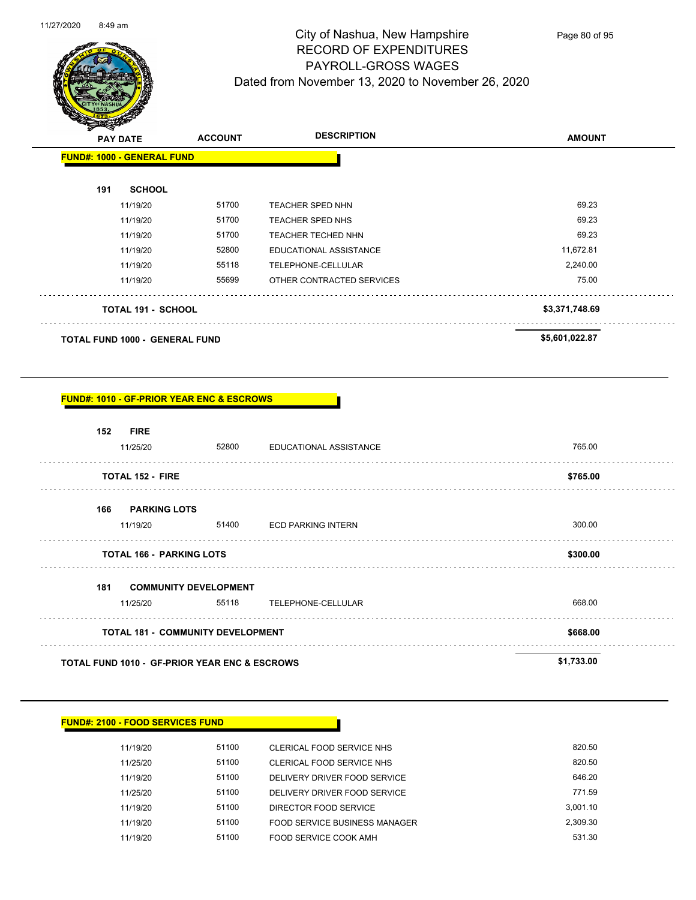# City of Nashua, New Hampshire
## RECORD OF EXPENDITURES
## PAYROLL-GROSS WAGES
### Dated from November 13, 2020 to November 26, 2020

| PAY DATE | ACCOUNT | DESCRIPTION | AMOUNT |
|---|---|---|---|
| **FUND#: 1000 - GENERAL FUND** | | | |
| **191 SCHOOL** | | | |
| 11/19/20 | 51700 | TEACHER SPED NHN | 69.23 |
| 11/19/20 | 51700 | TEACHER SPED NHS | 69.23 |
| 11/19/20 | 51700 | TEACHER TECHED NHN | 69.23 |
| 11/19/20 | 52800 | EDUCATIONAL ASSISTANCE | 11,672.81 |
| 11/19/20 | 55118 | TELEPHONE-CELLULAR | 2,240.00 |
| 11/19/20 | 55699 | OTHER CONTRACTED SERVICES | 75.00 |
| **TOTAL 191 - SCHOOL** | | | **$3,371,748.69** |
| **TOTAL FUND 1000 - GENERAL FUND** | | | **$5,601,022.87** |

| PAY DATE | ACCOUNT | DESCRIPTION | AMOUNT |
|---|---|---|---|
| **FUND#: 1010 - GF-PRIOR YEAR ENC & ESCROWS** | | | |
| **152 FIRE** | | | |
| 11/25/20 | 52800 | EDUCATIONAL ASSISTANCE | 765.00 |
| **TOTAL 152 - FIRE** | | | **$765.00** |
| **166 PARKING LOTS** | | | |
| 11/19/20 | 51400 | ECD PARKING INTERN | 300.00 |
| **TOTAL 166 - PARKING LOTS** | | | **$300.00** |
| **181 COMMUNITY DEVELOPMENT** | | | |
| 11/25/20 | 55118 | TELEPHONE-CELLULAR | 668.00 |
| **TOTAL 181 - COMMUNITY DEVELOPMENT** | | | **$668.00** |
| **TOTAL FUND 1010 - GF-PRIOR YEAR ENC & ESCROWS** | | | **$1,733.00** |

| PAY DATE | ACCOUNT | DESCRIPTION | AMOUNT |
|---|---|---|---|
| **FUND#: 2100 - FOOD SERVICES FUND** | | | |
| 11/19/20 | 51100 | CLERICAL FOOD SERVICE NHS | 820.50 |
| 11/25/20 | 51100 | CLERICAL FOOD SERVICE NHS | 820.50 |
| 11/19/20 | 51100 | DELIVERY DRIVER FOOD SERVICE | 646.20 |
| 11/25/20 | 51100 | DELIVERY DRIVER FOOD SERVICE | 771.59 |
| 11/19/20 | 51100 | DIRECTOR FOOD SERVICE | 3,001.10 |
| 11/19/20 | 51100 | FOOD SERVICE BUSINESS MANAGER | 2,309.30 |
| 11/19/20 | 51100 | FOOD SERVICE COOK AMH | 531.30 |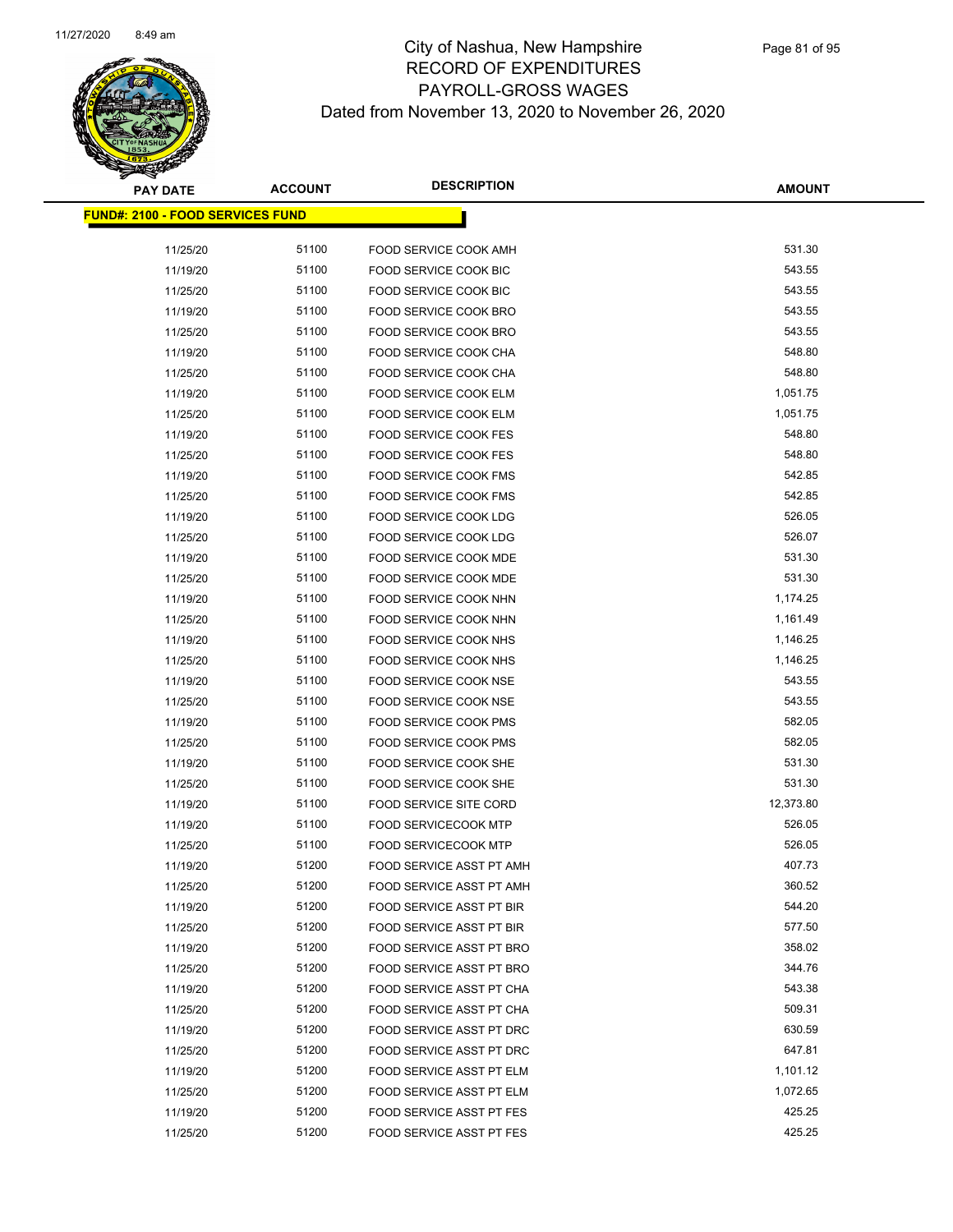# City of Nashua, New Hampshire
## RECORD OF EXPENDITURES
## PAYROLL-GROSS WAGES
### Dated from November 13, 2020 to November 26, 2020

**FUND#: 2100 - FOOD SERVICES FUND**

| PAY DATE | ACCOUNT | DESCRIPTION | AMOUNT |
|---|---|---|---|
| 11/25/20 | 51100 | FOOD SERVICE COOK AMH | 531.30 |
| 11/19/20 | 51100 | FOOD SERVICE COOK BIC | 543.55 |
| 11/25/20 | 51100 | FOOD SERVICE COOK BIC | 543.55 |
| 11/19/20 | 51100 | FOOD SERVICE COOK BRO | 543.55 |
| 11/25/20 | 51100 | FOOD SERVICE COOK BRO | 543.55 |
| 11/19/20 | 51100 | FOOD SERVICE COOK CHA | 548.80 |
| 11/25/20 | 51100 | FOOD SERVICE COOK CHA | 548.80 |
| 11/19/20 | 51100 | FOOD SERVICE COOK ELM | 1,051.75 |
| 11/25/20 | 51100 | FOOD SERVICE COOK ELM | 1,051.75 |
| 11/19/20 | 51100 | FOOD SERVICE COOK FES | 548.80 |
| 11/25/20 | 51100 | FOOD SERVICE COOK FES | 548.80 |
| 11/19/20 | 51100 | FOOD SERVICE COOK FMS | 542.85 |
| 11/25/20 | 51100 | FOOD SERVICE COOK FMS | 542.85 |
| 11/19/20 | 51100 | FOOD SERVICE COOK LDG | 526.05 |
| 11/25/20 | 51100 | FOOD SERVICE COOK LDG | 526.07 |
| 11/19/20 | 51100 | FOOD SERVICE COOK MDE | 531.30 |
| 11/25/20 | 51100 | FOOD SERVICE COOK MDE | 531.30 |
| 11/19/20 | 51100 | FOOD SERVICE COOK NHN | 1,174.25 |
| 11/25/20 | 51100 | FOOD SERVICE COOK NHN | 1,161.49 |
| 11/19/20 | 51100 | FOOD SERVICE COOK NHS | 1,146.25 |
| 11/25/20 | 51100 | FOOD SERVICE COOK NHS | 1,146.25 |
| 11/19/20 | 51100 | FOOD SERVICE COOK NSE | 543.55 |
| 11/25/20 | 51100 | FOOD SERVICE COOK NSE | 543.55 |
| 11/19/20 | 51100 | FOOD SERVICE COOK PMS | 582.05 |
| 11/25/20 | 51100 | FOOD SERVICE COOK PMS | 582.05 |
| 11/19/20 | 51100 | FOOD SERVICE COOK SHE | 531.30 |
| 11/25/20 | 51100 | FOOD SERVICE COOK SHE | 531.30 |
| 11/19/20 | 51100 | FOOD SERVICE SITE CORD | 12,373.80 |
| 11/19/20 | 51100 | FOOD SERVICECOOK MTP | 526.05 |
| 11/25/20 | 51100 | FOOD SERVICECOOK MTP | 526.05 |
| 11/19/20 | 51200 | FOOD SERVICE ASST PT AMH | 407.73 |
| 11/25/20 | 51200 | FOOD SERVICE ASST PT AMH | 360.52 |
| 11/19/20 | 51200 | FOOD SERVICE ASST PT BIR | 544.20 |
| 11/25/20 | 51200 | FOOD SERVICE ASST PT BIR | 577.50 |
| 11/19/20 | 51200 | FOOD SERVICE ASST PT BRO | 358.02 |
| 11/25/20 | 51200 | FOOD SERVICE ASST PT BRO | 344.76 |
| 11/19/20 | 51200 | FOOD SERVICE ASST PT CHA | 543.38 |
| 11/25/20 | 51200 | FOOD SERVICE ASST PT CHA | 509.31 |
| 11/19/20 | 51200 | FOOD SERVICE ASST PT DRC | 630.59 |
| 11/25/20 | 51200 | FOOD SERVICE ASST PT DRC | 647.81 |
| 11/19/20 | 51200 | FOOD SERVICE ASST PT ELM | 1,101.12 |
| 11/25/20 | 51200 | FOOD SERVICE ASST PT ELM | 1,072.65 |
| 11/19/20 | 51200 | FOOD SERVICE ASST PT FES | 425.25 |
| 11/25/20 | 51200 | FOOD SERVICE ASST PT FES | 425.25 |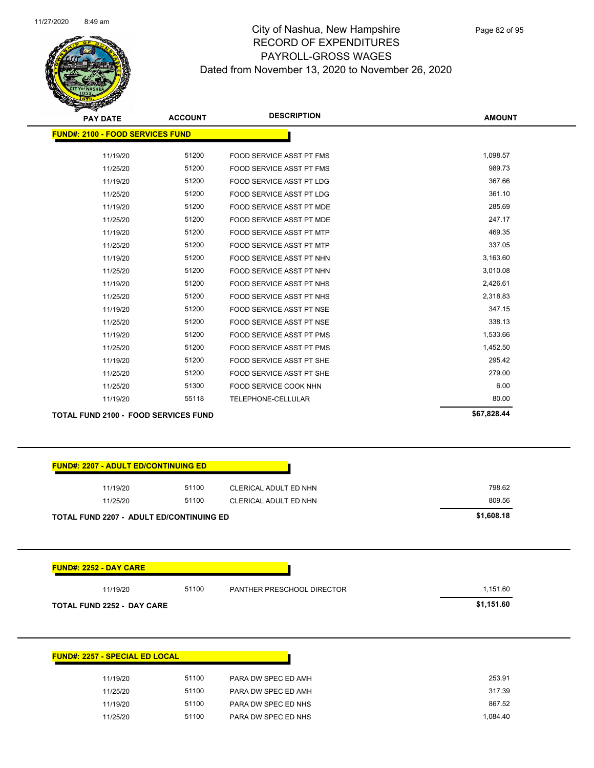# City of Nashua, New Hampshire
## RECORD OF EXPENDITURES
## PAYROLL-GROSS WAGES
### Dated from November 13, 2020 to November 26, 2020

| PAY DATE | ACCOUNT | DESCRIPTION | AMOUNT |
|---|---|---|---|
| **FUND#: 2100 - FOOD SERVICES FUND** | | | |
| 11/19/20 | 51200 | FOOD SERVICE ASST PT FMS | 1,098.57 |
| 11/25/20 | 51200 | FOOD SERVICE ASST PT FMS | 989.73 |
| 11/19/20 | 51200 | FOOD SERVICE ASST PT LDG | 367.66 |
| 11/25/20 | 51200 | FOOD SERVICE ASST PT LDG | 361.10 |
| 11/19/20 | 51200 | FOOD SERVICE ASST PT MDE | 285.69 |
| 11/25/20 | 51200 | FOOD SERVICE ASST PT MDE | 247.17 |
| 11/19/20 | 51200 | FOOD SERVICE ASST PT MTP | 469.35 |
| 11/25/20 | 51200 | FOOD SERVICE ASST PT MTP | 337.05 |
| 11/19/20 | 51200 | FOOD SERVICE ASST PT NHN | 3,163.60 |
| 11/25/20 | 51200 | FOOD SERVICE ASST PT NHN | 3,010.08 |
| 11/19/20 | 51200 | FOOD SERVICE ASST PT NHS | 2,426.61 |
| 11/25/20 | 51200 | FOOD SERVICE ASST PT NHS | 2,318.83 |
| 11/19/20 | 51200 | FOOD SERVICE ASST PT NSE | 347.15 |
| 11/25/20 | 51200 | FOOD SERVICE ASST PT NSE | 338.13 |
| 11/19/20 | 51200 | FOOD SERVICE ASST PT PMS | 1,533.66 |
| 11/25/20 | 51200 | FOOD SERVICE ASST PT PMS | 1,452.50 |
| 11/19/20 | 51200 | FOOD SERVICE ASST PT SHE | 295.42 |
| 11/25/20 | 51200 | FOOD SERVICE ASST PT SHE | 279.00 |
| 11/25/20 | 51300 | FOOD SERVICE COOK NHN | 6.00 |
| 11/19/20 | 55118 | TELEPHONE-CELLULAR | 80.00 |
| **TOTAL FUND 2100 - FOOD SERVICES FUND** | | | **$67,828.44** |

| PAY DATE | ACCOUNT | DESCRIPTION | AMOUNT |
|---|---|---|---|
| **FUND#: 2207 - ADULT ED/CONTINUING ED** | | | |
| 11/19/20 | 51100 | CLERICAL ADULT ED NHN | 798.62 |
| 11/25/20 | 51100 | CLERICAL ADULT ED NHN | 809.56 |
| **TOTAL FUND 2207 - ADULT ED/CONTINUING ED** | | | **$1,608.18** |

| PAY DATE | ACCOUNT | DESCRIPTION | AMOUNT |
|---|---|---|---|
| **FUND#: 2252 - DAY CARE** | | | |
| 11/19/20 | 51100 | PANTHER PRESCHOOL DIRECTOR | 1,151.60 |
| **TOTAL FUND 2252 - DAY CARE** | | | **$1,151.60** |

| PAY DATE | ACCOUNT | DESCRIPTION | AMOUNT |
|---|---|---|---|
| **FUND#: 2257 - SPECIAL ED LOCAL** | | | |
| 11/19/20 | 51100 | PARA DW SPEC ED AMH | 253.91 |
| 11/25/20 | 51100 | PARA DW SPEC ED AMH | 317.39 |
| 11/19/20 | 51100 | PARA DW SPEC ED NHS | 867.52 |
| 11/25/20 | 51100 | PARA DW SPEC ED NHS | 1,084.40 |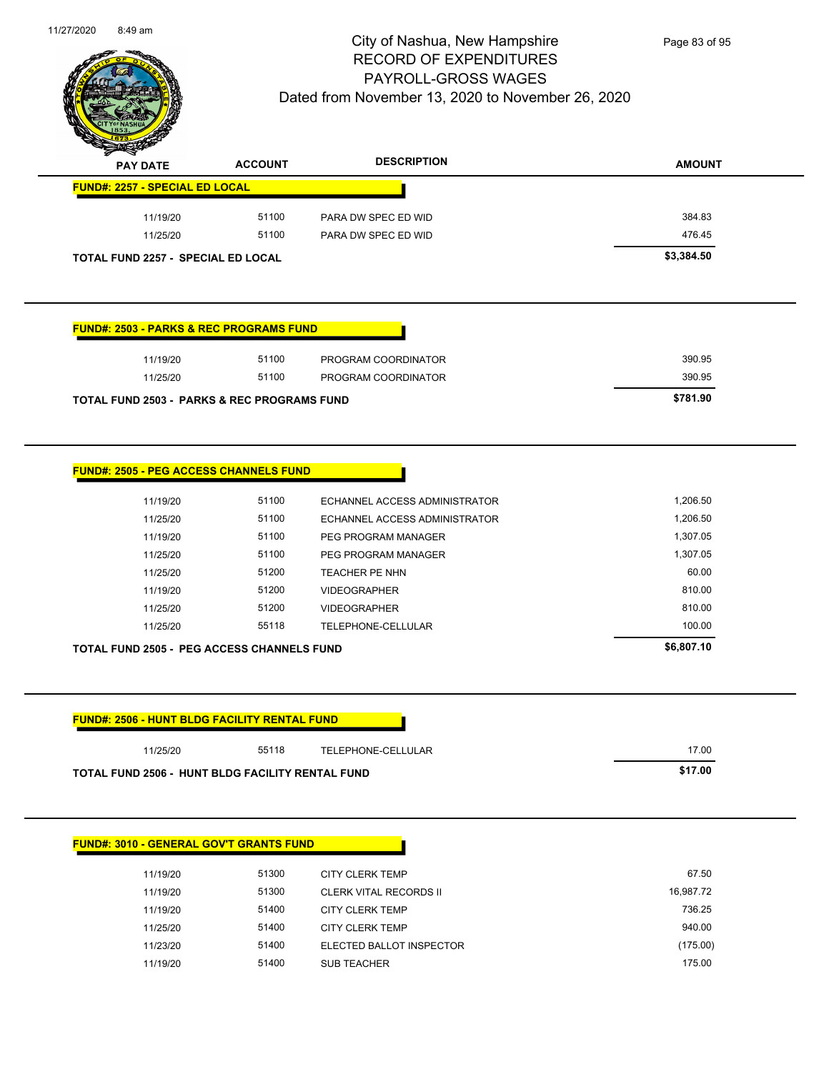# City of Nashua, New Hampshire
## RECORD OF EXPENDITURES
## PAYROLL-GROSS WAGES
### Dated from November 13, 2020 to November 26, 2020

| PAY DATE | ACCOUNT | DESCRIPTION | AMOUNT |
|---|---|---|---|
| **FUND#: 2257 - SPECIAL ED LOCAL** | | | |
| 11/19/20 | 51100 | PARA DW SPEC ED WID | 384.83 |
| 11/25/20 | 51100 | PARA DW SPEC ED WID | 476.45 |
| **TOTAL FUND 2257 - SPECIAL ED LOCAL** | | | **$3,384.50** |

| PAY DATE | ACCOUNT | DESCRIPTION | AMOUNT |
|---|---|---|---|
| **FUND#: 2503 - PARKS & REC PROGRAMS FUND** | | | |
| 11/19/20 | 51100 | PROGRAM COORDINATOR | 390.95 |
| 11/25/20 | 51100 | PROGRAM COORDINATOR | 390.95 |
| **TOTAL FUND 2503 - PARKS & REC PROGRAMS FUND** | | | **$781.90** |

| PAY DATE | ACCOUNT | DESCRIPTION | AMOUNT |
|---|---|---|---|
| **FUND#: 2505 - PEG ACCESS CHANNELS FUND** | | | |
| 11/19/20 | 51100 | ECHANNEL ACCESS ADMINISTRATOR | 1,206.50 |
| 11/25/20 | 51100 | ECHANNEL ACCESS ADMINISTRATOR | 1,206.50 |
| 11/19/20 | 51100 | PEG PROGRAM MANAGER | 1,307.05 |
| 11/25/20 | 51100 | PEG PROGRAM MANAGER | 1,307.05 |
| 11/25/20 | 51200 | TEACHER PE NHN | 60.00 |
| 11/19/20 | 51200 | VIDEOGRAPHER | 810.00 |
| 11/25/20 | 51200 | VIDEOGRAPHER | 810.00 |
| 11/25/20 | 55118 | TELEPHONE-CELLULAR | 100.00 |
| **TOTAL FUND 2505 - PEG ACCESS CHANNELS FUND** | | | **$6,807.10** |

| PAY DATE | ACCOUNT | DESCRIPTION | AMOUNT |
|---|---|---|---|
| **FUND#: 2506 - HUNT BLDG FACILITY RENTAL FUND** | | | |
| 11/25/20 | 55118 | TELEPHONE-CELLULAR | 17.00 |
| **TOTAL FUND 2506 - HUNT BLDG FACILITY RENTAL FUND** | | | **$17.00** |

| PAY DATE | ACCOUNT | DESCRIPTION | AMOUNT |
|---|---|---|---|
| **FUND#: 3010 - GENERAL GOV'T GRANTS FUND** | | | |
| 11/19/20 | 51300 | CITY CLERK TEMP | 67.50 |
| 11/19/20 | 51300 | CLERK VITAL RECORDS II | 16,987.72 |
| 11/19/20 | 51400 | CITY CLERK TEMP | 736.25 |
| 11/25/20 | 51400 | CITY CLERK TEMP | 940.00 |
| 11/23/20 | 51400 | ELECTED BALLOT INSPECTOR | (175.00) |
| 11/19/20 | 51400 | SUB TEACHER | 175.00 |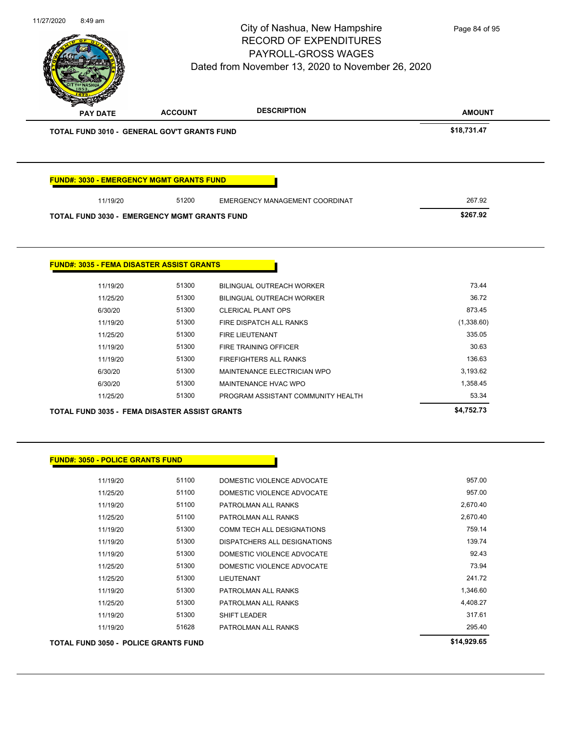# City of Nashua, New Hampshire
## RECORD OF EXPENDITURES
## PAYROLL-GROSS WAGES
### Dated from November 13, 2020 to November 26, 2020

| PAY DATE | ACCOUNT | DESCRIPTION | AMOUNT |
|---|---|---|---|
| **TOTAL FUND 3010 - GENERAL GOV'T GRANTS FUND** | | | **$18,731.47** |

**FUND#: 3030 - EMERGENCY MGMT GRANTS FUND**

| PAY DATE | ACCOUNT | DESCRIPTION | AMOUNT |
|---|---|---|---|
| 11/19/20 | 51200 | EMERGENCY MANAGEMENT COORDINAT | 267.92 |
| **TOTAL FUND 3030 - EMERGENCY MGMT GRANTS FUND** | | | **$267.92** |

**FUND#: 3035 - FEMA DISASTER ASSIST GRANTS**

| PAY DATE | ACCOUNT | DESCRIPTION | AMOUNT |
|---|---|---|---|
| 11/19/20 | 51300 | BILINGUAL OUTREACH WORKER | 73.44 |
| 11/25/20 | 51300 | BILINGUAL OUTREACH WORKER | 36.72 |
| 6/30/20 | 51300 | CLERICAL PLANT OPS | 873.45 |
| 11/19/20 | 51300 | FIRE DISPATCH ALL RANKS | (1,338.60) |
| 11/25/20 | 51300 | FIRE LIEUTENANT | 335.05 |
| 11/19/20 | 51300 | FIRE TRAINING OFFICER | 30.63 |
| 11/19/20 | 51300 | FIREFIGHTERS ALL RANKS | 136.63 |
| 6/30/20 | 51300 | MAINTENANCE ELECTRICIAN WPO | 3,193.62 |
| 6/30/20 | 51300 | MAINTENANCE HVAC WPO | 1,358.45 |
| 11/25/20 | 51300 | PROGRAM ASSISTANT COMMUNITY HEALTH | 53.34 |
| **TOTAL FUND 3035 - FEMA DISASTER ASSIST GRANTS** | | | **$4,752.73** |

**FUND#: 3050 - POLICE GRANTS FUND**

| PAY DATE | ACCOUNT | DESCRIPTION | AMOUNT |
|---|---|---|---|
| 11/19/20 | 51100 | DOMESTIC VIOLENCE ADVOCATE | 957.00 |
| 11/25/20 | 51100 | DOMESTIC VIOLENCE ADVOCATE | 957.00 |
| 11/19/20 | 51100 | PATROLMAN ALL RANKS | 2,670.40 |
| 11/25/20 | 51100 | PATROLMAN ALL RANKS | 2,670.40 |
| 11/19/20 | 51300 | COMM TECH ALL DESIGNATIONS | 759.14 |
| 11/19/20 | 51300 | DISPATCHERS ALL DESIGNATIONS | 139.74 |
| 11/19/20 | 51300 | DOMESTIC VIOLENCE ADVOCATE | 92.43 |
| 11/25/20 | 51300 | DOMESTIC VIOLENCE ADVOCATE | 73.94 |
| 11/25/20 | 51300 | LIEUTENANT | 241.72 |
| 11/19/20 | 51300 | PATROLMAN ALL RANKS | 1,346.60 |
| 11/25/20 | 51300 | PATROLMAN ALL RANKS | 4,408.27 |
| 11/19/20 | 51300 | SHIFT LEADER | 317.61 |
| 11/19/20 | 51628 | PATROLMAN ALL RANKS | 295.40 |
| **TOTAL FUND 3050 - POLICE GRANTS FUND** | | | **$14,929.65** |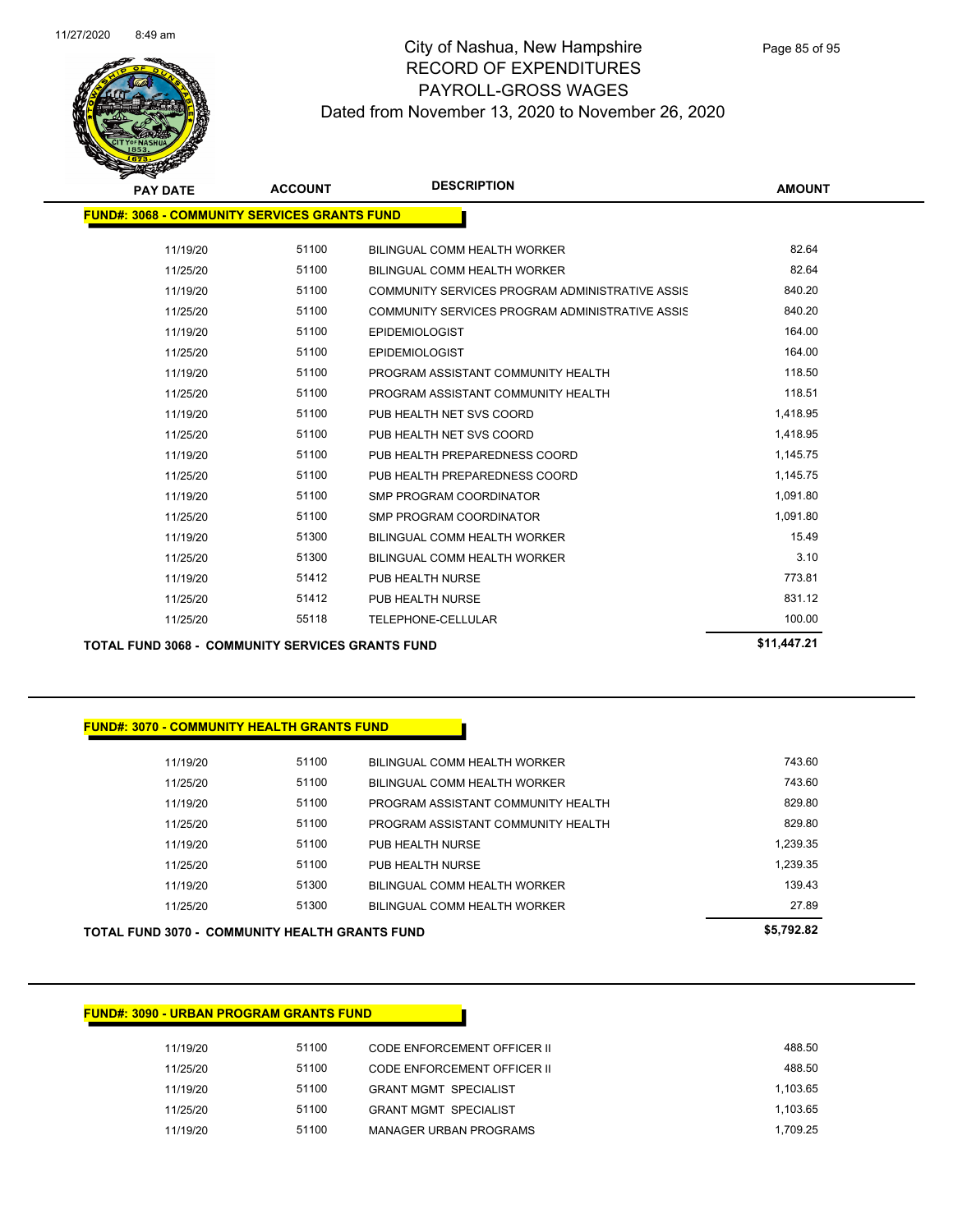# City of Nashua, New Hampshire
## RECORD OF EXPENDITURES
## PAYROLL-GROSS WAGES
### Dated from November 13, 2020 to November 26, 2020

**FUND#: 3068 - COMMUNITY SERVICES GRANTS FUND**

| PAY DATE | ACCOUNT | DESCRIPTION | AMOUNT |
|---|---|---|---|
| 11/19/20 | 51100 | BILINGUAL COMM HEALTH WORKER | 82.64 |
| 11/25/20 | 51100 | BILINGUAL COMM HEALTH WORKER | 82.64 |
| 11/19/20 | 51100 | COMMUNITY SERVICES PROGRAM ADMINISTRATIVE ASSIS | 840.20 |
| 11/25/20 | 51100 | COMMUNITY SERVICES PROGRAM ADMINISTRATIVE ASSIS | 840.20 |
| 11/19/20 | 51100 | EPIDEMIOLOGIST | 164.00 |
| 11/25/20 | 51100 | EPIDEMIOLOGIST | 164.00 |
| 11/19/20 | 51100 | PROGRAM ASSISTANT COMMUNITY HEALTH | 118.50 |
| 11/25/20 | 51100 | PROGRAM ASSISTANT COMMUNITY HEALTH | 118.51 |
| 11/19/20 | 51100 | PUB HEALTH NET SVS COORD | 1,418.95 |
| 11/25/20 | 51100 | PUB HEALTH NET SVS COORD | 1,418.95 |
| 11/19/20 | 51100 | PUB HEALTH PREPAREDNESS COORD | 1,145.75 |
| 11/25/20 | 51100 | PUB HEALTH PREPAREDNESS COORD | 1,145.75 |
| 11/19/20 | 51100 | SMP PROGRAM COORDINATOR | 1,091.80 |
| 11/25/20 | 51100 | SMP PROGRAM COORDINATOR | 1,091.80 |
| 11/19/20 | 51300 | BILINGUAL COMM HEALTH WORKER | 15.49 |
| 11/25/20 | 51300 | BILINGUAL COMM HEALTH WORKER | 3.10 |
| 11/19/20 | 51412 | PUB HEALTH NURSE | 773.81 |
| 11/25/20 | 51412 | PUB HEALTH NURSE | 831.12 |
| 11/25/20 | 55118 | TELEPHONE-CELLULAR | 100.00 |

**TOTAL FUND 3068 - COMMUNITY SERVICES GRANTS FUND** **$11,447.21**

**FUND#: 3070 - COMMUNITY HEALTH GRANTS FUND**

| PAY DATE | ACCOUNT | DESCRIPTION | AMOUNT |
|---|---|---|---|
| 11/19/20 | 51100 | BILINGUAL COMM HEALTH WORKER | 743.60 |
| 11/25/20 | 51100 | BILINGUAL COMM HEALTH WORKER | 743.60 |
| 11/19/20 | 51100 | PROGRAM ASSISTANT COMMUNITY HEALTH | 829.80 |
| 11/25/20 | 51100 | PROGRAM ASSISTANT COMMUNITY HEALTH | 829.80 |
| 11/19/20 | 51100 | PUB HEALTH NURSE | 1,239.35 |
| 11/25/20 | 51100 | PUB HEALTH NURSE | 1,239.35 |
| 11/19/20 | 51300 | BILINGUAL COMM HEALTH WORKER | 139.43 |
| 11/25/20 | 51300 | BILINGUAL COMM HEALTH WORKER | 27.89 |

**TOTAL FUND 3070 - COMMUNITY HEALTH GRANTS FUND** **$5,792.82**

**FUND#: 3090 - URBAN PROGRAM GRANTS FUND**

| PAY DATE | ACCOUNT | DESCRIPTION | AMOUNT |
|---|---|---|---|
| 11/19/20 | 51100 | CODE ENFORCEMENT OFFICER II | 488.50 |
| 11/25/20 | 51100 | CODE ENFORCEMENT OFFICER II | 488.50 |
| 11/19/20 | 51100 | GRANT MGMT SPECIALIST | 1,103.65 |
| 11/25/20 | 51100 | GRANT MGMT SPECIALIST | 1,103.65 |
| 11/19/20 | 51100 | MANAGER URBAN PROGRAMS | 1,709.25 |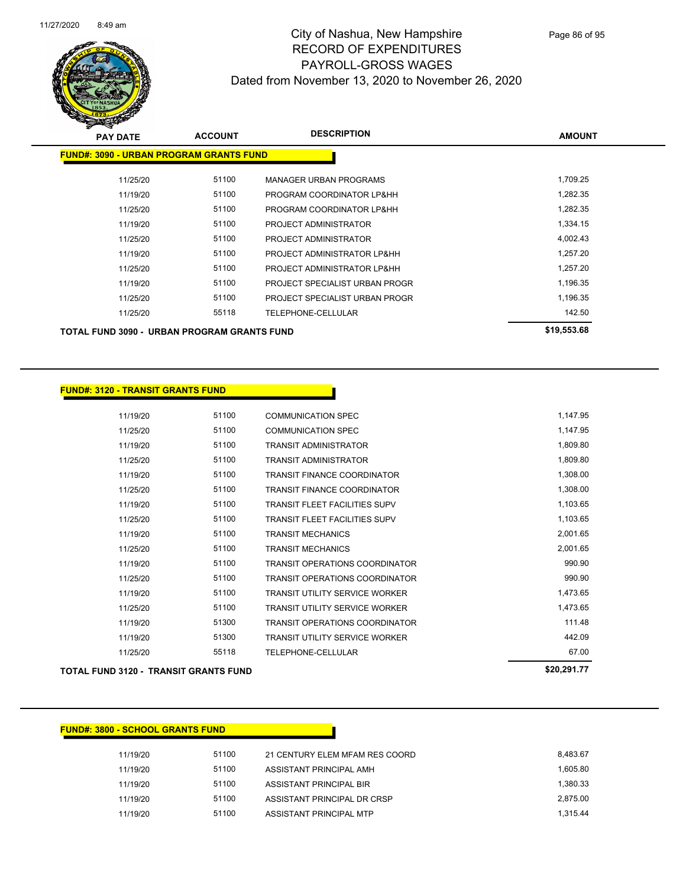# City of Nashua, New Hampshire
## RECORD OF EXPENDITURES
## PAYROLL-GROSS WAGES
### Dated from November 13, 2020 to November 26, 2020

| PAY DATE | ACCOUNT | DESCRIPTION | AMOUNT |
|---|---|---|---|
| **FUND#: 3090 - URBAN PROGRAM GRANTS FUND** | | | |
| 11/25/20 | 51100 | MANAGER URBAN PROGRAMS | 1,709.25 |
| 11/19/20 | 51100 | PROGRAM COORDINATOR LP&HH | 1,282.35 |
| 11/25/20 | 51100 | PROGRAM COORDINATOR LP&HH | 1,282.35 |
| 11/19/20 | 51100 | PROJECT ADMINISTRATOR | 1,334.15 |
| 11/25/20 | 51100 | PROJECT ADMINISTRATOR | 4,002.43 |
| 11/19/20 | 51100 | PROJECT ADMINISTRATOR LP&HH | 1,257.20 |
| 11/25/20 | 51100 | PROJECT ADMINISTRATOR LP&HH | 1,257.20 |
| 11/19/20 | 51100 | PROJECT SPECIALIST URBAN PROGR | 1,196.35 |
| 11/25/20 | 51100 | PROJECT SPECIALIST URBAN PROGR | 1,196.35 |
| 11/25/20 | 55118 | TELEPHONE-CELLULAR | 142.50 |
| **TOTAL FUND 3090 - URBAN PROGRAM GRANTS FUND** | | | **$19,553.68** |

| PAY DATE | ACCOUNT | DESCRIPTION | AMOUNT |
|---|---|---|---|
| **FUND#: 3120 - TRANSIT GRANTS FUND** | | | |
| 11/19/20 | 51100 | COMMUNICATION SPEC | 1,147.95 |
| 11/25/20 | 51100 | COMMUNICATION SPEC | 1,147.95 |
| 11/19/20 | 51100 | TRANSIT ADMINISTRATOR | 1,809.80 |
| 11/25/20 | 51100 | TRANSIT ADMINISTRATOR | 1,809.80 |
| 11/19/20 | 51100 | TRANSIT FINANCE COORDINATOR | 1,308.00 |
| 11/25/20 | 51100 | TRANSIT FINANCE COORDINATOR | 1,308.00 |
| 11/19/20 | 51100 | TRANSIT FLEET FACILITIES SUPV | 1,103.65 |
| 11/25/20 | 51100 | TRANSIT FLEET FACILITIES SUPV | 1,103.65 |
| 11/19/20 | 51100 | TRANSIT MECHANICS | 2,001.65 |
| 11/25/20 | 51100 | TRANSIT MECHANICS | 2,001.65 |
| 11/19/20 | 51100 | TRANSIT OPERATIONS COORDINATOR | 990.90 |
| 11/25/20 | 51100 | TRANSIT OPERATIONS COORDINATOR | 990.90 |
| 11/19/20 | 51100 | TRANSIT UTILITY SERVICE WORKER | 1,473.65 |
| 11/25/20 | 51100 | TRANSIT UTILITY SERVICE WORKER | 1,473.65 |
| 11/19/20 | 51300 | TRANSIT OPERATIONS COORDINATOR | 111.48 |
| 11/19/20 | 51300 | TRANSIT UTILITY SERVICE WORKER | 442.09 |
| 11/25/20 | 55118 | TELEPHONE-CELLULAR | 67.00 |
| **TOTAL FUND 3120 - TRANSIT GRANTS FUND** | | | **$20,291.77** |

| PAY DATE | ACCOUNT | DESCRIPTION | AMOUNT |
|---|---|---|---|
| **FUND#: 3800 - SCHOOL GRANTS FUND** | | | |
| 11/19/20 | 51100 | 21 CENTURY ELEM MFAM RES COORD | 8,483.67 |
| 11/19/20 | 51100 | ASSISTANT PRINCIPAL AMH | 1,605.80 |
| 11/19/20 | 51100 | ASSISTANT PRINCIPAL BIR | 1,380.33 |
| 11/19/20 | 51100 | ASSISTANT PRINCIPAL DR CRSP | 2,875.00 |
| 11/19/20 | 51100 | ASSISTANT PRINCIPAL MTP | 1,315.44 |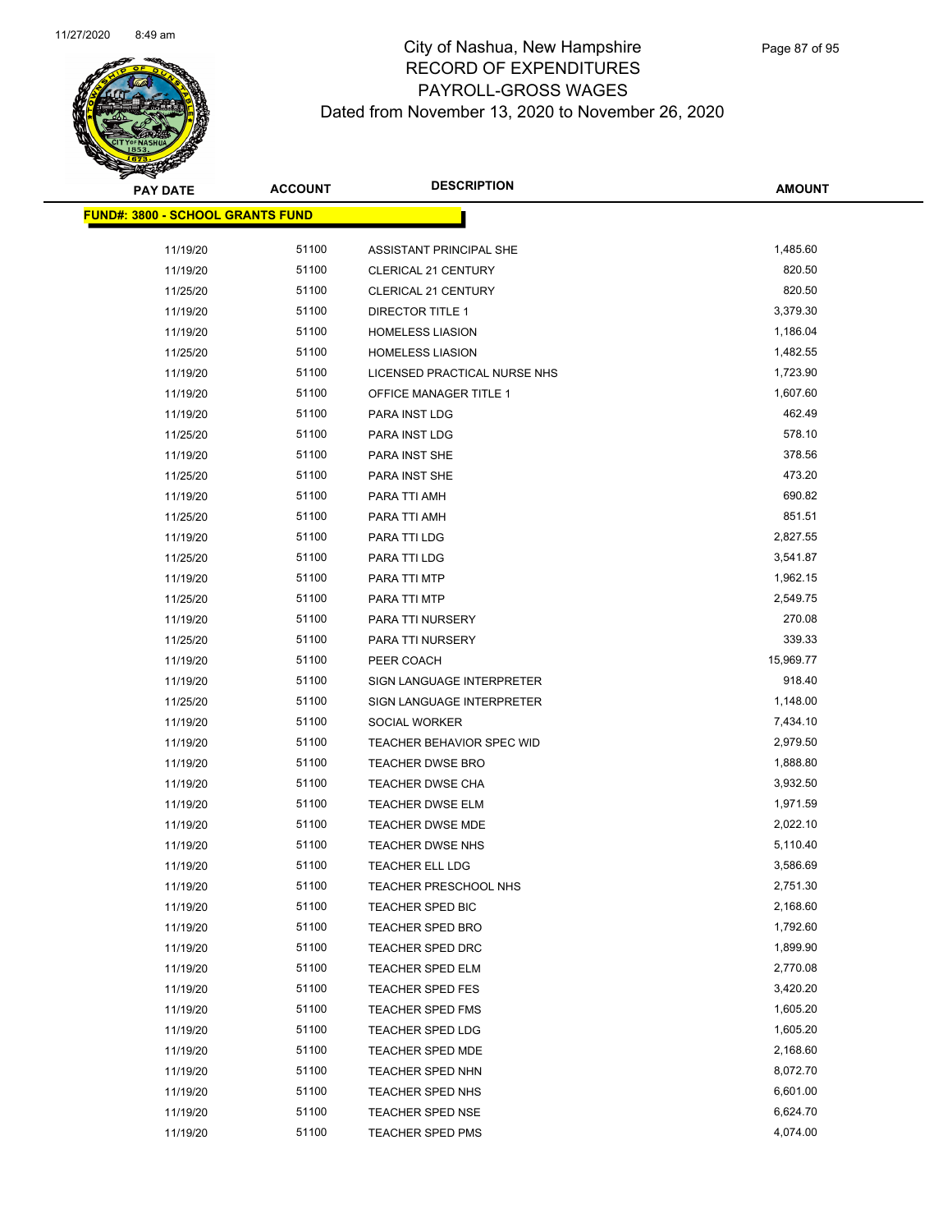# City of Nashua, New Hampshire
## RECORD OF EXPENDITURES
## PAYROLL-GROSS WAGES
## Dated from November 13, 2020 to November 26, 2020

**FUND#: 3800 - SCHOOL GRANTS FUND**

| PAY DATE | ACCOUNT | DESCRIPTION | AMOUNT |
|---|---|---|---|
| 11/19/20 | 51100 | ASSISTANT PRINCIPAL SHE | 1,485.60 |
| 11/19/20 | 51100 | CLERICAL 21 CENTURY | 820.50 |
| 11/25/20 | 51100 | CLERICAL 21 CENTURY | 820.50 |
| 11/19/20 | 51100 | DIRECTOR TITLE 1 | 3,379.30 |
| 11/19/20 | 51100 | HOMELESS LIASION | 1,186.04 |
| 11/25/20 | 51100 | HOMELESS LIASION | 1,482.55 |
| 11/19/20 | 51100 | LICENSED PRACTICAL NURSE NHS | 1,723.90 |
| 11/19/20 | 51100 | OFFICE MANAGER TITLE 1 | 1,607.60 |
| 11/19/20 | 51100 | PARA INST LDG | 462.49 |
| 11/25/20 | 51100 | PARA INST LDG | 578.10 |
| 11/19/20 | 51100 | PARA INST SHE | 378.56 |
| 11/25/20 | 51100 | PARA INST SHE | 473.20 |
| 11/19/20 | 51100 | PARA TTI AMH | 690.82 |
| 11/25/20 | 51100 | PARA TTI AMH | 851.51 |
| 11/19/20 | 51100 | PARA TTI LDG | 2,827.55 |
| 11/25/20 | 51100 | PARA TTI LDG | 3,541.87 |
| 11/19/20 | 51100 | PARA TTI MTP | 1,962.15 |
| 11/25/20 | 51100 | PARA TTI MTP | 2,549.75 |
| 11/19/20 | 51100 | PARA TTI NURSERY | 270.08 |
| 11/25/20 | 51100 | PARA TTI NURSERY | 339.33 |
| 11/19/20 | 51100 | PEER COACH | 15,969.77 |
| 11/19/20 | 51100 | SIGN LANGUAGE INTERPRETER | 918.40 |
| 11/25/20 | 51100 | SIGN LANGUAGE INTERPRETER | 1,148.00 |
| 11/19/20 | 51100 | SOCIAL WORKER | 7,434.10 |
| 11/19/20 | 51100 | TEACHER BEHAVIOR SPEC WID | 2,979.50 |
| 11/19/20 | 51100 | TEACHER DWSE BRO | 1,888.80 |
| 11/19/20 | 51100 | TEACHER DWSE CHA | 3,932.50 |
| 11/19/20 | 51100 | TEACHER DWSE ELM | 1,971.59 |
| 11/19/20 | 51100 | TEACHER DWSE MDE | 2,022.10 |
| 11/19/20 | 51100 | TEACHER DWSE NHS | 5,110.40 |
| 11/19/20 | 51100 | TEACHER ELL LDG | 3,586.69 |
| 11/19/20 | 51100 | TEACHER PRESCHOOL NHS | 2,751.30 |
| 11/19/20 | 51100 | TEACHER SPED BIC | 2,168.60 |
| 11/19/20 | 51100 | TEACHER SPED BRO | 1,792.60 |
| 11/19/20 | 51100 | TEACHER SPED DRC | 1,899.90 |
| 11/19/20 | 51100 | TEACHER SPED ELM | 2,770.08 |
| 11/19/20 | 51100 | TEACHER SPED FES | 3,420.20 |
| 11/19/20 | 51100 | TEACHER SPED FMS | 1,605.20 |
| 11/19/20 | 51100 | TEACHER SPED LDG | 1,605.20 |
| 11/19/20 | 51100 | TEACHER SPED MDE | 2,168.60 |
| 11/19/20 | 51100 | TEACHER SPED NHN | 8,072.70 |
| 11/19/20 | 51100 | TEACHER SPED NHS | 6,601.00 |
| 11/19/20 | 51100 | TEACHER SPED NSE | 6,624.70 |
| 11/19/20 | 51100 | TEACHER SPED PMS | 4,074.00 |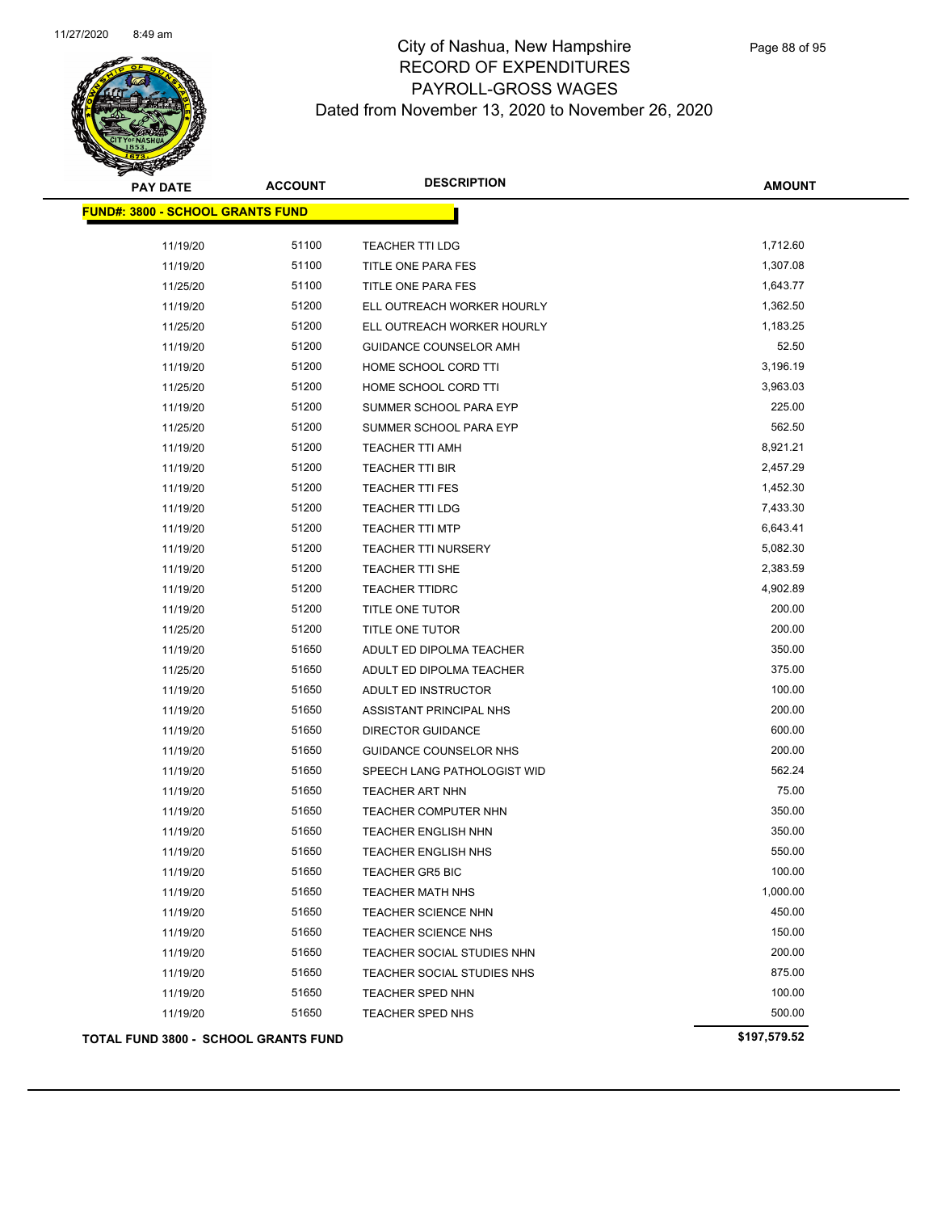# City of Nashua, New Hampshire
## RECORD OF EXPENDITURES
## PAYROLL-GROSS WAGES
### Dated from November 13, 2020 to November 26, 2020

| PAY DATE | ACCOUNT | DESCRIPTION | AMOUNT |
|---|---|---|---|
| **FUND#: 3800 - SCHOOL GRANTS FUND** | | | |
| 11/19/20 | 51100 | TEACHER TTI LDG | 1,712.60 |
| 11/19/20 | 51100 | TITLE ONE PARA FES | 1,307.08 |
| 11/25/20 | 51100 | TITLE ONE PARA FES | 1,643.77 |
| 11/19/20 | 51200 | ELL OUTREACH WORKER HOURLY | 1,362.50 |
| 11/25/20 | 51200 | ELL OUTREACH WORKER HOURLY | 1,183.25 |
| 11/19/20 | 51200 | GUIDANCE COUNSELOR AMH | 52.50 |
| 11/19/20 | 51200 | HOME SCHOOL CORD TTI | 3,196.19 |
| 11/25/20 | 51200 | HOME SCHOOL CORD TTI | 3,963.03 |
| 11/19/20 | 51200 | SUMMER SCHOOL PARA EYP | 225.00 |
| 11/25/20 | 51200 | SUMMER SCHOOL PARA EYP | 562.50 |
| 11/19/20 | 51200 | TEACHER TTI AMH | 8,921.21 |
| 11/19/20 | 51200 | TEACHER TTI BIR | 2,457.29 |
| 11/19/20 | 51200 | TEACHER TTI FES | 1,452.30 |
| 11/19/20 | 51200 | TEACHER TTI LDG | 7,433.30 |
| 11/19/20 | 51200 | TEACHER TTI MTP | 6,643.41 |
| 11/19/20 | 51200 | TEACHER TTI NURSERY | 5,082.30 |
| 11/19/20 | 51200 | TEACHER TTI SHE | 2,383.59 |
| 11/19/20 | 51200 | TEACHER TTIDRC | 4,902.89 |
| 11/19/20 | 51200 | TITLE ONE TUTOR | 200.00 |
| 11/25/20 | 51200 | TITLE ONE TUTOR | 200.00 |
| 11/19/20 | 51650 | ADULT ED DIPOLMA TEACHER | 350.00 |
| 11/25/20 | 51650 | ADULT ED DIPOLMA TEACHER | 375.00 |
| 11/19/20 | 51650 | ADULT ED INSTRUCTOR | 100.00 |
| 11/19/20 | 51650 | ASSISTANT PRINCIPAL NHS | 200.00 |
| 11/19/20 | 51650 | DIRECTOR GUIDANCE | 600.00 |
| 11/19/20 | 51650 | GUIDANCE COUNSELOR NHS | 200.00 |
| 11/19/20 | 51650 | SPEECH LANG PATHOLOGIST WID | 562.24 |
| 11/19/20 | 51650 | TEACHER ART NHN | 75.00 |
| 11/19/20 | 51650 | TEACHER COMPUTER NHN | 350.00 |
| 11/19/20 | 51650 | TEACHER ENGLISH NHN | 350.00 |
| 11/19/20 | 51650 | TEACHER ENGLISH NHS | 550.00 |
| 11/19/20 | 51650 | TEACHER GR5 BIC | 100.00 |
| 11/19/20 | 51650 | TEACHER MATH NHS | 1,000.00 |
| 11/19/20 | 51650 | TEACHER SCIENCE NHN | 450.00 |
| 11/19/20 | 51650 | TEACHER SCIENCE NHS | 150.00 |
| 11/19/20 | 51650 | TEACHER SOCIAL STUDIES NHN | 200.00 |
| 11/19/20 | 51650 | TEACHER SOCIAL STUDIES NHS | 875.00 |
| 11/19/20 | 51650 | TEACHER SPED NHN | 100.00 |
| 11/19/20 | 51650 | TEACHER SPED NHS | 500.00 |
| **TOTAL FUND 3800 - SCHOOL GRANTS FUND** | | | **$197,579.52** |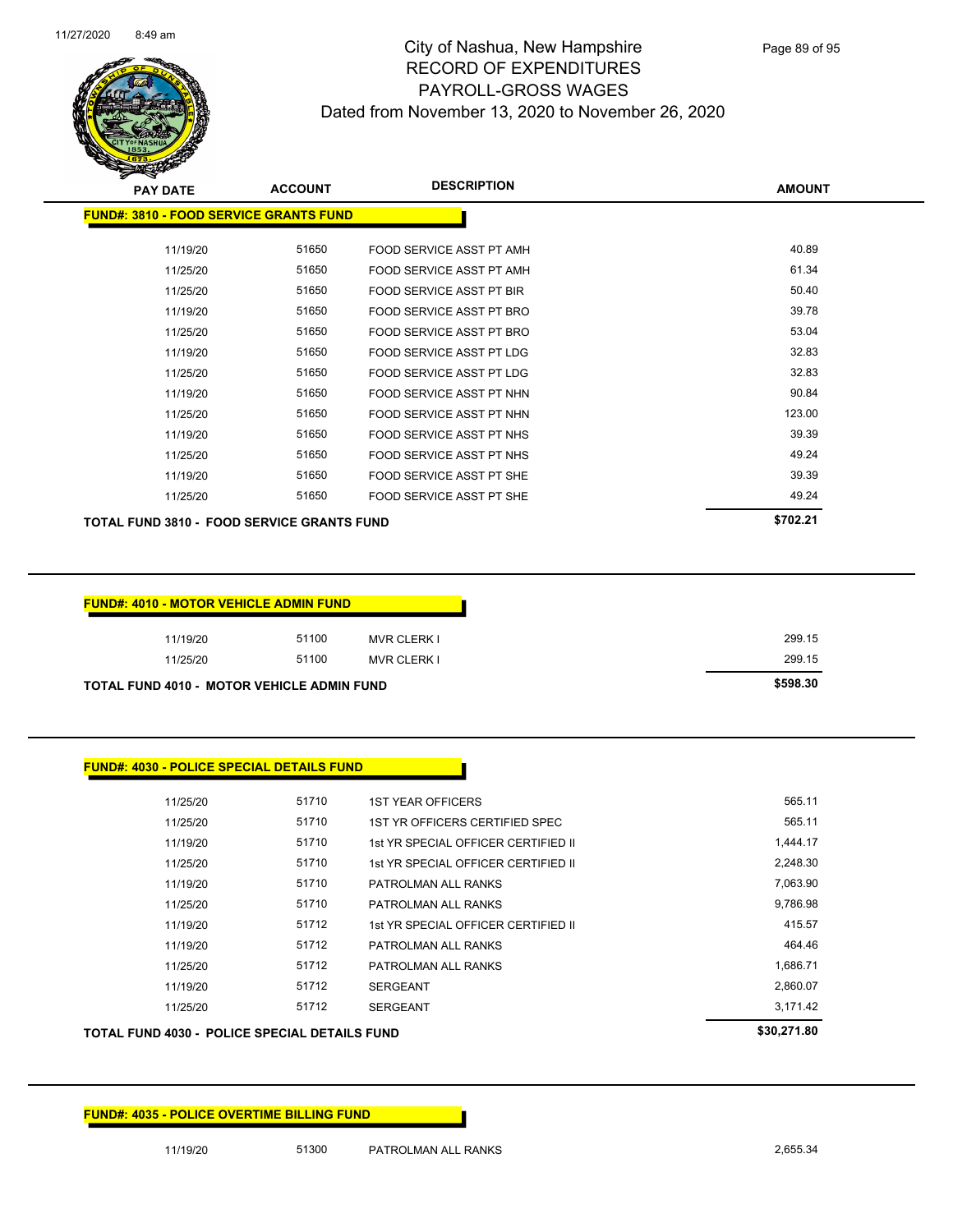# City of Nashua, New Hampshire
## RECORD OF EXPENDITURES
## PAYROLL-GROSS WAGES
### Dated from November 13, 2020 to November 26, 2020

| PAY DATE | ACCOUNT | DESCRIPTION | AMOUNT |
|---|---|---|---|
| **FUND#: 3810 - FOOD SERVICE GRANTS FUND** | | | |
| 11/19/20 | 51650 | FOOD SERVICE ASST PT AMH | 40.89 |
| 11/25/20 | 51650 | FOOD SERVICE ASST PT AMH | 61.34 |
| 11/25/20 | 51650 | FOOD SERVICE ASST PT BIR | 50.40 |
| 11/19/20 | 51650 | FOOD SERVICE ASST PT BRO | 39.78 |
| 11/25/20 | 51650 | FOOD SERVICE ASST PT BRO | 53.04 |
| 11/19/20 | 51650 | FOOD SERVICE ASST PT LDG | 32.83 |
| 11/25/20 | 51650 | FOOD SERVICE ASST PT LDG | 32.83 |
| 11/19/20 | 51650 | FOOD SERVICE ASST PT NHN | 90.84 |
| 11/25/20 | 51650 | FOOD SERVICE ASST PT NHN | 123.00 |
| 11/19/20 | 51650 | FOOD SERVICE ASST PT NHS | 39.39 |
| 11/25/20 | 51650 | FOOD SERVICE ASST PT NHS | 49.24 |
| 11/19/20 | 51650 | FOOD SERVICE ASST PT SHE | 39.39 |
| 11/25/20 | 51650 | FOOD SERVICE ASST PT SHE | 49.24 |
| **TOTAL FUND 3810 - FOOD SERVICE GRANTS FUND** | | | **$702.21** |

| PAY DATE | ACCOUNT | DESCRIPTION | AMOUNT |
|---|---|---|---|
| **FUND#: 4010 - MOTOR VEHICLE ADMIN FUND** | | | |
| 11/19/20 | 51100 | MVR CLERK I | 299.15 |
| 11/25/20 | 51100 | MVR CLERK I | 299.15 |
| **TOTAL FUND 4010 - MOTOR VEHICLE ADMIN FUND** | | | **$598.30** |

| PAY DATE | ACCOUNT | DESCRIPTION | AMOUNT |
|---|---|---|---|
| **FUND#: 4030 - POLICE SPECIAL DETAILS FUND** | | | |
| 11/25/20 | 51710 | 1ST YEAR OFFICERS | 565.11 |
| 11/25/20 | 51710 | 1ST YR OFFICERS CERTIFIED SPEC | 565.11 |
| 11/19/20 | 51710 | 1st YR SPECIAL OFFICER CERTIFIED II | 1,444.17 |
| 11/25/20 | 51710 | 1st YR SPECIAL OFFICER CERTIFIED II | 2,248.30 |
| 11/19/20 | 51710 | PATROLMAN ALL RANKS | 7,063.90 |
| 11/25/20 | 51710 | PATROLMAN ALL RANKS | 9,786.98 |
| 11/19/20 | 51712 | 1st YR SPECIAL OFFICER CERTIFIED II | 415.57 |
| 11/19/20 | 51712 | PATROLMAN ALL RANKS | 464.46 |
| 11/25/20 | 51712 | PATROLMAN ALL RANKS | 1,686.71 |
| 11/19/20 | 51712 | SERGEANT | 2,860.07 |
| 11/25/20 | 51712 | SERGEANT | 3,171.42 |
| **TOTAL FUND 4030 - POLICE SPECIAL DETAILS FUND** | | | **$30,271.80** |

| PAY DATE | ACCOUNT | DESCRIPTION | AMOUNT |
|---|---|---|---|
| **FUND#: 4035 - POLICE OVERTIME BILLING FUND** | | | |
| 11/19/20 | 51300 | PATROLMAN ALL RANKS | 2,655.34 |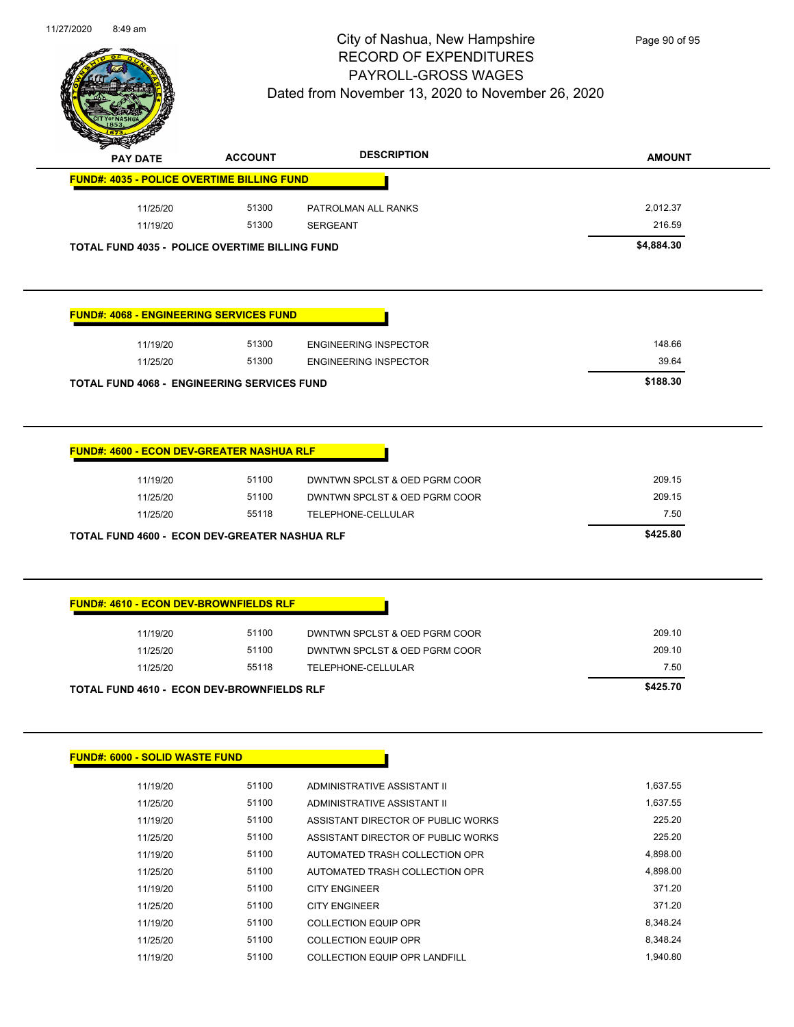# City of Nashua, New Hampshire
## RECORD OF EXPENDITURES
## PAYROLL-GROSS WAGES
### Dated from November 13, 2020 to November 26, 2020

| PAY DATE | ACCOUNT | DESCRIPTION | AMOUNT |
|---|---|---|---|
| **FUND#: 4035 - POLICE OVERTIME BILLING FUND** | | | |
| 11/25/20 | 51300 | PATROLMAN ALL RANKS | 2,012.37 |
| 11/19/20 | 51300 | SERGEANT | 216.59 |
| **TOTAL FUND 4035 - POLICE OVERTIME BILLING FUND** | | | **$4,884.30** |
| **FUND#: 4068 - ENGINEERING SERVICES FUND** | | | |
| 11/19/20 | 51300 | ENGINEERING INSPECTOR | 148.66 |
| 11/25/20 | 51300 | ENGINEERING INSPECTOR | 39.64 |
| **TOTAL FUND 4068 - ENGINEERING SERVICES FUND** | | | **$188.30** |
| **FUND#: 4600 - ECON DEV-GREATER NASHUA RLF** | | | |
| 11/19/20 | 51100 | DWNTWN SPCLST & OED PGRM COOR | 209.15 |
| 11/25/20 | 51100 | DWNTWN SPCLST & OED PGRM COOR | 209.15 |
| 11/25/20 | 55118 | TELEPHONE-CELLULAR | 7.50 |
| **TOTAL FUND 4600 - ECON DEV-GREATER NASHUA RLF** | | | **$425.80** |
| **FUND#: 4610 - ECON DEV-BROWNFIELDS RLF** | | | |
| 11/19/20 | 51100 | DWNTWN SPCLST & OED PGRM COOR | 209.10 |
| 11/25/20 | 51100 | DWNTWN SPCLST & OED PGRM COOR | 209.10 |
| 11/25/20 | 55118 | TELEPHONE-CELLULAR | 7.50 |
| **TOTAL FUND 4610 - ECON DEV-BROWNFIELDS RLF** | | | **$425.70** |
| **FUND#: 6000 - SOLID WASTE FUND** | | | |
| 11/19/20 | 51100 | ADMINISTRATIVE ASSISTANT II | 1,637.55 |
| 11/25/20 | 51100 | ADMINISTRATIVE ASSISTANT II | 1,637.55 |
| 11/19/20 | 51100 | ASSISTANT DIRECTOR OF PUBLIC WORKS | 225.20 |
| 11/25/20 | 51100 | ASSISTANT DIRECTOR OF PUBLIC WORKS | 225.20 |
| 11/19/20 | 51100 | AUTOMATED TRASH COLLECTION OPR | 4,898.00 |
| 11/25/20 | 51100 | AUTOMATED TRASH COLLECTION OPR | 4,898.00 |
| 11/19/20 | 51100 | CITY ENGINEER | 371.20 |
| 11/25/20 | 51100 | CITY ENGINEER | 371.20 |
| 11/19/20 | 51100 | COLLECTION EQUIP OPR | 8,348.24 |
| 11/25/20 | 51100 | COLLECTION EQUIP OPR | 8,348.24 |
| 11/19/20 | 51100 | COLLECTION EQUIP OPR LANDFILL | 1,940.80 |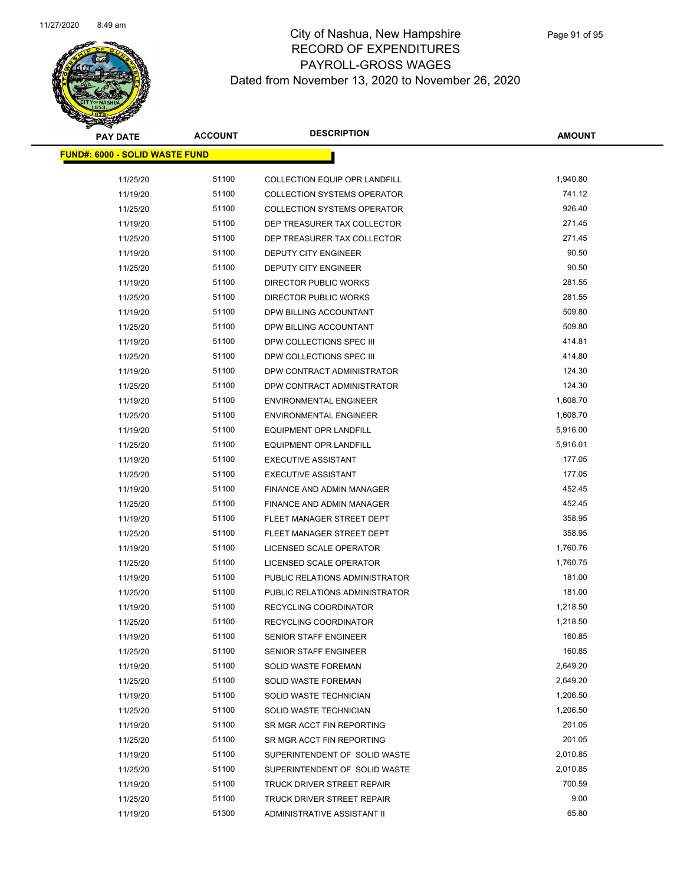# City of Nashua, New Hampshire
## RECORD OF EXPENDITURES
## PAYROLL-GROSS WAGES
### Dated from November 13, 2020 to November 26, 2020

**FUND#: 6000 - SOLID WASTE FUND**

| PAY DATE | ACCOUNT | DESCRIPTION | AMOUNT |
|---|---|---|---|
| 11/25/20 | 51100 | COLLECTION EQUIP OPR LANDFILL | 1,940.80 |
| 11/19/20 | 51100 | COLLECTION SYSTEMS OPERATOR | 741.12 |
| 11/25/20 | 51100 | COLLECTION SYSTEMS OPERATOR | 926.40 |
| 11/19/20 | 51100 | DEP TREASURER TAX COLLECTOR | 271.45 |
| 11/25/20 | 51100 | DEP TREASURER TAX COLLECTOR | 271.45 |
| 11/19/20 | 51100 | DEPUTY CITY ENGINEER | 90.50 |
| 11/25/20 | 51100 | DEPUTY CITY ENGINEER | 90.50 |
| 11/19/20 | 51100 | DIRECTOR PUBLIC WORKS | 281.55 |
| 11/25/20 | 51100 | DIRECTOR PUBLIC WORKS | 281.55 |
| 11/19/20 | 51100 | DPW BILLING ACCOUNTANT | 509.80 |
| 11/25/20 | 51100 | DPW BILLING ACCOUNTANT | 509.80 |
| 11/19/20 | 51100 | DPW COLLECTIONS SPEC III | 414.81 |
| 11/25/20 | 51100 | DPW COLLECTIONS SPEC III | 414.80 |
| 11/19/20 | 51100 | DPW CONTRACT ADMINISTRATOR | 124.30 |
| 11/25/20 | 51100 | DPW CONTRACT ADMINISTRATOR | 124.30 |
| 11/19/20 | 51100 | ENVIRONMENTAL ENGINEER | 1,608.70 |
| 11/25/20 | 51100 | ENVIRONMENTAL ENGINEER | 1,608.70 |
| 11/19/20 | 51100 | EQUIPMENT OPR LANDFILL | 5,916.00 |
| 11/25/20 | 51100 | EQUIPMENT OPR LANDFILL | 5,916.01 |
| 11/19/20 | 51100 | EXECUTIVE ASSISTANT | 177.05 |
| 11/25/20 | 51100 | EXECUTIVE ASSISTANT | 177.05 |
| 11/19/20 | 51100 | FINANCE AND ADMIN MANAGER | 452.45 |
| 11/25/20 | 51100 | FINANCE AND ADMIN MANAGER | 452.45 |
| 11/19/20 | 51100 | FLEET MANAGER STREET DEPT | 358.95 |
| 11/25/20 | 51100 | FLEET MANAGER STREET DEPT | 358.95 |
| 11/19/20 | 51100 | LICENSED SCALE OPERATOR | 1,760.76 |
| 11/25/20 | 51100 | LICENSED SCALE OPERATOR | 1,760.75 |
| 11/19/20 | 51100 | PUBLIC RELATIONS ADMINISTRATOR | 181.00 |
| 11/25/20 | 51100 | PUBLIC RELATIONS ADMINISTRATOR | 181.00 |
| 11/19/20 | 51100 | RECYCLING COORDINATOR | 1,218.50 |
| 11/25/20 | 51100 | RECYCLING COORDINATOR | 1,218.50 |
| 11/19/20 | 51100 | SENIOR STAFF ENGINEER | 160.85 |
| 11/25/20 | 51100 | SENIOR STAFF ENGINEER | 160.85 |
| 11/19/20 | 51100 | SOLID WASTE FOREMAN | 2,649.20 |
| 11/25/20 | 51100 | SOLID WASTE FOREMAN | 2,649.20 |
| 11/19/20 | 51100 | SOLID WASTE TECHNICIAN | 1,206.50 |
| 11/25/20 | 51100 | SOLID WASTE TECHNICIAN | 1,206.50 |
| 11/19/20 | 51100 | SR MGR ACCT FIN REPORTING | 201.05 |
| 11/25/20 | 51100 | SR MGR ACCT FIN REPORTING | 201.05 |
| 11/19/20 | 51100 | SUPERINTENDENT OF SOLID WASTE | 2,010.85 |
| 11/25/20 | 51100 | SUPERINTENDENT OF SOLID WASTE | 2,010.85 |
| 11/19/20 | 51100 | TRUCK DRIVER STREET REPAIR | 700.59 |
| 11/25/20 | 51100 | TRUCK DRIVER STREET REPAIR | 9.00 |
| 11/19/20 | 51300 | ADMINISTRATIVE ASSISTANT II | 65.80 |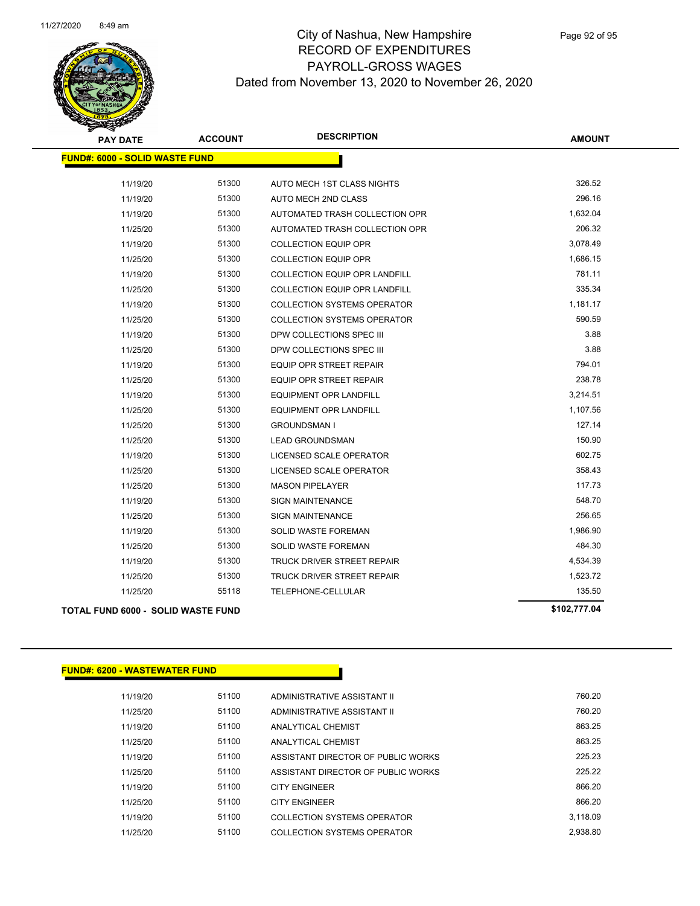# City of Nashua, New Hampshire
## RECORD OF EXPENDITURES
## PAYROLL-GROSS WAGES
### Dated from November 13, 2020 to November 26, 2020

| PAY DATE | ACCOUNT | DESCRIPTION | AMOUNT |
|---|---|---|---|
| **FUND#: 6000 - SOLID WASTE FUND** | | | |
| 11/19/20 | 51300 | AUTO MECH 1ST CLASS NIGHTS | 326.52 |
| 11/19/20 | 51300 | AUTO MECH 2ND CLASS | 296.16 |
| 11/19/20 | 51300 | AUTOMATED TRASH COLLECTION OPR | 1,632.04 |
| 11/25/20 | 51300 | AUTOMATED TRASH COLLECTION OPR | 206.32 |
| 11/19/20 | 51300 | COLLECTION EQUIP OPR | 3,078.49 |
| 11/25/20 | 51300 | COLLECTION EQUIP OPR | 1,686.15 |
| 11/19/20 | 51300 | COLLECTION EQUIP OPR LANDFILL | 781.11 |
| 11/25/20 | 51300 | COLLECTION EQUIP OPR LANDFILL | 335.34 |
| 11/19/20 | 51300 | COLLECTION SYSTEMS OPERATOR | 1,181.17 |
| 11/25/20 | 51300 | COLLECTION SYSTEMS OPERATOR | 590.59 |
| 11/19/20 | 51300 | DPW COLLECTIONS SPEC III | 3.88 |
| 11/25/20 | 51300 | DPW COLLECTIONS SPEC III | 3.88 |
| 11/19/20 | 51300 | EQUIP OPR STREET REPAIR | 794.01 |
| 11/25/20 | 51300 | EQUIP OPR STREET REPAIR | 238.78 |
| 11/19/20 | 51300 | EQUIPMENT OPR LANDFILL | 3,214.51 |
| 11/25/20 | 51300 | EQUIPMENT OPR LANDFILL | 1,107.56 |
| 11/25/20 | 51300 | GROUNDSMAN I | 127.14 |
| 11/25/20 | 51300 | LEAD GROUNDSMAN | 150.90 |
| 11/19/20 | 51300 | LICENSED SCALE OPERATOR | 602.75 |
| 11/25/20 | 51300 | LICENSED SCALE OPERATOR | 358.43 |
| 11/25/20 | 51300 | MASON PIPELAYER | 117.73 |
| 11/19/20 | 51300 | SIGN MAINTENANCE | 548.70 |
| 11/25/20 | 51300 | SIGN MAINTENANCE | 256.65 |
| 11/19/20 | 51300 | SOLID WASTE FOREMAN | 1,986.90 |
| 11/25/20 | 51300 | SOLID WASTE FOREMAN | 484.30 |
| 11/19/20 | 51300 | TRUCK DRIVER STREET REPAIR | 4,534.39 |
| 11/25/20 | 51300 | TRUCK DRIVER STREET REPAIR | 1,523.72 |
| 11/25/20 | 55118 | TELEPHONE-CELLULAR | 135.50 |
| **TOTAL FUND 6000 - SOLID WASTE FUND** | | | **$102,777.04** |

| PAY DATE | ACCOUNT | DESCRIPTION | AMOUNT |
|---|---|---|---|
| **FUND#: 6200 - WASTEWATER FUND** | | | |
| 11/19/20 | 51100 | ADMINISTRATIVE ASSISTANT II | 760.20 |
| 11/25/20 | 51100 | ADMINISTRATIVE ASSISTANT II | 760.20 |
| 11/19/20 | 51100 | ANALYTICAL CHEMIST | 863.25 |
| 11/25/20 | 51100 | ANALYTICAL CHEMIST | 863.25 |
| 11/19/20 | 51100 | ASSISTANT DIRECTOR OF PUBLIC WORKS | 225.23 |
| 11/25/20 | 51100 | ASSISTANT DIRECTOR OF PUBLIC WORKS | 225.22 |
| 11/19/20 | 51100 | CITY ENGINEER | 866.20 |
| 11/25/20 | 51100 | CITY ENGINEER | 866.20 |
| 11/19/20 | 51100 | COLLECTION SYSTEMS OPERATOR | 3,118.09 |
| 11/25/20 | 51100 | COLLECTION SYSTEMS OPERATOR | 2,938.80 |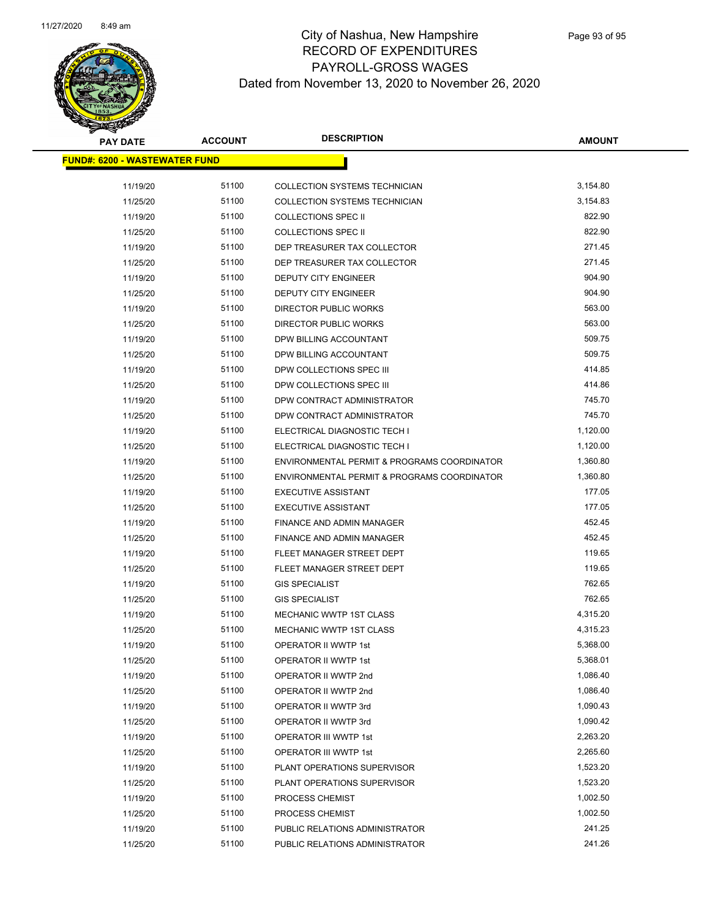# City of Nashua, New Hampshire
# RECORD OF EXPENDITURES
# PAYROLL-GROSS WAGES
# Dated from November 13, 2020 to November 26, 2020

| PAY DATE | ACCOUNT | DESCRIPTION | AMOUNT |
|---|---|---|---|
| **FUND#: 6200 - WASTEWATER FUND** | | | |
| 11/19/20 | 51100 | COLLECTION SYSTEMS TECHNICIAN | 3,154.80 |
| 11/25/20 | 51100 | COLLECTION SYSTEMS TECHNICIAN | 3,154.83 |
| 11/19/20 | 51100 | COLLECTIONS SPEC II | 822.90 |
| 11/25/20 | 51100 | COLLECTIONS SPEC II | 822.90 |
| 11/19/20 | 51100 | DEP TREASURER TAX COLLECTOR | 271.45 |
| 11/25/20 | 51100 | DEP TREASURER TAX COLLECTOR | 271.45 |
| 11/19/20 | 51100 | DEPUTY CITY ENGINEER | 904.90 |
| 11/25/20 | 51100 | DEPUTY CITY ENGINEER | 904.90 |
| 11/19/20 | 51100 | DIRECTOR PUBLIC WORKS | 563.00 |
| 11/25/20 | 51100 | DIRECTOR PUBLIC WORKS | 563.00 |
| 11/19/20 | 51100 | DPW BILLING ACCOUNTANT | 509.75 |
| 11/25/20 | 51100 | DPW BILLING ACCOUNTANT | 509.75 |
| 11/19/20 | 51100 | DPW COLLECTIONS SPEC III | 414.85 |
| 11/25/20 | 51100 | DPW COLLECTIONS SPEC III | 414.86 |
| 11/19/20 | 51100 | DPW CONTRACT ADMINISTRATOR | 745.70 |
| 11/25/20 | 51100 | DPW CONTRACT ADMINISTRATOR | 745.70 |
| 11/19/20 | 51100 | ELECTRICAL DIAGNOSTIC TECH I | 1,120.00 |
| 11/25/20 | 51100 | ELECTRICAL DIAGNOSTIC TECH I | 1,120.00 |
| 11/19/20 | 51100 | ENVIRONMENTAL PERMIT & PROGRAMS COORDINATOR | 1,360.80 |
| 11/25/20 | 51100 | ENVIRONMENTAL PERMIT & PROGRAMS COORDINATOR | 1,360.80 |
| 11/19/20 | 51100 | EXECUTIVE ASSISTANT | 177.05 |
| 11/25/20 | 51100 | EXECUTIVE ASSISTANT | 177.05 |
| 11/19/20 | 51100 | FINANCE AND ADMIN MANAGER | 452.45 |
| 11/25/20 | 51100 | FINANCE AND ADMIN MANAGER | 452.45 |
| 11/19/20 | 51100 | FLEET MANAGER STREET DEPT | 119.65 |
| 11/25/20 | 51100 | FLEET MANAGER STREET DEPT | 119.65 |
| 11/19/20 | 51100 | GIS SPECIALIST | 762.65 |
| 11/25/20 | 51100 | GIS SPECIALIST | 762.65 |
| 11/19/20 | 51100 | MECHANIC WWTP 1ST CLASS | 4,315.20 |
| 11/25/20 | 51100 | MECHANIC WWTP 1ST CLASS | 4,315.23 |
| 11/19/20 | 51100 | OPERATOR II WWTP 1st | 5,368.00 |
| 11/25/20 | 51100 | OPERATOR II WWTP 1st | 5,368.01 |
| 11/19/20 | 51100 | OPERATOR II WWTP 2nd | 1,086.40 |
| 11/25/20 | 51100 | OPERATOR II WWTP 2nd | 1,086.40 |
| 11/19/20 | 51100 | OPERATOR II WWTP 3rd | 1,090.43 |
| 11/25/20 | 51100 | OPERATOR II WWTP 3rd | 1,090.42 |
| 11/19/20 | 51100 | OPERATOR III WWTP 1st | 2,263.20 |
| 11/25/20 | 51100 | OPERATOR III WWTP 1st | 2,265.60 |
| 11/19/20 | 51100 | PLANT OPERATIONS SUPERVISOR | 1,523.20 |
| 11/25/20 | 51100 | PLANT OPERATIONS SUPERVISOR | 1,523.20 |
| 11/19/20 | 51100 | PROCESS CHEMIST | 1,002.50 |
| 11/25/20 | 51100 | PROCESS CHEMIST | 1,002.50 |
| 11/19/20 | 51100 | PUBLIC RELATIONS ADMINISTRATOR | 241.25 |
| 11/25/20 | 51100 | PUBLIC RELATIONS ADMINISTRATOR | 241.26 |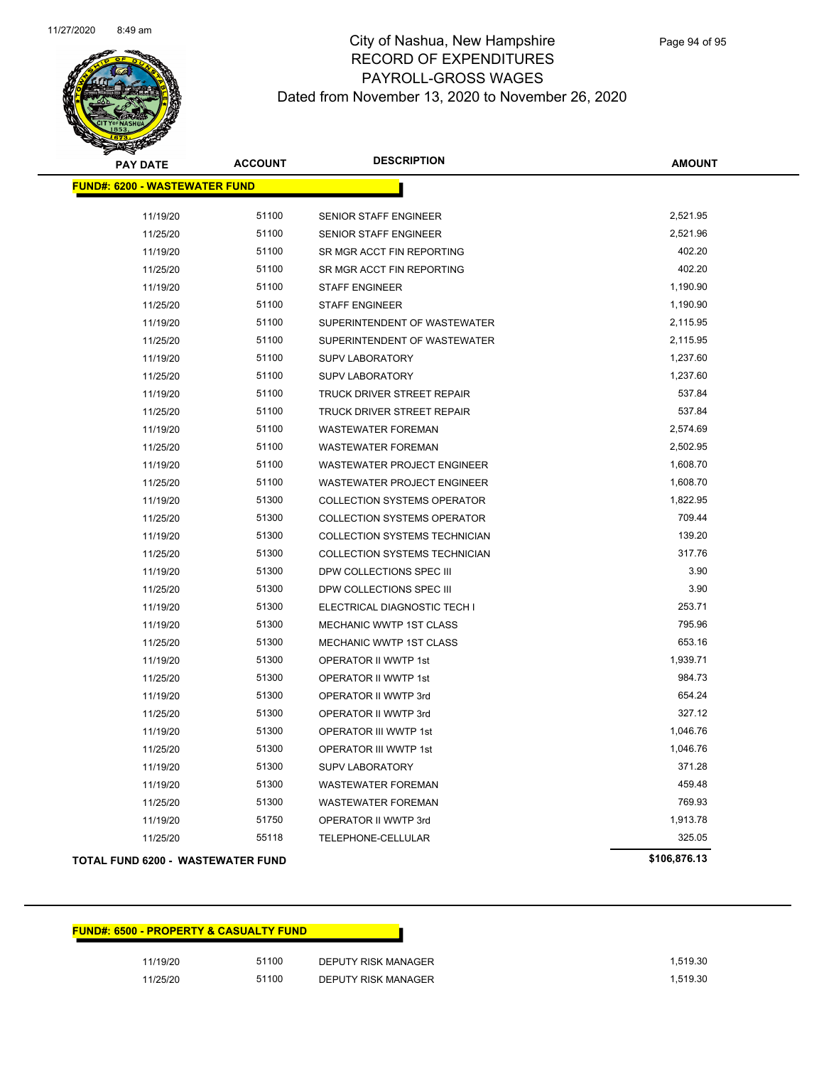# City of Nashua, New Hampshire
## RECORD OF EXPENDITURES
## PAYROLL-GROSS WAGES
## Dated from November 13, 2020 to November 26, 2020

**FUND#: 6200 - WASTEWATER FUND**

| PAY DATE | ACCOUNT | DESCRIPTION | AMOUNT |
|---|---|---|---|
| 11/19/20 | 51100 | SENIOR STAFF ENGINEER | 2,521.95 |
| 11/25/20 | 51100 | SENIOR STAFF ENGINEER | 2,521.96 |
| 11/19/20 | 51100 | SR MGR ACCT FIN REPORTING | 402.20 |
| 11/25/20 | 51100 | SR MGR ACCT FIN REPORTING | 402.20 |
| 11/19/20 | 51100 | STAFF ENGINEER | 1,190.90 |
| 11/25/20 | 51100 | STAFF ENGINEER | 1,190.90 |
| 11/19/20 | 51100 | SUPERINTENDENT OF WASTEWATER | 2,115.95 |
| 11/25/20 | 51100 | SUPERINTENDENT OF WASTEWATER | 2,115.95 |
| 11/19/20 | 51100 | SUPV LABORATORY | 1,237.60 |
| 11/25/20 | 51100 | SUPV LABORATORY | 1,237.60 |
| 11/19/20 | 51100 | TRUCK DRIVER STREET REPAIR | 537.84 |
| 11/25/20 | 51100 | TRUCK DRIVER STREET REPAIR | 537.84 |
| 11/19/20 | 51100 | WASTEWATER FOREMAN | 2,574.69 |
| 11/25/20 | 51100 | WASTEWATER FOREMAN | 2,502.95 |
| 11/19/20 | 51100 | WASTEWATER PROJECT ENGINEER | 1,608.70 |
| 11/25/20 | 51100 | WASTEWATER PROJECT ENGINEER | 1,608.70 |
| 11/19/20 | 51300 | COLLECTION SYSTEMS OPERATOR | 1,822.95 |
| 11/25/20 | 51300 | COLLECTION SYSTEMS OPERATOR | 709.44 |
| 11/19/20 | 51300 | COLLECTION SYSTEMS TECHNICIAN | 139.20 |
| 11/25/20 | 51300 | COLLECTION SYSTEMS TECHNICIAN | 317.76 |
| 11/19/20 | 51300 | DPW COLLECTIONS SPEC III | 3.90 |
| 11/25/20 | 51300 | DPW COLLECTIONS SPEC III | 3.90 |
| 11/19/20 | 51300 | ELECTRICAL DIAGNOSTIC TECH I | 253.71 |
| 11/19/20 | 51300 | MECHANIC WWTP 1ST CLASS | 795.96 |
| 11/25/20 | 51300 | MECHANIC WWTP 1ST CLASS | 653.16 |
| 11/19/20 | 51300 | OPERATOR II WWTP 1st | 1,939.71 |
| 11/25/20 | 51300 | OPERATOR II WWTP 1st | 984.73 |
| 11/19/20 | 51300 | OPERATOR II WWTP 3rd | 654.24 |
| 11/25/20 | 51300 | OPERATOR II WWTP 3rd | 327.12 |
| 11/19/20 | 51300 | OPERATOR III WWTP 1st | 1,046.76 |
| 11/25/20 | 51300 | OPERATOR III WWTP 1st | 1,046.76 |
| 11/19/20 | 51300 | SUPV LABORATORY | 371.28 |
| 11/19/20 | 51300 | WASTEWATER FOREMAN | 459.48 |
| 11/25/20 | 51300 | WASTEWATER FOREMAN | 769.93 |
| 11/19/20 | 51750 | OPERATOR II WWTP 3rd | 1,913.78 |
| 11/25/20 | 55118 | TELEPHONE-CELLULAR | 325.05 |
| **TOTAL FUND 6200 - WASTEWATER FUND** | | | **$106,876.13** |

**FUND#: 6500 - PROPERTY & CASUALTY FUND**

| PAY DATE | ACCOUNT | DESCRIPTION | AMOUNT |
|---|---|---|---|
| 11/19/20 | 51100 | DEPUTY RISK MANAGER | 1,519.30 |
| 11/25/20 | 51100 | DEPUTY RISK MANAGER | 1,519.30 |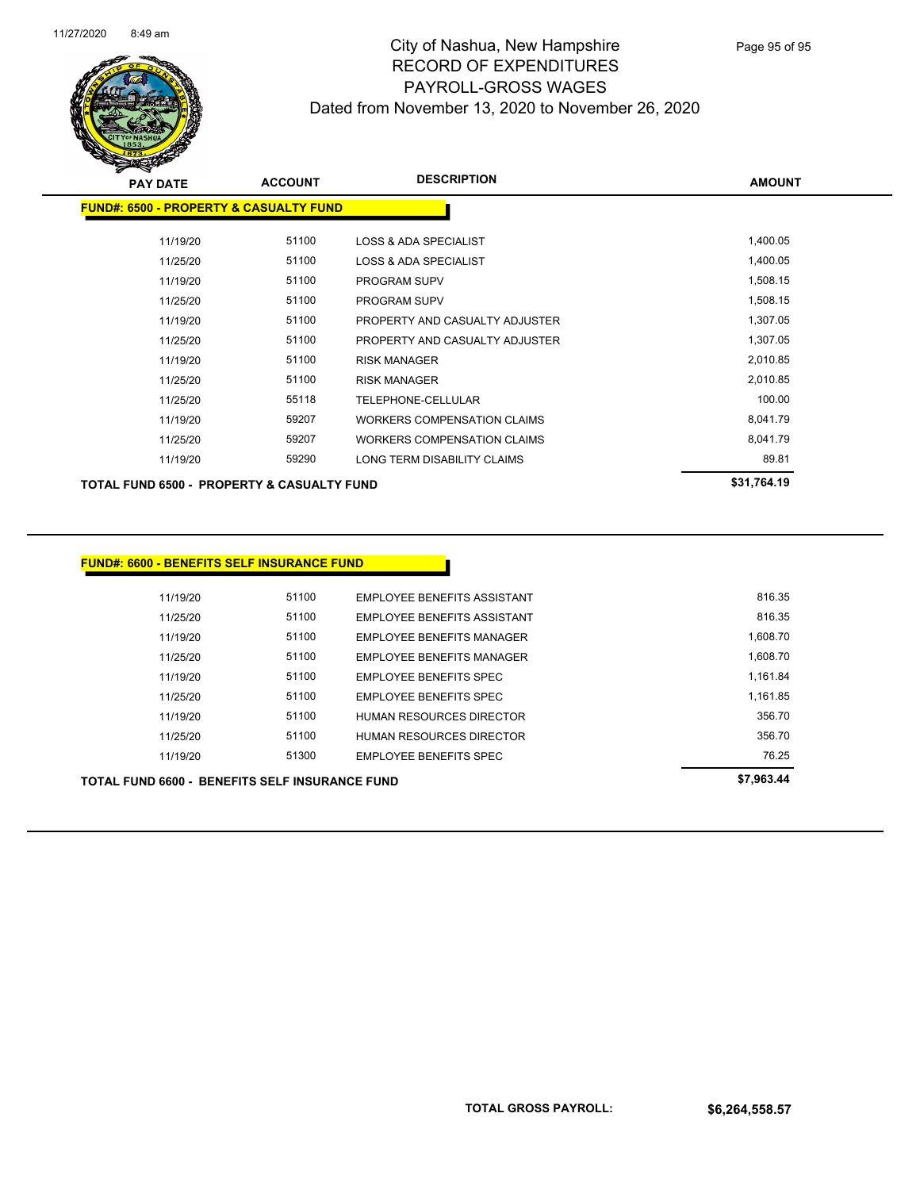# City of Nashua, New Hampshire
## RECORD OF EXPENDITURES
## PAYROLL-GROSS WAGES
### Dated from November 13, 2020 to November 26, 2020

| PAY DATE | ACCOUNT | DESCRIPTION | AMOUNT |
|---|---|---|---|
| **FUND#: 6500 - PROPERTY & CASUALTY FUND** | | | |
| 11/19/20 | 51100 | LOSS & ADA SPECIALIST | 1,400.05 |
| 11/25/20 | 51100 | LOSS & ADA SPECIALIST | 1,400.05 |
| 11/19/20 | 51100 | PROGRAM SUPV | 1,508.15 |
| 11/25/20 | 51100 | PROGRAM SUPV | 1,508.15 |
| 11/19/20 | 51100 | PROPERTY AND CASUALTY ADJUSTER | 1,307.05 |
| 11/25/20 | 51100 | PROPERTY AND CASUALTY ADJUSTER | 1,307.05 |
| 11/19/20 | 51100 | RISK MANAGER | 2,010.85 |
| 11/25/20 | 51100 | RISK MANAGER | 2,010.85 |
| 11/25/20 | 55118 | TELEPHONE-CELLULAR | 100.00 |
| 11/19/20 | 59207 | WORKERS COMPENSATION CLAIMS | 8,041.79 |
| 11/25/20 | 59207 | WORKERS COMPENSATION CLAIMS | 8,041.79 |
| 11/19/20 | 59290 | LONG TERM DISABILITY CLAIMS | 89.81 |
| **TOTAL FUND 6500 - PROPERTY & CASUALTY FUND** | | | **$31,764.19** |

| PAY DATE | ACCOUNT | DESCRIPTION | AMOUNT |
|---|---|---|---|
| **FUND#: 6600 - BENEFITS SELF INSURANCE FUND** | | | |
| 11/19/20 | 51100 | EMPLOYEE BENEFITS ASSISTANT | 816.35 |
| 11/25/20 | 51100 | EMPLOYEE BENEFITS ASSISTANT | 816.35 |
| 11/19/20 | 51100 | EMPLOYEE BENEFITS MANAGER | 1,608.70 |
| 11/25/20 | 51100 | EMPLOYEE BENEFITS MANAGER | 1,608.70 |
| 11/19/20 | 51100 | EMPLOYEE BENEFITS SPEC | 1,161.84 |
| 11/25/20 | 51100 | EMPLOYEE BENEFITS SPEC | 1,161.85 |
| 11/19/20 | 51100 | HUMAN RESOURCES DIRECTOR | 356.70 |
| 11/25/20 | 51100 | HUMAN RESOURCES DIRECTOR | 356.70 |
| 11/19/20 | 51300 | EMPLOYEE BENEFITS SPEC | 76.25 |
| **TOTAL FUND 6600 - BENEFITS SELF INSURANCE FUND** | | | **$7,963.44** |

**TOTAL GROSS PAYROLL: $6,264,558.57**